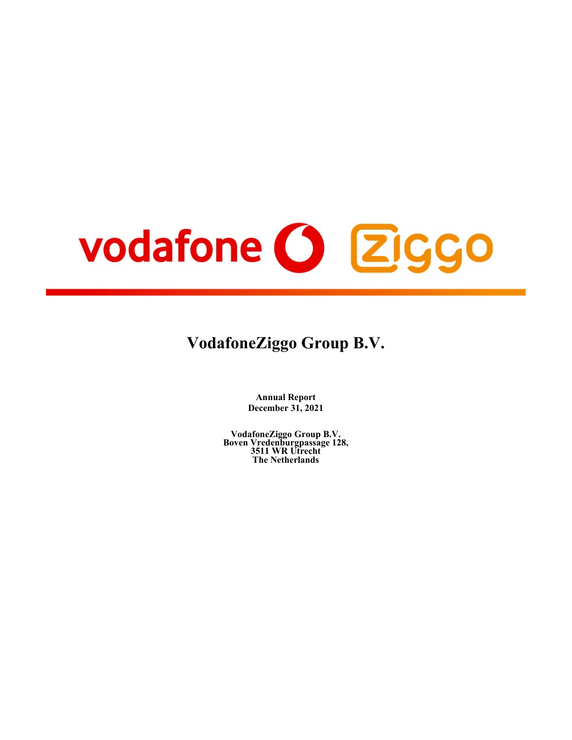vodafone Ziggo

# VodafoneZiggo Group B.V.

**Annual Report**
**December 31, 2021**

**VodafoneZiggo Group B.V.**
**Boven Vredenburgpassage 128,**
**3511 WR Utrecht**
**The Netherlands**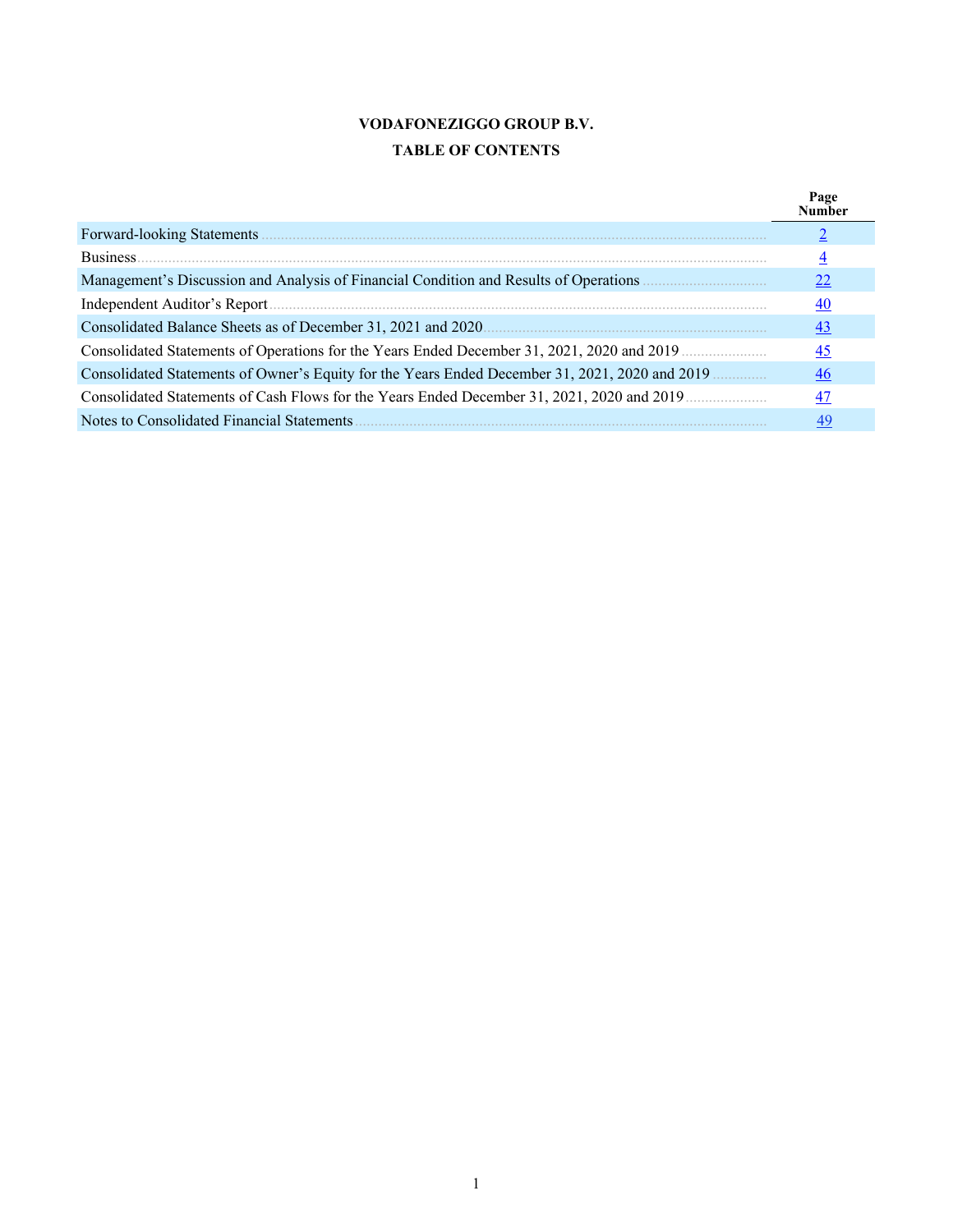**VODAFONEZIGGO GROUP B.V.**

**TABLE OF CONTENTS**

| | Page Number |
|---|---|
| Forward-looking Statements | 2 |
| Business | 4 |
| Management's Discussion and Analysis of Financial Condition and Results of Operations | 22 |
| Independent Auditor's Report | 40 |
| Consolidated Balance Sheets as of December 31, 2021 and 2020 | 43 |
| Consolidated Statements of Operations for the Years Ended December 31, 2021, 2020 and 2019 | 45 |
| Consolidated Statements of Owner's Equity for the Years Ended December 31, 2021, 2020 and 2019 | 46 |
| Consolidated Statements of Cash Flows for the Years Ended December 31, 2021, 2020 and 2019 | 47 |
| Notes to Consolidated Financial Statements | 49 |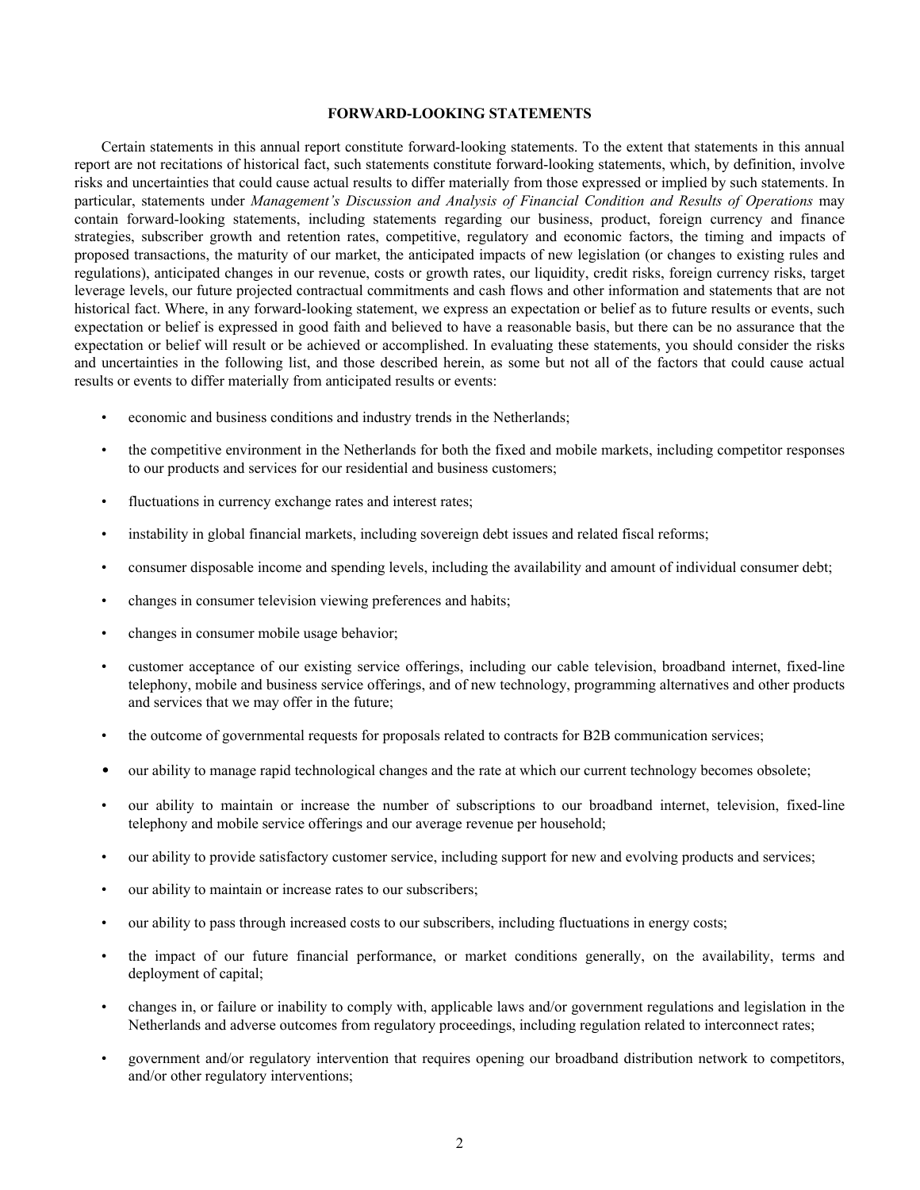## FORWARD-LOOKING STATEMENTS

Certain statements in this annual report constitute forward-looking statements. To the extent that statements in this annual report are not recitations of historical fact, such statements constitute forward-looking statements, which, by definition, involve risks and uncertainties that could cause actual results to differ materially from those expressed or implied by such statements. In particular, statements under *Management's Discussion and Analysis of Financial Condition and Results of Operations* may contain forward-looking statements, including statements regarding our business, product, foreign currency and finance strategies, subscriber growth and retention rates, competitive, regulatory and economic factors, the timing and impacts of proposed transactions, the maturity of our market, the anticipated impacts of new legislation (or changes to existing rules and regulations), anticipated changes in our revenue, costs or growth rates, our liquidity, credit risks, foreign currency risks, target leverage levels, our future projected contractual commitments and cash flows and other information and statements that are not historical fact. Where, in any forward-looking statement, we express an expectation or belief as to future results or events, such expectation or belief is expressed in good faith and believed to have a reasonable basis, but there can be no assurance that the expectation or belief will result or be achieved or accomplished. In evaluating these statements, you should consider the risks and uncertainties in the following list, and those described herein, as some but not all of the factors that could cause actual results or events to differ materially from anticipated results or events:

- economic and business conditions and industry trends in the Netherlands;
- the competitive environment in the Netherlands for both the fixed and mobile markets, including competitor responses to our products and services for our residential and business customers;
- fluctuations in currency exchange rates and interest rates;
- instability in global financial markets, including sovereign debt issues and related fiscal reforms;
- consumer disposable income and spending levels, including the availability and amount of individual consumer debt;
- changes in consumer television viewing preferences and habits;
- changes in consumer mobile usage behavior;
- customer acceptance of our existing service offerings, including our cable television, broadband internet, fixed-line telephony, mobile and business service offerings, and of new technology, programming alternatives and other products and services that we may offer in the future;
- the outcome of governmental requests for proposals related to contracts for B2B communication services;
- our ability to manage rapid technological changes and the rate at which our current technology becomes obsolete;
- our ability to maintain or increase the number of subscriptions to our broadband internet, television, fixed-line telephony and mobile service offerings and our average revenue per household;
- our ability to provide satisfactory customer service, including support for new and evolving products and services;
- our ability to maintain or increase rates to our subscribers;
- our ability to pass through increased costs to our subscribers, including fluctuations in energy costs;
- the impact of our future financial performance, or market conditions generally, on the availability, terms and deployment of capital;
- changes in, or failure or inability to comply with, applicable laws and/or government regulations and legislation in the Netherlands and adverse outcomes from regulatory proceedings, including regulation related to interconnect rates;
- government and/or regulatory intervention that requires opening our broadband distribution network to competitors, and/or other regulatory interventions;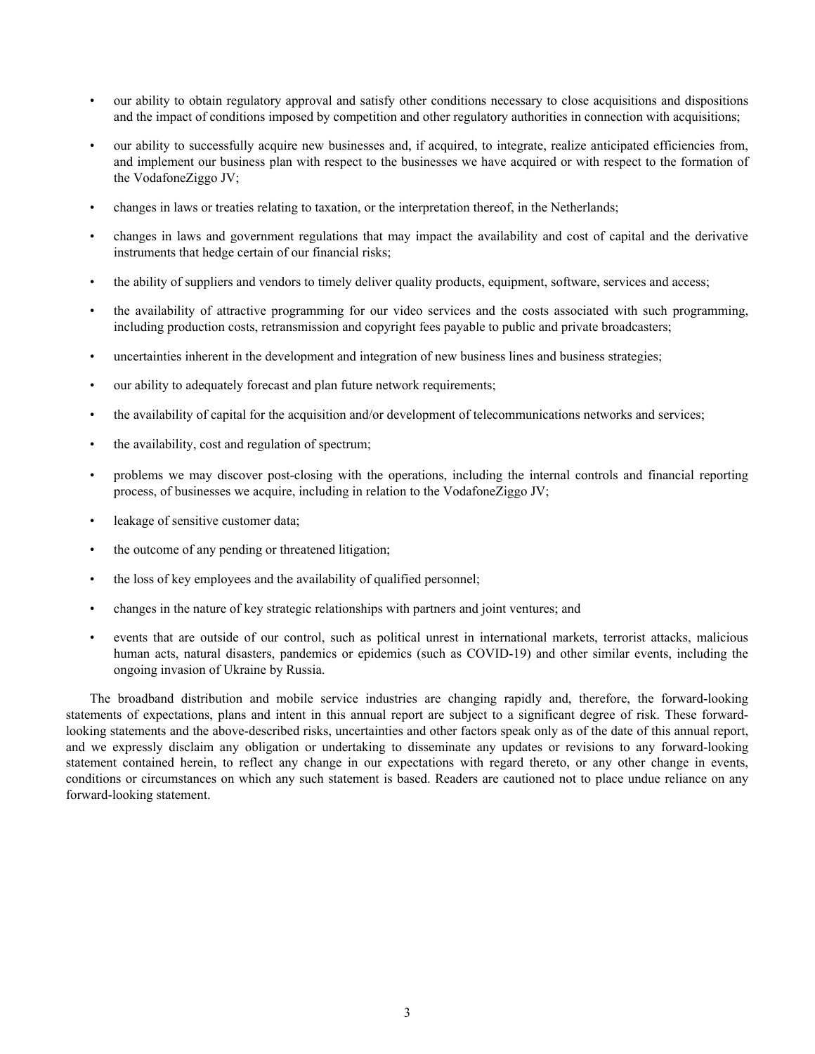- our ability to obtain regulatory approval and satisfy other conditions necessary to close acquisitions and dispositions and the impact of conditions imposed by competition and other regulatory authorities in connection with acquisitions;
- our ability to successfully acquire new businesses and, if acquired, to integrate, realize anticipated efficiencies from, and implement our business plan with respect to the businesses we have acquired or with respect to the formation of the VodafoneZiggo JV;
- changes in laws or treaties relating to taxation, or the interpretation thereof, in the Netherlands;
- changes in laws and government regulations that may impact the availability and cost of capital and the derivative instruments that hedge certain of our financial risks;
- the ability of suppliers and vendors to timely deliver quality products, equipment, software, services and access;
- the availability of attractive programming for our video services and the costs associated with such programming, including production costs, retransmission and copyright fees payable to public and private broadcasters;
- uncertainties inherent in the development and integration of new business lines and business strategies;
- our ability to adequately forecast and plan future network requirements;
- the availability of capital for the acquisition and/or development of telecommunications networks and services;
- the availability, cost and regulation of spectrum;
- problems we may discover post-closing with the operations, including the internal controls and financial reporting process, of businesses we acquire, including in relation to the VodafoneZiggo JV;
- leakage of sensitive customer data;
- the outcome of any pending or threatened litigation;
- the loss of key employees and the availability of qualified personnel;
- changes in the nature of key strategic relationships with partners and joint ventures; and
- events that are outside of our control, such as political unrest in international markets, terrorist attacks, malicious human acts, natural disasters, pandemics or epidemics (such as COVID-19) and other similar events, including the ongoing invasion of Ukraine by Russia.

The broadband distribution and mobile service industries are changing rapidly and, therefore, the forward-looking statements of expectations, plans and intent in this annual report are subject to a significant degree of risk. These forward-looking statements and the above-described risks, uncertainties and other factors speak only as of the date of this annual report, and we expressly disclaim any obligation or undertaking to disseminate any updates or revisions to any forward-looking statement contained herein, to reflect any change in our expectations with regard thereto, or any other change in events, conditions or circumstances on which any such statement is based. Readers are cautioned not to place undue reliance on any forward-looking statement.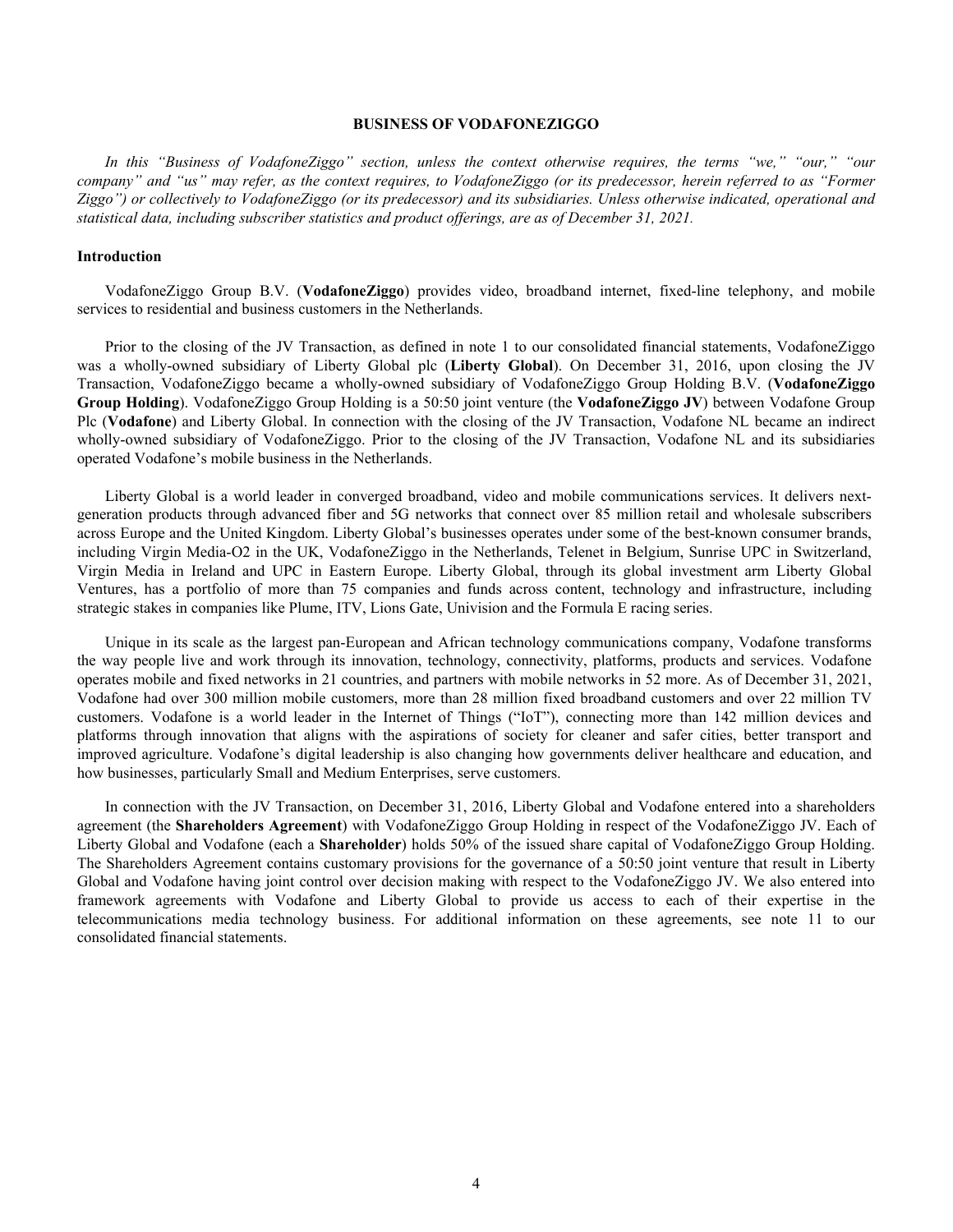# BUSINESS OF VODAFONEZIGGO

*In this "Business of VodafoneZiggo" section, unless the context otherwise requires, the terms "we," "our," "our company" and "us" may refer, as the context requires, to VodafoneZiggo (or its predecessor, herein referred to as "Former Ziggo") or collectively to VodafoneZiggo (or its predecessor) and its subsidiaries. Unless otherwise indicated, operational and statistical data, including subscriber statistics and product offerings, are as of December 31, 2021.*

## Introduction

VodafoneZiggo Group B.V. (**VodafoneZiggo**) provides video, broadband internet, fixed-line telephony, and mobile services to residential and business customers in the Netherlands.

Prior to the closing of the JV Transaction, as defined in note 1 to our consolidated financial statements, VodafoneZiggo was a wholly-owned subsidiary of Liberty Global plc (**Liberty Global**). On December 31, 2016, upon closing the JV Transaction, VodafoneZiggo became a wholly-owned subsidiary of VodafoneZiggo Group Holding B.V. (**VodafoneZiggo Group Holding**). VodafoneZiggo Group Holding is a 50:50 joint venture (the **VodafoneZiggo JV**) between Vodafone Group Plc (**Vodafone**) and Liberty Global. In connection with the closing of the JV Transaction, Vodafone NL became an indirect wholly-owned subsidiary of VodafoneZiggo. Prior to the closing of the JV Transaction, Vodafone NL and its subsidiaries operated Vodafone's mobile business in the Netherlands.

Liberty Global is a world leader in converged broadband, video and mobile communications services. It delivers next-generation products through advanced fiber and 5G networks that connect over 85 million retail and wholesale subscribers across Europe and the United Kingdom. Liberty Global's businesses operates under some of the best-known consumer brands, including Virgin Media-O2 in the UK, VodafoneZiggo in the Netherlands, Telenet in Belgium, Sunrise UPC in Switzerland, Virgin Media in Ireland and UPC in Eastern Europe. Liberty Global, through its global investment arm Liberty Global Ventures, has a portfolio of more than 75 companies and funds across content, technology and infrastructure, including strategic stakes in companies like Plume, ITV, Lions Gate, Univision and the Formula E racing series.

Unique in its scale as the largest pan-European and African technology communications company, Vodafone transforms the way people live and work through its innovation, technology, connectivity, platforms, products and services. Vodafone operates mobile and fixed networks in 21 countries, and partners with mobile networks in 52 more. As of December 31, 2021, Vodafone had over 300 million mobile customers, more than 28 million fixed broadband customers and over 22 million TV customers. Vodafone is a world leader in the Internet of Things ("IoT"), connecting more than 142 million devices and platforms through innovation that aligns with the aspirations of society for cleaner and safer cities, better transport and improved agriculture. Vodafone's digital leadership is also changing how governments deliver healthcare and education, and how businesses, particularly Small and Medium Enterprises, serve customers.

In connection with the JV Transaction, on December 31, 2016, Liberty Global and Vodafone entered into a shareholders agreement (the **Shareholders Agreement**) with VodafoneZiggo Group Holding in respect of the VodafoneZiggo JV. Each of Liberty Global and Vodafone (each a **Shareholder**) holds 50% of the issued share capital of VodafoneZiggo Group Holding. The Shareholders Agreement contains customary provisions for the governance of a 50:50 joint venture that result in Liberty Global and Vodafone having joint control over decision making with respect to the VodafoneZiggo JV. We also entered into framework agreements with Vodafone and Liberty Global to provide us access to each of their expertise in the telecommunications media technology business. For additional information on these agreements, see note 11 to our consolidated financial statements.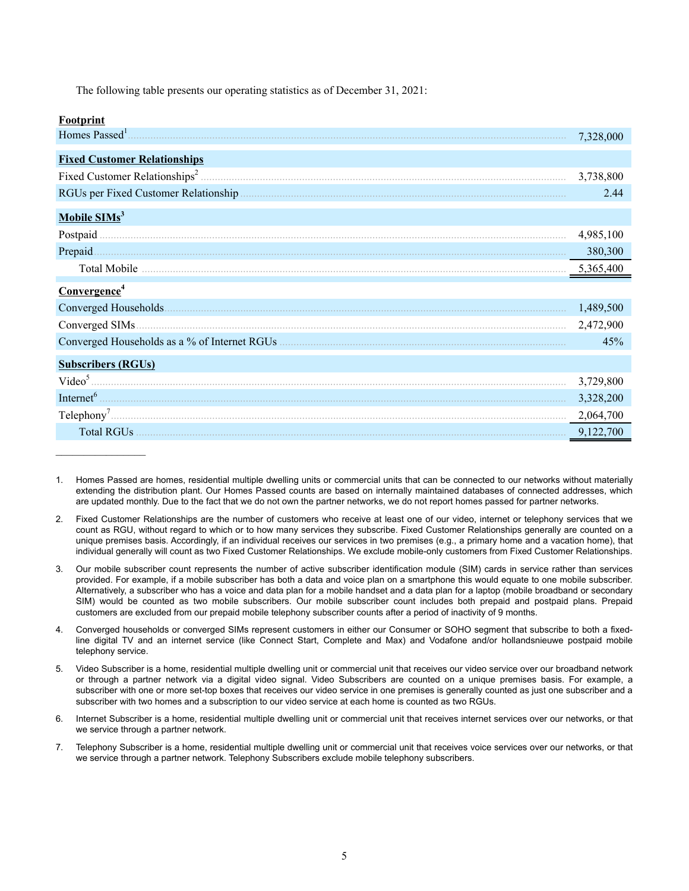The following table presents our operating statistics as of December 31, 2021:

| | |
|---|---|
| **Footprint** | |
| Homes Passed[1] | 7,328,000 |
| **Fixed Customer Relationships** | |
| Fixed Customer Relationships[2] | 3,738,800 |
| RGUs per Fixed Customer Relationship | 2.44 |
| **Mobile SIMs[3]** | |
| Postpaid | 4,985,100 |
| Prepaid | 380,300 |
| Total Mobile | 5,365,400 |
| **Convergence[4]** | |
| Converged Households | 1,489,500 |
| Converged SIMs | 2,472,900 |
| Converged Households as a % of Internet RGUs | 45% |
| **Subscribers (RGUs)** | |
| Video[5] | 3,729,800 |
| Internet[6] | 3,328,200 |
| Telephony[7] | 2,064,700 |
| Total RGUs | 9,122,700 |

_______________

1. Homes Passed are homes, residential multiple dwelling units or commercial units that can be connected to our networks without materially extending the distribution plant. Our Homes Passed counts are based on internally maintained databases of connected addresses, which are updated monthly. Due to the fact that we do not own the partner networks, we do not report homes passed for partner networks.

2. Fixed Customer Relationships are the number of customers who receive at least one of our video, internet or telephony services that we count as RGU, without regard to which or to how many services they subscribe. Fixed Customer Relationships generally are counted on a unique premises basis. Accordingly, if an individual receives our services in two premises (e.g., a primary home and a vacation home), that individual generally will count as two Fixed Customer Relationships. We exclude mobile-only customers from Fixed Customer Relationships.

3. Our mobile subscriber count represents the number of active subscriber identification module (SIM) cards in service rather than services provided. For example, if a mobile subscriber has both a data and voice plan on a smartphone this would equate to one mobile subscriber. Alternatively, a subscriber who has a voice and data plan for a mobile handset and a data plan for a laptop (mobile broadband or secondary SIM) would be counted as two mobile subscribers. Our mobile subscriber count includes both prepaid and postpaid plans. Prepaid customers are excluded from our prepaid mobile telephony subscriber counts after a period of inactivity of 9 months.

4. Converged households or converged SIMs represent customers in either our Consumer or SOHO segment that subscribe to both a fixed-line digital TV and an internet service (like Connect Start, Complete and Max) and Vodafone and/or hollandsnieuwe postpaid mobile telephony service.

5. Video Subscriber is a home, residential multiple dwelling unit or commercial unit that receives our video service over our broadband network or through a partner network via a digital video signal. Video Subscribers are counted on a unique premises basis. For example, a subscriber with one or more set-top boxes that receives our video service in one premises is generally counted as just one subscriber and a subscriber with two homes and a subscription to our video service at each home is counted as two RGUs.

6. Internet Subscriber is a home, residential multiple dwelling unit or commercial unit that receives internet services over our networks, or that we service through a partner network.

7. Telephony Subscriber is a home, residential multiple dwelling unit or commercial unit that receives voice services over our networks, or that we service through a partner network. Telephony Subscribers exclude mobile telephony subscribers.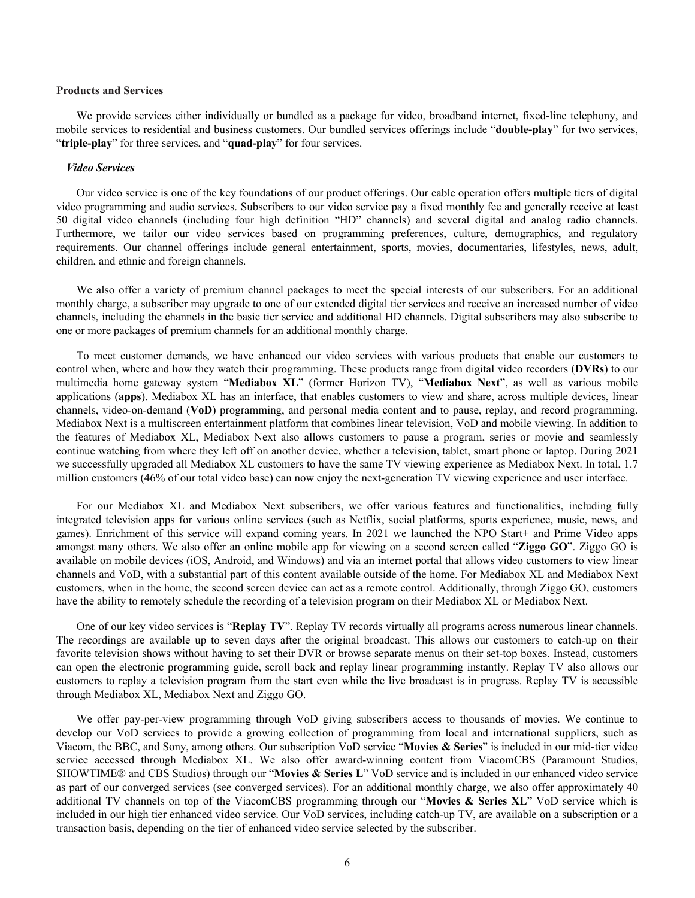**Products and Services**

We provide services either individually or bundled as a package for video, broadband internet, fixed-line telephony, and mobile services to residential and business customers. Our bundled services offerings include "**double-play**" for two services, "**triple-play**" for three services, and "**quad-play**" for four services.

***Video Services***

Our video service is one of the key foundations of our product offerings. Our cable operation offers multiple tiers of digital video programming and audio services. Subscribers to our video service pay a fixed monthly fee and generally receive at least 50 digital video channels (including four high definition "HD" channels) and several digital and analog radio channels. Furthermore, we tailor our video services based on programming preferences, culture, demographics, and regulatory requirements. Our channel offerings include general entertainment, sports, movies, documentaries, lifestyles, news, adult, children, and ethnic and foreign channels.

We also offer a variety of premium channel packages to meet the special interests of our subscribers. For an additional monthly charge, a subscriber may upgrade to one of our extended digital tier services and receive an increased number of video channels, including the channels in the basic tier service and additional HD channels. Digital subscribers may also subscribe to one or more packages of premium channels for an additional monthly charge.

To meet customer demands, we have enhanced our video services with various products that enable our customers to control when, where and how they watch their programming. These products range from digital video recorders (**DVRs**) to our multimedia home gateway system "**Mediabox XL**" (former Horizon TV), "**Mediabox Next**", as well as various mobile applications (**apps**). Mediabox XL has an interface, that enables customers to view and share, across multiple devices, linear channels, video-on-demand (**VoD**) programming, and personal media content and to pause, replay, and record programming. Mediabox Next is a multiscreen entertainment platform that combines linear television, VoD and mobile viewing. In addition to the features of Mediabox XL, Mediabox Next also allows customers to pause a program, series or movie and seamlessly continue watching from where they left off on another device, whether a television, tablet, smart phone or laptop. During 2021 we successfully upgraded all Mediabox XL customers to have the same TV viewing experience as Mediabox Next. In total, 1.7 million customers (46% of our total video base) can now enjoy the next-generation TV viewing experience and user interface.

For our Mediabox XL and Mediabox Next subscribers, we offer various features and functionalities, including fully integrated television apps for various online services (such as Netflix, social platforms, sports experience, music, news, and games). Enrichment of this service will expand coming years. In 2021 we launched the NPO Start+ and Prime Video apps amongst many others. We also offer an online mobile app for viewing on a second screen called "**Ziggo GO**". Ziggo GO is available on mobile devices (iOS, Android, and Windows) and via an internet portal that allows video customers to view linear channels and VoD, with a substantial part of this content available outside of the home. For Mediabox XL and Mediabox Next customers, when in the home, the second screen device can act as a remote control. Additionally, through Ziggo GO, customers have the ability to remotely schedule the recording of a television program on their Mediabox XL or Mediabox Next.

One of our key video services is "**Replay TV**". Replay TV records virtually all programs across numerous linear channels. The recordings are available up to seven days after the original broadcast. This allows our customers to catch-up on their favorite television shows without having to set their DVR or browse separate menus on their set-top boxes. Instead, customers can open the electronic programming guide, scroll back and replay linear programming instantly. Replay TV also allows our customers to replay a television program from the start even while the live broadcast is in progress. Replay TV is accessible through Mediabox XL, Mediabox Next and Ziggo GO.

We offer pay-per-view programming through VoD giving subscribers access to thousands of movies. We continue to develop our VoD services to provide a growing collection of programming from local and international suppliers, such as Viacom, the BBC, and Sony, among others. Our subscription VoD service "**Movies & Series**" is included in our mid-tier video service accessed through Mediabox XL. We also offer award-winning content from ViacomCBS (Paramount Studios, SHOWTIME® and CBS Studios) through our "**Movies & Series L**" VoD service and is included in our enhanced video service as part of our converged services (see converged services). For an additional monthly charge, we also offer approximately 40 additional TV channels on top of the ViacomCBS programming through our "**Movies & Series XL**" VoD service which is included in our high tier enhanced video service. Our VoD services, including catch-up TV, are available on a subscription or a transaction basis, depending on the tier of enhanced video service selected by the subscriber.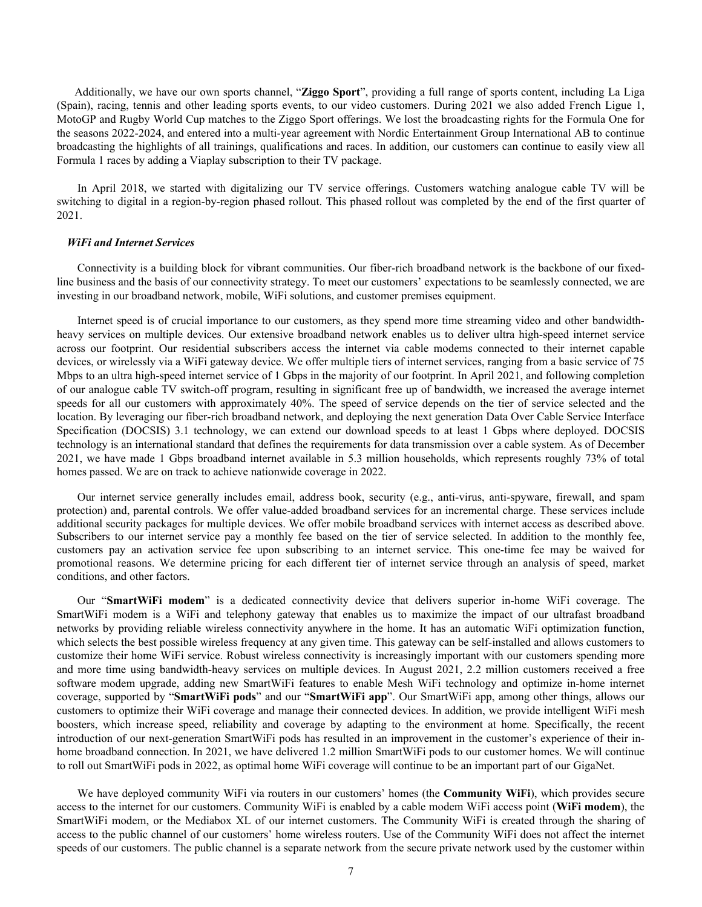Additionally, we have our own sports channel, "**Ziggo Sport**", providing a full range of sports content, including La Liga (Spain), racing, tennis and other leading sports events, to our video customers. During 2021 we also added French Ligue 1, MotoGP and Rugby World Cup matches to the Ziggo Sport offerings. We lost the broadcasting rights for the Formula One for the seasons 2022-2024, and entered into a multi-year agreement with Nordic Entertainment Group International AB to continue broadcasting the highlights of all trainings, qualifications and races. In addition, our customers can continue to easily view all Formula 1 races by adding a Viaplay subscription to their TV package.

In April 2018, we started with digitalizing our TV service offerings. Customers watching analogue cable TV will be switching to digital in a region-by-region phased rollout. This phased rollout was completed by the end of the first quarter of 2021.

### *WiFi and Internet Services*

Connectivity is a building block for vibrant communities. Our fiber-rich broadband network is the backbone of our fixed-line business and the basis of our connectivity strategy. To meet our customers' expectations to be seamlessly connected, we are investing in our broadband network, mobile, WiFi solutions, and customer premises equipment.

Internet speed is of crucial importance to our customers, as they spend more time streaming video and other bandwidth-heavy services on multiple devices. Our extensive broadband network enables us to deliver ultra high-speed internet service across our footprint. Our residential subscribers access the internet via cable modems connected to their internet capable devices, or wirelessly via a WiFi gateway device. We offer multiple tiers of internet services, ranging from a basic service of 75 Mbps to an ultra high-speed internet service of 1 Gbps in the majority of our footprint. In April 2021, and following completion of our analogue cable TV switch-off program, resulting in significant free up of bandwidth, we increased the average internet speeds for all our customers with approximately 40%. The speed of service depends on the tier of service selected and the location. By leveraging our fiber-rich broadband network, and deploying the next generation Data Over Cable Service Interface Specification (DOCSIS) 3.1 technology, we can extend our download speeds to at least 1 Gbps where deployed. DOCSIS technology is an international standard that defines the requirements for data transmission over a cable system. As of December 2021, we have made 1 Gbps broadband internet available in 5.3 million households, which represents roughly 73% of total homes passed. We are on track to achieve nationwide coverage in 2022.

Our internet service generally includes email, address book, security (e.g., anti-virus, anti-spyware, firewall, and spam protection) and, parental controls. We offer value-added broadband services for an incremental charge. These services include additional security packages for multiple devices. We offer mobile broadband services with internet access as described above. Subscribers to our internet service pay a monthly fee based on the tier of service selected. In addition to the monthly fee, customers pay an activation service fee upon subscribing to an internet service. This one-time fee may be waived for promotional reasons. We determine pricing for each different tier of internet service through an analysis of speed, market conditions, and other factors.

Our "**SmartWiFi modem**" is a dedicated connectivity device that delivers superior in-home WiFi coverage. The SmartWiFi modem is a WiFi and telephony gateway that enables us to maximize the impact of our ultrafast broadband networks by providing reliable wireless connectivity anywhere in the home. It has an automatic WiFi optimization function, which selects the best possible wireless frequency at any given time. This gateway can be self-installed and allows customers to customize their home WiFi service. Robust wireless connectivity is increasingly important with our customers spending more and more time using bandwidth-heavy services on multiple devices. In August 2021, 2.2 million customers received a free software modem upgrade, adding new SmartWiFi features to enable Mesh WiFi technology and optimize in-home internet coverage, supported by "**SmartWiFi pods**" and our "**SmartWiFi app**". Our SmartWiFi app, among other things, allows our customers to optimize their WiFi coverage and manage their connected devices. In addition, we provide intelligent WiFi mesh boosters, which increase speed, reliability and coverage by adapting to the environment at home. Specifically, the recent introduction of our next-generation SmartWiFi pods has resulted in an improvement in the customer's experience of their in-home broadband connection. In 2021, we have delivered 1.2 million SmartWiFi pods to our customer homes. We will continue to roll out SmartWiFi pods in 2022, as optimal home WiFi coverage will continue to be an important part of our GigaNet.

We have deployed community WiFi via routers in our customers' homes (the **Community WiFi**), which provides secure access to the internet for our customers. Community WiFi is enabled by a cable modem WiFi access point (**WiFi modem**), the SmartWiFi modem, or the Mediabox XL of our internet customers. The Community WiFi is created through the sharing of access to the public channel of our customers' home wireless routers. Use of the Community WiFi does not affect the internet speeds of our customers. The public channel is a separate network from the secure private network used by the customer within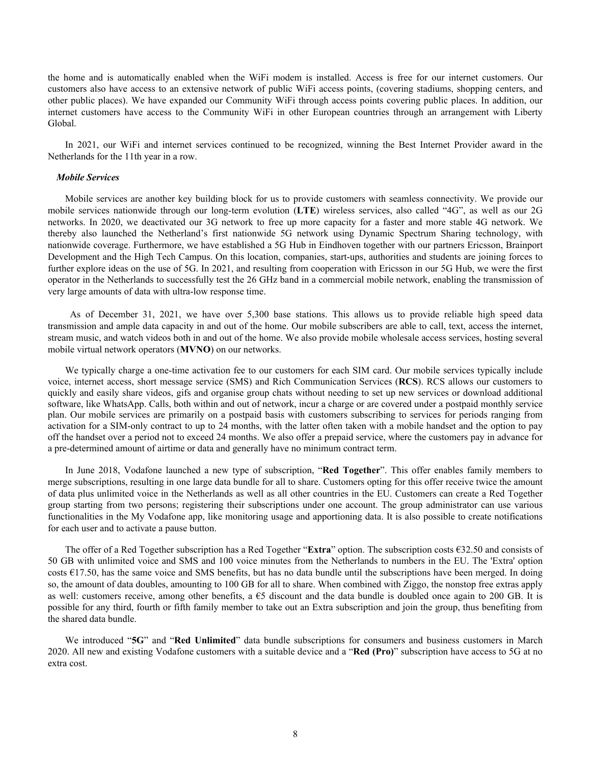the home and is automatically enabled when the WiFi modem is installed. Access is free for our internet customers. Our customers also have access to an extensive network of public WiFi access points, (covering stadiums, shopping centers, and other public places). We have expanded our Community WiFi through access points covering public places. In addition, our internet customers have access to the Community WiFi in other European countries through an arrangement with Liberty Global.

In 2021, our WiFi and internet services continued to be recognized, winning the Best Internet Provider award in the Netherlands for the 11th year in a row.

***Mobile Services***

Mobile services are another key building block for us to provide customers with seamless connectivity. We provide our mobile services nationwide through our long-term evolution (**LTE**) wireless services, also called "4G", as well as our 2G networks. In 2020, we deactivated our 3G network to free up more capacity for a faster and more stable 4G network. We thereby also launched the Netherland's first nationwide 5G network using Dynamic Spectrum Sharing technology, with nationwide coverage. Furthermore, we have established a 5G Hub in Eindhoven together with our partners Ericsson, Brainport Development and the High Tech Campus. On this location, companies, start-ups, authorities and students are joining forces to further explore ideas on the use of 5G. In 2021, and resulting from cooperation with Ericsson in our 5G Hub, we were the first operator in the Netherlands to successfully test the 26 GHz band in a commercial mobile network, enabling the transmission of very large amounts of data with ultra-low response time.

As of December 31, 2021, we have over 5,300 base stations. This allows us to provide reliable high speed data transmission and ample data capacity in and out of the home. Our mobile subscribers are able to call, text, access the internet, stream music, and watch videos both in and out of the home. We also provide mobile wholesale access services, hosting several mobile virtual network operators (**MVNO**) on our networks.

We typically charge a one-time activation fee to our customers for each SIM card. Our mobile services typically include voice, internet access, short message service (SMS) and Rich Communication Services (**RCS**). RCS allows our customers to quickly and easily share videos, gifs and organise group chats without needing to set up new services or download additional software, like WhatsApp. Calls, both within and out of network, incur a charge or are covered under a postpaid monthly service plan. Our mobile services are primarily on a postpaid basis with customers subscribing to services for periods ranging from activation for a SIM-only contract to up to 24 months, with the latter often taken with a mobile handset and the option to pay off the handset over a period not to exceed 24 months. We also offer a prepaid service, where the customers pay in advance for a pre-determined amount of airtime or data and generally have no minimum contract term.

In June 2018, Vodafone launched a new type of subscription, "**Red Together**". This offer enables family members to merge subscriptions, resulting in one large data bundle for all to share. Customers opting for this offer receive twice the amount of data plus unlimited voice in the Netherlands as well as all other countries in the EU. Customers can create a Red Together group starting from two persons; registering their subscriptions under one account. The group administrator can use various functionalities in the My Vodafone app, like monitoring usage and apportioning data. It is also possible to create notifications for each user and to activate a pause button.

The offer of a Red Together subscription has a Red Together "**Extra**" option. The subscription costs €32.50 and consists of 50 GB with unlimited voice and SMS and 100 voice minutes from the Netherlands to numbers in the EU. The 'Extra' option costs €17.50, has the same voice and SMS benefits, but has no data bundle until the subscriptions have been merged. In doing so, the amount of data doubles, amounting to 100 GB for all to share. When combined with Ziggo, the nonstop free extras apply as well: customers receive, among other benefits, a €5 discount and the data bundle is doubled once again to 200 GB. It is possible for any third, fourth or fifth family member to take out an Extra subscription and join the group, thus benefiting from the shared data bundle.

We introduced "**5G**" and "**Red Unlimited**" data bundle subscriptions for consumers and business customers in March 2020. All new and existing Vodafone customers with a suitable device and a "**Red (Pro)**" subscription have access to 5G at no extra cost.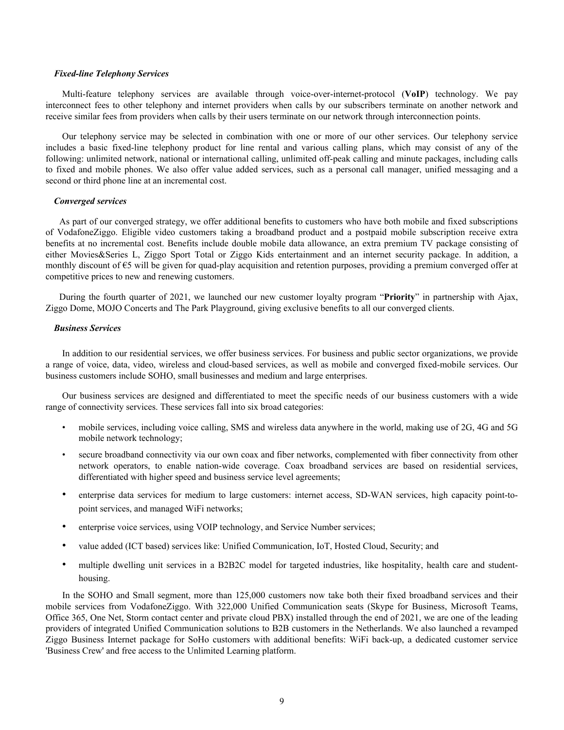*Fixed-line Telephony Services*

Multi-feature telephony services are available through voice-over-internet-protocol (**VoIP**) technology. We pay interconnect fees to other telephony and internet providers when calls by our subscribers terminate on another network and receive similar fees from providers when calls by their users terminate on our network through interconnection points.

Our telephony service may be selected in combination with one or more of our other services. Our telephony service includes a basic fixed-line telephony product for line rental and various calling plans, which may consist of any of the following: unlimited network, national or international calling, unlimited off-peak calling and minute packages, including calls to fixed and mobile phones. We also offer value added services, such as a personal call manager, unified messaging and a second or third phone line at an incremental cost.

*Converged services*

As part of our converged strategy, we offer additional benefits to customers who have both mobile and fixed subscriptions of VodafoneZiggo. Eligible video customers taking a broadband product and a postpaid mobile subscription receive extra benefits at no incremental cost. Benefits include double mobile data allowance, an extra premium TV package consisting of either Movies&Series L, Ziggo Sport Total or Ziggo Kids entertainment and an internet security package. In addition, a monthly discount of €5 will be given for quad-play acquisition and retention purposes, providing a premium converged offer at competitive prices to new and renewing customers.

During the fourth quarter of 2021, we launched our new customer loyalty program "**Priority**" in partnership with Ajax, Ziggo Dome, MOJO Concerts and The Park Playground, giving exclusive benefits to all our converged clients.

*Business Services*

In addition to our residential services, we offer business services. For business and public sector organizations, we provide a range of voice, data, video, wireless and cloud-based services, as well as mobile and converged fixed-mobile services. Our business customers include SOHO, small businesses and medium and large enterprises.

Our business services are designed and differentiated to meet the specific needs of our business customers with a wide range of connectivity services. These services fall into six broad categories:

- mobile services, including voice calling, SMS and wireless data anywhere in the world, making use of 2G, 4G and 5G mobile network technology;
- secure broadband connectivity via our own coax and fiber networks, complemented with fiber connectivity from other network operators, to enable nation-wide coverage. Coax broadband services are based on residential services, differentiated with higher speed and business service level agreements;
- enterprise data services for medium to large customers: internet access, SD-WAN services, high capacity point-to-point services, and managed WiFi networks;
- enterprise voice services, using VOIP technology, and Service Number services;
- value added (ICT based) services like: Unified Communication, IoT, Hosted Cloud, Security; and
- multiple dwelling unit services in a B2B2C model for targeted industries, like hospitality, health care and student-housing.

In the SOHO and Small segment, more than 125,000 customers now take both their fixed broadband services and their mobile services from VodafoneZiggo. With 322,000 Unified Communication seats (Skype for Business, Microsoft Teams, Office 365, One Net, Storm contact center and private cloud PBX) installed through the end of 2021, we are one of the leading providers of integrated Unified Communication solutions to B2B customers in the Netherlands. We also launched a revamped Ziggo Business Internet package for SoHo customers with additional benefits: WiFi back-up, a dedicated customer service 'Business Crew' and free access to the Unlimited Learning platform.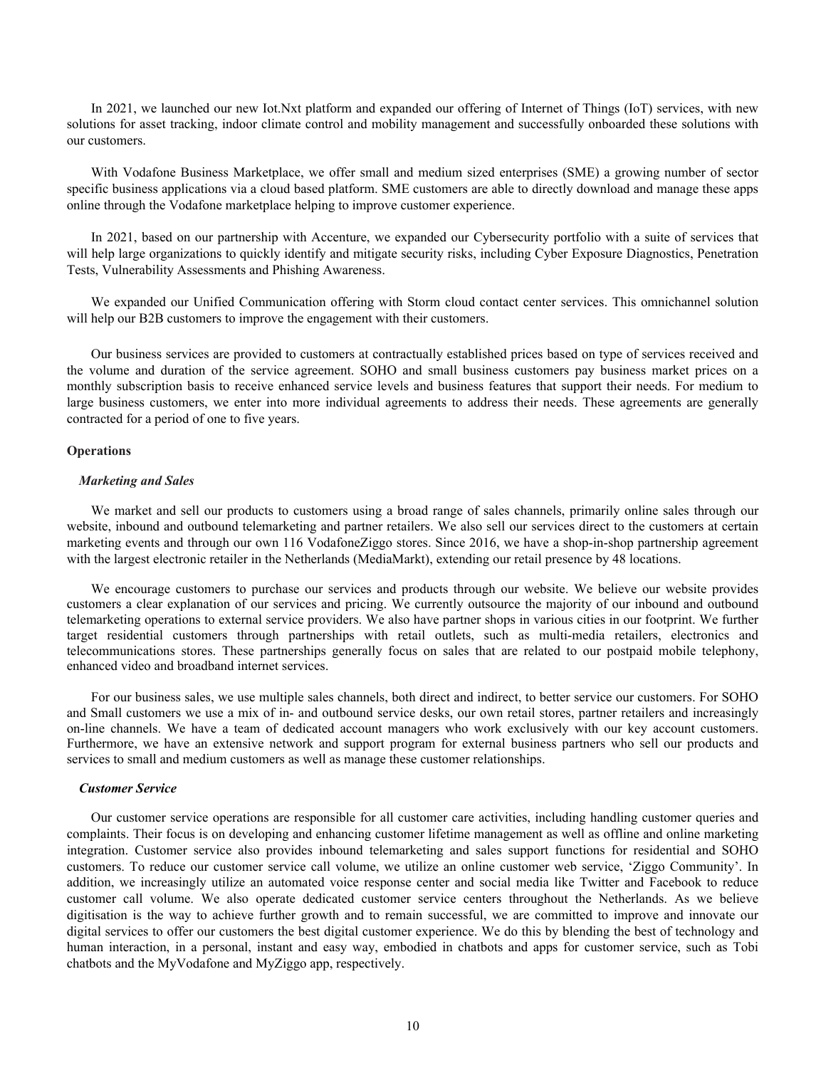In 2021, we launched our new Iot.Nxt platform and expanded our offering of Internet of Things (IoT) services, with new solutions for asset tracking, indoor climate control and mobility management and successfully onboarded these solutions with our customers.

With Vodafone Business Marketplace, we offer small and medium sized enterprises (SME) a growing number of sector specific business applications via a cloud based platform. SME customers are able to directly download and manage these apps online through the Vodafone marketplace helping to improve customer experience.

In 2021, based on our partnership with Accenture, we expanded our Cybersecurity portfolio with a suite of services that will help large organizations to quickly identify and mitigate security risks, including Cyber Exposure Diagnostics, Penetration Tests, Vulnerability Assessments and Phishing Awareness.

We expanded our Unified Communication offering with Storm cloud contact center services. This omnichannel solution will help our B2B customers to improve the engagement with their customers.

Our business services are provided to customers at contractually established prices based on type of services received and the volume and duration of the service agreement. SOHO and small business customers pay business market prices on a monthly subscription basis to receive enhanced service levels and business features that support their needs. For medium to large business customers, we enter into more individual agreements to address their needs. These agreements are generally contracted for a period of one to five years.

**Operations**

***Marketing and Sales***

We market and sell our products to customers using a broad range of sales channels, primarily online sales through our website, inbound and outbound telemarketing and partner retailers. We also sell our services direct to the customers at certain marketing events and through our own 116 VodafoneZiggo stores. Since 2016, we have a shop-in-shop partnership agreement with the largest electronic retailer in the Netherlands (MediaMarkt), extending our retail presence by 48 locations.

We encourage customers to purchase our services and products through our website. We believe our website provides customers a clear explanation of our services and pricing. We currently outsource the majority of our inbound and outbound telemarketing operations to external service providers. We also have partner shops in various cities in our footprint. We further target residential customers through partnerships with retail outlets, such as multi-media retailers, electronics and telecommunications stores. These partnerships generally focus on sales that are related to our postpaid mobile telephony, enhanced video and broadband internet services.

For our business sales, we use multiple sales channels, both direct and indirect, to better service our customers. For SOHO and Small customers we use a mix of in- and outbound service desks, our own retail stores, partner retailers and increasingly on-line channels. We have a team of dedicated account managers who work exclusively with our key account customers. Furthermore, we have an extensive network and support program for external business partners who sell our products and services to small and medium customers as well as manage these customer relationships.

***Customer Service***

Our customer service operations are responsible for all customer care activities, including handling customer queries and complaints. Their focus is on developing and enhancing customer lifetime management as well as offline and online marketing integration. Customer service also provides inbound telemarketing and sales support functions for residential and SOHO customers. To reduce our customer service call volume, we utilize an online customer web service, 'Ziggo Community'. In addition, we increasingly utilize an automated voice response center and social media like Twitter and Facebook to reduce customer call volume. We also operate dedicated customer service centers throughout the Netherlands. As we believe digitisation is the way to achieve further growth and to remain successful, we are committed to improve and innovate our digital services to offer our customers the best digital customer experience. We do this by blending the best of technology and human interaction, in a personal, instant and easy way, embodied in chatbots and apps for customer service, such as Tobi chatbots and the MyVodafone and MyZiggo app, respectively.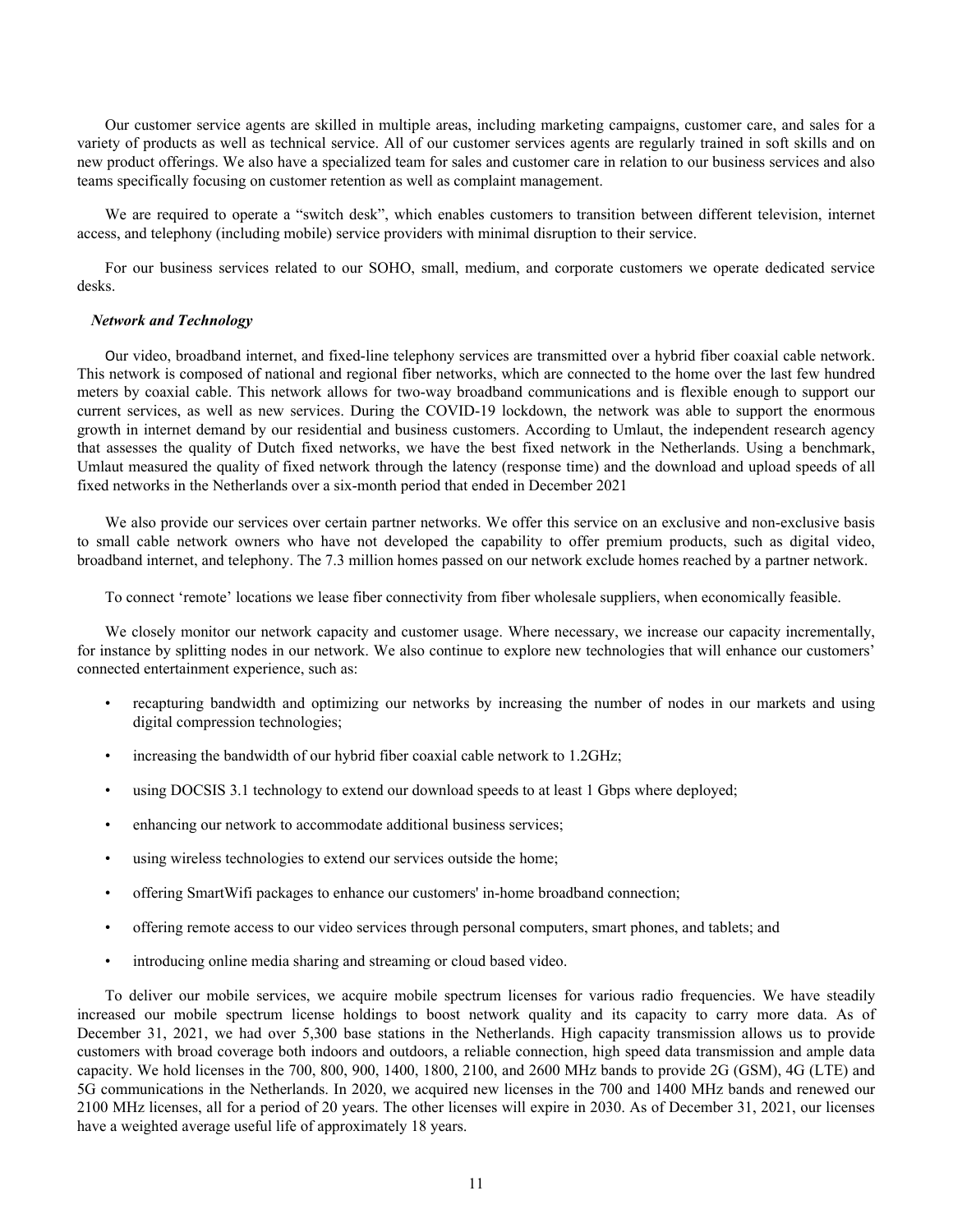Our customer service agents are skilled in multiple areas, including marketing campaigns, customer care, and sales for a variety of products as well as technical service. All of our customer services agents are regularly trained in soft skills and on new product offerings. We also have a specialized team for sales and customer care in relation to our business services and also teams specifically focusing on customer retention as well as complaint management.

We are required to operate a "switch desk", which enables customers to transition between different television, internet access, and telephony (including mobile) service providers with minimal disruption to their service.

For our business services related to our SOHO, small, medium, and corporate customers we operate dedicated service desks.

***Network and Technology***

Our video, broadband internet, and fixed-line telephony services are transmitted over a hybrid fiber coaxial cable network. This network is composed of national and regional fiber networks, which are connected to the home over the last few hundred meters by coaxial cable. This network allows for two-way broadband communications and is flexible enough to support our current services, as well as new services. During the COVID-19 lockdown, the network was able to support the enormous growth in internet demand by our residential and business customers. According to Umlaut, the independent research agency that assesses the quality of Dutch fixed networks, we have the best fixed network in the Netherlands. Using a benchmark, Umlaut measured the quality of fixed network through the latency (response time) and the download and upload speeds of all fixed networks in the Netherlands over a six-month period that ended in December 2021

We also provide our services over certain partner networks. We offer this service on an exclusive and non-exclusive basis to small cable network owners who have not developed the capability to offer premium products, such as digital video, broadband internet, and telephony. The 7.3 million homes passed on our network exclude homes reached by a partner network.

To connect 'remote' locations we lease fiber connectivity from fiber wholesale suppliers, when economically feasible.

We closely monitor our network capacity and customer usage. Where necessary, we increase our capacity incrementally, for instance by splitting nodes in our network. We also continue to explore new technologies that will enhance our customers' connected entertainment experience, such as:

- recapturing bandwidth and optimizing our networks by increasing the number of nodes in our markets and using digital compression technologies;
- increasing the bandwidth of our hybrid fiber coaxial cable network to 1.2GHz;
- using DOCSIS 3.1 technology to extend our download speeds to at least 1 Gbps where deployed;
- enhancing our network to accommodate additional business services;
- using wireless technologies to extend our services outside the home;
- offering SmartWifi packages to enhance our customers' in-home broadband connection;
- offering remote access to our video services through personal computers, smart phones, and tablets; and
- introducing online media sharing and streaming or cloud based video.

To deliver our mobile services, we acquire mobile spectrum licenses for various radio frequencies. We have steadily increased our mobile spectrum license holdings to boost network quality and its capacity to carry more data. As of December 31, 2021, we had over 5,300 base stations in the Netherlands. High capacity transmission allows us to provide customers with broad coverage both indoors and outdoors, a reliable connection, high speed data transmission and ample data capacity. We hold licenses in the 700, 800, 900, 1400, 1800, 2100, and 2600 MHz bands to provide 2G (GSM), 4G (LTE) and 5G communications in the Netherlands. In 2020, we acquired new licenses in the 700 and 1400 MHz bands and renewed our 2100 MHz licenses, all for a period of 20 years. The other licenses will expire in 2030. As of December 31, 2021, our licenses have a weighted average useful life of approximately 18 years.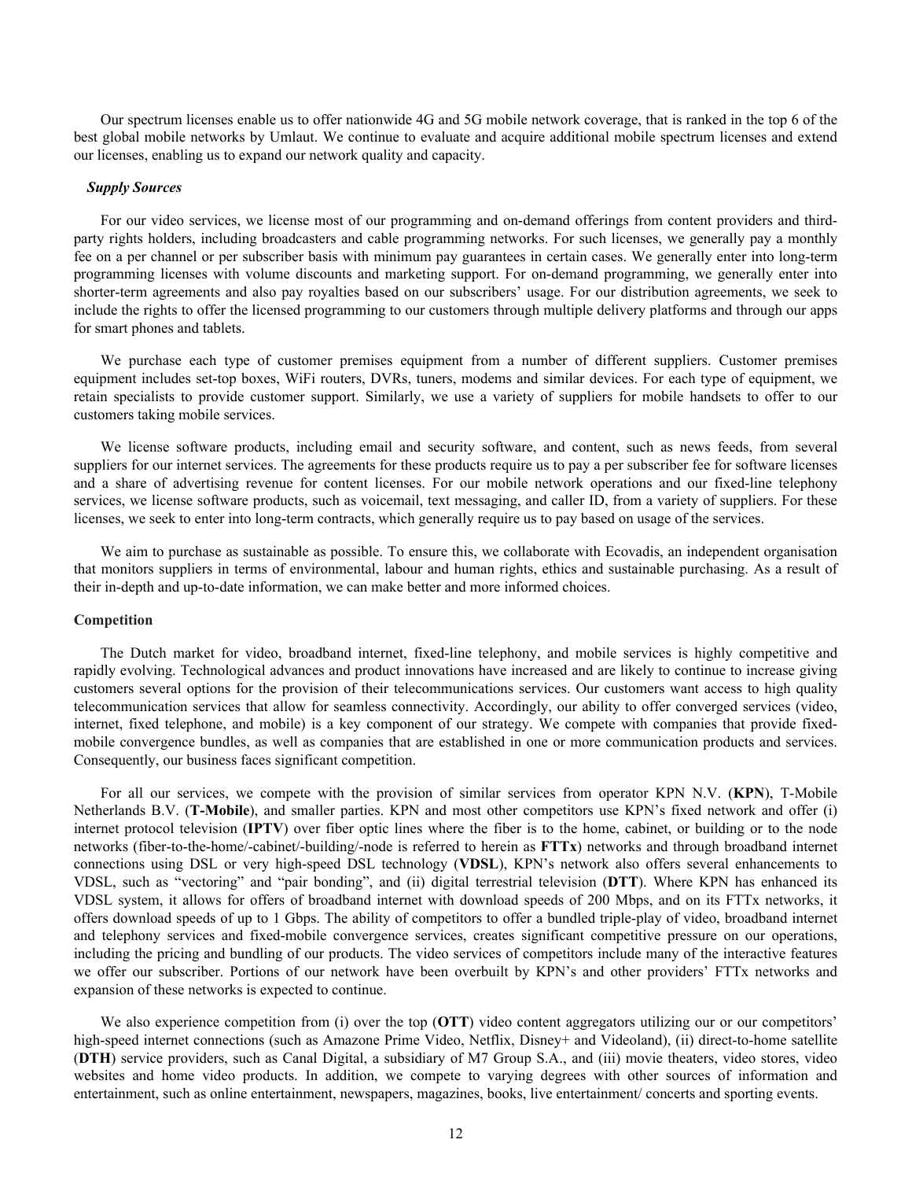Our spectrum licenses enable us to offer nationwide 4G and 5G mobile network coverage, that is ranked in the top 6 of the best global mobile networks by Umlaut. We continue to evaluate and acquire additional mobile spectrum licenses and extend our licenses, enabling us to expand our network quality and capacity.

***Supply Sources***

For our video services, we license most of our programming and on-demand offerings from content providers and third-party rights holders, including broadcasters and cable programming networks. For such licenses, we generally pay a monthly fee on a per channel or per subscriber basis with minimum pay guarantees in certain cases. We generally enter into long-term programming licenses with volume discounts and marketing support. For on-demand programming, we generally enter into shorter-term agreements and also pay royalties based on our subscribers' usage. For our distribution agreements, we seek to include the rights to offer the licensed programming to our customers through multiple delivery platforms and through our apps for smart phones and tablets.

We purchase each type of customer premises equipment from a number of different suppliers. Customer premises equipment includes set-top boxes, WiFi routers, DVRs, tuners, modems and similar devices. For each type of equipment, we retain specialists to provide customer support. Similarly, we use a variety of suppliers for mobile handsets to offer to our customers taking mobile services.

We license software products, including email and security software, and content, such as news feeds, from several suppliers for our internet services. The agreements for these products require us to pay a per subscriber fee for software licenses and a share of advertising revenue for content licenses. For our mobile network operations and our fixed-line telephony services, we license software products, such as voicemail, text messaging, and caller ID, from a variety of suppliers. For these licenses, we seek to enter into long-term contracts, which generally require us to pay based on usage of the services.

We aim to purchase as sustainable as possible. To ensure this, we collaborate with Ecovadis, an independent organisation that monitors suppliers in terms of environmental, labour and human rights, ethics and sustainable purchasing. As a result of their in-depth and up-to-date information, we can make better and more informed choices.

**Competition**

The Dutch market for video, broadband internet, fixed-line telephony, and mobile services is highly competitive and rapidly evolving. Technological advances and product innovations have increased and are likely to continue to increase giving customers several options for the provision of their telecommunications services. Our customers want access to high quality telecommunication services that allow for seamless connectivity. Accordingly, our ability to offer converged services (video, internet, fixed telephone, and mobile) is a key component of our strategy. We compete with companies that provide fixed-mobile convergence bundles, as well as companies that are established in one or more communication products and services. Consequently, our business faces significant competition.

For all our services, we compete with the provision of similar services from operator KPN N.V. (**KPN**), T-Mobile Netherlands B.V. (**T-Mobile**), and smaller parties. KPN and most other competitors use KPN's fixed network and offer (i) internet protocol television (**IPTV**) over fiber optic lines where the fiber is to the home, cabinet, or building or to the node networks (fiber-to-the-home/-cabinet/-building/-node is referred to herein as **FTTx**) networks and through broadband internet connections using DSL or very high-speed DSL technology (**VDSL**), KPN's network also offers several enhancements to VDSL, such as "vectoring" and "pair bonding", and (ii) digital terrestrial television (**DTT**). Where KPN has enhanced its VDSL system, it allows for offers of broadband internet with download speeds of 200 Mbps, and on its FTTx networks, it offers download speeds of up to 1 Gbps. The ability of competitors to offer a bundled triple-play of video, broadband internet and telephony services and fixed-mobile convergence services, creates significant competitive pressure on our operations, including the pricing and bundling of our products. The video services of competitors include many of the interactive features we offer our subscriber. Portions of our network have been overbuilt by KPN's and other providers' FTTx networks and expansion of these networks is expected to continue.

We also experience competition from (i) over the top (**OTT**) video content aggregators utilizing our or our competitors' high-speed internet connections (such as Amazone Prime Video, Netflix, Disney+ and Videoland), (ii) direct-to-home satellite (**DTH**) service providers, such as Canal Digital, a subsidiary of M7 Group S.A., and (iii) movie theaters, video stores, video websites and home video products. In addition, we compete to varying degrees with other sources of information and entertainment, such as online entertainment, newspapers, magazines, books, live entertainment/ concerts and sporting events.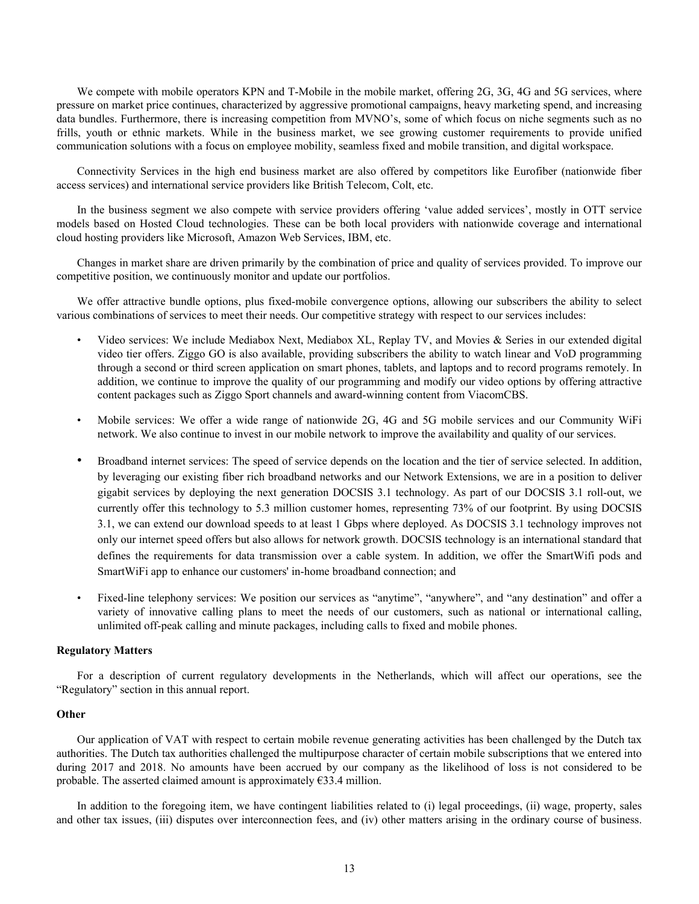We compete with mobile operators KPN and T-Mobile in the mobile market, offering 2G, 3G, 4G and 5G services, where pressure on market price continues, characterized by aggressive promotional campaigns, heavy marketing spend, and increasing data bundles. Furthermore, there is increasing competition from MVNO's, some of which focus on niche segments such as no frills, youth or ethnic markets. While in the business market, we see growing customer requirements to provide unified communication solutions with a focus on employee mobility, seamless fixed and mobile transition, and digital workspace.

Connectivity Services in the high end business market are also offered by competitors like Eurofiber (nationwide fiber access services) and international service providers like British Telecom, Colt, etc.

In the business segment we also compete with service providers offering 'value added services', mostly in OTT service models based on Hosted Cloud technologies. These can be both local providers with nationwide coverage and international cloud hosting providers like Microsoft, Amazon Web Services, IBM, etc.

Changes in market share are driven primarily by the combination of price and quality of services provided. To improve our competitive position, we continuously monitor and update our portfolios.

We offer attractive bundle options, plus fixed-mobile convergence options, allowing our subscribers the ability to select various combinations of services to meet their needs. Our competitive strategy with respect to our services includes:

- Video services: We include Mediabox Next, Mediabox XL, Replay TV, and Movies & Series in our extended digital video tier offers. Ziggo GO is also available, providing subscribers the ability to watch linear and VoD programming through a second or third screen application on smart phones, tablets, and laptops and to record programs remotely. In addition, we continue to improve the quality of our programming and modify our video options by offering attractive content packages such as Ziggo Sport channels and award-winning content from ViacomCBS.

- Mobile services: We offer a wide range of nationwide 2G, 4G and 5G mobile services and our Community WiFi network. We also continue to invest in our mobile network to improve the availability and quality of our services.

- Broadband internet services: The speed of service depends on the location and the tier of service selected. In addition, by leveraging our existing fiber rich broadband networks and our Network Extensions, we are in a position to deliver gigabit services by deploying the next generation DOCSIS 3.1 technology. As part of our DOCSIS 3.1 roll-out, we currently offer this technology to 5.3 million customer homes, representing 73% of our footprint. By using DOCSIS 3.1, we can extend our download speeds to at least 1 Gbps where deployed. As DOCSIS 3.1 technology improves not only our internet speed offers but also allows for network growth. DOCSIS technology is an international standard that defines the requirements for data transmission over a cable system. In addition, we offer the SmartWifi pods and SmartWiFi app to enhance our customers' in-home broadband connection; and

- Fixed-line telephony services: We position our services as "anytime", "anywhere", and "any destination" and offer a variety of innovative calling plans to meet the needs of our customers, such as national or international calling, unlimited off-peak calling and minute packages, including calls to fixed and mobile phones.

**Regulatory Matters**

For a description of current regulatory developments in the Netherlands, which will affect our operations, see the "Regulatory" section in this annual report.

**Other**

Our application of VAT with respect to certain mobile revenue generating activities has been challenged by the Dutch tax authorities. The Dutch tax authorities challenged the multipurpose character of certain mobile subscriptions that we entered into during 2017 and 2018. No amounts have been accrued by our company as the likelihood of loss is not considered to be probable. The asserted claimed amount is approximately €33.4 million.

In addition to the foregoing item, we have contingent liabilities related to (i) legal proceedings, (ii) wage, property, sales and other tax issues, (iii) disputes over interconnection fees, and (iv) other matters arising in the ordinary course of business.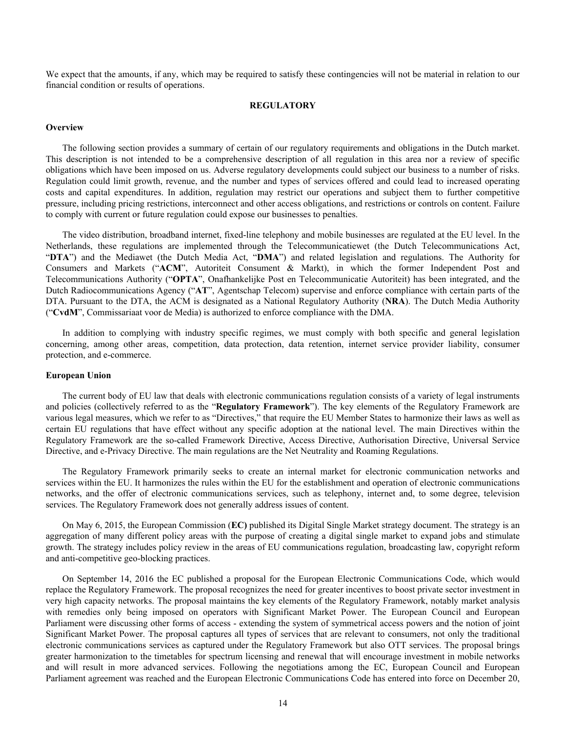We expect that the amounts, if any, which may be required to satisfy these contingencies will not be material in relation to our financial condition or results of operations.

## REGULATORY

### Overview

The following section provides a summary of certain of our regulatory requirements and obligations in the Dutch market. This description is not intended to be a comprehensive description of all regulation in this area nor a review of specific obligations which have been imposed on us. Adverse regulatory developments could subject our business to a number of risks. Regulation could limit growth, revenue, and the number and types of services offered and could lead to increased operating costs and capital expenditures. In addition, regulation may restrict our operations and subject them to further competitive pressure, including pricing restrictions, interconnect and other access obligations, and restrictions or controls on content. Failure to comply with current or future regulation could expose our businesses to penalties.

The video distribution, broadband internet, fixed-line telephony and mobile businesses are regulated at the EU level. In the Netherlands, these regulations are implemented through the Telecommunicatiewet (the Dutch Telecommunications Act, "**DTA**") and the Mediawet (the Dutch Media Act, "**DMA**") and related legislation and regulations. The Authority for Consumers and Markets ("**ACM**", Autoriteit Consument & Markt), in which the former Independent Post and Telecommunications Authority ("**OPTA**", Onafhankelijke Post en Telecommunicatie Autoriteit) has been integrated, and the Dutch Radiocommunications Agency ("**AT**", Agentschap Telecom) supervise and enforce compliance with certain parts of the DTA. Pursuant to the DTA, the ACM is designated as a National Regulatory Authority (**NRA**). The Dutch Media Authority ("**CvdM**", Commissariaat voor de Media) is authorized to enforce compliance with the DMA.

In addition to complying with industry specific regimes, we must comply with both specific and general legislation concerning, among other areas, competition, data protection, data retention, internet service provider liability, consumer protection, and e-commerce.

### European Union

The current body of EU law that deals with electronic communications regulation consists of a variety of legal instruments and policies (collectively referred to as the "**Regulatory Framework**"). The key elements of the Regulatory Framework are various legal measures, which we refer to as "Directives," that require the EU Member States to harmonize their laws as well as certain EU regulations that have effect without any specific adoption at the national level. The main Directives within the Regulatory Framework are the so-called Framework Directive, Access Directive, Authorisation Directive, Universal Service Directive, and e-Privacy Directive. The main regulations are the Net Neutrality and Roaming Regulations.

The Regulatory Framework primarily seeks to create an internal market for electronic communication networks and services within the EU. It harmonizes the rules within the EU for the establishment and operation of electronic communications networks, and the offer of electronic communications services, such as telephony, internet and, to some degree, television services. The Regulatory Framework does not generally address issues of content.

On May 6, 2015, the European Commission (**EC)** published its Digital Single Market strategy document. The strategy is an aggregation of many different policy areas with the purpose of creating a digital single market to expand jobs and stimulate growth. The strategy includes policy review in the areas of EU communications regulation, broadcasting law, copyright reform and anti-competitive geo-blocking practices.

On September 14, 2016 the EC published a proposal for the European Electronic Communications Code, which would replace the Regulatory Framework. The proposal recognizes the need for greater incentives to boost private sector investment in very high capacity networks. The proposal maintains the key elements of the Regulatory Framework, notably market analysis with remedies only being imposed on operators with Significant Market Power. The European Council and European Parliament were discussing other forms of access - extending the system of symmetrical access powers and the notion of joint Significant Market Power. The proposal captures all types of services that are relevant to consumers, not only the traditional electronic communications services as captured under the Regulatory Framework but also OTT services. The proposal brings greater harmonization to the timetables for spectrum licensing and renewal that will encourage investment in mobile networks and will result in more advanced services. Following the negotiations among the EC, European Council and European Parliament agreement was reached and the European Electronic Communications Code has entered into force on December 20,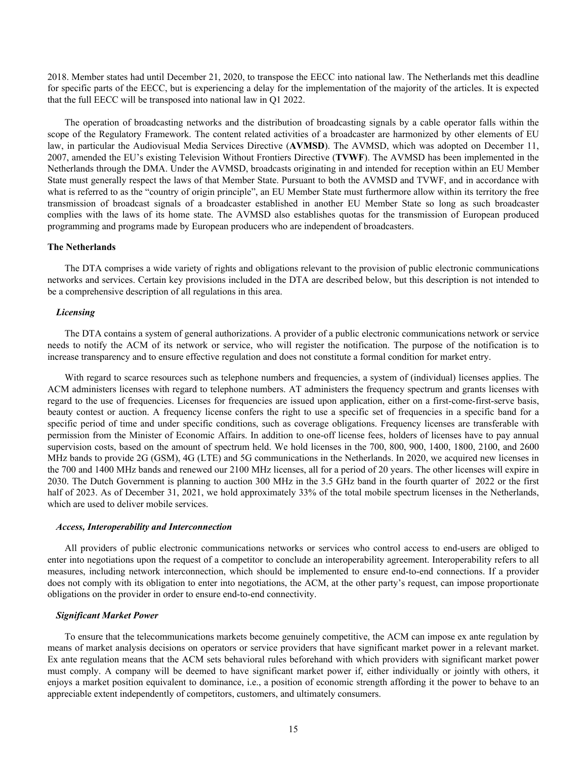2018. Member states had until December 21, 2020, to transpose the EECC into national law. The Netherlands met this deadline for specific parts of the EECC, but is experiencing a delay for the implementation of the majority of the articles. It is expected that the full EECC will be transposed into national law in Q1 2022.

The operation of broadcasting networks and the distribution of broadcasting signals by a cable operator falls within the scope of the Regulatory Framework. The content related activities of a broadcaster are harmonized by other elements of EU law, in particular the Audiovisual Media Services Directive (**AVMSD**). The AVMSD, which was adopted on December 11, 2007, amended the EU's existing Television Without Frontiers Directive (**TVWF**). The AVMSD has been implemented in the Netherlands through the DMA. Under the AVMSD, broadcasts originating in and intended for reception within an EU Member State must generally respect the laws of that Member State. Pursuant to both the AVMSD and TVWF, and in accordance with what is referred to as the "country of origin principle", an EU Member State must furthermore allow within its territory the free transmission of broadcast signals of a broadcaster established in another EU Member State so long as such broadcaster complies with the laws of its home state. The AVMSD also establishes quotas for the transmission of European produced programming and programs made by European producers who are independent of broadcasters.

**The Netherlands**

The DTA comprises a wide variety of rights and obligations relevant to the provision of public electronic communications networks and services. Certain key provisions included in the DTA are described below, but this description is not intended to be a comprehensive description of all regulations in this area.

***Licensing***

The DTA contains a system of general authorizations. A provider of a public electronic communications network or service needs to notify the ACM of its network or service, who will register the notification. The purpose of the notification is to increase transparency and to ensure effective regulation and does not constitute a formal condition for market entry.

With regard to scarce resources such as telephone numbers and frequencies, a system of (individual) licenses applies. The ACM administers licenses with regard to telephone numbers. AT administers the frequency spectrum and grants licenses with regard to the use of frequencies. Licenses for frequencies are issued upon application, either on a first-come-first-serve basis, beauty contest or auction. A frequency license confers the right to use a specific set of frequencies in a specific band for a specific period of time and under specific conditions, such as coverage obligations. Frequency licenses are transferable with permission from the Minister of Economic Affairs. In addition to one-off license fees, holders of licenses have to pay annual supervision costs, based on the amount of spectrum held. We hold licenses in the 700, 800, 900, 1400, 1800, 2100, and 2600 MHz bands to provide 2G (GSM), 4G (LTE) and 5G communications in the Netherlands. In 2020, we acquired new licenses in the 700 and 1400 MHz bands and renewed our 2100 MHz licenses, all for a period of 20 years. The other licenses will expire in 2030. The Dutch Government is planning to auction 300 MHz in the 3.5 GHz band in the fourth quarter of 2022 or the first half of 2023. As of December 31, 2021, we hold approximately 33% of the total mobile spectrum licenses in the Netherlands, which are used to deliver mobile services.

***Access, Interoperability and Interconnection***

All providers of public electronic communications networks or services who control access to end-users are obliged to enter into negotiations upon the request of a competitor to conclude an interoperability agreement. Interoperability refers to all measures, including network interconnection, which should be implemented to ensure end-to-end connections. If a provider does not comply with its obligation to enter into negotiations, the ACM, at the other party's request, can impose proportionate obligations on the provider in order to ensure end-to-end connectivity.

***Significant Market Power***

To ensure that the telecommunications markets become genuinely competitive, the ACM can impose ex ante regulation by means of market analysis decisions on operators or service providers that have significant market power in a relevant market. Ex ante regulation means that the ACM sets behavioral rules beforehand with which providers with significant market power must comply. A company will be deemed to have significant market power if, either individually or jointly with others, it enjoys a market position equivalent to dominance, i.e., a position of economic strength affording it the power to behave to an appreciable extent independently of competitors, customers, and ultimately consumers.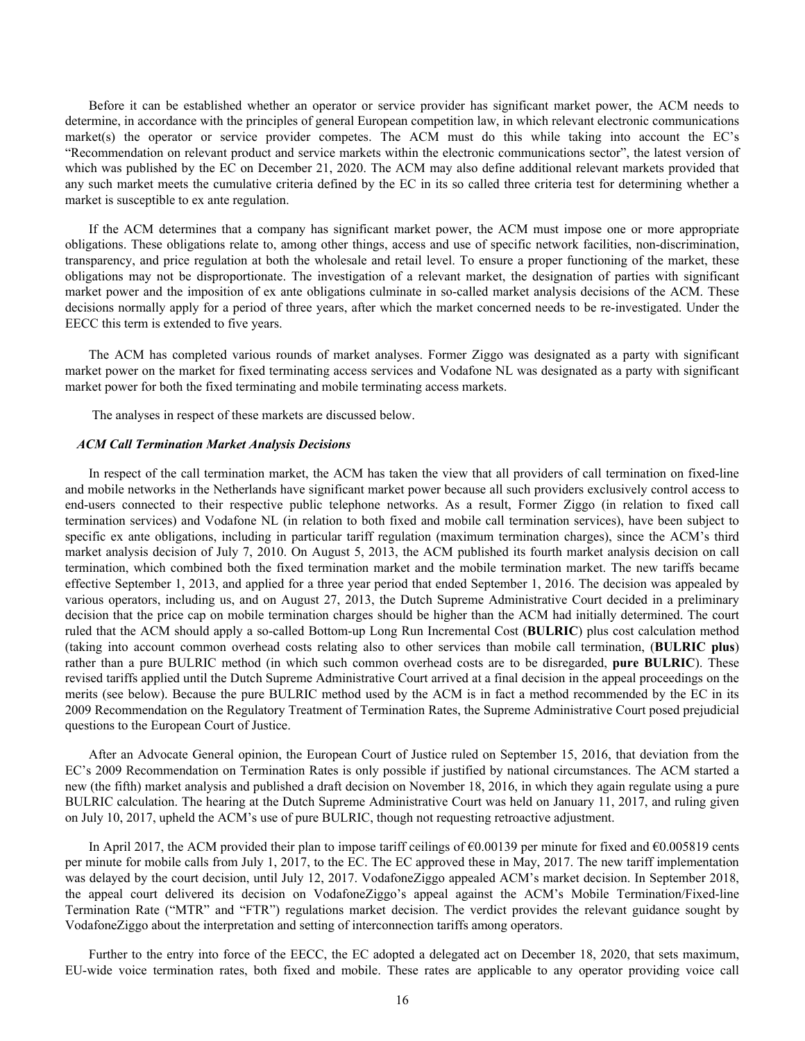Before it can be established whether an operator or service provider has significant market power, the ACM needs to determine, in accordance with the principles of general European competition law, in which relevant electronic communications market(s) the operator or service provider competes. The ACM must do this while taking into account the EC's "Recommendation on relevant product and service markets within the electronic communications sector", the latest version of which was published by the EC on December 21, 2020. The ACM may also define additional relevant markets provided that any such market meets the cumulative criteria defined by the EC in its so called three criteria test for determining whether a market is susceptible to ex ante regulation.

If the ACM determines that a company has significant market power, the ACM must impose one or more appropriate obligations. These obligations relate to, among other things, access and use of specific network facilities, non-discrimination, transparency, and price regulation at both the wholesale and retail level. To ensure a proper functioning of the market, these obligations may not be disproportionate. The investigation of a relevant market, the designation of parties with significant market power and the imposition of ex ante obligations culminate in so-called market analysis decisions of the ACM. These decisions normally apply for a period of three years, after which the market concerned needs to be re-investigated. Under the EECC this term is extended to five years.

The ACM has completed various rounds of market analyses. Former Ziggo was designated as a party with significant market power on the market for fixed terminating access services and Vodafone NL was designated as a party with significant market power for both the fixed terminating and mobile terminating access markets.

The analyses in respect of these markets are discussed below.

***ACM Call Termination Market Analysis Decisions***

In respect of the call termination market, the ACM has taken the view that all providers of call termination on fixed-line and mobile networks in the Netherlands have significant market power because all such providers exclusively control access to end-users connected to their respective public telephone networks. As a result, Former Ziggo (in relation to fixed call termination services) and Vodafone NL (in relation to both fixed and mobile call termination services), have been subject to specific ex ante obligations, including in particular tariff regulation (maximum termination charges), since the ACM's third market analysis decision of July 7, 2010. On August 5, 2013, the ACM published its fourth market analysis decision on call termination, which combined both the fixed termination market and the mobile termination market. The new tariffs became effective September 1, 2013, and applied for a three year period that ended September 1, 2016. The decision was appealed by various operators, including us, and on August 27, 2013, the Dutch Supreme Administrative Court decided in a preliminary decision that the price cap on mobile termination charges should be higher than the ACM had initially determined. The court ruled that the ACM should apply a so-called Bottom-up Long Run Incremental Cost (**BULRIC**) plus cost calculation method (taking into account common overhead costs relating also to other services than mobile call termination, (**BULRIC plus**) rather than a pure BULRIC method (in which such common overhead costs are to be disregarded, **pure BULRIC**). These revised tariffs applied until the Dutch Supreme Administrative Court arrived at a final decision in the appeal proceedings on the merits (see below). Because the pure BULRIC method used by the ACM is in fact a method recommended by the EC in its 2009 Recommendation on the Regulatory Treatment of Termination Rates, the Supreme Administrative Court posed prejudicial questions to the European Court of Justice.

After an Advocate General opinion, the European Court of Justice ruled on September 15, 2016, that deviation from the EC's 2009 Recommendation on Termination Rates is only possible if justified by national circumstances. The ACM started a new (the fifth) market analysis and published a draft decision on November 18, 2016, in which they again regulate using a pure BULRIC calculation. The hearing at the Dutch Supreme Administrative Court was held on January 11, 2017, and ruling given on July 10, 2017, upheld the ACM's use of pure BULRIC, though not requesting retroactive adjustment.

In April 2017, the ACM provided their plan to impose tariff ceilings of €0.00139 per minute for fixed and €0.005819 cents per minute for mobile calls from July 1, 2017, to the EC. The EC approved these in May, 2017. The new tariff implementation was delayed by the court decision, until July 12, 2017. VodafoneZiggo appealed ACM's market decision. In September 2018, the appeal court delivered its decision on VodafoneZiggo's appeal against the ACM's Mobile Termination/Fixed-line Termination Rate ("MTR" and "FTR") regulations market decision. The verdict provides the relevant guidance sought by VodafoneZiggo about the interpretation and setting of interconnection tariffs among operators.

Further to the entry into force of the EECC, the EC adopted a delegated act on December 18, 2020, that sets maximum, EU-wide voice termination rates, both fixed and mobile. These rates are applicable to any operator providing voice call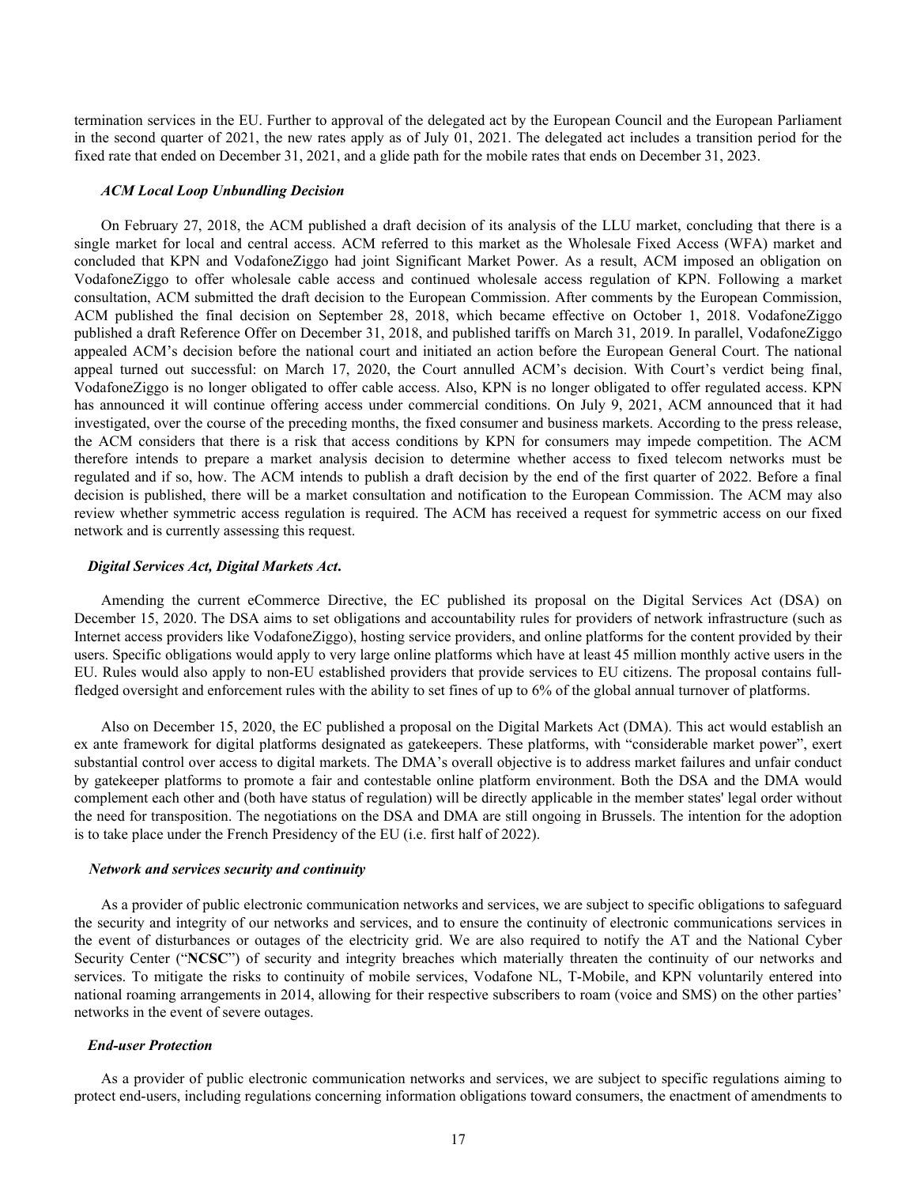termination services in the EU. Further to approval of the delegated act by the European Council and the European Parliament in the second quarter of 2021, the new rates apply as of July 01, 2021. The delegated act includes a transition period for the fixed rate that ended on December 31, 2021, and a glide path for the mobile rates that ends on December 31, 2023.

***ACM Local Loop Unbundling Decision***

On February 27, 2018, the ACM published a draft decision of its analysis of the LLU market, concluding that there is a single market for local and central access. ACM referred to this market as the Wholesale Fixed Access (WFA) market and concluded that KPN and VodafoneZiggo had joint Significant Market Power. As a result, ACM imposed an obligation on VodafoneZiggo to offer wholesale cable access and continued wholesale access regulation of KPN. Following a market consultation, ACM submitted the draft decision to the European Commission. After comments by the European Commission, ACM published the final decision on September 28, 2018, which became effective on October 1, 2018. VodafoneZiggo published a draft Reference Offer on December 31, 2018, and published tariffs on March 31, 2019. In parallel, VodafoneZiggo appealed ACM's decision before the national court and initiated an action before the European General Court. The national appeal turned out successful: on March 17, 2020, the Court annulled ACM's decision. With Court's verdict being final, VodafoneZiggo is no longer obligated to offer cable access. Also, KPN is no longer obligated to offer regulated access. KPN has announced it will continue offering access under commercial conditions. On July 9, 2021, ACM announced that it had investigated, over the course of the preceding months, the fixed consumer and business markets. According to the press release, the ACM considers that there is a risk that access conditions by KPN for consumers may impede competition. The ACM therefore intends to prepare a market analysis decision to determine whether access to fixed telecom networks must be regulated and if so, how. The ACM intends to publish a draft decision by the end of the first quarter of 2022. Before a final decision is published, there will be a market consultation and notification to the European Commission. The ACM may also review whether symmetric access regulation is required. The ACM has received a request for symmetric access on our fixed network and is currently assessing this request.

***Digital Services Act, Digital Markets Act.***

Amending the current eCommerce Directive, the EC published its proposal on the Digital Services Act (DSA) on December 15, 2020. The DSA aims to set obligations and accountability rules for providers of network infrastructure (such as Internet access providers like VodafoneZiggo), hosting service providers, and online platforms for the content provided by their users. Specific obligations would apply to very large online platforms which have at least 45 million monthly active users in the EU. Rules would also apply to non-EU established providers that provide services to EU citizens. The proposal contains full-fledged oversight and enforcement rules with the ability to set fines of up to 6% of the global annual turnover of platforms.

Also on December 15, 2020, the EC published a proposal on the Digital Markets Act (DMA). This act would establish an ex ante framework for digital platforms designated as gatekeepers. These platforms, with "considerable market power", exert substantial control over access to digital markets. The DMA's overall objective is to address market failures and unfair conduct by gatekeeper platforms to promote a fair and contestable online platform environment. Both the DSA and the DMA would complement each other and (both have status of regulation) will be directly applicable in the member states' legal order without the need for transposition. The negotiations on the DSA and DMA are still ongoing in Brussels. The intention for the adoption is to take place under the French Presidency of the EU (i.e. first half of 2022).

***Network and services security and continuity***

As a provider of public electronic communication networks and services, we are subject to specific obligations to safeguard the security and integrity of our networks and services, and to ensure the continuity of electronic communications services in the event of disturbances or outages of the electricity grid. We are also required to notify the AT and the National Cyber Security Center ("**NCSC**") of security and integrity breaches which materially threaten the continuity of our networks and services. To mitigate the risks to continuity of mobile services, Vodafone NL, T-Mobile, and KPN voluntarily entered into national roaming arrangements in 2014, allowing for their respective subscribers to roam (voice and SMS) on the other parties' networks in the event of severe outages.

***End-user Protection***

As a provider of public electronic communication networks and services, we are subject to specific regulations aiming to protect end-users, including regulations concerning information obligations toward consumers, the enactment of amendments to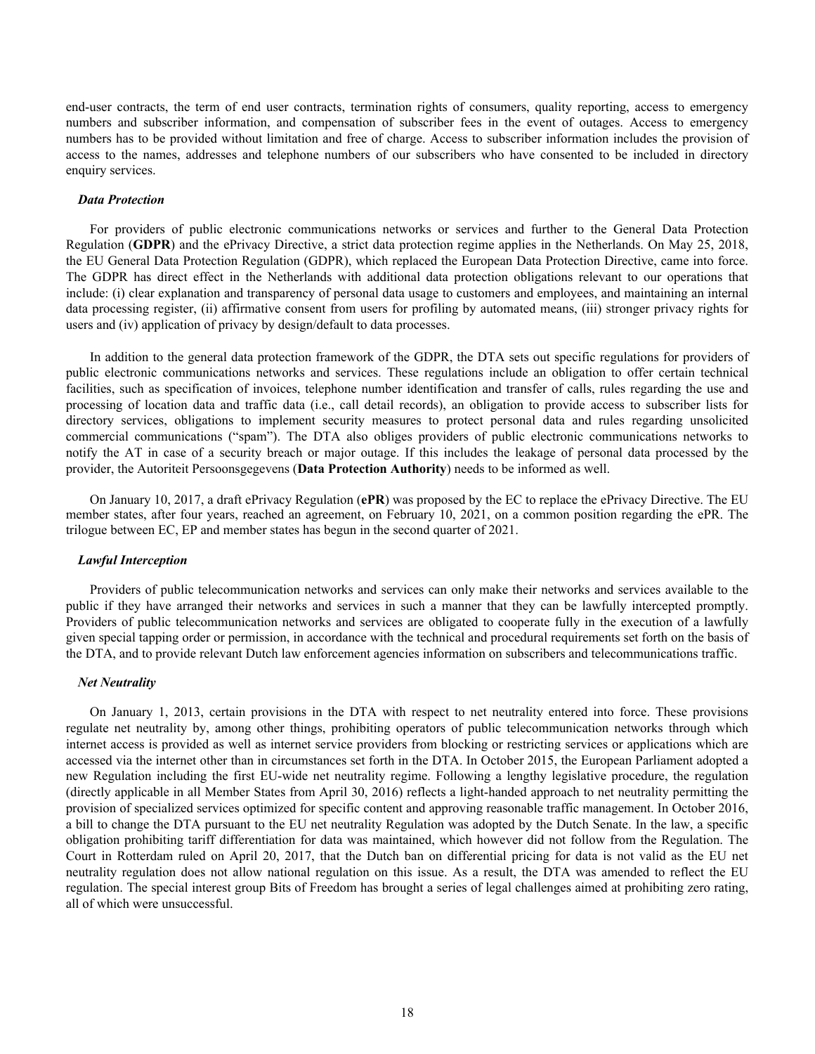end-user contracts, the term of end user contracts, termination rights of consumers, quality reporting, access to emergency numbers and subscriber information, and compensation of subscriber fees in the event of outages. Access to emergency numbers has to be provided without limitation and free of charge. Access to subscriber information includes the provision of access to the names, addresses and telephone numbers of our subscribers who have consented to be included in directory enquiry services.

### *Data Protection*

For providers of public electronic communications networks or services and further to the General Data Protection Regulation (**GDPR**) and the ePrivacy Directive, a strict data protection regime applies in the Netherlands. On May 25, 2018, the EU General Data Protection Regulation (GDPR), which replaced the European Data Protection Directive, came into force. The GDPR has direct effect in the Netherlands with additional data protection obligations relevant to our operations that include: (i) clear explanation and transparency of personal data usage to customers and employees, and maintaining an internal data processing register, (ii) affirmative consent from users for profiling by automated means, (iii) stronger privacy rights for users and (iv) application of privacy by design/default to data processes.

In addition to the general data protection framework of the GDPR, the DTA sets out specific regulations for providers of public electronic communications networks and services. These regulations include an obligation to offer certain technical facilities, such as specification of invoices, telephone number identification and transfer of calls, rules regarding the use and processing of location data and traffic data (i.e., call detail records), an obligation to provide access to subscriber lists for directory services, obligations to implement security measures to protect personal data and rules regarding unsolicited commercial communications ("spam"). The DTA also obliges providers of public electronic communications networks to notify the AT in case of a security breach or major outage. If this includes the leakage of personal data processed by the provider, the Autoriteit Persoonsgegevens (**Data Protection Authority**) needs to be informed as well.

On January 10, 2017, a draft ePrivacy Regulation (**ePR**) was proposed by the EC to replace the ePrivacy Directive. The EU member states, after four years, reached an agreement, on February 10, 2021, on a common position regarding the ePR. The trilogue between EC, EP and member states has begun in the second quarter of 2021.

### *Lawful Interception*

Providers of public telecommunication networks and services can only make their networks and services available to the public if they have arranged their networks and services in such a manner that they can be lawfully intercepted promptly. Providers of public telecommunication networks and services are obligated to cooperate fully in the execution of a lawfully given special tapping order or permission, in accordance with the technical and procedural requirements set forth on the basis of the DTA, and to provide relevant Dutch law enforcement agencies information on subscribers and telecommunications traffic.

### *Net Neutrality*

On January 1, 2013, certain provisions in the DTA with respect to net neutrality entered into force. These provisions regulate net neutrality by, among other things, prohibiting operators of public telecommunication networks through which internet access is provided as well as internet service providers from blocking or restricting services or applications which are accessed via the internet other than in circumstances set forth in the DTA. In October 2015, the European Parliament adopted a new Regulation including the first EU-wide net neutrality regime. Following a lengthy legislative procedure, the regulation (directly applicable in all Member States from April 30, 2016) reflects a light-handed approach to net neutrality permitting the provision of specialized services optimized for specific content and approving reasonable traffic management. In October 2016, a bill to change the DTA pursuant to the EU net neutrality Regulation was adopted by the Dutch Senate. In the law, a specific obligation prohibiting tariff differentiation for data was maintained, which however did not follow from the Regulation. The Court in Rotterdam ruled on April 20, 2017, that the Dutch ban on differential pricing for data is not valid as the EU net neutrality regulation does not allow national regulation on this issue. As a result, the DTA was amended to reflect the EU regulation. The special interest group Bits of Freedom has brought a series of legal challenges aimed at prohibiting zero rating, all of which were unsuccessful.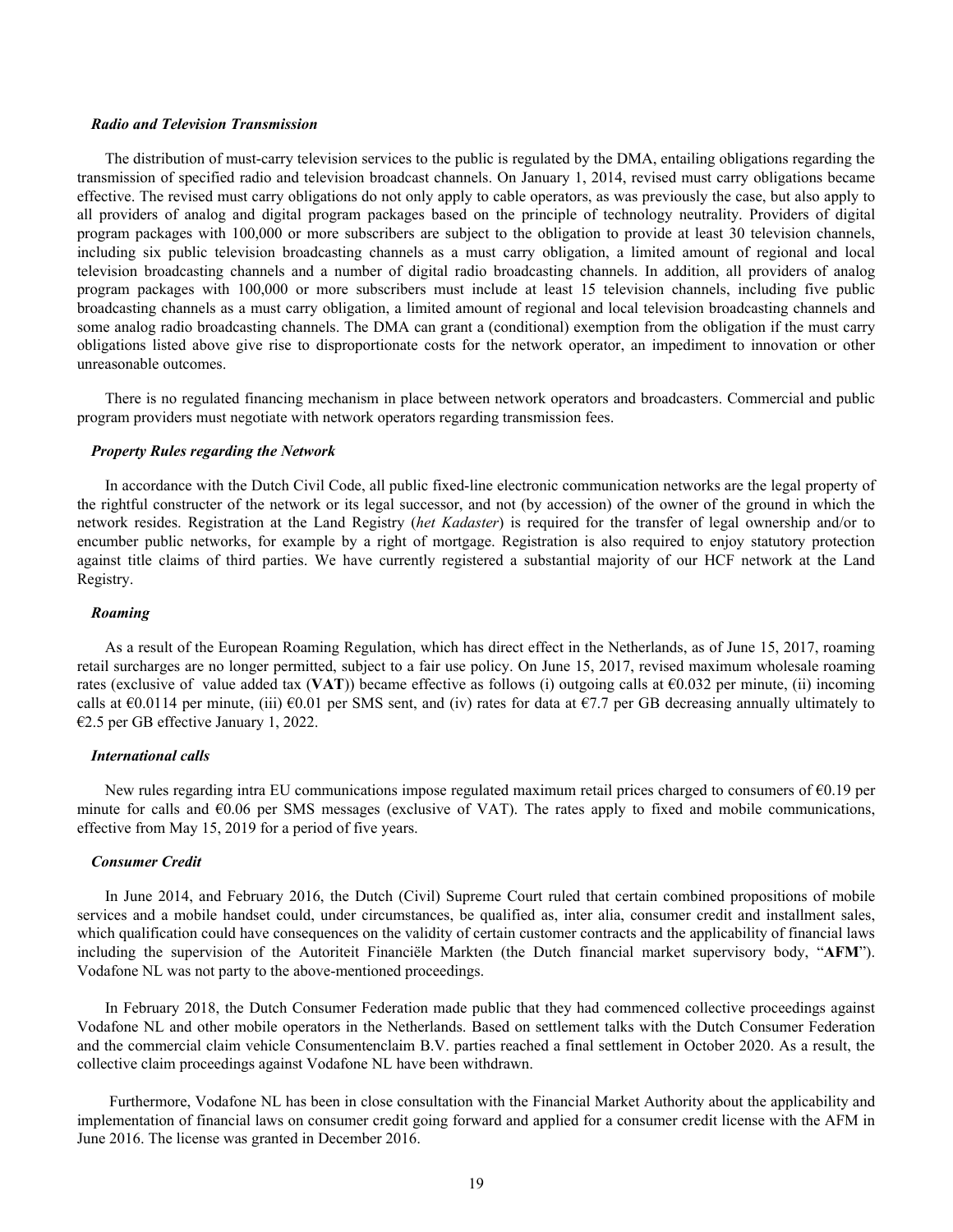*Radio and Television Transmission*

The distribution of must-carry television services to the public is regulated by the DMA, entailing obligations regarding the transmission of specified radio and television broadcast channels. On January 1, 2014, revised must carry obligations became effective. The revised must carry obligations do not only apply to cable operators, as was previously the case, but also apply to all providers of analog and digital program packages based on the principle of technology neutrality. Providers of digital program packages with 100,000 or more subscribers are subject to the obligation to provide at least 30 television channels, including six public television broadcasting channels as a must carry obligation, a limited amount of regional and local television broadcasting channels and a number of digital radio broadcasting channels. In addition, all providers of analog program packages with 100,000 or more subscribers must include at least 15 television channels, including five public broadcasting channels as a must carry obligation, a limited amount of regional and local television broadcasting channels and some analog radio broadcasting channels. The DMA can grant a (conditional) exemption from the obligation if the must carry obligations listed above give rise to disproportionate costs for the network operator, an impediment to innovation or other unreasonable outcomes.

There is no regulated financing mechanism in place between network operators and broadcasters. Commercial and public program providers must negotiate with network operators regarding transmission fees.

*Property Rules regarding the Network*

In accordance with the Dutch Civil Code, all public fixed-line electronic communication networks are the legal property of the rightful constructer of the network or its legal successor, and not (by accession) of the owner of the ground in which the network resides. Registration at the Land Registry (*het Kadaster*) is required for the transfer of legal ownership and/or to encumber public networks, for example by a right of mortgage. Registration is also required to enjoy statutory protection against title claims of third parties. We have currently registered a substantial majority of our HCF network at the Land Registry.

*Roaming*

As a result of the European Roaming Regulation, which has direct effect in the Netherlands, as of June 15, 2017, roaming retail surcharges are no longer permitted, subject to a fair use policy. On June 15, 2017, revised maximum wholesale roaming rates (exclusive of value added tax (**VAT**)) became effective as follows (i) outgoing calls at €0.032 per minute, (ii) incoming calls at €0.0114 per minute, (iii) €0.01 per SMS sent, and (iv) rates for data at €7.7 per GB decreasing annually ultimately to €2.5 per GB effective January 1, 2022.

*International calls*

New rules regarding intra EU communications impose regulated maximum retail prices charged to consumers of €0.19 per minute for calls and €0.06 per SMS messages (exclusive of VAT). The rates apply to fixed and mobile communications, effective from May 15, 2019 for a period of five years.

*Consumer Credit*

In June 2014, and February 2016, the Dutch (Civil) Supreme Court ruled that certain combined propositions of mobile services and a mobile handset could, under circumstances, be qualified as, inter alia, consumer credit and installment sales, which qualification could have consequences on the validity of certain customer contracts and the applicability of financial laws including the supervision of the Autoriteit Financiële Markten (the Dutch financial market supervisory body, "**AFM**"). Vodafone NL was not party to the above-mentioned proceedings.

In February 2018, the Dutch Consumer Federation made public that they had commenced collective proceedings against Vodafone NL and other mobile operators in the Netherlands. Based on settlement talks with the Dutch Consumer Federation and the commercial claim vehicle Consumentenclaim B.V. parties reached a final settlement in October 2020. As a result, the collective claim proceedings against Vodafone NL have been withdrawn.

Furthermore, Vodafone NL has been in close consultation with the Financial Market Authority about the applicability and implementation of financial laws on consumer credit going forward and applied for a consumer credit license with the AFM in June 2016. The license was granted in December 2016.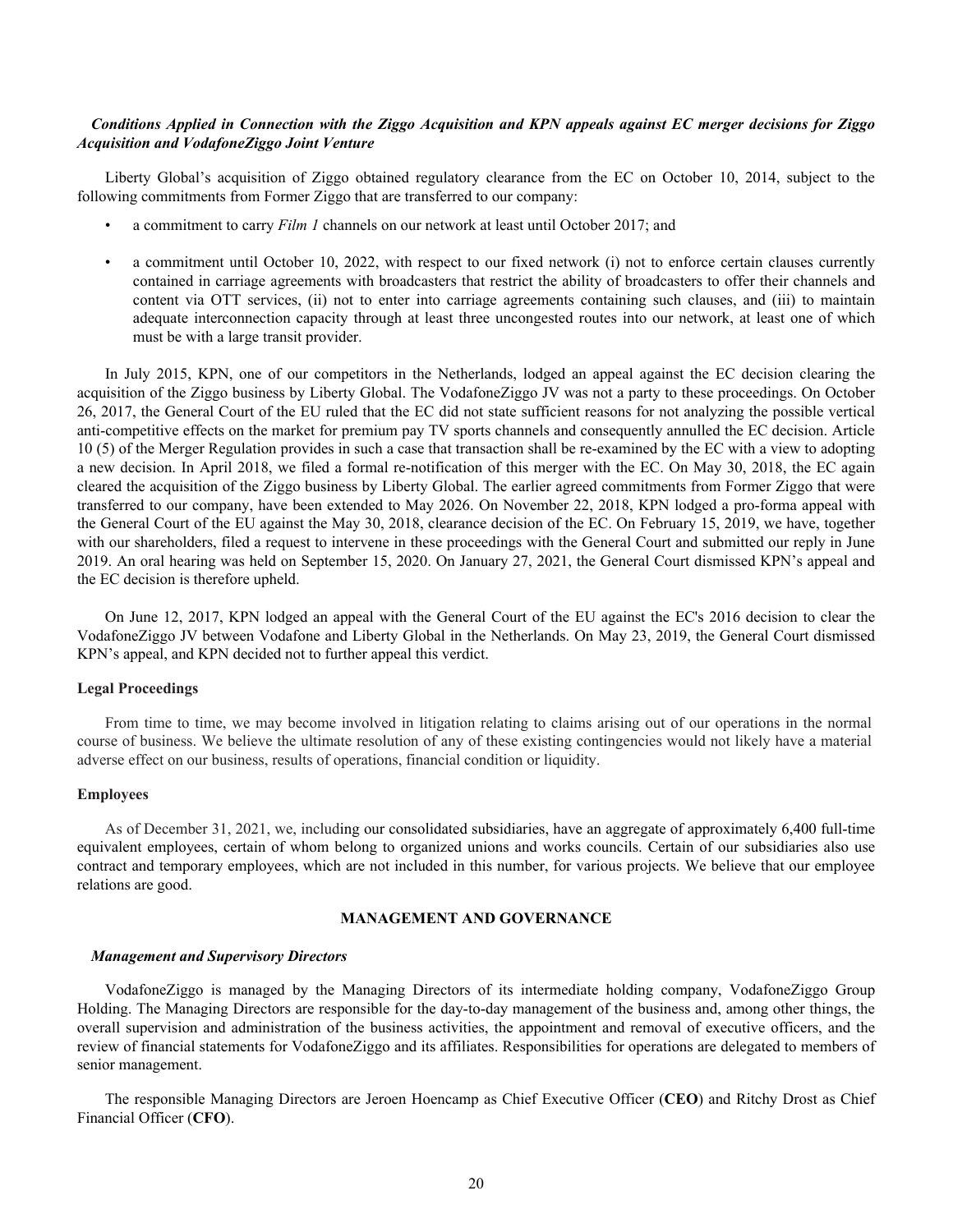### *Conditions Applied in Connection with the Ziggo Acquisition and KPN appeals against EC merger decisions for Ziggo Acquisition and VodafoneZiggo Joint Venture*

Liberty Global's acquisition of Ziggo obtained regulatory clearance from the EC on October 10, 2014, subject to the following commitments from Former Ziggo that are transferred to our company:

- a commitment to carry *Film 1* channels on our network at least until October 2017; and
- a commitment until October 10, 2022, with respect to our fixed network (i) not to enforce certain clauses currently contained in carriage agreements with broadcasters that restrict the ability of broadcasters to offer their channels and content via OTT services, (ii) not to enter into carriage agreements containing such clauses, and (iii) to maintain adequate interconnection capacity through at least three uncongested routes into our network, at least one of which must be with a large transit provider.

In July 2015, KPN, one of our competitors in the Netherlands, lodged an appeal against the EC decision clearing the acquisition of the Ziggo business by Liberty Global. The VodafoneZiggo JV was not a party to these proceedings. On October 26, 2017, the General Court of the EU ruled that the EC did not state sufficient reasons for not analyzing the possible vertical anti-competitive effects on the market for premium pay TV sports channels and consequently annulled the EC decision. Article 10 (5) of the Merger Regulation provides in such a case that transaction shall be re-examined by the EC with a view to adopting a new decision. In April 2018, we filed a formal re-notification of this merger with the EC. On May 30, 2018, the EC again cleared the acquisition of the Ziggo business by Liberty Global. The earlier agreed commitments from Former Ziggo that were transferred to our company, have been extended to May 2026. On November 22, 2018, KPN lodged a pro-forma appeal with the General Court of the EU against the May 30, 2018, clearance decision of the EC. On February 15, 2019, we have, together with our shareholders, filed a request to intervene in these proceedings with the General Court and submitted our reply in June 2019. An oral hearing was held on September 15, 2020. On January 27, 2021, the General Court dismissed KPN's appeal and the EC decision is therefore upheld.

On June 12, 2017, KPN lodged an appeal with the General Court of the EU against the EC's 2016 decision to clear the VodafoneZiggo JV between Vodafone and Liberty Global in the Netherlands. On May 23, 2019, the General Court dismissed KPN's appeal, and KPN decided not to further appeal this verdict.

**Legal Proceedings**

From time to time, we may become involved in litigation relating to claims arising out of our operations in the normal course of business. We believe the ultimate resolution of any of these existing contingencies would not likely have a material adverse effect on our business, results of operations, financial condition or liquidity.

**Employees**

As of December 31, 2021, we, including our consolidated subsidiaries, have an aggregate of approximately 6,400 full-time equivalent employees, certain of whom belong to organized unions and works councils. Certain of our subsidiaries also use contract and temporary employees, which are not included in this number, for various projects. We believe that our employee relations are good.

## MANAGEMENT AND GOVERNANCE

### *Management and Supervisory Directors*

VodafoneZiggo is managed by the Managing Directors of its intermediate holding company, VodafoneZiggo Group Holding. The Managing Directors are responsible for the day-to-day management of the business and, among other things, the overall supervision and administration of the business activities, the appointment and removal of executive officers, and the review of financial statements for VodafoneZiggo and its affiliates. Responsibilities for operations are delegated to members of senior management.

The responsible Managing Directors are Jeroen Hoencamp as Chief Executive Officer (**CEO**) and Ritchy Drost as Chief Financial Officer (**CFO**).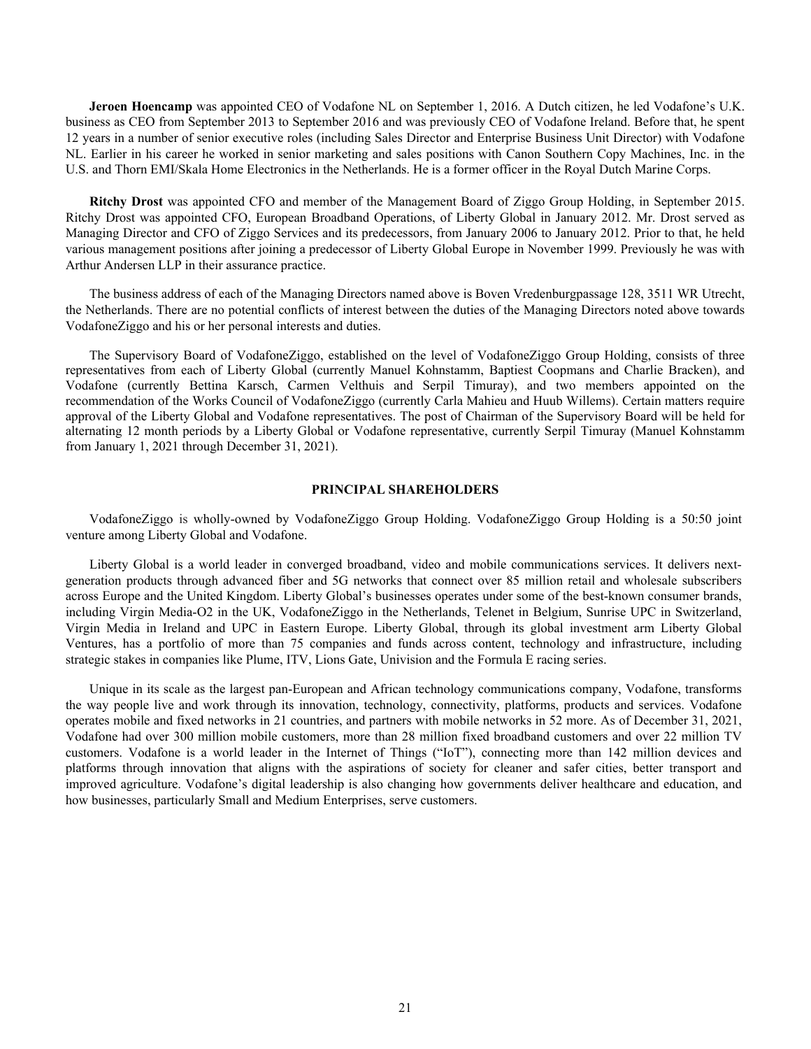**Jeroen Hoencamp** was appointed CEO of Vodafone NL on September 1, 2016. A Dutch citizen, he led Vodafone's U.K. business as CEO from September 2013 to September 2016 and was previously CEO of Vodafone Ireland. Before that, he spent 12 years in a number of senior executive roles (including Sales Director and Enterprise Business Unit Director) with Vodafone NL. Earlier in his career he worked in senior marketing and sales positions with Canon Southern Copy Machines, Inc. in the U.S. and Thorn EMI/Skala Home Electronics in the Netherlands. He is a former officer in the Royal Dutch Marine Corps.

**Ritchy Drost** was appointed CFO and member of the Management Board of Ziggo Group Holding, in September 2015. Ritchy Drost was appointed CFO, European Broadband Operations, of Liberty Global in January 2012. Mr. Drost served as Managing Director and CFO of Ziggo Services and its predecessors, from January 2006 to January 2012. Prior to that, he held various management positions after joining a predecessor of Liberty Global Europe in November 1999. Previously he was with Arthur Andersen LLP in their assurance practice.

The business address of each of the Managing Directors named above is Boven Vredenburgpassage 128, 3511 WR Utrecht, the Netherlands. There are no potential conflicts of interest between the duties of the Managing Directors noted above towards VodafoneZiggo and his or her personal interests and duties.

The Supervisory Board of VodafoneZiggo, established on the level of VodafoneZiggo Group Holding, consists of three representatives from each of Liberty Global (currently Manuel Kohnstamm, Baptiest Coopmans and Charlie Bracken), and Vodafone (currently Bettina Karsch, Carmen Velthuis and Serpil Timuray), and two members appointed on the recommendation of the Works Council of VodafoneZiggo (currently Carla Mahieu and Huub Willems). Certain matters require approval of the Liberty Global and Vodafone representatives. The post of Chairman of the Supervisory Board will be held for alternating 12 month periods by a Liberty Global or Vodafone representative, currently Serpil Timuray (Manuel Kohnstamm from January 1, 2021 through December 31, 2021).

## PRINCIPAL SHAREHOLDERS

VodafoneZiggo is wholly-owned by VodafoneZiggo Group Holding. VodafoneZiggo Group Holding is a 50:50 joint venture among Liberty Global and Vodafone.

Liberty Global is a world leader in converged broadband, video and mobile communications services. It delivers next-generation products through advanced fiber and 5G networks that connect over 85 million retail and wholesale subscribers across Europe and the United Kingdom. Liberty Global's businesses operates under some of the best-known consumer brands, including Virgin Media-O2 in the UK, VodafoneZiggo in the Netherlands, Telenet in Belgium, Sunrise UPC in Switzerland, Virgin Media in Ireland and UPC in Eastern Europe. Liberty Global, through its global investment arm Liberty Global Ventures, has a portfolio of more than 75 companies and funds across content, technology and infrastructure, including strategic stakes in companies like Plume, ITV, Lions Gate, Univision and the Formula E racing series.

Unique in its scale as the largest pan-European and African technology communications company, Vodafone, transforms the way people live and work through its innovation, technology, connectivity, platforms, products and services. Vodafone operates mobile and fixed networks in 21 countries, and partners with mobile networks in 52 more. As of December 31, 2021, Vodafone had over 300 million mobile customers, more than 28 million fixed broadband customers and over 22 million TV customers. Vodafone is a world leader in the Internet of Things ("IoT"), connecting more than 142 million devices and platforms through innovation that aligns with the aspirations of society for cleaner and safer cities, better transport and improved agriculture. Vodafone's digital leadership is also changing how governments deliver healthcare and education, and how businesses, particularly Small and Medium Enterprises, serve customers.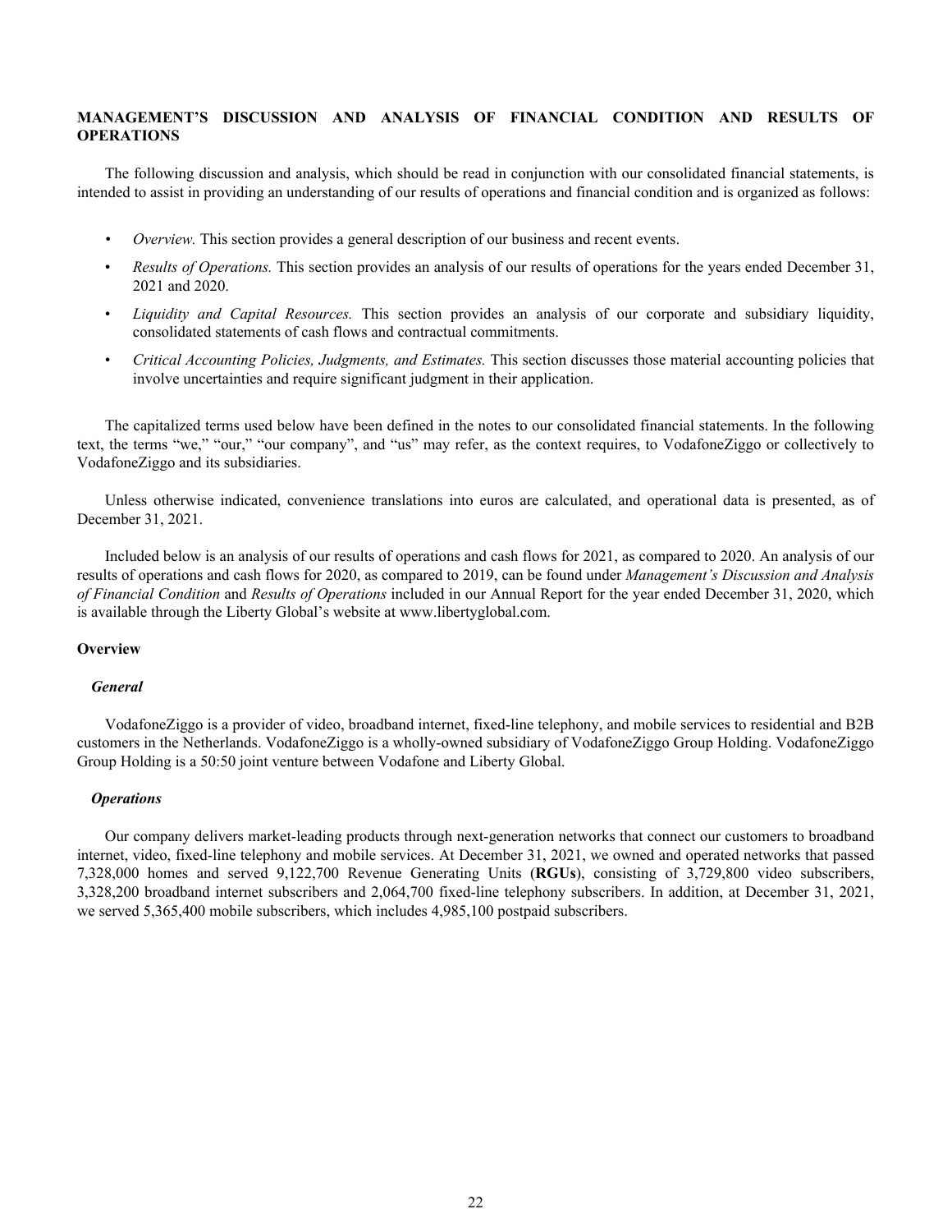## MANAGEMENT'S DISCUSSION AND ANALYSIS OF FINANCIAL CONDITION AND RESULTS OF OPERATIONS

The following discussion and analysis, which should be read in conjunction with our consolidated financial statements, is intended to assist in providing an understanding of our results of operations and financial condition and is organized as follows:

- *Overview.* This section provides a general description of our business and recent events.
- *Results of Operations.* This section provides an analysis of our results of operations for the years ended December 31, 2021 and 2020.
- *Liquidity and Capital Resources.* This section provides an analysis of our corporate and subsidiary liquidity, consolidated statements of cash flows and contractual commitments.
- *Critical Accounting Policies, Judgments, and Estimates.* This section discusses those material accounting policies that involve uncertainties and require significant judgment in their application.

The capitalized terms used below have been defined in the notes to our consolidated financial statements. In the following text, the terms "we," "our," "our company", and "us" may refer, as the context requires, to VodafoneZiggo or collectively to VodafoneZiggo and its subsidiaries.

Unless otherwise indicated, convenience translations into euros are calculated, and operational data is presented, as of December 31, 2021.

Included below is an analysis of our results of operations and cash flows for 2021, as compared to 2020. An analysis of our results of operations and cash flows for 2020, as compared to 2019, can be found under *Management's Discussion and Analysis of Financial Condition* and *Results of Operations* included in our Annual Report for the year ended December 31, 2020, which is available through the Liberty Global's website at www.libertyglobal.com.

### Overview

#### *General*

VodafoneZiggo is a provider of video, broadband internet, fixed-line telephony, and mobile services to residential and B2B customers in the Netherlands. VodafoneZiggo is a wholly-owned subsidiary of VodafoneZiggo Group Holding. VodafoneZiggo Group Holding is a 50:50 joint venture between Vodafone and Liberty Global.

#### *Operations*

Our company delivers market-leading products through next-generation networks that connect our customers to broadband internet, video, fixed-line telephony and mobile services. At December 31, 2021, we owned and operated networks that passed 7,328,000 homes and served 9,122,700 Revenue Generating Units (**RGUs**), consisting of 3,729,800 video subscribers, 3,328,200 broadband internet subscribers and 2,064,700 fixed-line telephony subscribers. In addition, at December 31, 2021, we served 5,365,400 mobile subscribers, which includes 4,985,100 postpaid subscribers.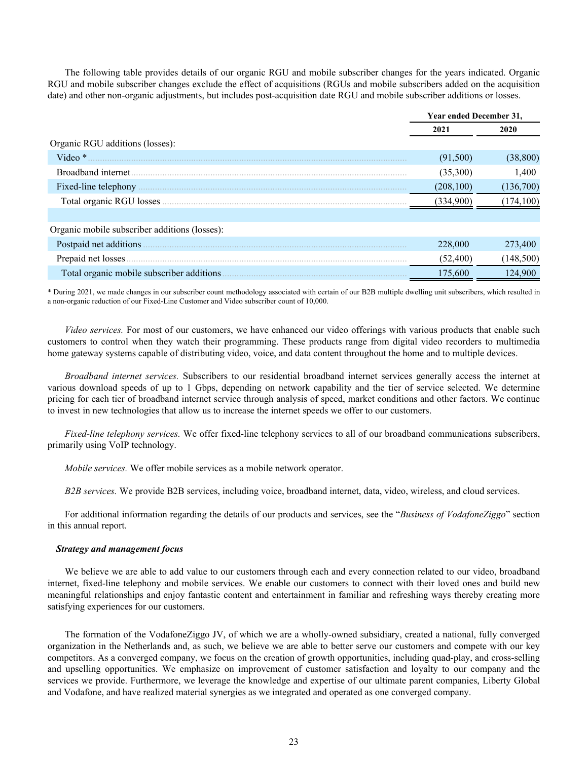The following table provides details of our organic RGU and mobile subscriber changes for the years indicated. Organic RGU and mobile subscriber changes exclude the effect of acquisitions (RGUs and mobile subscribers added on the acquisition date) and other non-organic adjustments, but includes post-acquisition date RGU and mobile subscriber additions or losses.

| | Year ended December 31, | |
|---|---|---|
| | 2021 | 2020 |
| Organic RGU additions (losses): | | |
| Video * | (91,500) | (38,800) |
| Broadband internet | (35,300) | 1,400 |
| Fixed-line telephony | (208,100) | (136,700) |
| Total organic RGU losses | (334,900) | (174,100) |
| | | |
| Organic mobile subscriber additions (losses): | | |
| Postpaid net additions | 228,000 | 273,400 |
| Prepaid net losses | (52,400) | (148,500) |
| Total organic mobile subscriber additions | 175,600 | 124,900 |

* During 2021, we made changes in our subscriber count methodology associated with certain of our B2B multiple dwelling unit subscribers, which resulted in a non-organic reduction of our Fixed-Line Customer and Video subscriber count of 10,000.

*Video services.* For most of our customers, we have enhanced our video offerings with various products that enable such customers to control when they watch their programming. These products range from digital video recorders to multimedia home gateway systems capable of distributing video, voice, and data content throughout the home and to multiple devices.

*Broadband internet services.* Subscribers to our residential broadband internet services generally access the internet at various download speeds of up to 1 Gbps, depending on network capability and the tier of service selected. We determine pricing for each tier of broadband internet service through analysis of speed, market conditions and other factors. We continue to invest in new technologies that allow us to increase the internet speeds we offer to our customers.

*Fixed-line telephony services.* We offer fixed-line telephony services to all of our broadband communications subscribers, primarily using VoIP technology.

*Mobile services.* We offer mobile services as a mobile network operator.

*B2B services.* We provide B2B services, including voice, broadband internet, data, video, wireless, and cloud services.

For additional information regarding the details of our products and services, see the "*Business of VodafoneZiggo*" section in this annual report.

***Strategy and management focus***

We believe we are able to add value to our customers through each and every connection related to our video, broadband internet, fixed-line telephony and mobile services. We enable our customers to connect with their loved ones and build new meaningful relationships and enjoy fantastic content and entertainment in familiar and refreshing ways thereby creating more satisfying experiences for our customers.

The formation of the VodafoneZiggo JV, of which we are a wholly-owned subsidiary, created a national, fully converged organization in the Netherlands and, as such, we believe we are able to better serve our customers and compete with our key competitors. As a converged company, we focus on the creation of growth opportunities, including quad-play, and cross-selling and upselling opportunities. We emphasize on improvement of customer satisfaction and loyalty to our company and the services we provide. Furthermore, we leverage the knowledge and expertise of our ultimate parent companies, Liberty Global and Vodafone, and have realized material synergies as we integrated and operated as one converged company.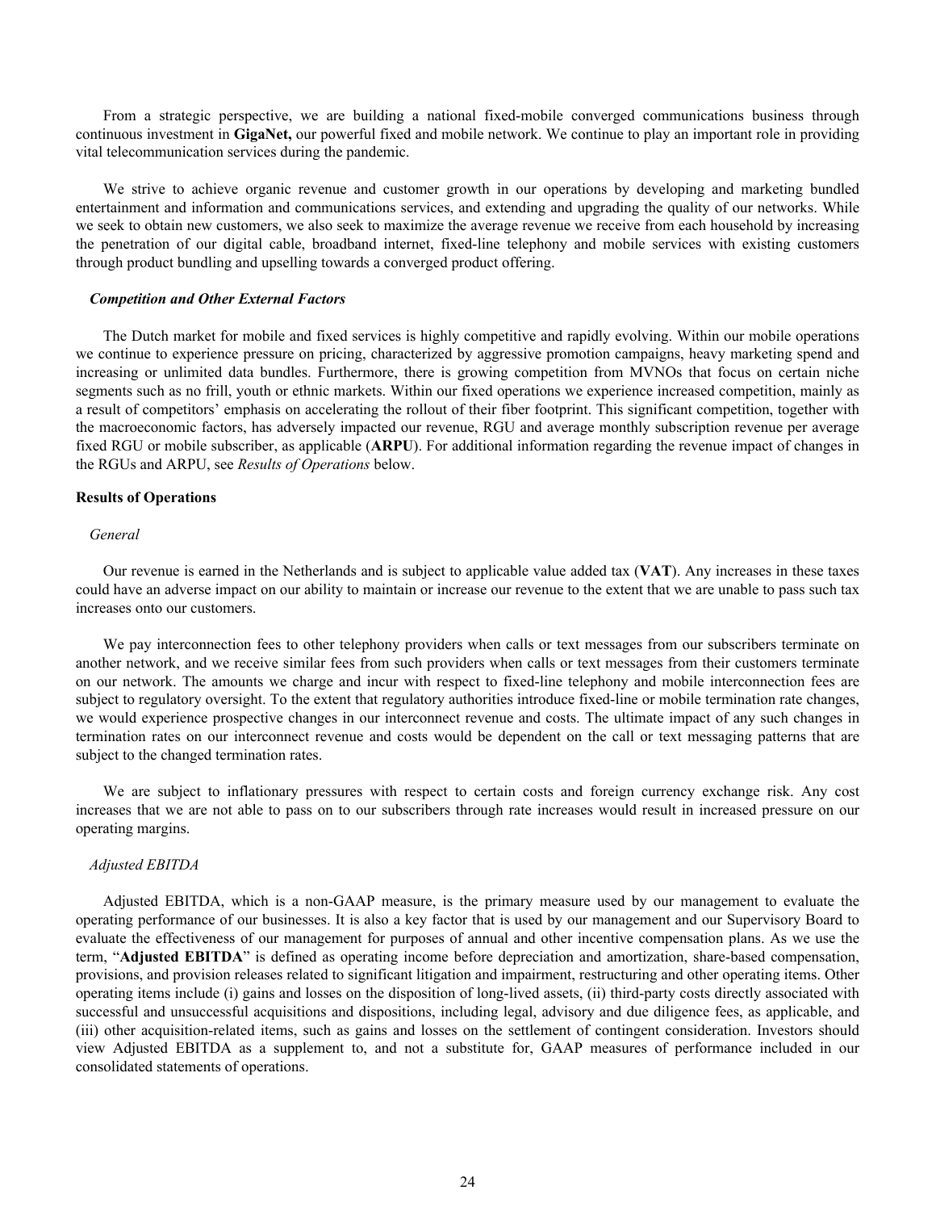From a strategic perspective, we are building a national fixed-mobile converged communications business through continuous investment in **GigaNet,** our powerful fixed and mobile network. We continue to play an important role in providing vital telecommunication services during the pandemic.

We strive to achieve organic revenue and customer growth in our operations by developing and marketing bundled entertainment and information and communications services, and extending and upgrading the quality of our networks. While we seek to obtain new customers, we also seek to maximize the average revenue we receive from each household by increasing the penetration of our digital cable, broadband internet, fixed-line telephony and mobile services with existing customers through product bundling and upselling towards a converged product offering.

***Competition and Other External Factors***

The Dutch market for mobile and fixed services is highly competitive and rapidly evolving. Within our mobile operations we continue to experience pressure on pricing, characterized by aggressive promotion campaigns, heavy marketing spend and increasing or unlimited data bundles. Furthermore, there is growing competition from MVNOs that focus on certain niche segments such as no frill, youth or ethnic markets. Within our fixed operations we experience increased competition, mainly as a result of competitors' emphasis on accelerating the rollout of their fiber footprint. This significant competition, together with the macroeconomic factors, has adversely impacted our revenue, RGU and average monthly subscription revenue per average fixed RGU or mobile subscriber, as applicable (**ARPU**). For additional information regarding the revenue impact of changes in the RGUs and ARPU, see *Results of Operations* below.

**Results of Operations**

*General*

Our revenue is earned in the Netherlands and is subject to applicable value added tax (**VAT**). Any increases in these taxes could have an adverse impact on our ability to maintain or increase our revenue to the extent that we are unable to pass such tax increases onto our customers.

We pay interconnection fees to other telephony providers when calls or text messages from our subscribers terminate on another network, and we receive similar fees from such providers when calls or text messages from their customers terminate on our network. The amounts we charge and incur with respect to fixed-line telephony and mobile interconnection fees are subject to regulatory oversight. To the extent that regulatory authorities introduce fixed-line or mobile termination rate changes, we would experience prospective changes in our interconnect revenue and costs. The ultimate impact of any such changes in termination rates on our interconnect revenue and costs would be dependent on the call or text messaging patterns that are subject to the changed termination rates.

We are subject to inflationary pressures with respect to certain costs and foreign currency exchange risk. Any cost increases that we are not able to pass on to our subscribers through rate increases would result in increased pressure on our operating margins.

*Adjusted EBITDA*

Adjusted EBITDA, which is a non-GAAP measure, is the primary measure used by our management to evaluate the operating performance of our businesses. It is also a key factor that is used by our management and our Supervisory Board to evaluate the effectiveness of our management for purposes of annual and other incentive compensation plans. As we use the term, "**Adjusted EBITDA**" is defined as operating income before depreciation and amortization, share-based compensation, provisions, and provision releases related to significant litigation and impairment, restructuring and other operating items. Other operating items include (i) gains and losses on the disposition of long-lived assets, (ii) third-party costs directly associated with successful and unsuccessful acquisitions and dispositions, including legal, advisory and due diligence fees, as applicable, and (iii) other acquisition-related items, such as gains and losses on the settlement of contingent consideration. Investors should view Adjusted EBITDA as a supplement to, and not a substitute for, GAAP measures of performance included in our consolidated statements of operations.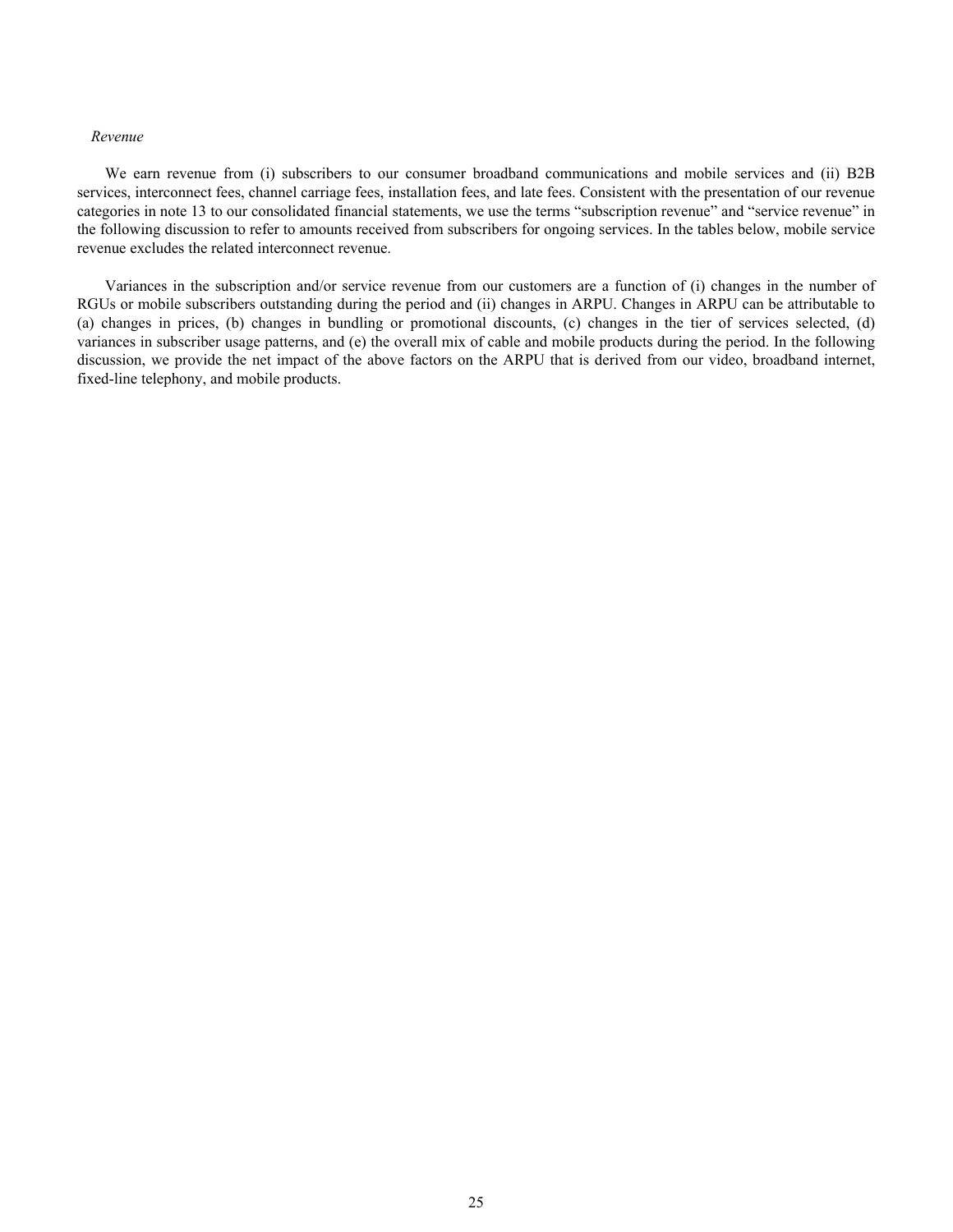*Revenue*

We earn revenue from (i) subscribers to our consumer broadband communications and mobile services and (ii) B2B services, interconnect fees, channel carriage fees, installation fees, and late fees. Consistent with the presentation of our revenue categories in note 13 to our consolidated financial statements, we use the terms "subscription revenue" and "service revenue" in the following discussion to refer to amounts received from subscribers for ongoing services. In the tables below, mobile service revenue excludes the related interconnect revenue.

Variances in the subscription and/or service revenue from our customers are a function of (i) changes in the number of RGUs or mobile subscribers outstanding during the period and (ii) changes in ARPU. Changes in ARPU can be attributable to (a) changes in prices, (b) changes in bundling or promotional discounts, (c) changes in the tier of services selected, (d) variances in subscriber usage patterns, and (e) the overall mix of cable and mobile products during the period. In the following discussion, we provide the net impact of the above factors on the ARPU that is derived from our video, broadband internet, fixed-line telephony, and mobile products.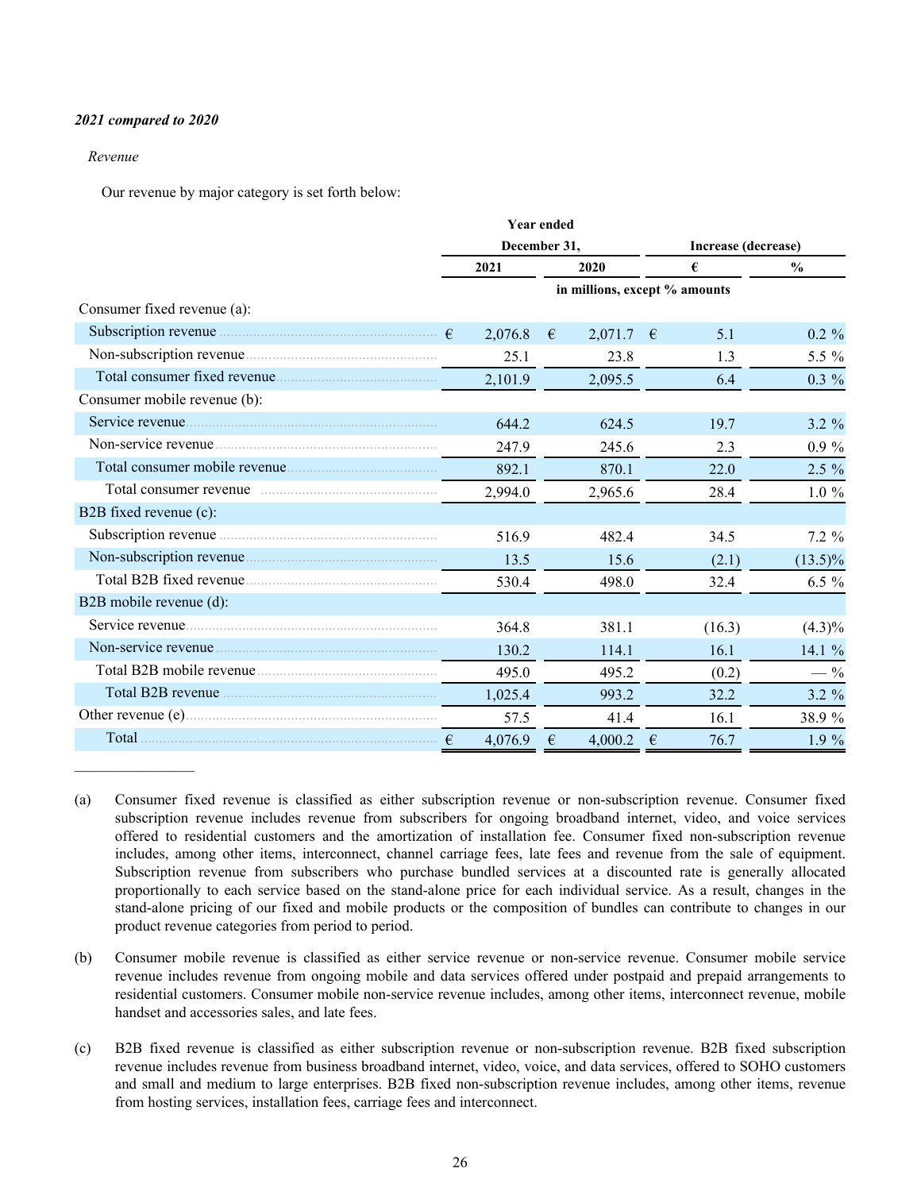***2021 compared to 2020***

*Revenue*

Our revenue by major category is set forth below:

| | Year ended December 31, | | Increase (decrease) | |
|---|---|---|---|---|
| | 2021 | 2020 | € | % |
| | in millions, except % amounts | | | |
| Consumer fixed revenue (a): | | | | |
| Subscription revenue | € 2,076.8 | € 2,071.7 | € 5.1 | 0.2 % |
| Non-subscription revenue | 25.1 | 23.8 | 1.3 | 5.5 % |
| Total consumer fixed revenue | 2,101.9 | 2,095.5 | 6.4 | 0.3 % |
| Consumer mobile revenue (b): | | | | |
| Service revenue | 644.2 | 624.5 | 19.7 | 3.2 % |
| Non-service revenue | 247.9 | 245.6 | 2.3 | 0.9 % |
| Total consumer mobile revenue | 892.1 | 870.1 | 22.0 | 2.5 % |
| Total consumer revenue | 2,994.0 | 2,965.6 | 28.4 | 1.0 % |
| B2B fixed revenue (c): | | | | |
| Subscription revenue | 516.9 | 482.4 | 34.5 | 7.2 % |
| Non-subscription revenue | 13.5 | 15.6 | (2.1) | (13.5)% |
| Total B2B fixed revenue | 530.4 | 498.0 | 32.4 | 6.5 % |
| B2B mobile revenue (d): | | | | |
| Service revenue | 364.8 | 381.1 | (16.3) | (4.3)% |
| Non-service revenue | 130.2 | 114.1 | 16.1 | 14.1 % |
| Total B2B mobile revenue | 495.0 | 495.2 | (0.2) | — % |
| Total B2B revenue | 1,025.4 | 993.2 | 32.2 | 3.2 % |
| Other revenue (e) | 57.5 | 41.4 | 16.1 | 38.9 % |
| Total | € 4,076.9 | € 4,000.2 | € 76.7 | 1.9 % |

_______________

(a) Consumer fixed revenue is classified as either subscription revenue or non-subscription revenue. Consumer fixed subscription revenue includes revenue from subscribers for ongoing broadband internet, video, and voice services offered to residential customers and the amortization of installation fee. Consumer fixed non-subscription revenue includes, among other items, interconnect, channel carriage fees, late fees and revenue from the sale of equipment. Subscription revenue from subscribers who purchase bundled services at a discounted rate is generally allocated proportionally to each service based on the stand-alone price for each individual service. As a result, changes in the stand-alone pricing of our fixed and mobile products or the composition of bundles can contribute to changes in our product revenue categories from period to period.

(b) Consumer mobile revenue is classified as either service revenue or non-service revenue. Consumer mobile service revenue includes revenue from ongoing mobile and data services offered under postpaid and prepaid arrangements to residential customers. Consumer mobile non-service revenue includes, among other items, interconnect revenue, mobile handset and accessories sales, and late fees.

(c) B2B fixed revenue is classified as either subscription revenue or non-subscription revenue. B2B fixed subscription revenue includes revenue from business broadband internet, video, voice, and data services, offered to SOHO customers and small and medium to large enterprises. B2B fixed non-subscription revenue includes, among other items, revenue from hosting services, installation fees, carriage fees and interconnect.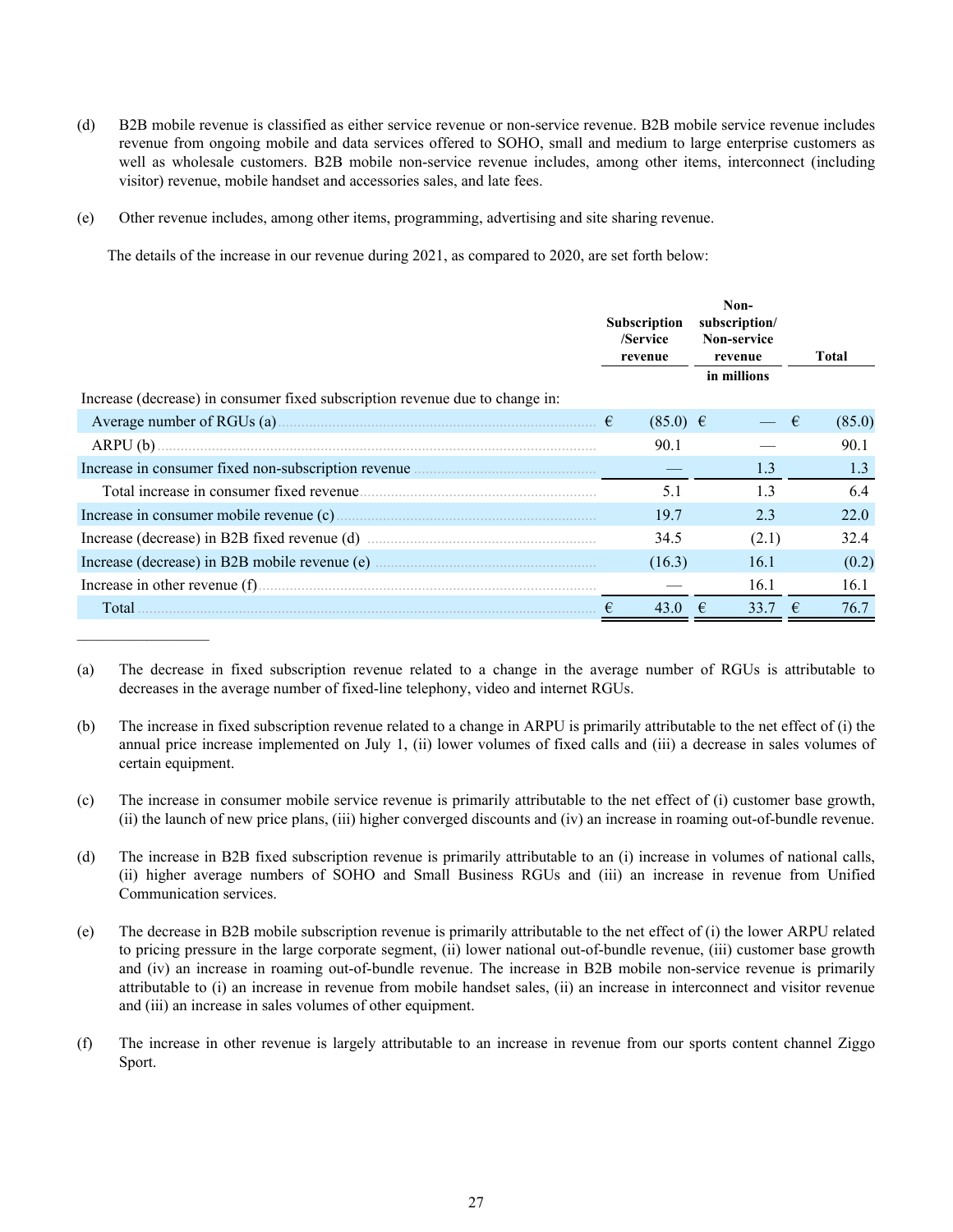(d) B2B mobile revenue is classified as either service revenue or non-service revenue. B2B mobile service revenue includes revenue from ongoing mobile and data services offered to SOHO, small and medium to large enterprise customers as well as wholesale customers. B2B mobile non-service revenue includes, among other items, interconnect (including visitor) revenue, mobile handset and accessories sales, and late fees.

(e) Other revenue includes, among other items, programming, advertising and site sharing revenue.

The details of the increase in our revenue during 2021, as compared to 2020, are set forth below:

| | Subscription /Service revenue | Non-subscription/ Non-service revenue | Total |
|---|---|---|---|
| | | in millions | |
| Increase (decrease) in consumer fixed subscription revenue due to change in: | | | |
| Average number of RGUs (a) | € (85.0) | € — | € (85.0) |
| ARPU (b) | 90.1 | — | 90.1 |
| Increase in consumer fixed non-subscription revenue | — | 1.3 | 1.3 |
| Total increase in consumer fixed revenue | 5.1 | 1.3 | 6.4 |
| Increase in consumer mobile revenue (c) | 19.7 | 2.3 | 22.0 |
| Increase (decrease) in B2B fixed revenue (d) | 34.5 | (2.1) | 32.4 |
| Increase (decrease) in B2B mobile revenue (e) | (16.3) | 16.1 | (0.2) |
| Increase in other revenue (f) | — | 16.1 | 16.1 |
| Total | € 43.0 | € 33.7 | € 76.7 |

(a) The decrease in fixed subscription revenue related to a change in the average number of RGUs is attributable to decreases in the average number of fixed-line telephony, video and internet RGUs.

(b) The increase in fixed subscription revenue related to a change in ARPU is primarily attributable to the net effect of (i) the annual price increase implemented on July 1, (ii) lower volumes of fixed calls and (iii) a decrease in sales volumes of certain equipment.

(c) The increase in consumer mobile service revenue is primarily attributable to the net effect of (i) customer base growth, (ii) the launch of new price plans, (iii) higher converged discounts and (iv) an increase in roaming out-of-bundle revenue.

(d) The increase in B2B fixed subscription revenue is primarily attributable to an (i) increase in volumes of national calls, (ii) higher average numbers of SOHO and Small Business RGUs and (iii) an increase in revenue from Unified Communication services.

(e) The decrease in B2B mobile subscription revenue is primarily attributable to the net effect of (i) the lower ARPU related to pricing pressure in the large corporate segment, (ii) lower national out-of-bundle revenue, (iii) customer base growth and (iv) an increase in roaming out-of-bundle revenue. The increase in B2B mobile non-service revenue is primarily attributable to (i) an increase in revenue from mobile handset sales, (ii) an increase in interconnect and visitor revenue and (iii) an increase in sales volumes of other equipment.

(f) The increase in other revenue is largely attributable to an increase in revenue from our sports content channel Ziggo Sport.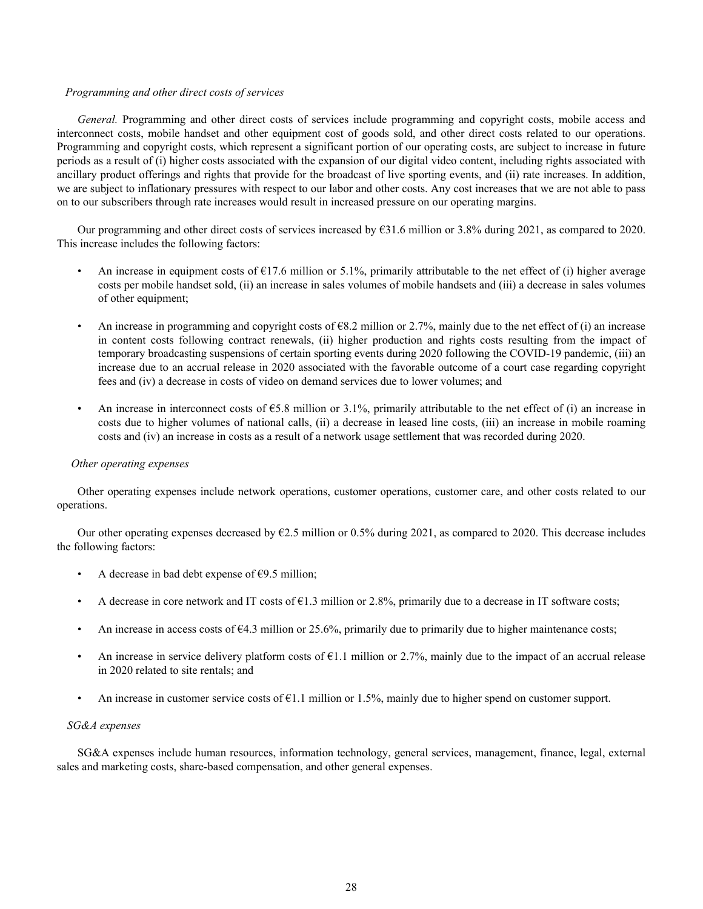*Programming and other direct costs of services*

*General.* Programming and other direct costs of services include programming and copyright costs, mobile access and interconnect costs, mobile handset and other equipment cost of goods sold, and other direct costs related to our operations. Programming and copyright costs, which represent a significant portion of our operating costs, are subject to increase in future periods as a result of (i) higher costs associated with the expansion of our digital video content, including rights associated with ancillary product offerings and rights that provide for the broadcast of live sporting events, and (ii) rate increases. In addition, we are subject to inflationary pressures with respect to our labor and other costs. Any cost increases that we are not able to pass on to our subscribers through rate increases would result in increased pressure on our operating margins.

Our programming and other direct costs of services increased by €31.6 million or 3.8% during 2021, as compared to 2020. This increase includes the following factors:

- An increase in equipment costs of €17.6 million or 5.1%, primarily attributable to the net effect of (i) higher average costs per mobile handset sold, (ii) an increase in sales volumes of mobile handsets and (iii) a decrease in sales volumes of other equipment;
- An increase in programming and copyright costs of €8.2 million or 2.7%, mainly due to the net effect of (i) an increase in content costs following contract renewals, (ii) higher production and rights costs resulting from the impact of temporary broadcasting suspensions of certain sporting events during 2020 following the COVID-19 pandemic, (iii) an increase due to an accrual release in 2020 associated with the favorable outcome of a court case regarding copyright fees and (iv) a decrease in costs of video on demand services due to lower volumes; and
- An increase in interconnect costs of €5.8 million or 3.1%, primarily attributable to the net effect of (i) an increase in costs due to higher volumes of national calls, (ii) a decrease in leased line costs, (iii) an increase in mobile roaming costs and (iv) an increase in costs as a result of a network usage settlement that was recorded during 2020.

*Other operating expenses*

Other operating expenses include network operations, customer operations, customer care, and other costs related to our operations.

Our other operating expenses decreased by €2.5 million or 0.5% during 2021, as compared to 2020. This decrease includes the following factors:

- A decrease in bad debt expense of €9.5 million;
- A decrease in core network and IT costs of €1.3 million or 2.8%, primarily due to a decrease in IT software costs;
- An increase in access costs of €4.3 million or 25.6%, primarily due to primarily due to higher maintenance costs;
- An increase in service delivery platform costs of €1.1 million or 2.7%, mainly due to the impact of an accrual release in 2020 related to site rentals; and
- An increase in customer service costs of €1.1 million or 1.5%, mainly due to higher spend on customer support.

*SG&A expenses*

SG&A expenses include human resources, information technology, general services, management, finance, legal, external sales and marketing costs, share-based compensation, and other general expenses.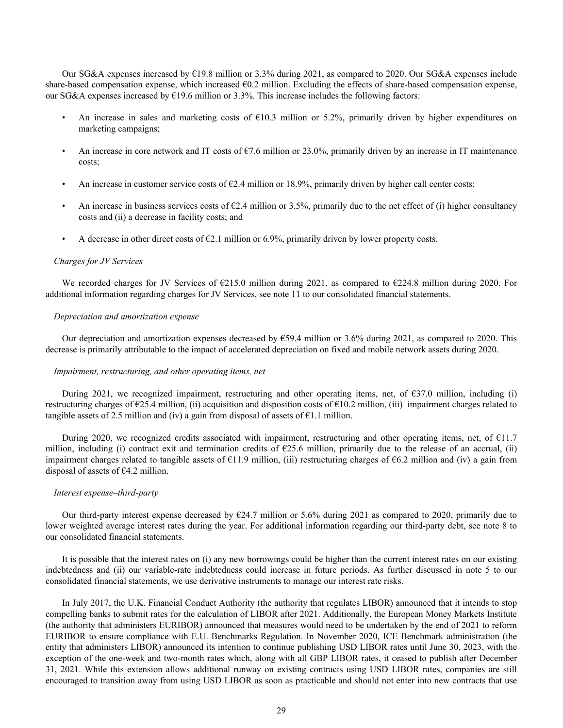Our SG&A expenses increased by €19.8 million or 3.3% during 2021, as compared to 2020. Our SG&A expenses include share-based compensation expense, which increased €0.2 million. Excluding the effects of share-based compensation expense, our SG&A expenses increased by €19.6 million or 3.3%. This increase includes the following factors:

- An increase in sales and marketing costs of €10.3 million or 5.2%, primarily driven by higher expenditures on marketing campaigns;
- An increase in core network and IT costs of €7.6 million or 23.0%, primarily driven by an increase in IT maintenance costs;
- An increase in customer service costs of €2.4 million or 18.9%, primarily driven by higher call center costs;
- An increase in business services costs of €2.4 million or 3.5%, primarily due to the net effect of (i) higher consultancy costs and (ii) a decrease in facility costs; and
- A decrease in other direct costs of €2.1 million or 6.9%, primarily driven by lower property costs.

*Charges for JV Services*

We recorded charges for JV Services of €215.0 million during 2021, as compared to €224.8 million during 2020. For additional information regarding charges for JV Services, see note 11 to our consolidated financial statements.

*Depreciation and amortization expense*

Our depreciation and amortization expenses decreased by €59.4 million or 3.6% during 2021, as compared to 2020. This decrease is primarily attributable to the impact of accelerated depreciation on fixed and mobile network assets during 2020.

*Impairment, restructuring, and other operating items, net*

During 2021, we recognized impairment, restructuring and other operating items, net, of €37.0 million, including (i) restructuring charges of €25.4 million, (ii) acquisition and disposition costs of €10.2 million, (iii) impairment charges related to tangible assets of 2.5 million and (iv) a gain from disposal of assets of €1.1 million.

During 2020, we recognized credits associated with impairment, restructuring and other operating items, net, of €11.7 million, including (i) contract exit and termination credits of €25.6 million, primarily due to the release of an accrual, (ii) impairment charges related to tangible assets of €11.9 million, (iii) restructuring charges of €6.2 million and (iv) a gain from disposal of assets of €4.2 million.

*Interest expense–third-party*

Our third-party interest expense decreased by €24.7 million or 5.6% during 2021 as compared to 2020, primarily due to lower weighted average interest rates during the year. For additional information regarding our third-party debt, see note 8 to our consolidated financial statements.

It is possible that the interest rates on (i) any new borrowings could be higher than the current interest rates on our existing indebtedness and (ii) our variable-rate indebtedness could increase in future periods. As further discussed in note 5 to our consolidated financial statements, we use derivative instruments to manage our interest rate risks.

In July 2017, the U.K. Financial Conduct Authority (the authority that regulates LIBOR) announced that it intends to stop compelling banks to submit rates for the calculation of LIBOR after 2021. Additionally, the European Money Markets Institute (the authority that administers EURIBOR) announced that measures would need to be undertaken by the end of 2021 to reform EURIBOR to ensure compliance with E.U. Benchmarks Regulation. In November 2020, ICE Benchmark administration (the entity that administers LIBOR) announced its intention to continue publishing USD LIBOR rates until June 30, 2023, with the exception of the one-week and two-month rates which, along with all GBP LIBOR rates, it ceased to publish after December 31, 2021. While this extension allows additional runway on existing contracts using USD LIBOR rates, companies are still encouraged to transition away from using USD LIBOR as soon as practicable and should not enter into new contracts that use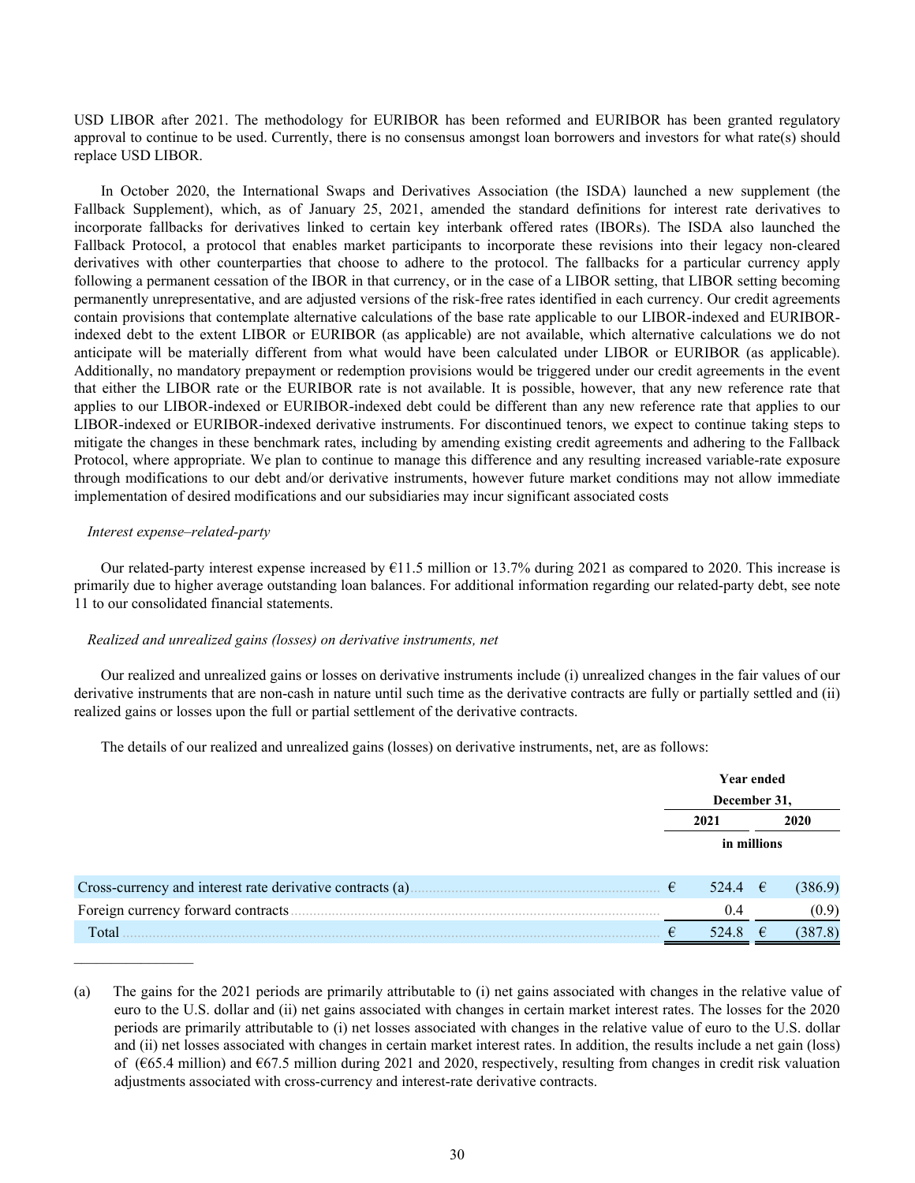USD LIBOR after 2021. The methodology for EURIBOR has been reformed and EURIBOR has been granted regulatory approval to continue to be used. Currently, there is no consensus amongst loan borrowers and investors for what rate(s) should replace USD LIBOR.

In October 2020, the International Swaps and Derivatives Association (the ISDA) launched a new supplement (the Fallback Supplement), which, as of January 25, 2021, amended the standard definitions for interest rate derivatives to incorporate fallbacks for derivatives linked to certain key interbank offered rates (IBORs). The ISDA also launched the Fallback Protocol, a protocol that enables market participants to incorporate these revisions into their legacy non-cleared derivatives with other counterparties that choose to adhere to the protocol. The fallbacks for a particular currency apply following a permanent cessation of the IBOR in that currency, or in the case of a LIBOR setting, that LIBOR setting becoming permanently unrepresentative, and are adjusted versions of the risk-free rates identified in each currency. Our credit agreements contain provisions that contemplate alternative calculations of the base rate applicable to our LIBOR-indexed and EURIBOR-indexed debt to the extent LIBOR or EURIBOR (as applicable) are not available, which alternative calculations we do not anticipate will be materially different from what would have been calculated under LIBOR or EURIBOR (as applicable). Additionally, no mandatory prepayment or redemption provisions would be triggered under our credit agreements in the event that either the LIBOR rate or the EURIBOR rate is not available. It is possible, however, that any new reference rate that applies to our LIBOR-indexed or EURIBOR-indexed debt could be different than any new reference rate that applies to our LIBOR-indexed or EURIBOR-indexed derivative instruments. For discontinued tenors, we expect to continue taking steps to mitigate the changes in these benchmark rates, including by amending existing credit agreements and adhering to the Fallback Protocol, where appropriate. We plan to continue to manage this difference and any resulting increased variable-rate exposure through modifications to our debt and/or derivative instruments, however future market conditions may not allow immediate implementation of desired modifications and our subsidiaries may incur significant associated costs

*Interest expense–related-party*

Our related-party interest expense increased by €11.5 million or 13.7% during 2021 as compared to 2020. This increase is primarily due to higher average outstanding loan balances. For additional information regarding our related-party debt, see note 11 to our consolidated financial statements.

*Realized and unrealized gains (losses) on derivative instruments, net*

Our realized and unrealized gains or losses on derivative instruments include (i) unrealized changes in the fair values of our derivative instruments that are non-cash in nature until such time as the derivative contracts are fully or partially settled and (ii) realized gains or losses upon the full or partial settlement of the derivative contracts.

The details of our realized and unrealized gains (losses) on derivative instruments, net, are as follows:

| | Year ended December 31, | |
|---|---|---|
| | **2021** | **2020** |
| | in millions | |
| Cross-currency and interest rate derivative contracts (a) | € 524.4 | € (386.9) |
| Foreign currency forward contracts | 0.4 | (0.9) |
| Total | € 524.8 | € (387.8) |

(a) The gains for the 2021 periods are primarily attributable to (i) net gains associated with changes in the relative value of euro to the U.S. dollar and (ii) net gains associated with changes in certain market interest rates. The losses for the 2020 periods are primarily attributable to (i) net losses associated with changes in the relative value of euro to the U.S. dollar and (ii) net losses associated with changes in certain market interest rates. In addition, the results include a net gain (loss) of (€65.4 million) and €67.5 million during 2021 and 2020, respectively, resulting from changes in credit risk valuation adjustments associated with cross-currency and interest-rate derivative contracts.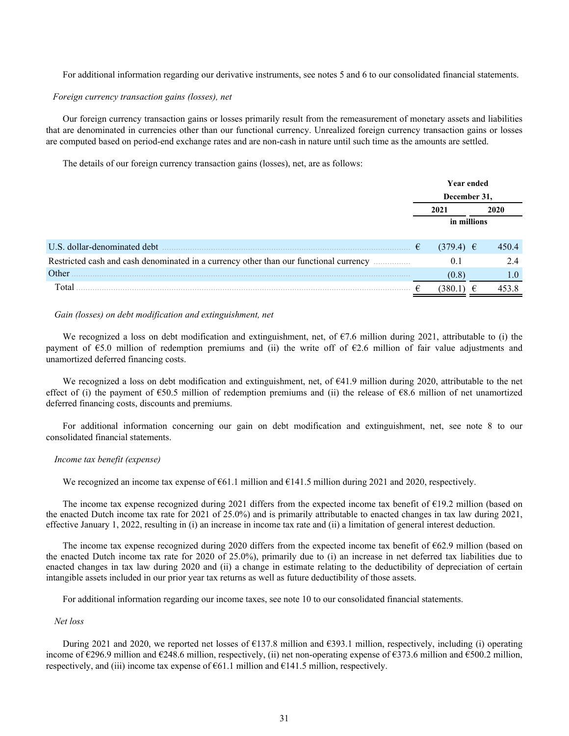For additional information regarding our derivative instruments, see notes 5 and 6 to our consolidated financial statements.

*Foreign currency transaction gains (losses), net*

Our foreign currency transaction gains or losses primarily result from the remeasurement of monetary assets and liabilities that are denominated in currencies other than our functional currency. Unrealized foreign currency transaction gains or losses are computed based on period-end exchange rates and are non-cash in nature until such time as the amounts are settled.

The details of our foreign currency transaction gains (losses), net, are as follows:

| | Year ended December 31, | |
|---|---|---|
| | 2021 | 2020 |
| | in millions | |
| U.S. dollar-denominated debt | € (379.4) | € 450.4 |
| Restricted cash and cash denominated in a currency other than our functional currency | 0.1 | 2.4 |
| Other | (0.8) | 1.0 |
| Total | € (380.1) | € 453.8 |

*Gain (losses) on debt modification and extinguishment, net*

We recognized a loss on debt modification and extinguishment, net, of €7.6 million during 2021, attributable to (i) the payment of €5.0 million of redemption premiums and (ii) the write off of €2.6 million of fair value adjustments and unamortized deferred financing costs.

We recognized a loss on debt modification and extinguishment, net, of €41.9 million during 2020, attributable to the net effect of (i) the payment of €50.5 million of redemption premiums and (ii) the release of €8.6 million of net unamortized deferred financing costs, discounts and premiums.

For additional information concerning our gain on debt modification and extinguishment, net, see note 8 to our consolidated financial statements.

*Income tax benefit (expense)*

We recognized an income tax expense of €61.1 million and €141.5 million during 2021 and 2020, respectively.

The income tax expense recognized during 2021 differs from the expected income tax benefit of €19.2 million (based on the enacted Dutch income tax rate for 2021 of 25.0%) and is primarily attributable to enacted changes in tax law during 2021, effective January 1, 2022, resulting in (i) an increase in income tax rate and (ii) a limitation of general interest deduction.

The income tax expense recognized during 2020 differs from the expected income tax benefit of €62.9 million (based on the enacted Dutch income tax rate for 2020 of 25.0%), primarily due to (i) an increase in net deferred tax liabilities due to enacted changes in tax law during 2020 and (ii) a change in estimate relating to the deductibility of depreciation of certain intangible assets included in our prior year tax returns as well as future deductibility of those assets.

For additional information regarding our income taxes, see note 10 to our consolidated financial statements.

*Net loss*

During 2021 and 2020, we reported net losses of €137.8 million and €393.1 million, respectively, including (i) operating income of €296.9 million and €248.6 million, respectively, (ii) net non-operating expense of €373.6 million and €500.2 million, respectively, and (iii) income tax expense of €61.1 million and €141.5 million, respectively.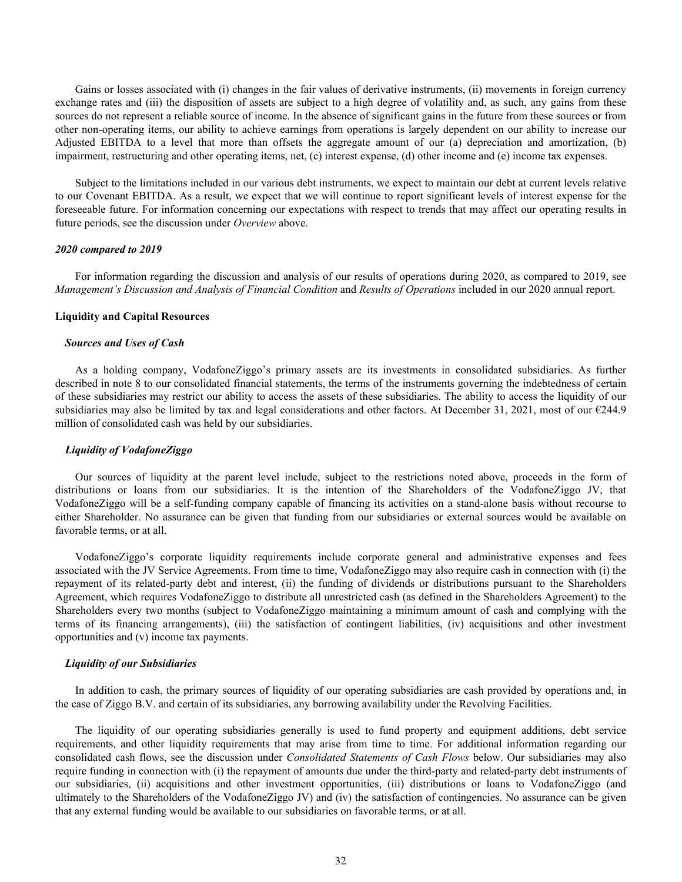Gains or losses associated with (i) changes in the fair values of derivative instruments, (ii) movements in foreign currency exchange rates and (iii) the disposition of assets are subject to a high degree of volatility and, as such, any gains from these sources do not represent a reliable source of income. In the absence of significant gains in the future from these sources or from other non-operating items, our ability to achieve earnings from operations is largely dependent on our ability to increase our Adjusted EBITDA to a level that more than offsets the aggregate amount of our (a) depreciation and amortization, (b) impairment, restructuring and other operating items, net, (c) interest expense, (d) other income and (e) income tax expenses.

Subject to the limitations included in our various debt instruments, we expect to maintain our debt at current levels relative to our Covenant EBITDA. As a result, we expect that we will continue to report significant levels of interest expense for the foreseeable future. For information concerning our expectations with respect to trends that may affect our operating results in future periods, see the discussion under *Overview* above.

*2020 compared to 2019*

For information regarding the discussion and analysis of our results of operations during 2020, as compared to 2019, see *Management's Discussion and Analysis of Financial Condition* and *Results of Operations* included in our 2020 annual report.

**Liquidity and Capital Resources**

***Sources and Uses of Cash***

As a holding company, VodafoneZiggo's primary assets are its investments in consolidated subsidiaries. As further described in note 8 to our consolidated financial statements, the terms of the instruments governing the indebtedness of certain of these subsidiaries may restrict our ability to access the assets of these subsidiaries. The ability to access the liquidity of our subsidiaries may also be limited by tax and legal considerations and other factors. At December 31, 2021, most of our €244.9 million of consolidated cash was held by our subsidiaries.

***Liquidity of VodafoneZiggo***

Our sources of liquidity at the parent level include, subject to the restrictions noted above, proceeds in the form of distributions or loans from our subsidiaries. It is the intention of the Shareholders of the VodafoneZiggo JV, that VodafoneZiggo will be a self-funding company capable of financing its activities on a stand-alone basis without recourse to either Shareholder. No assurance can be given that funding from our subsidiaries or external sources would be available on favorable terms, or at all.

VodafoneZiggo's corporate liquidity requirements include corporate general and administrative expenses and fees associated with the JV Service Agreements. From time to time, VodafoneZiggo may also require cash in connection with (i) the repayment of its related-party debt and interest, (ii) the funding of dividends or distributions pursuant to the Shareholders Agreement, which requires VodafoneZiggo to distribute all unrestricted cash (as defined in the Shareholders Agreement) to the Shareholders every two months (subject to VodafoneZiggo maintaining a minimum amount of cash and complying with the terms of its financing arrangements), (iii) the satisfaction of contingent liabilities, (iv) acquisitions and other investment opportunities and (v) income tax payments.

***Liquidity of our Subsidiaries***

In addition to cash, the primary sources of liquidity of our operating subsidiaries are cash provided by operations and, in the case of Ziggo B.V. and certain of its subsidiaries, any borrowing availability under the Revolving Facilities.

The liquidity of our operating subsidiaries generally is used to fund property and equipment additions, debt service requirements, and other liquidity requirements that may arise from time to time. For additional information regarding our consolidated cash flows, see the discussion under *Consolidated Statements of Cash Flows* below. Our subsidiaries may also require funding in connection with (i) the repayment of amounts due under the third-party and related-party debt instruments of our subsidiaries, (ii) acquisitions and other investment opportunities, (iii) distributions or loans to VodafoneZiggo (and ultimately to the Shareholders of the VodafoneZiggo JV) and (iv) the satisfaction of contingencies. No assurance can be given that any external funding would be available to our subsidiaries on favorable terms, or at all.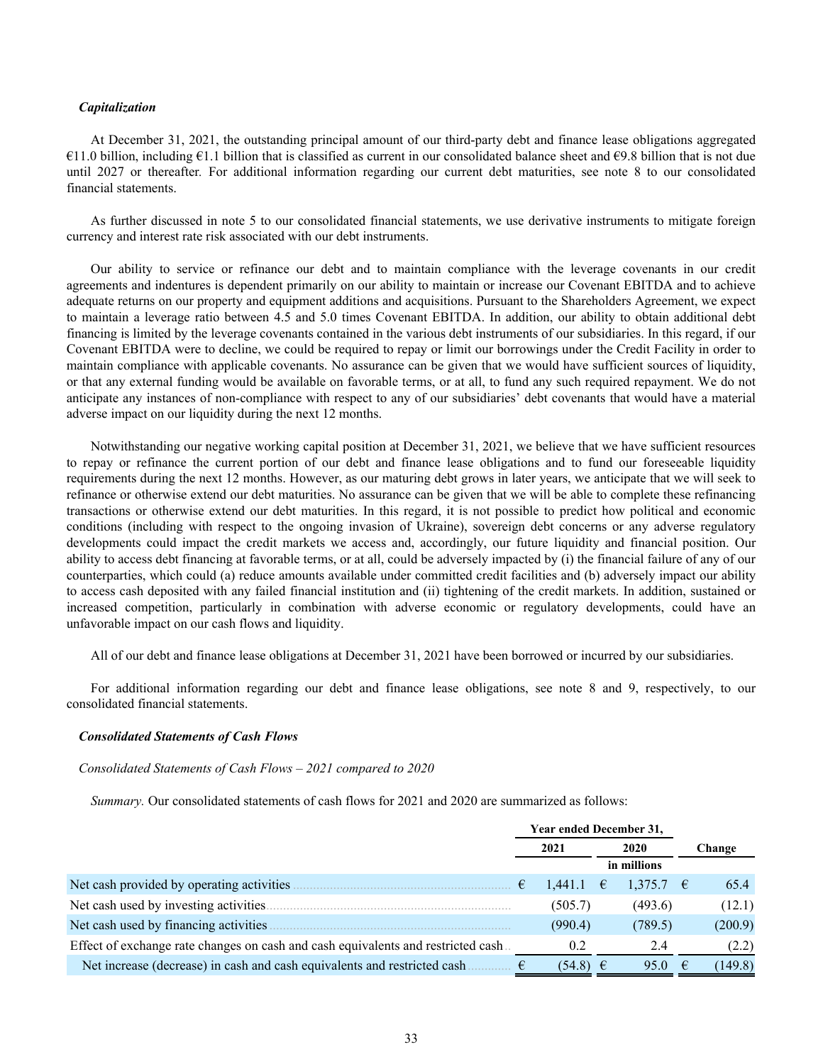### *Capitalization*

At December 31, 2021, the outstanding principal amount of our third-party debt and finance lease obligations aggregated €11.0 billion, including €1.1 billion that is classified as current in our consolidated balance sheet and €9.8 billion that is not due until 2027 or thereafter. For additional information regarding our current debt maturities, see note 8 to our consolidated financial statements.

As further discussed in note 5 to our consolidated financial statements, we use derivative instruments to mitigate foreign currency and interest rate risk associated with our debt instruments.

Our ability to service or refinance our debt and to maintain compliance with the leverage covenants in our credit agreements and indentures is dependent primarily on our ability to maintain or increase our Covenant EBITDA and to achieve adequate returns on our property and equipment additions and acquisitions. Pursuant to the Shareholders Agreement, we expect to maintain a leverage ratio between 4.5 and 5.0 times Covenant EBITDA. In addition, our ability to obtain additional debt financing is limited by the leverage covenants contained in the various debt instruments of our subsidiaries. In this regard, if our Covenant EBITDA were to decline, we could be required to repay or limit our borrowings under the Credit Facility in order to maintain compliance with applicable covenants. No assurance can be given that we would have sufficient sources of liquidity, or that any external funding would be available on favorable terms, or at all, to fund any such required repayment. We do not anticipate any instances of non-compliance with respect to any of our subsidiaries' debt covenants that would have a material adverse impact on our liquidity during the next 12 months.

Notwithstanding our negative working capital position at December 31, 2021, we believe that we have sufficient resources to repay or refinance the current portion of our debt and finance lease obligations and to fund our foreseeable liquidity requirements during the next 12 months. However, as our maturing debt grows in later years, we anticipate that we will seek to refinance or otherwise extend our debt maturities. No assurance can be given that we will be able to complete these refinancing transactions or otherwise extend our debt maturities. In this regard, it is not possible to predict how political and economic conditions (including with respect to the ongoing invasion of Ukraine), sovereign debt concerns or any adverse regulatory developments could impact the credit markets we access and, accordingly, our future liquidity and financial position. Our ability to access debt financing at favorable terms, or at all, could be adversely impacted by (i) the financial failure of any of our counterparties, which could (a) reduce amounts available under committed credit facilities and (b) adversely impact our ability to access cash deposited with any failed financial institution and (ii) tightening of the credit markets. In addition, sustained or increased competition, particularly in combination with adverse economic or regulatory developments, could have an unfavorable impact on our cash flows and liquidity.

All of our debt and finance lease obligations at December 31, 2021 have been borrowed or incurred by our subsidiaries.

For additional information regarding our debt and finance lease obligations, see note 8 and 9, respectively, to our consolidated financial statements.

### *Consolidated Statements of Cash Flows*

*Consolidated Statements of Cash Flows – 2021 compared to 2020*

*Summary.* Our consolidated statements of cash flows for 2021 and 2020 are summarized as follows:

| | Year ended December 31, | | |
|---|---|---|---|
| | 2021 | 2020 | Change |
| | in millions | | |
| Net cash provided by operating activities | € 1,441.1 | € 1,375.7 | € 65.4 |
| Net cash used by investing activities | (505.7) | (493.6) | (12.1) |
| Net cash used by financing activities | (990.4) | (789.5) | (200.9) |
| Effect of exchange rate changes on cash and cash equivalents and restricted cash | 0.2 | 2.4 | (2.2) |
| Net increase (decrease) in cash and cash equivalents and restricted cash | € (54.8) | € 95.0 | € (149.8) |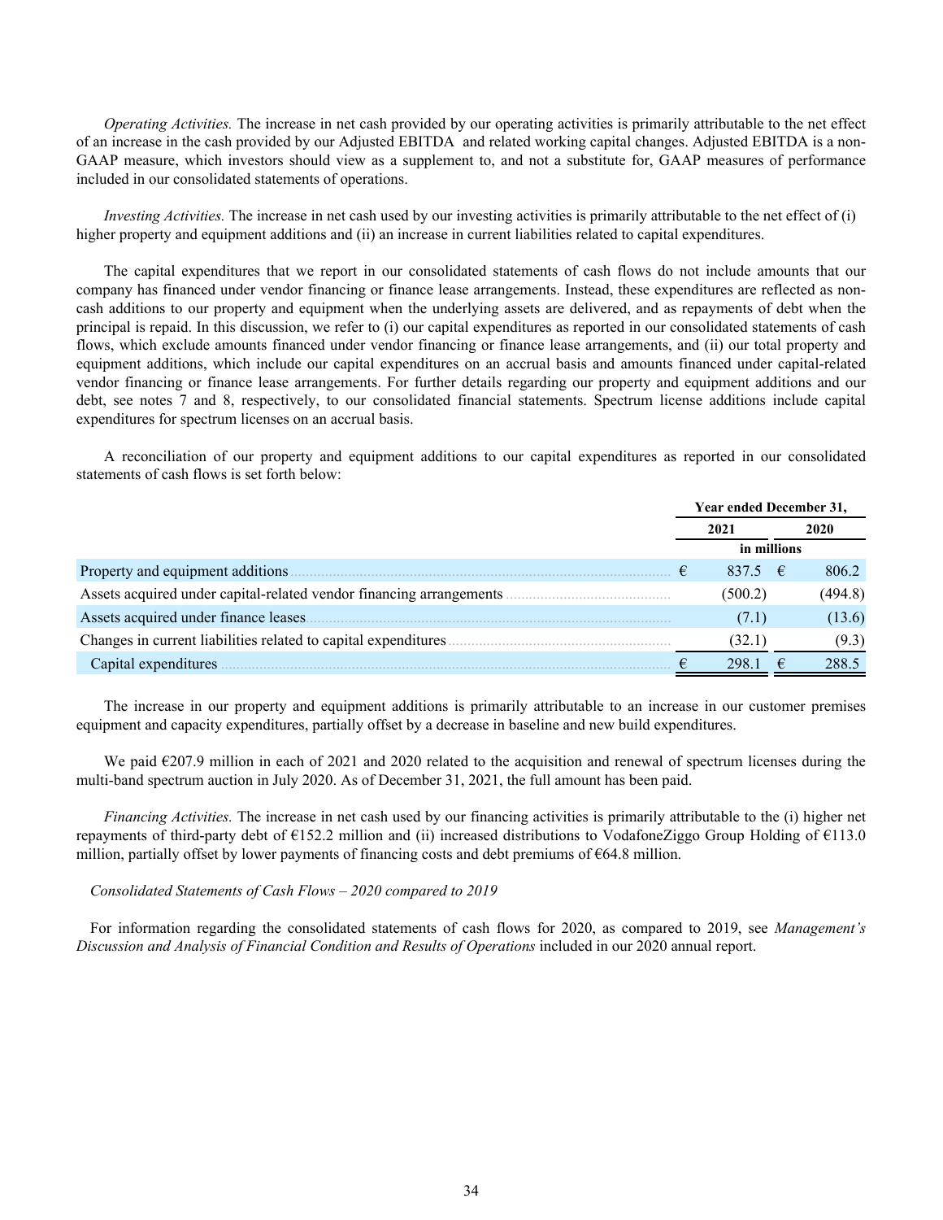*Operating Activities.* The increase in net cash provided by our operating activities is primarily attributable to the net effect of an increase in the cash provided by our Adjusted EBITDA and related working capital changes. Adjusted EBITDA is a non-GAAP measure, which investors should view as a supplement to, and not a substitute for, GAAP measures of performance included in our consolidated statements of operations.

*Investing Activities.* The increase in net cash used by our investing activities is primarily attributable to the net effect of (i) higher property and equipment additions and (ii) an increase in current liabilities related to capital expenditures.

The capital expenditures that we report in our consolidated statements of cash flows do not include amounts that our company has financed under vendor financing or finance lease arrangements. Instead, these expenditures are reflected as non-cash additions to our property and equipment when the underlying assets are delivered, and as repayments of debt when the principal is repaid. In this discussion, we refer to (i) our capital expenditures as reported in our consolidated statements of cash flows, which exclude amounts financed under vendor financing or finance lease arrangements, and (ii) our total property and equipment additions, which include our capital expenditures on an accrual basis and amounts financed under capital-related vendor financing or finance lease arrangements. For further details regarding our property and equipment additions and our debt, see notes 7 and 8, respectively, to our consolidated financial statements. Spectrum license additions include capital expenditures for spectrum licenses on an accrual basis.

A reconciliation of our property and equipment additions to our capital expenditures as reported in our consolidated statements of cash flows is set forth below:

| | Year ended December 31, | |
|---|---|---|
| | 2021 | 2020 |
| | in millions | |
| Property and equipment additions | € 837.5 | € 806.2 |
| Assets acquired under capital-related vendor financing arrangements | (500.2) | (494.8) |
| Assets acquired under finance leases | (7.1) | (13.6) |
| Changes in current liabilities related to capital expenditures | (32.1) | (9.3) |
| Capital expenditures | € 298.1 | € 288.5 |

The increase in our property and equipment additions is primarily attributable to an increase in our customer premises equipment and capacity expenditures, partially offset by a decrease in baseline and new build expenditures.

We paid €207.9 million in each of 2021 and 2020 related to the acquisition and renewal of spectrum licenses during the multi-band spectrum auction in July 2020. As of December 31, 2021, the full amount has been paid.

*Financing Activities.* The increase in net cash used by our financing activities is primarily attributable to the (i) higher net repayments of third-party debt of €152.2 million and (ii) increased distributions to VodafoneZiggo Group Holding of €113.0 million, partially offset by lower payments of financing costs and debt premiums of €64.8 million.

*Consolidated Statements of Cash Flows – 2020 compared to 2019*

For information regarding the consolidated statements of cash flows for 2020, as compared to 2019, see *Management's Discussion and Analysis of Financial Condition and Results of Operations* included in our 2020 annual report.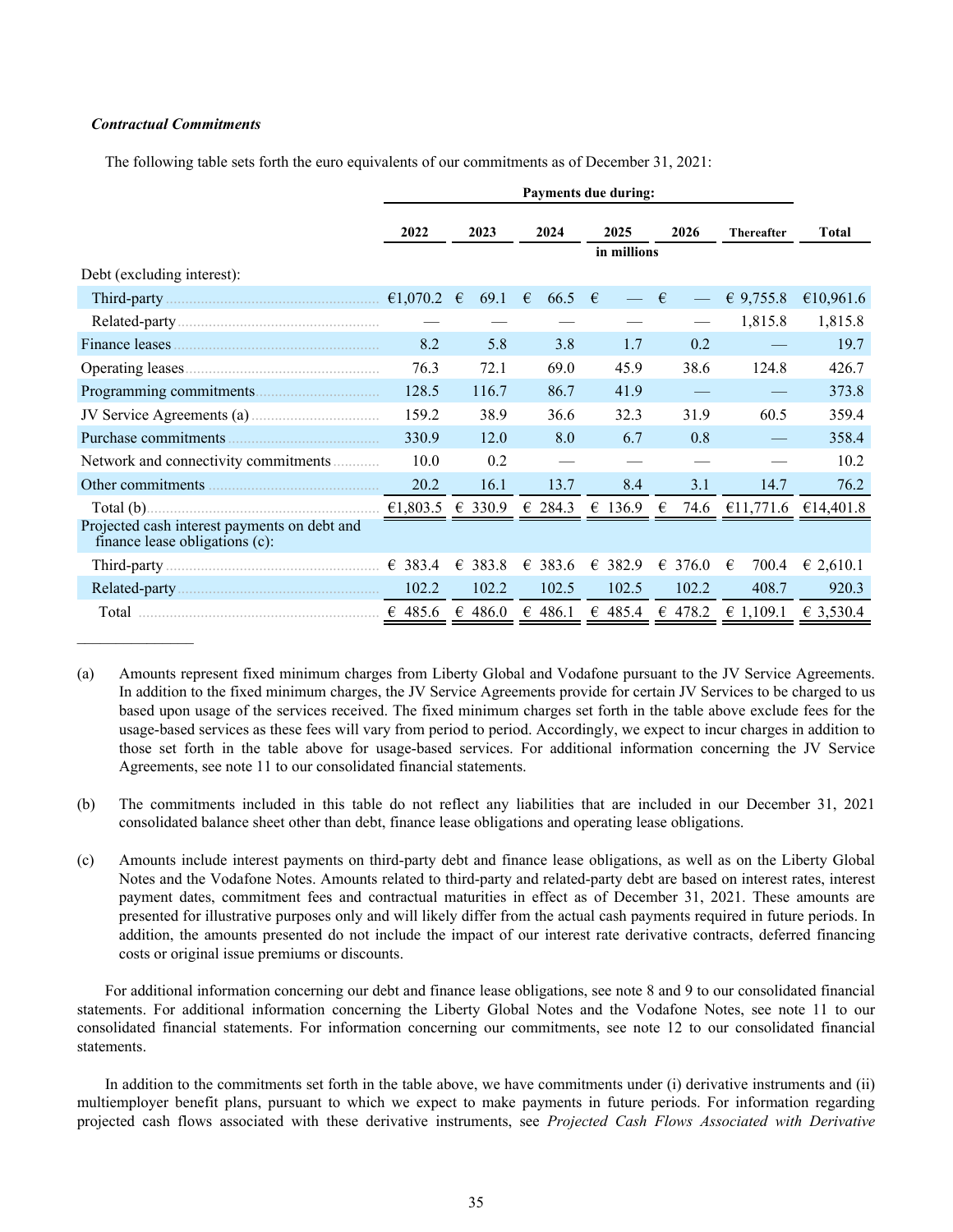***Contractual Commitments***

The following table sets forth the euro equivalents of our commitments as of December 31, 2021:

| | Payments due during: | | | | | | |
|---|---|---|---|---|---|---|---|
| | 2022 | 2023 | 2024 | 2025 | 2026 | Thereafter | Total |
| | | | | in millions | | | |
| Debt (excluding interest): | | | | | | | |
| Third-party | €1,070.2 | € 69.1 | € 66.5 | € — | € — | € 9,755.8 | €10,961.6 |
| Related-party | — | — | — | — | — | 1,815.8 | 1,815.8 |
| Finance leases | 8.2 | 5.8 | 3.8 | 1.7 | 0.2 | — | 19.7 |
| Operating leases | 76.3 | 72.1 | 69.0 | 45.9 | 38.6 | 124.8 | 426.7 |
| Programming commitments | 128.5 | 116.7 | 86.7 | 41.9 | — | — | 373.8 |
| JV Service Agreements (a) | 159.2 | 38.9 | 36.6 | 32.3 | 31.9 | 60.5 | 359.4 |
| Purchase commitments | 330.9 | 12.0 | 8.0 | 6.7 | 0.8 | — | 358.4 |
| Network and connectivity commitments | 10.0 | 0.2 | — | — | — | — | 10.2 |
| Other commitments | 20.2 | 16.1 | 13.7 | 8.4 | 3.1 | 14.7 | 76.2 |
| Total (b) | €1,803.5 | € 330.9 | € 284.3 | € 136.9 | € 74.6 | €11,771.6 | €14,401.8 |
| Projected cash interest payments on debt and finance lease obligations (c): | | | | | | | |
| Third-party | € 383.4 | € 383.8 | € 383.6 | € 382.9 | € 376.0 | € 700.4 | € 2,610.1 |
| Related-party | 102.2 | 102.2 | 102.5 | 102.5 | 102.2 | 408.7 | 920.3 |
| Total | € 485.6 | € 486.0 | € 486.1 | € 485.4 | € 478.2 | € 1,109.1 | € 3,530.4 |

(a) Amounts represent fixed minimum charges from Liberty Global and Vodafone pursuant to the JV Service Agreements. In addition to the fixed minimum charges, the JV Service Agreements provide for certain JV Services to be charged to us based upon usage of the services received. The fixed minimum charges set forth in the table above exclude fees for the usage-based services as these fees will vary from period to period. Accordingly, we expect to incur charges in addition to those set forth in the table above for usage-based services. For additional information concerning the JV Service Agreements, see note 11 to our consolidated financial statements.

(b) The commitments included in this table do not reflect any liabilities that are included in our December 31, 2021 consolidated balance sheet other than debt, finance lease obligations and operating lease obligations.

(c) Amounts include interest payments on third-party debt and finance lease obligations, as well as on the Liberty Global Notes and the Vodafone Notes. Amounts related to third-party and related-party debt are based on interest rates, interest payment dates, commitment fees and contractual maturities in effect as of December 31, 2021. These amounts are presented for illustrative purposes only and will likely differ from the actual cash payments required in future periods. In addition, the amounts presented do not include the impact of our interest rate derivative contracts, deferred financing costs or original issue premiums or discounts.

For additional information concerning our debt and finance lease obligations, see note 8 and 9 to our consolidated financial statements. For additional information concerning the Liberty Global Notes and the Vodafone Notes, see note 11 to our consolidated financial statements. For information concerning our commitments, see note 12 to our consolidated financial statements.

In addition to the commitments set forth in the table above, we have commitments under (i) derivative instruments and (ii) multiemployer benefit plans, pursuant to which we expect to make payments in future periods. For information regarding projected cash flows associated with these derivative instruments, see *Projected Cash Flows Associated with Derivative*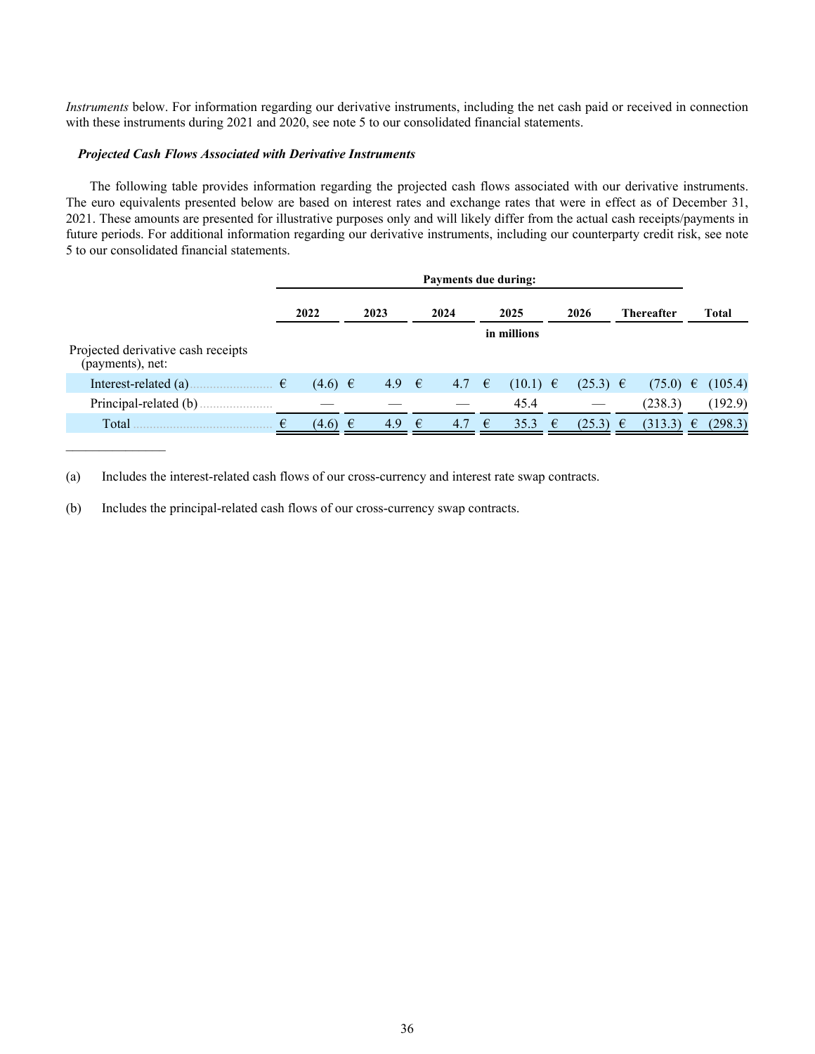*Instruments* below. For information regarding our derivative instruments, including the net cash paid or received in connection with these instruments during 2021 and 2020, see note 5 to our consolidated financial statements.

***Projected Cash Flows Associated with Derivative Instruments***

The following table provides information regarding the projected cash flows associated with our derivative instruments. The euro equivalents presented below are based on interest rates and exchange rates that were in effect as of December 31, 2021. These amounts are presented for illustrative purposes only and will likely differ from the actual cash receipts/payments in future periods. For additional information regarding our derivative instruments, including our counterparty credit risk, see note 5 to our consolidated financial statements.

| | Payments due during: | | | | | | |
|---|---|---|---|---|---|---|---|
| | 2022 | 2023 | 2024 | 2025 | 2026 | Thereafter | Total |
| | | | | in millions | | | |
| Projected derivative cash receipts (payments), net: | | | | | | | |
| Interest-related (a) | € (4.6) | € 4.9 | € 4.7 | € (10.1) | € (25.3) | € (75.0) | € (105.4) |
| Principal-related (b) | — | — | — | 45.4 | — | (238.3) | (192.9) |
| Total | € (4.6) | € 4.9 | € 4.7 | € 35.3 | € (25.3) | € (313.3) | € (298.3) |

(a) Includes the interest-related cash flows of our cross-currency and interest rate swap contracts.

(b) Includes the principal-related cash flows of our cross-currency swap contracts.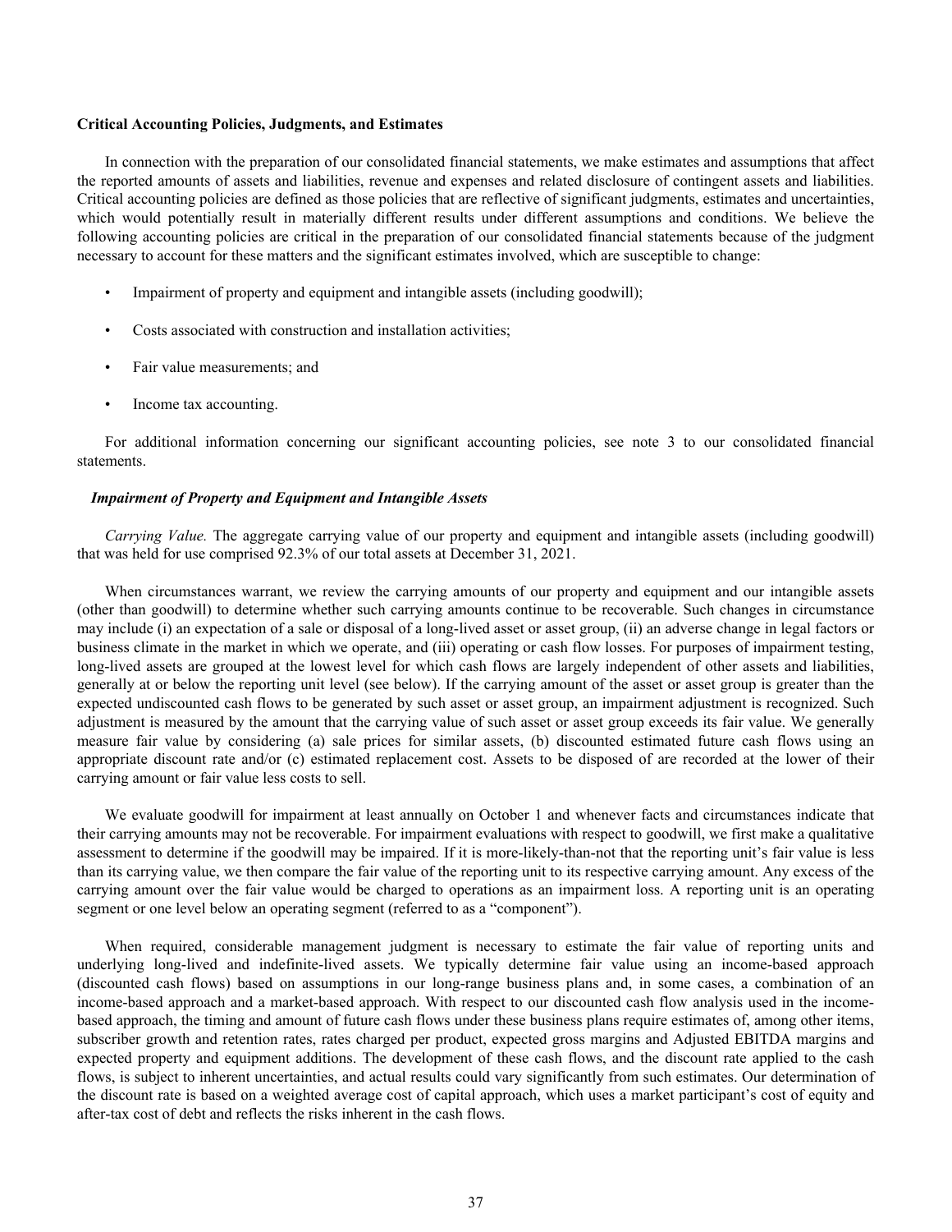**Critical Accounting Policies, Judgments, and Estimates**

In connection with the preparation of our consolidated financial statements, we make estimates and assumptions that affect the reported amounts of assets and liabilities, revenue and expenses and related disclosure of contingent assets and liabilities. Critical accounting policies are defined as those policies that are reflective of significant judgments, estimates and uncertainties, which would potentially result in materially different results under different assumptions and conditions. We believe the following accounting policies are critical in the preparation of our consolidated financial statements because of the judgment necessary to account for these matters and the significant estimates involved, which are susceptible to change:

- Impairment of property and equipment and intangible assets (including goodwill);
- Costs associated with construction and installation activities;
- Fair value measurements; and
- Income tax accounting.

For additional information concerning our significant accounting policies, see note 3 to our consolidated financial statements.

***Impairment of Property and Equipment and Intangible Assets***

*Carrying Value.* The aggregate carrying value of our property and equipment and intangible assets (including goodwill) that was held for use comprised 92.3% of our total assets at December 31, 2021.

When circumstances warrant, we review the carrying amounts of our property and equipment and our intangible assets (other than goodwill) to determine whether such carrying amounts continue to be recoverable. Such changes in circumstance may include (i) an expectation of a sale or disposal of a long-lived asset or asset group, (ii) an adverse change in legal factors or business climate in the market in which we operate, and (iii) operating or cash flow losses. For purposes of impairment testing, long-lived assets are grouped at the lowest level for which cash flows are largely independent of other assets and liabilities, generally at or below the reporting unit level (see below). If the carrying amount of the asset or asset group is greater than the expected undiscounted cash flows to be generated by such asset or asset group, an impairment adjustment is recognized. Such adjustment is measured by the amount that the carrying value of such asset or asset group exceeds its fair value. We generally measure fair value by considering (a) sale prices for similar assets, (b) discounted estimated future cash flows using an appropriate discount rate and/or (c) estimated replacement cost. Assets to be disposed of are recorded at the lower of their carrying amount or fair value less costs to sell.

We evaluate goodwill for impairment at least annually on October 1 and whenever facts and circumstances indicate that their carrying amounts may not be recoverable. For impairment evaluations with respect to goodwill, we first make a qualitative assessment to determine if the goodwill may be impaired. If it is more-likely-than-not that the reporting unit's fair value is less than its carrying value, we then compare the fair value of the reporting unit to its respective carrying amount. Any excess of the carrying amount over the fair value would be charged to operations as an impairment loss. A reporting unit is an operating segment or one level below an operating segment (referred to as a "component").

When required, considerable management judgment is necessary to estimate the fair value of reporting units and underlying long-lived and indefinite-lived assets. We typically determine fair value using an income-based approach (discounted cash flows) based on assumptions in our long-range business plans and, in some cases, a combination of an income-based approach and a market-based approach. With respect to our discounted cash flow analysis used in the income-based approach, the timing and amount of future cash flows under these business plans require estimates of, among other items, subscriber growth and retention rates, rates charged per product, expected gross margins and Adjusted EBITDA margins and expected property and equipment additions. The development of these cash flows, and the discount rate applied to the cash flows, is subject to inherent uncertainties, and actual results could vary significantly from such estimates. Our determination of the discount rate is based on a weighted average cost of capital approach, which uses a market participant's cost of equity and after-tax cost of debt and reflects the risks inherent in the cash flows.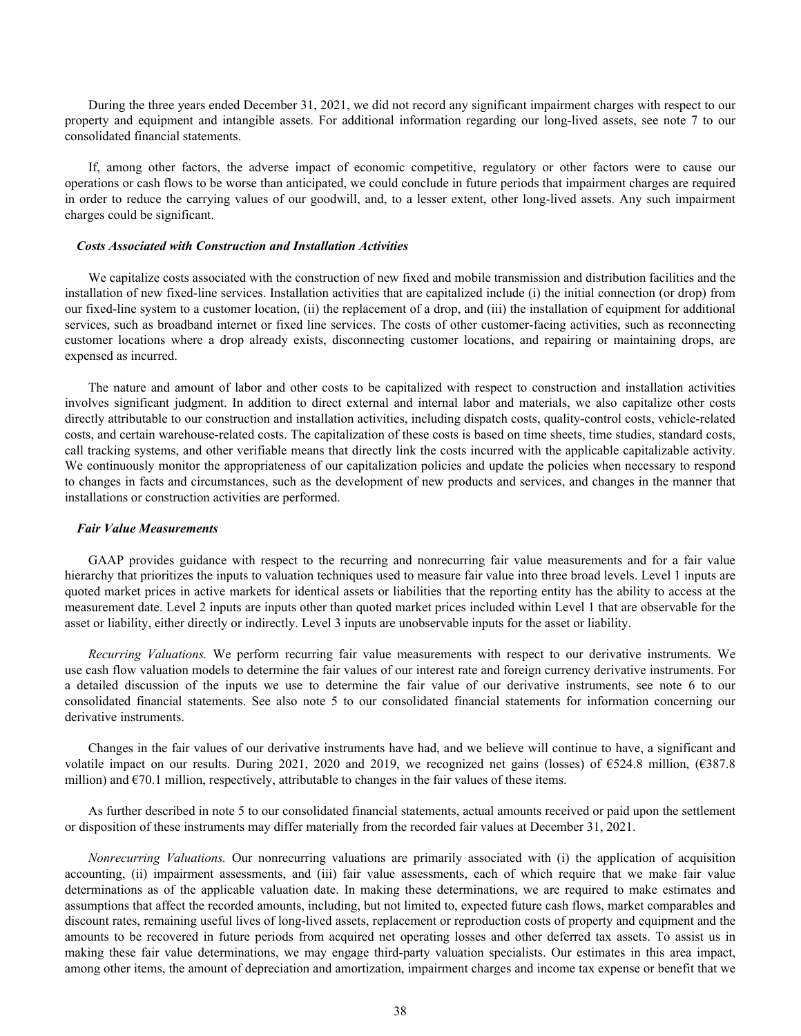During the three years ended December 31, 2021, we did not record any significant impairment charges with respect to our property and equipment and intangible assets. For additional information regarding our long-lived assets, see note 7 to our consolidated financial statements.

If, among other factors, the adverse impact of economic competitive, regulatory or other factors were to cause our operations or cash flows to be worse than anticipated, we could conclude in future periods that impairment charges are required in order to reduce the carrying values of our goodwill, and, to a lesser extent, other long-lived assets. Any such impairment charges could be significant.

***Costs Associated with Construction and Installation Activities***

We capitalize costs associated with the construction of new fixed and mobile transmission and distribution facilities and the installation of new fixed-line services. Installation activities that are capitalized include (i) the initial connection (or drop) from our fixed-line system to a customer location, (ii) the replacement of a drop, and (iii) the installation of equipment for additional services, such as broadband internet or fixed line services. The costs of other customer-facing activities, such as reconnecting customer locations where a drop already exists, disconnecting customer locations, and repairing or maintaining drops, are expensed as incurred.

The nature and amount of labor and other costs to be capitalized with respect to construction and installation activities involves significant judgment. In addition to direct external and internal labor and materials, we also capitalize other costs directly attributable to our construction and installation activities, including dispatch costs, quality-control costs, vehicle-related costs, and certain warehouse-related costs. The capitalization of these costs is based on time sheets, time studies, standard costs, call tracking systems, and other verifiable means that directly link the costs incurred with the applicable capitalizable activity. We continuously monitor the appropriateness of our capitalization policies and update the policies when necessary to respond to changes in facts and circumstances, such as the development of new products and services, and changes in the manner that installations or construction activities are performed.

***Fair Value Measurements***

GAAP provides guidance with respect to the recurring and nonrecurring fair value measurements and for a fair value hierarchy that prioritizes the inputs to valuation techniques used to measure fair value into three broad levels. Level 1 inputs are quoted market prices in active markets for identical assets or liabilities that the reporting entity has the ability to access at the measurement date. Level 2 inputs are inputs other than quoted market prices included within Level 1 that are observable for the asset or liability, either directly or indirectly. Level 3 inputs are unobservable inputs for the asset or liability.

*Recurring Valuations.* We perform recurring fair value measurements with respect to our derivative instruments. We use cash flow valuation models to determine the fair values of our interest rate and foreign currency derivative instruments. For a detailed discussion of the inputs we use to determine the fair value of our derivative instruments, see note 6 to our consolidated financial statements. See also note 5 to our consolidated financial statements for information concerning our derivative instruments.

Changes in the fair values of our derivative instruments have had, and we believe will continue to have, a significant and volatile impact on our results. During 2021, 2020 and 2019, we recognized net gains (losses) of €524.8 million, (€387.8 million) and €70.1 million, respectively, attributable to changes in the fair values of these items.

As further described in note 5 to our consolidated financial statements, actual amounts received or paid upon the settlement or disposition of these instruments may differ materially from the recorded fair values at December 31, 2021.

*Nonrecurring Valuations.* Our nonrecurring valuations are primarily associated with (i) the application of acquisition accounting, (ii) impairment assessments, and (iii) fair value assessments, each of which require that we make fair value determinations as of the applicable valuation date. In making these determinations, we are required to make estimates and assumptions that affect the recorded amounts, including, but not limited to, expected future cash flows, market comparables and discount rates, remaining useful lives of long-lived assets, replacement or reproduction costs of property and equipment and the amounts to be recovered in future periods from acquired net operating losses and other deferred tax assets. To assist us in making these fair value determinations, we may engage third-party valuation specialists. Our estimates in this area impact, among other items, the amount of depreciation and amortization, impairment charges and income tax expense or benefit that we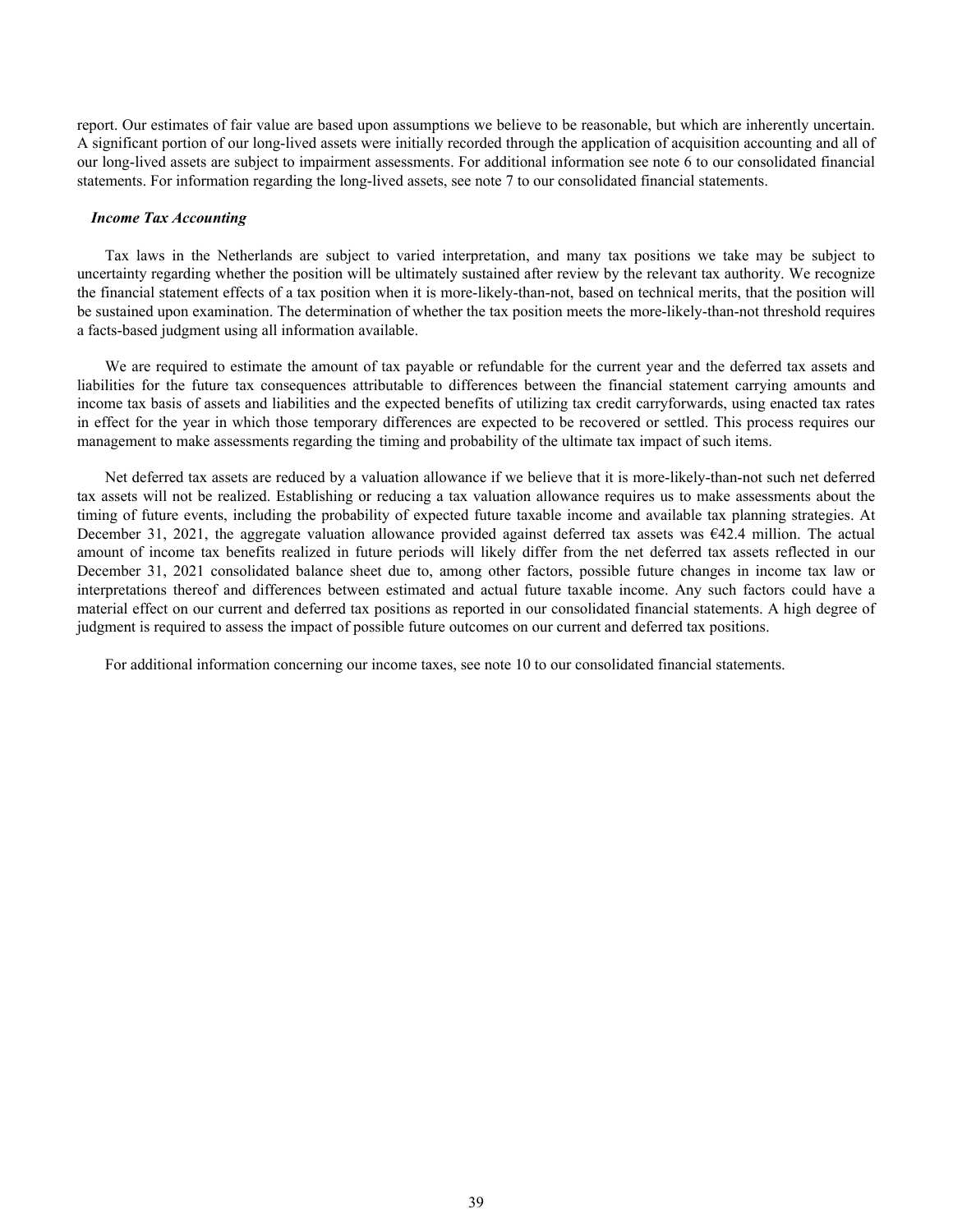report. Our estimates of fair value are based upon assumptions we believe to be reasonable, but which are inherently uncertain. A significant portion of our long-lived assets were initially recorded through the application of acquisition accounting and all of our long-lived assets are subject to impairment assessments. For additional information see note 6 to our consolidated financial statements. For information regarding the long-lived assets, see note 7 to our consolidated financial statements.

***Income Tax Accounting***

Tax laws in the Netherlands are subject to varied interpretation, and many tax positions we take may be subject to uncertainty regarding whether the position will be ultimately sustained after review by the relevant tax authority. We recognize the financial statement effects of a tax position when it is more-likely-than-not, based on technical merits, that the position will be sustained upon examination. The determination of whether the tax position meets the more-likely-than-not threshold requires a facts-based judgment using all information available.

We are required to estimate the amount of tax payable or refundable for the current year and the deferred tax assets and liabilities for the future tax consequences attributable to differences between the financial statement carrying amounts and income tax basis of assets and liabilities and the expected benefits of utilizing tax credit carryforwards, using enacted tax rates in effect for the year in which those temporary differences are expected to be recovered or settled. This process requires our management to make assessments regarding the timing and probability of the ultimate tax impact of such items.

Net deferred tax assets are reduced by a valuation allowance if we believe that it is more-likely-than-not such net deferred tax assets will not be realized. Establishing or reducing a tax valuation allowance requires us to make assessments about the timing of future events, including the probability of expected future taxable income and available tax planning strategies. At December 31, 2021, the aggregate valuation allowance provided against deferred tax assets was €42.4 million. The actual amount of income tax benefits realized in future periods will likely differ from the net deferred tax assets reflected in our December 31, 2021 consolidated balance sheet due to, among other factors, possible future changes in income tax law or interpretations thereof and differences between estimated and actual future taxable income. Any such factors could have a material effect on our current and deferred tax positions as reported in our consolidated financial statements. A high degree of judgment is required to assess the impact of possible future outcomes on our current and deferred tax positions.

For additional information concerning our income taxes, see note 10 to our consolidated financial statements.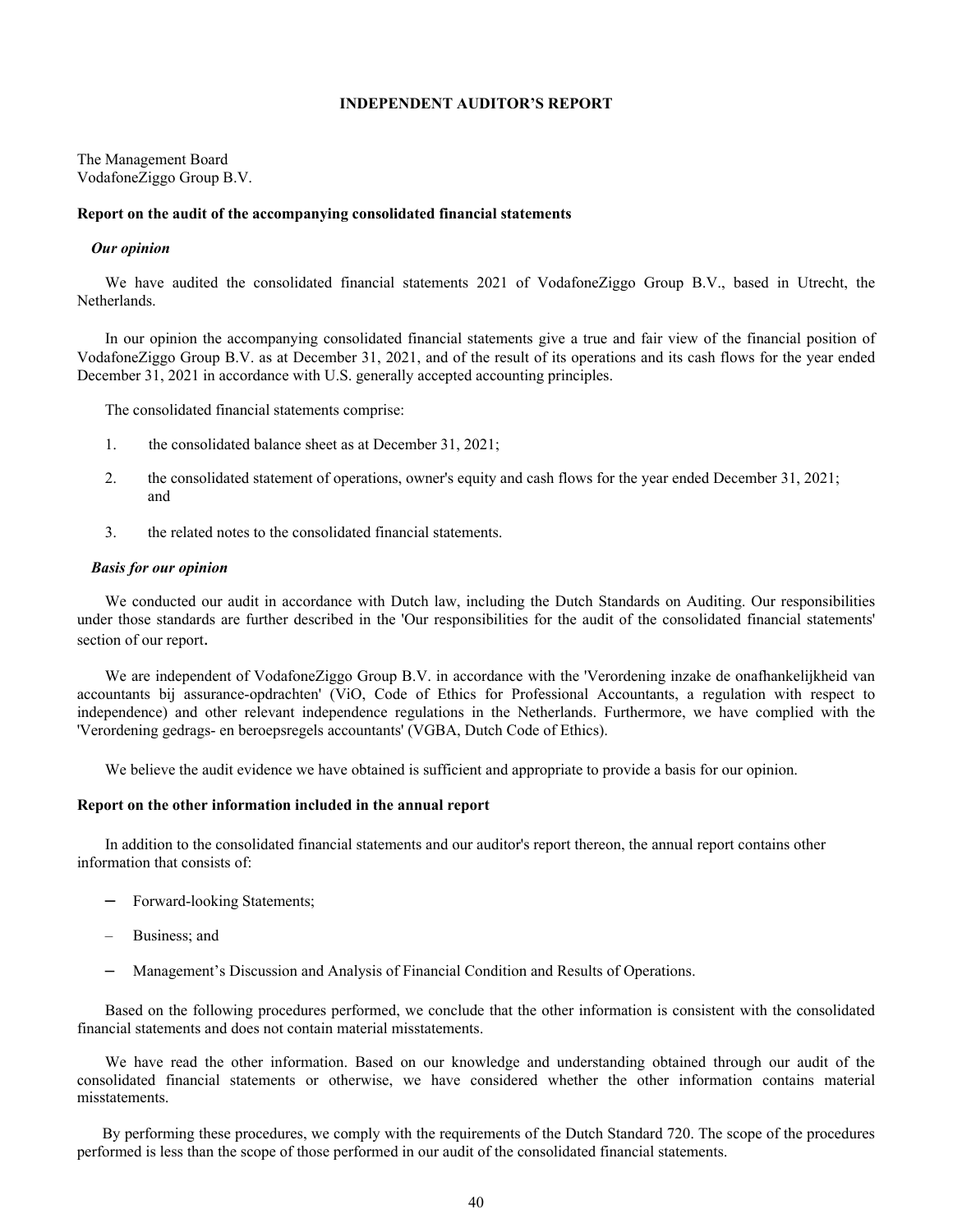# INDEPENDENT AUDITOR'S REPORT

The Management Board
VodafoneZiggo Group B.V.

## Report on the audit of the accompanying consolidated financial statements

### *Our opinion*

We have audited the consolidated financial statements 2021 of VodafoneZiggo Group B.V., based in Utrecht, the Netherlands.

In our opinion the accompanying consolidated financial statements give a true and fair view of the financial position of VodafoneZiggo Group B.V. as at December 31, 2021, and of the result of its operations and its cash flows for the year ended December 31, 2021 in accordance with U.S. generally accepted accounting principles.

The consolidated financial statements comprise:

1. the consolidated balance sheet as at December 31, 2021;
2. the consolidated statement of operations, owner's equity and cash flows for the year ended December 31, 2021; and
3. the related notes to the consolidated financial statements.

### *Basis for our opinion*

We conducted our audit in accordance with Dutch law, including the Dutch Standards on Auditing. Our responsibilities under those standards are further described in the 'Our responsibilities for the audit of the consolidated financial statements' section of our report.

We are independent of VodafoneZiggo Group B.V. in accordance with the 'Verordening inzake de onafhankelijkheid van accountants bij assurance-opdrachten' (ViO, Code of Ethics for Professional Accountants, a regulation with respect to independence) and other relevant independence regulations in the Netherlands. Furthermore, we have complied with the 'Verordening gedrags- en beroepsregels accountants' (VGBA, Dutch Code of Ethics).

We believe the audit evidence we have obtained is sufficient and appropriate to provide a basis for our opinion.

## Report on the other information included in the annual report

In addition to the consolidated financial statements and our auditor's report thereon, the annual report contains other information that consists of:

- Forward-looking Statements;
- Business; and
- Management's Discussion and Analysis of Financial Condition and Results of Operations.

Based on the following procedures performed, we conclude that the other information is consistent with the consolidated financial statements and does not contain material misstatements.

We have read the other information. Based on our knowledge and understanding obtained through our audit of the consolidated financial statements or otherwise, we have considered whether the other information contains material misstatements.

By performing these procedures, we comply with the requirements of the Dutch Standard 720. The scope of the procedures performed is less than the scope of those performed in our audit of the consolidated financial statements.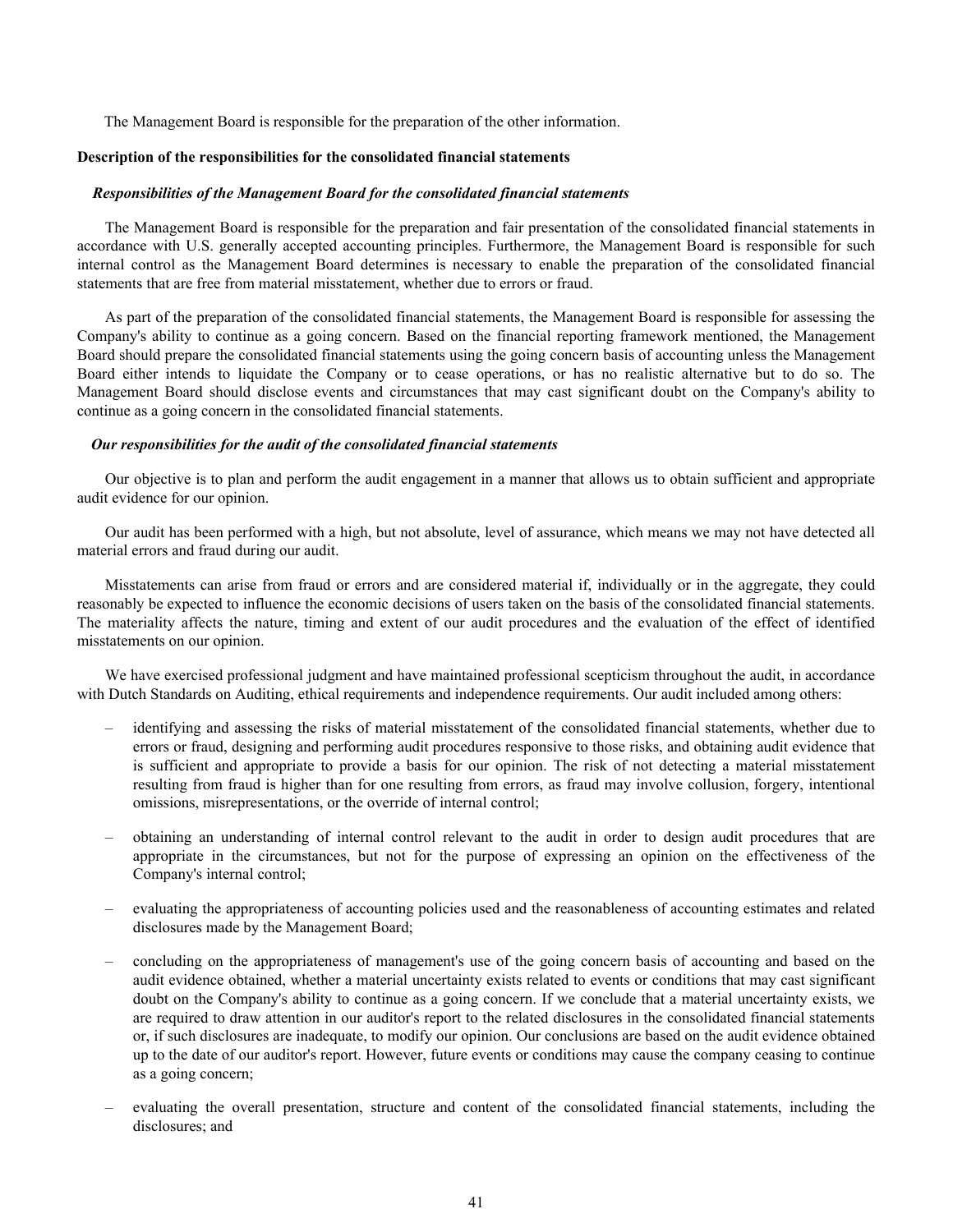The Management Board is responsible for the preparation of the other information.

**Description of the responsibilities for the consolidated financial statements**

***Responsibilities of the Management Board for the consolidated financial statements***

The Management Board is responsible for the preparation and fair presentation of the consolidated financial statements in accordance with U.S. generally accepted accounting principles. Furthermore, the Management Board is responsible for such internal control as the Management Board determines is necessary to enable the preparation of the consolidated financial statements that are free from material misstatement, whether due to errors or fraud.

As part of the preparation of the consolidated financial statements, the Management Board is responsible for assessing the Company's ability to continue as a going concern. Based on the financial reporting framework mentioned, the Management Board should prepare the consolidated financial statements using the going concern basis of accounting unless the Management Board either intends to liquidate the Company or to cease operations, or has no realistic alternative but to do so. The Management Board should disclose events and circumstances that may cast significant doubt on the Company's ability to continue as a going concern in the consolidated financial statements.

***Our responsibilities for the audit of the consolidated financial statements***

Our objective is to plan and perform the audit engagement in a manner that allows us to obtain sufficient and appropriate audit evidence for our opinion.

Our audit has been performed with a high, but not absolute, level of assurance, which means we may not have detected all material errors and fraud during our audit.

Misstatements can arise from fraud or errors and are considered material if, individually or in the aggregate, they could reasonably be expected to influence the economic decisions of users taken on the basis of the consolidated financial statements. The materiality affects the nature, timing and extent of our audit procedures and the evaluation of the effect of identified misstatements on our opinion.

We have exercised professional judgment and have maintained professional scepticism throughout the audit, in accordance with Dutch Standards on Auditing, ethical requirements and independence requirements. Our audit included among others:

- identifying and assessing the risks of material misstatement of the consolidated financial statements, whether due to errors or fraud, designing and performing audit procedures responsive to those risks, and obtaining audit evidence that is sufficient and appropriate to provide a basis for our opinion. The risk of not detecting a material misstatement resulting from fraud is higher than for one resulting from errors, as fraud may involve collusion, forgery, intentional omissions, misrepresentations, or the override of internal control;

- obtaining an understanding of internal control relevant to the audit in order to design audit procedures that are appropriate in the circumstances, but not for the purpose of expressing an opinion on the effectiveness of the Company's internal control;

- evaluating the appropriateness of accounting policies used and the reasonableness of accounting estimates and related disclosures made by the Management Board;

- concluding on the appropriateness of management's use of the going concern basis of accounting and based on the audit evidence obtained, whether a material uncertainty exists related to events or conditions that may cast significant doubt on the Company's ability to continue as a going concern. If we conclude that a material uncertainty exists, we are required to draw attention in our auditor's report to the related disclosures in the consolidated financial statements or, if such disclosures are inadequate, to modify our opinion. Our conclusions are based on the audit evidence obtained up to the date of our auditor's report. However, future events or conditions may cause the company ceasing to continue as a going concern;

- evaluating the overall presentation, structure and content of the consolidated financial statements, including the disclosures; and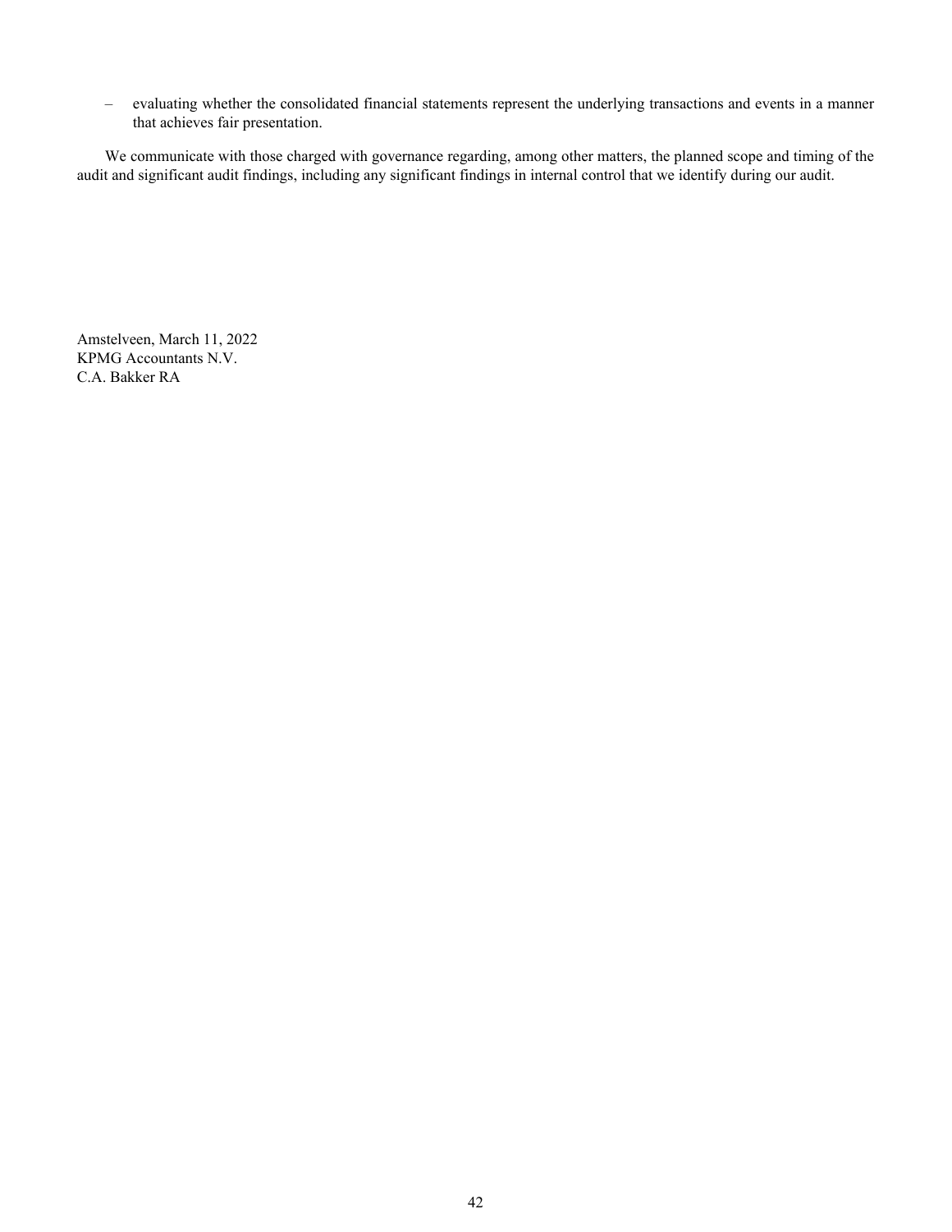- evaluating whether the consolidated financial statements represent the underlying transactions and events in a manner that achieves fair presentation.

We communicate with those charged with governance regarding, among other matters, the planned scope and timing of the audit and significant audit findings, including any significant findings in internal control that we identify during our audit.

Amstelveen, March 11, 2022
KPMG Accountants N.V.
C.A. Bakker RA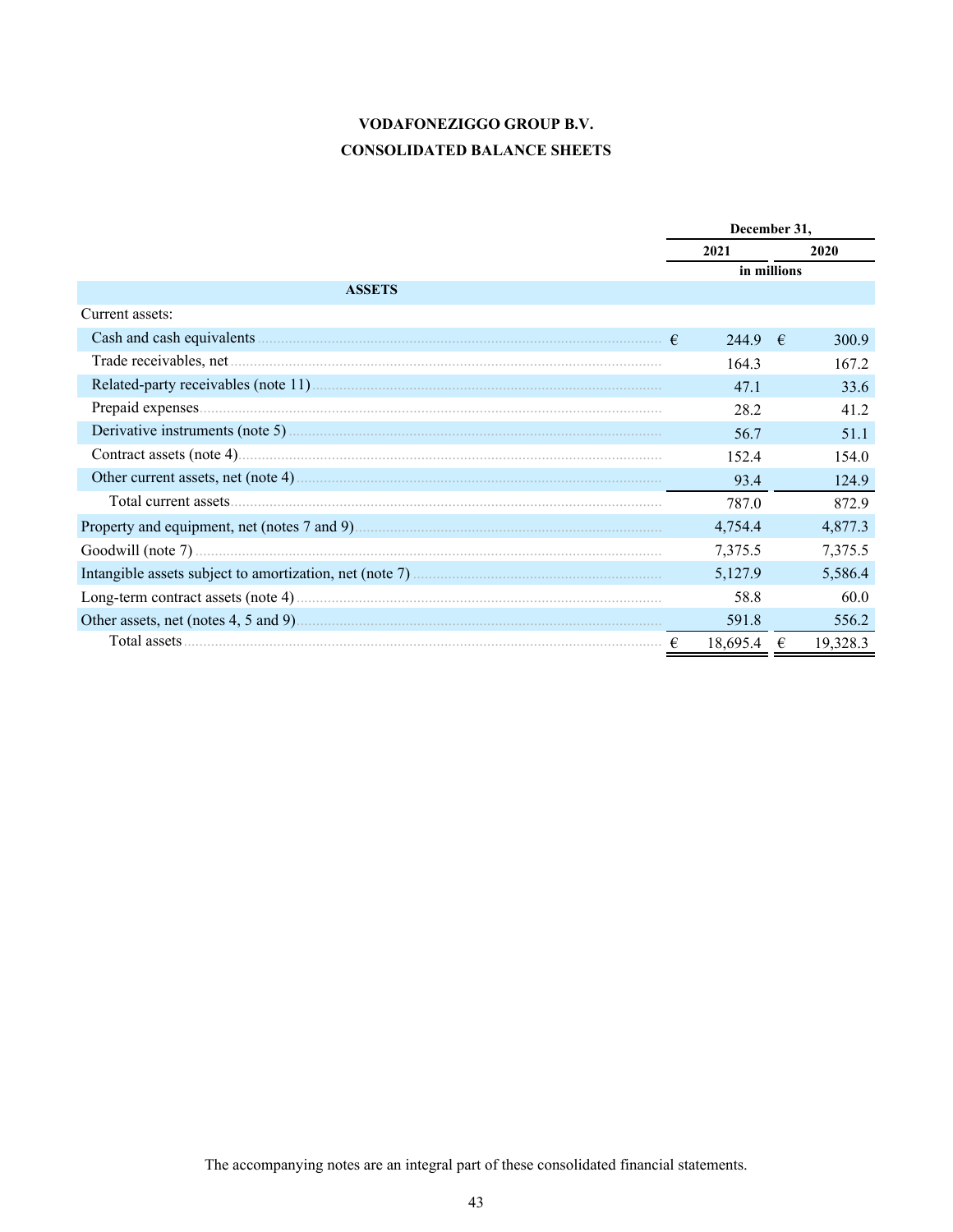**VODAFONEZIGGO GROUP B.V.**

**CONSOLIDATED BALANCE SHEETS**

| | December 31, | |
|---|---|---|
| | 2021 | 2020 |
| | in millions | |
| **ASSETS** | | |
| Current assets: | | |
| Cash and cash equivalents | € 244.9 | € 300.9 |
| Trade receivables, net | 164.3 | 167.2 |
| Related-party receivables (note 11) | 47.1 | 33.6 |
| Prepaid expenses | 28.2 | 41.2 |
| Derivative instruments (note 5) | 56.7 | 51.1 |
| Contract assets (note 4) | 152.4 | 154.0 |
| Other current assets, net (note 4) | 93.4 | 124.9 |
| Total current assets | 787.0 | 872.9 |
| Property and equipment, net (notes 7 and 9) | 4,754.4 | 4,877.3 |
| Goodwill (note 7) | 7,375.5 | 7,375.5 |
| Intangible assets subject to amortization, net (note 7) | 5,127.9 | 5,586.4 |
| Long-term contract assets (note 4) | 58.8 | 60.0 |
| Other assets, net (notes 4, 5 and 9) | 591.8 | 556.2 |
| Total assets | € 18,695.4 | € 19,328.3 |

The accompanying notes are an integral part of these consolidated financial statements.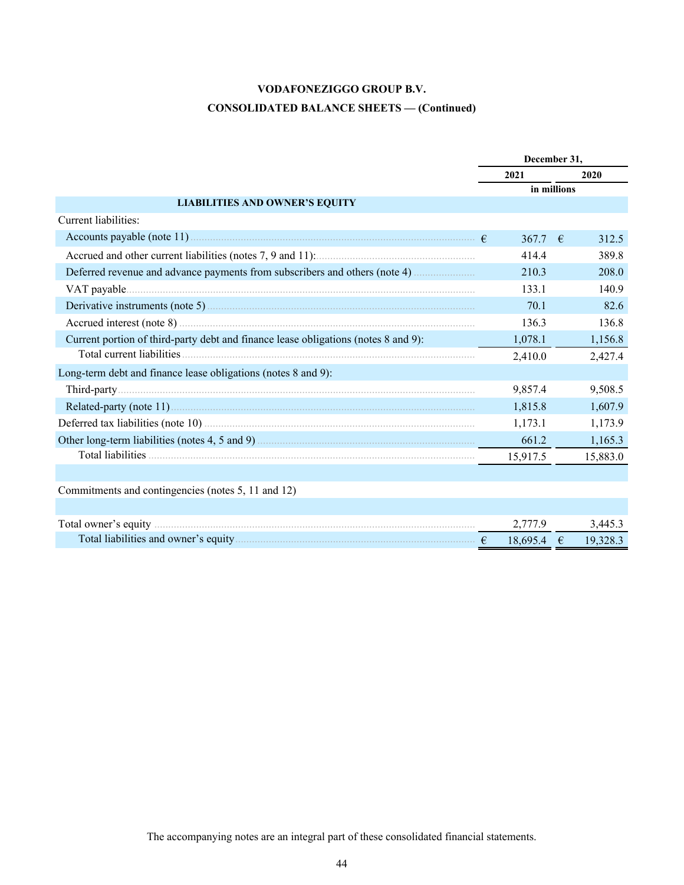**VODAFONEZIGGO GROUP B.V.**

**CONSOLIDATED BALANCE SHEETS — (Continued)**

| | December 31, | |
|---|---|---|
| | 2021 | 2020 |
| | in millions | |
| **LIABILITIES AND OWNER'S EQUITY** | | |
| Current liabilities: | | |
| Accounts payable (note 11) | € 367.7 | € 312.5 |
| Accrued and other current liabilities (notes 7, 9 and 11): | 414.4 | 389.8 |
| Deferred revenue and advance payments from subscribers and others (note 4) | 210.3 | 208.0 |
| VAT payable | 133.1 | 140.9 |
| Derivative instruments (note 5) | 70.1 | 82.6 |
| Accrued interest (note 8) | 136.3 | 136.8 |
| Current portion of third-party debt and finance lease obligations (notes 8 and 9): | 1,078.1 | 1,156.8 |
| Total current liabilities | 2,410.0 | 2,427.4 |
| Long-term debt and finance lease obligations (notes 8 and 9): | | |
| Third-party | 9,857.4 | 9,508.5 |
| Related-party (note 11) | 1,815.8 | 1,607.9 |
| Deferred tax liabilities (note 10) | 1,173.1 | 1,173.9 |
| Other long-term liabilities (notes 4, 5 and 9) | 661.2 | 1,165.3 |
| Total liabilities | 15,917.5 | 15,883.0 |
| | | |
| Commitments and contingencies (notes 5, 11 and 12) | | |
| | | |
| Total owner's equity | 2,777.9 | 3,445.3 |
| Total liabilities and owner's equity | € 18,695.4 | € 19,328.3 |

The accompanying notes are an integral part of these consolidated financial statements.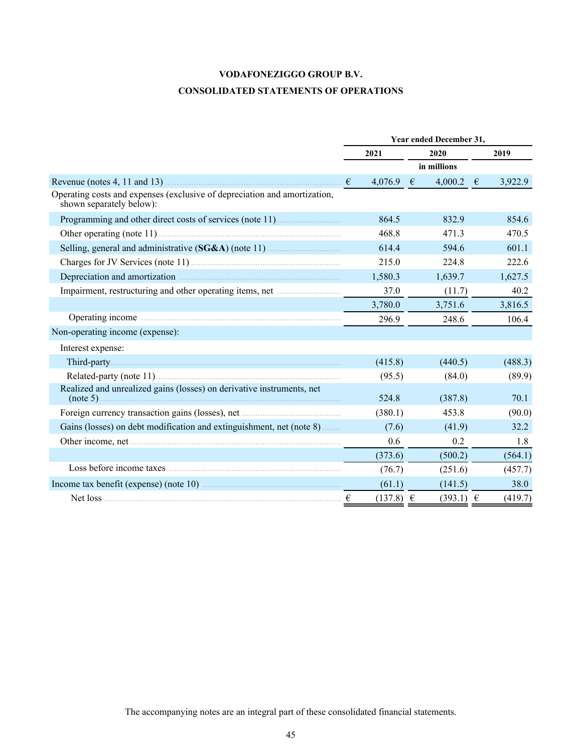**VODAFONEZIGGO GROUP B.V.**

**CONSOLIDATED STATEMENTS OF OPERATIONS**

| | Year ended December 31, | | |
|---|---|---|---|
| | 2021 | 2020 | 2019 |
| | | in millions | |
| Revenue (notes 4, 11 and 13) | € 4,076.9 | € 4,000.2 | € 3,922.9 |
| Operating costs and expenses (exclusive of depreciation and amortization, shown separately below): | | | |
| Programming and other direct costs of services (note 11) | 864.5 | 832.9 | 854.6 |
| Other operating (note 11) | 468.8 | 471.3 | 470.5 |
| Selling, general and administrative (**SG&A**) (note 11) | 614.4 | 594.6 | 601.1 |
| Charges for JV Services (note 11) | 215.0 | 224.8 | 222.6 |
| Depreciation and amortization | 1,580.3 | 1,639.7 | 1,627.5 |
| Impairment, restructuring and other operating items, net | 37.0 | (11.7) | 40.2 |
| | 3,780.0 | 3,751.6 | 3,816.5 |
| Operating income | 296.9 | 248.6 | 106.4 |
| Non-operating income (expense): | | | |
| Interest expense: | | | |
| Third-party | (415.8) | (440.5) | (488.3) |
| Related-party (note 11) | (95.5) | (84.0) | (89.9) |
| Realized and unrealized gains (losses) on derivative instruments, net (note 5) | 524.8 | (387.8) | 70.1 |
| Foreign currency transaction gains (losses), net | (380.1) | 453.8 | (90.0) |
| Gains (losses) on debt modification and extinguishment, net (note 8) | (7.6) | (41.9) | 32.2 |
| Other income, net | 0.6 | 0.2 | 1.8 |
| | (373.6) | (500.2) | (564.1) |
| Loss before income taxes | (76.7) | (251.6) | (457.7) |
| Income tax benefit (expense) (note 10) | (61.1) | (141.5) | 38.0 |
| Net loss | € (137.8) | € (393.1) | € (419.7) |

The accompanying notes are an integral part of these consolidated financial statements.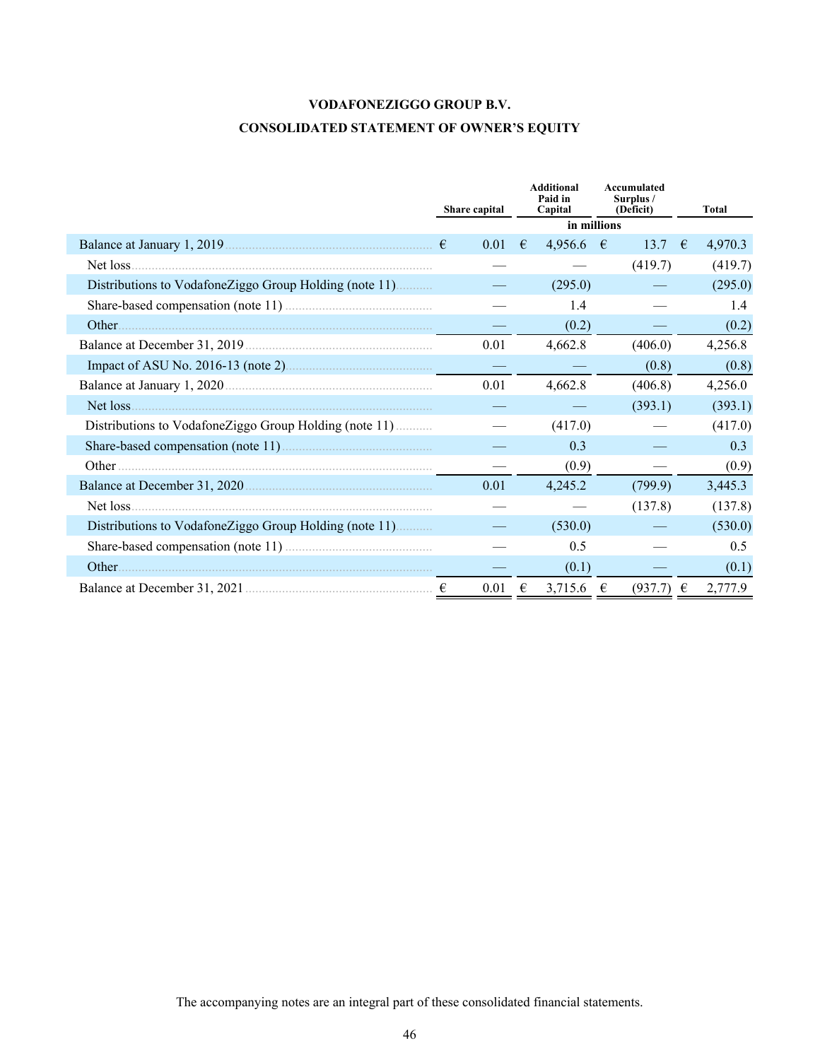**VODAFONEZIGGO GROUP B.V.**

**CONSOLIDATED STATEMENT OF OWNER'S EQUITY**

| | Share capital | Additional Paid in Capital | Accumulated Surplus / (Deficit) | Total |
|---|---|---|---|---|
| | | in millions | | |
| Balance at January 1, 2019 | € 0.01 | € 4,956.6 | € 13.7 | € 4,970.3 |
| Net loss | — | — | (419.7) | (419.7) |
| Distributions to VodafoneZiggo Group Holding (note 11) | — | (295.0) | — | (295.0) |
| Share-based compensation (note 11) | — | 1.4 | — | 1.4 |
| Other | — | (0.2) | — | (0.2) |
| Balance at December 31, 2019 | 0.01 | 4,662.8 | (406.0) | 4,256.8 |
| Impact of ASU No. 2016-13 (note 2) | — | — | (0.8) | (0.8) |
| Balance at January 1, 2020 | 0.01 | 4,662.8 | (406.8) | 4,256.0 |
| Net loss | — | — | (393.1) | (393.1) |
| Distributions to VodafoneZiggo Group Holding (note 11) | — | (417.0) | — | (417.0) |
| Share-based compensation (note 11) | — | 0.3 | — | 0.3 |
| Other | — | (0.9) | — | (0.9) |
| Balance at December 31, 2020 | 0.01 | 4,245.2 | (799.9) | 3,445.3 |
| Net loss | — | — | (137.8) | (137.8) |
| Distributions to VodafoneZiggo Group Holding (note 11) | — | (530.0) | — | (530.0) |
| Share-based compensation (note 11) | — | 0.5 | — | 0.5 |
| Other | — | (0.1) | — | (0.1) |
| Balance at December 31, 2021 | € 0.01 | € 3,715.6 | € (937.7) | € 2,777.9 |

The accompanying notes are an integral part of these consolidated financial statements.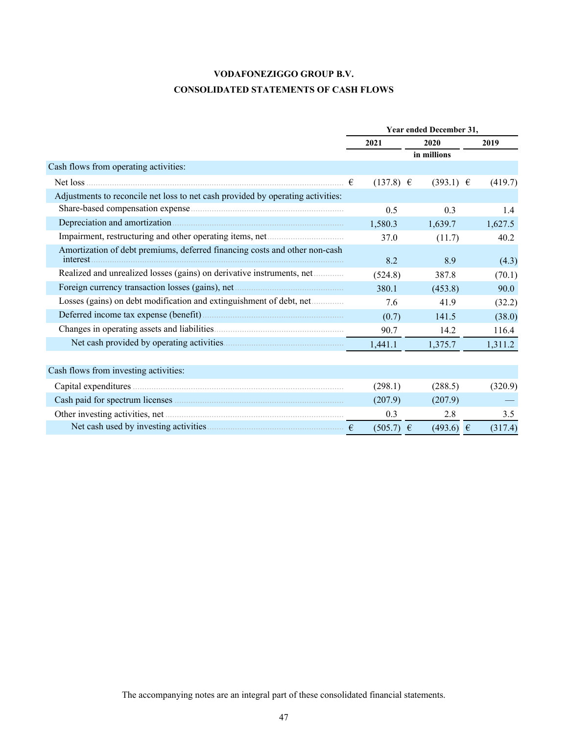# VODAFONEZIGGO GROUP B.V.

## CONSOLIDATED STATEMENTS OF CASH FLOWS

| | Year ended December 31, | | |
|---|---|---|---|
| | 2021 | 2020 | 2019 |
| | | in millions | |
| Cash flows from operating activities: | | | |
| Net loss | € (137.8) | € (393.1) | € (419.7) |
| Adjustments to reconcile net loss to net cash provided by operating activities: | | | |
| Share-based compensation expense | 0.5 | 0.3 | 1.4 |
| Depreciation and amortization | 1,580.3 | 1,639.7 | 1,627.5 |
| Impairment, restructuring and other operating items, net | 37.0 | (11.7) | 40.2 |
| Amortization of debt premiums, deferred financing costs and other non-cash interest | 8.2 | 8.9 | (4.3) |
| Realized and unrealized losses (gains) on derivative instruments, net | (524.8) | 387.8 | (70.1) |
| Foreign currency transaction losses (gains), net | 380.1 | (453.8) | 90.0 |
| Losses (gains) on debt modification and extinguishment of debt, net | 7.6 | 41.9 | (32.2) |
| Deferred income tax expense (benefit) | (0.7) | 141.5 | (38.0) |
| Changes in operating assets and liabilities | 90.7 | 14.2 | 116.4 |
| Net cash provided by operating activities | 1,441.1 | 1,375.7 | 1,311.2 |
| | | | |
| Cash flows from investing activities: | | | |
| Capital expenditures | (298.1) | (288.5) | (320.9) |
| Cash paid for spectrum licenses | (207.9) | (207.9) | — |
| Other investing activities, net | 0.3 | 2.8 | 3.5 |
| Net cash used by investing activities | € (505.7) | € (493.6) | € (317.4) |

The accompanying notes are an integral part of these consolidated financial statements.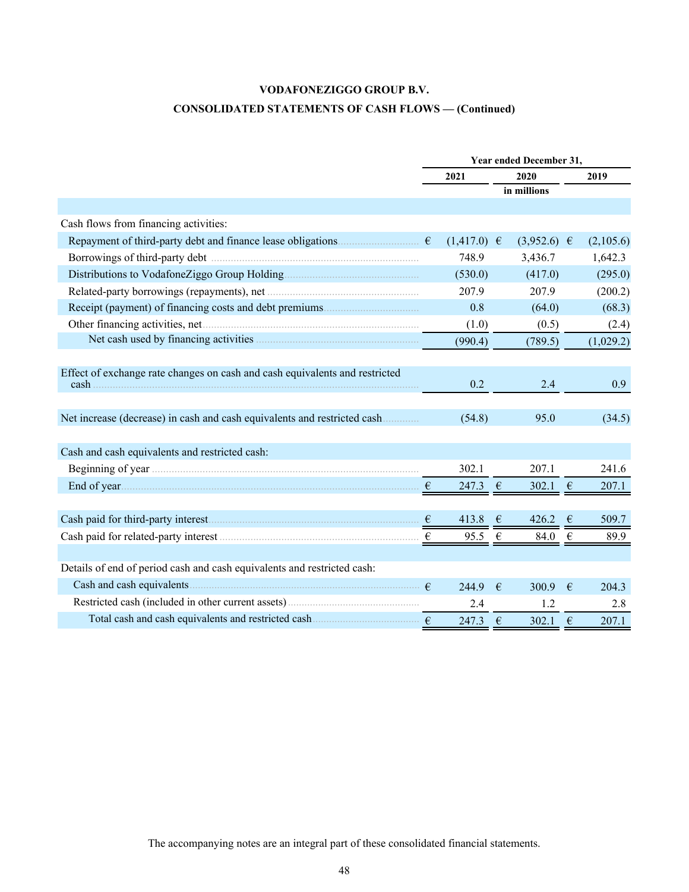**VODAFONEZIGGO GROUP B.V.**

**CONSOLIDATED STATEMENTS OF CASH FLOWS — (Continued)**

| | Year ended December 31, | | |
|---|---|---|---|
| | 2021 | 2020 | 2019 |
| | | in millions | |
| Cash flows from financing activities: | | | |
| Repayment of third-party debt and finance lease obligations | € (1,417.0) | € (3,952.6) | € (2,105.6) |
| Borrowings of third-party debt | 748.9 | 3,436.7 | 1,642.3 |
| Distributions to VodafoneZiggo Group Holding | (530.0) | (417.0) | (295.0) |
| Related-party borrowings (repayments), net | 207.9 | 207.9 | (200.2) |
| Receipt (payment) of financing costs and debt premiums | 0.8 | (64.0) | (68.3) |
| Other financing activities, net | (1.0) | (0.5) | (2.4) |
| Net cash used by financing activities | (990.4) | (789.5) | (1,029.2) |
| Effect of exchange rate changes on cash and cash equivalents and restricted cash | 0.2 | 2.4 | 0.9 |
| Net increase (decrease) in cash and cash equivalents and restricted cash | (54.8) | 95.0 | (34.5) |
| Cash and cash equivalents and restricted cash: | | | |
| Beginning of year | 302.1 | 207.1 | 241.6 |
| End of year | € 247.3 | € 302.1 | € 207.1 |
| Cash paid for third-party interest | € 413.8 | € 426.2 | € 509.7 |
| Cash paid for related-party interest | € 95.5 | € 84.0 | € 89.9 |
| Details of end of period cash and cash equivalents and restricted cash: | | | |
| Cash and cash equivalents | € 244.9 | € 300.9 | € 204.3 |
| Restricted cash (included in other current assets) | 2.4 | 1.2 | 2.8 |
| Total cash and cash equivalents and restricted cash | € 247.3 | € 302.1 | € 207.1 |

The accompanying notes are an integral part of these consolidated financial statements.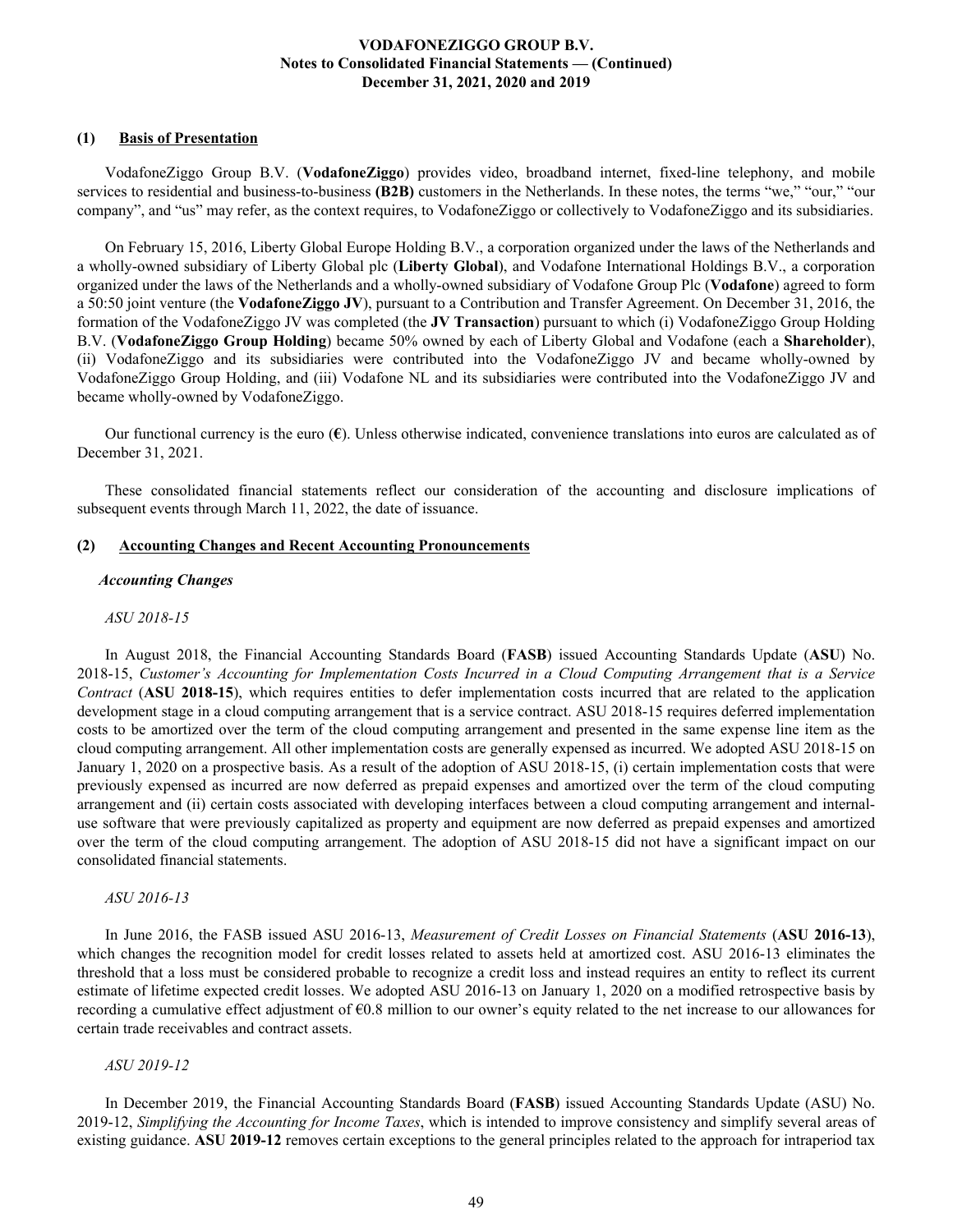## (1) Basis of Presentation

VodafoneZiggo Group B.V. (**VodafoneZiggo**) provides video, broadband internet, fixed-line telephony, and mobile services to residential and business-to-business **(B2B)** customers in the Netherlands. In these notes, the terms "we," "our," "our company", and "us" may refer, as the context requires, to VodafoneZiggo or collectively to VodafoneZiggo and its subsidiaries.

On February 15, 2016, Liberty Global Europe Holding B.V., a corporation organized under the laws of the Netherlands and a wholly-owned subsidiary of Liberty Global plc (**Liberty Global**), and Vodafone International Holdings B.V., a corporation organized under the laws of the Netherlands and a wholly-owned subsidiary of Vodafone Group Plc (**Vodafone**) agreed to form a 50:50 joint venture (the **VodafoneZiggo JV**), pursuant to a Contribution and Transfer Agreement. On December 31, 2016, the formation of the VodafoneZiggo JV was completed (the **JV Transaction**) pursuant to which (i) VodafoneZiggo Group Holding B.V. (**VodafoneZiggo Group Holding**) became 50% owned by each of Liberty Global and Vodafone (each a **Shareholder**), (ii) VodafoneZiggo and its subsidiaries were contributed into the VodafoneZiggo JV and became wholly-owned by VodafoneZiggo Group Holding, and (iii) Vodafone NL and its subsidiaries were contributed into the VodafoneZiggo JV and became wholly-owned by VodafoneZiggo.

Our functional currency is the euro (**€**). Unless otherwise indicated, convenience translations into euros are calculated as of December 31, 2021.

These consolidated financial statements reflect our consideration of the accounting and disclosure implications of subsequent events through March 11, 2022, the date of issuance.

## (2) Accounting Changes and Recent Accounting Pronouncements

### *Accounting Changes*

*ASU 2018-15*

In August 2018, the Financial Accounting Standards Board (**FASB**) issued Accounting Standards Update (**ASU**) No. 2018-15, *Customer's Accounting for Implementation Costs Incurred in a Cloud Computing Arrangement that is a Service Contract* (**ASU 2018-15**), which requires entities to defer implementation costs incurred that are related to the application development stage in a cloud computing arrangement that is a service contract. ASU 2018-15 requires deferred implementation costs to be amortized over the term of the cloud computing arrangement and presented in the same expense line item as the cloud computing arrangement. All other implementation costs are generally expensed as incurred. We adopted ASU 2018-15 on January 1, 2020 on a prospective basis. As a result of the adoption of ASU 2018-15, (i) certain implementation costs that were previously expensed as incurred are now deferred as prepaid expenses and amortized over the term of the cloud computing arrangement and (ii) certain costs associated with developing interfaces between a cloud computing arrangement and internal-use software that were previously capitalized as property and equipment are now deferred as prepaid expenses and amortized over the term of the cloud computing arrangement. The adoption of ASU 2018-15 did not have a significant impact on our consolidated financial statements.

*ASU 2016-13*

In June 2016, the FASB issued ASU 2016-13, *Measurement of Credit Losses on Financial Statements* (**ASU 2016-13**), which changes the recognition model for credit losses related to assets held at amortized cost. ASU 2016-13 eliminates the threshold that a loss must be considered probable to recognize a credit loss and instead requires an entity to reflect its current estimate of lifetime expected credit losses. We adopted ASU 2016-13 on January 1, 2020 on a modified retrospective basis by recording a cumulative effect adjustment of €0.8 million to our owner's equity related to the net increase to our allowances for certain trade receivables and contract assets.

*ASU 2019-12*

In December 2019, the Financial Accounting Standards Board (**FASB**) issued Accounting Standards Update (ASU) No. 2019-12, *Simplifying the Accounting for Income Taxes*, which is intended to improve consistency and simplify several areas of existing guidance. **ASU 2019-12** removes certain exceptions to the general principles related to the approach for intraperiod tax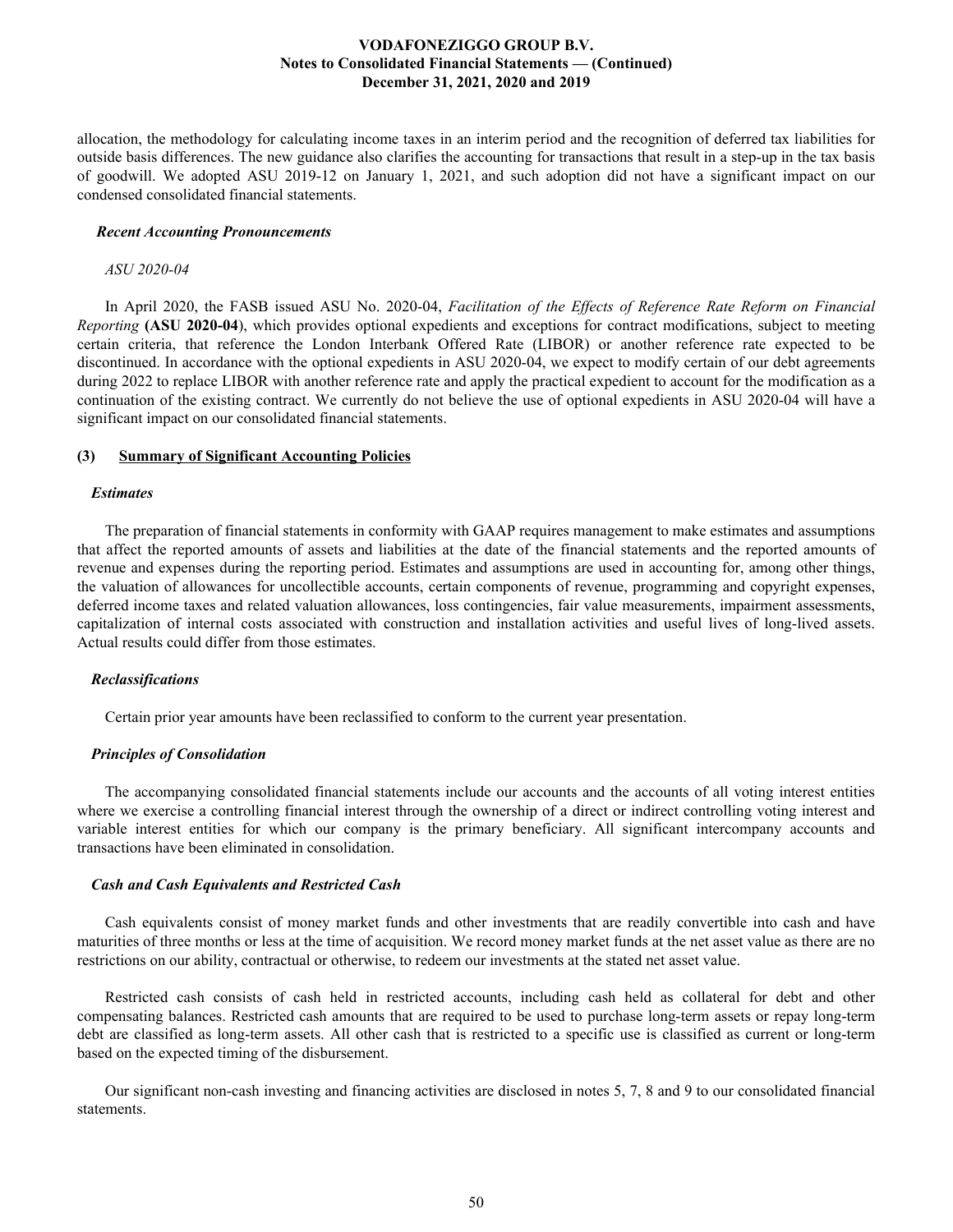allocation, the methodology for calculating income taxes in an interim period and the recognition of deferred tax liabilities for outside basis differences. The new guidance also clarifies the accounting for transactions that result in a step-up in the tax basis of goodwill. We adopted ASU 2019-12 on January 1, 2021, and such adoption did not have a significant impact on our condensed consolidated financial statements.

***Recent Accounting Pronouncements***

*ASU 2020-04*

In April 2020, the FASB issued ASU No. 2020-04, *Facilitation of the Effects of Reference Rate Reform on Financial Reporting* **(ASU 2020-04**), which provides optional expedients and exceptions for contract modifications, subject to meeting certain criteria, that reference the London Interbank Offered Rate (LIBOR) or another reference rate expected to be discontinued. In accordance with the optional expedients in ASU 2020-04, we expect to modify certain of our debt agreements during 2022 to replace LIBOR with another reference rate and apply the practical expedient to account for the modification as a continuation of the existing contract. We currently do not believe the use of optional expedients in ASU 2020-04 will have a significant impact on our consolidated financial statements.

## (3) Summary of Significant Accounting Policies

***Estimates***

The preparation of financial statements in conformity with GAAP requires management to make estimates and assumptions that affect the reported amounts of assets and liabilities at the date of the financial statements and the reported amounts of revenue and expenses during the reporting period. Estimates and assumptions are used in accounting for, among other things, the valuation of allowances for uncollectible accounts, certain components of revenue, programming and copyright expenses, deferred income taxes and related valuation allowances, loss contingencies, fair value measurements, impairment assessments, capitalization of internal costs associated with construction and installation activities and useful lives of long-lived assets. Actual results could differ from those estimates.

***Reclassifications***

Certain prior year amounts have been reclassified to conform to the current year presentation.

***Principles of Consolidation***

The accompanying consolidated financial statements include our accounts and the accounts of all voting interest entities where we exercise a controlling financial interest through the ownership of a direct or indirect controlling voting interest and variable interest entities for which our company is the primary beneficiary. All significant intercompany accounts and transactions have been eliminated in consolidation.

***Cash and Cash Equivalents and Restricted Cash***

Cash equivalents consist of money market funds and other investments that are readily convertible into cash and have maturities of three months or less at the time of acquisition. We record money market funds at the net asset value as there are no restrictions on our ability, contractual or otherwise, to redeem our investments at the stated net asset value.

Restricted cash consists of cash held in restricted accounts, including cash held as collateral for debt and other compensating balances. Restricted cash amounts that are required to be used to purchase long-term assets or repay long-term debt are classified as long-term assets. All other cash that is restricted to a specific use is classified as current or long-term based on the expected timing of the disbursement.

Our significant non-cash investing and financing activities are disclosed in notes 5, 7, 8 and 9 to our consolidated financial statements.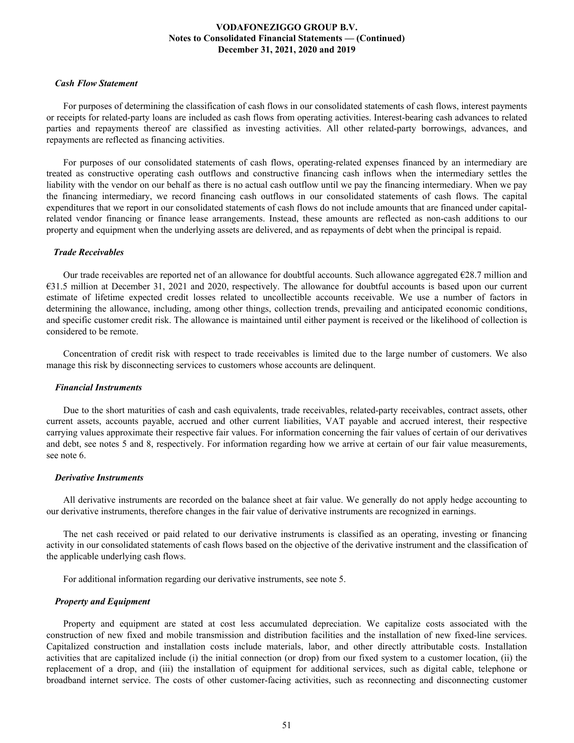### *Cash Flow Statement*

For purposes of determining the classification of cash flows in our consolidated statements of cash flows, interest payments or receipts for related-party loans are included as cash flows from operating activities. Interest-bearing cash advances to related parties and repayments thereof are classified as investing activities. All other related-party borrowings, advances, and repayments are reflected as financing activities.

For purposes of our consolidated statements of cash flows, operating-related expenses financed by an intermediary are treated as constructive operating cash outflows and constructive financing cash inflows when the intermediary settles the liability with the vendor on our behalf as there is no actual cash outflow until we pay the financing intermediary. When we pay the financing intermediary, we record financing cash outflows in our consolidated statements of cash flows. The capital expenditures that we report in our consolidated statements of cash flows do not include amounts that are financed under capital-related vendor financing or finance lease arrangements. Instead, these amounts are reflected as non-cash additions to our property and equipment when the underlying assets are delivered, and as repayments of debt when the principal is repaid.

### *Trade Receivables*

Our trade receivables are reported net of an allowance for doubtful accounts. Such allowance aggregated €28.7 million and €31.5 million at December 31, 2021 and 2020, respectively. The allowance for doubtful accounts is based upon our current estimate of lifetime expected credit losses related to uncollectible accounts receivable. We use a number of factors in determining the allowance, including, among other things, collection trends, prevailing and anticipated economic conditions, and specific customer credit risk. The allowance is maintained until either payment is received or the likelihood of collection is considered to be remote.

Concentration of credit risk with respect to trade receivables is limited due to the large number of customers. We also manage this risk by disconnecting services to customers whose accounts are delinquent.

### *Financial Instruments*

Due to the short maturities of cash and cash equivalents, trade receivables, related-party receivables, contract assets, other current assets, accounts payable, accrued and other current liabilities, VAT payable and accrued interest, their respective carrying values approximate their respective fair values. For information concerning the fair values of certain of our derivatives and debt, see notes 5 and 8, respectively. For information regarding how we arrive at certain of our fair value measurements, see note 6.

### *Derivative Instruments*

All derivative instruments are recorded on the balance sheet at fair value. We generally do not apply hedge accounting to our derivative instruments, therefore changes in the fair value of derivative instruments are recognized in earnings.

The net cash received or paid related to our derivative instruments is classified as an operating, investing or financing activity in our consolidated statements of cash flows based on the objective of the derivative instrument and the classification of the applicable underlying cash flows.

For additional information regarding our derivative instruments, see note 5.

### *Property and Equipment*

Property and equipment are stated at cost less accumulated depreciation. We capitalize costs associated with the construction of new fixed and mobile transmission and distribution facilities and the installation of new fixed-line services. Capitalized construction and installation costs include materials, labor, and other directly attributable costs. Installation activities that are capitalized include (i) the initial connection (or drop) from our fixed system to a customer location, (ii) the replacement of a drop, and (iii) the installation of equipment for additional services, such as digital cable, telephone or broadband internet service. The costs of other customer-facing activities, such as reconnecting and disconnecting customer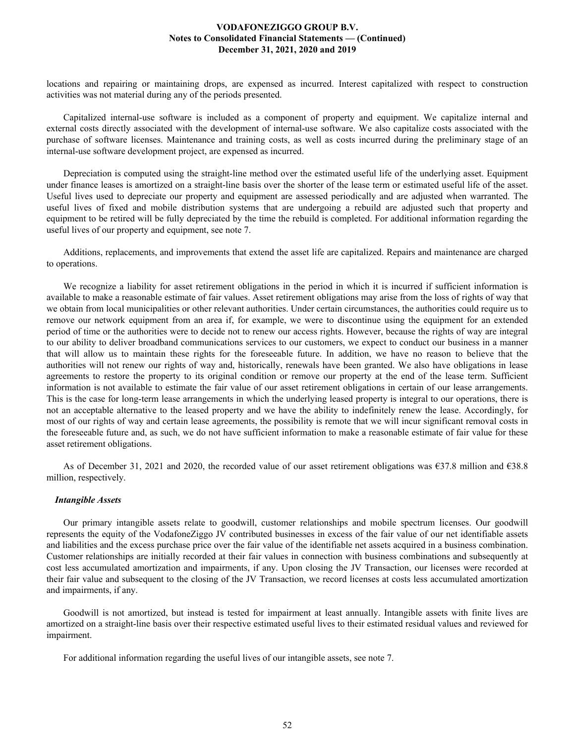locations and repairing or maintaining drops, are expensed as incurred. Interest capitalized with respect to construction activities was not material during any of the periods presented.

Capitalized internal-use software is included as a component of property and equipment. We capitalize internal and external costs directly associated with the development of internal-use software. We also capitalize costs associated with the purchase of software licenses. Maintenance and training costs, as well as costs incurred during the preliminary stage of an internal-use software development project, are expensed as incurred.

Depreciation is computed using the straight-line method over the estimated useful life of the underlying asset. Equipment under finance leases is amortized on a straight-line basis over the shorter of the lease term or estimated useful life of the asset. Useful lives used to depreciate our property and equipment are assessed periodically and are adjusted when warranted. The useful lives of fixed and mobile distribution systems that are undergoing a rebuild are adjusted such that property and equipment to be retired will be fully depreciated by the time the rebuild is completed. For additional information regarding the useful lives of our property and equipment, see note 7.

Additions, replacements, and improvements that extend the asset life are capitalized. Repairs and maintenance are charged to operations.

We recognize a liability for asset retirement obligations in the period in which it is incurred if sufficient information is available to make a reasonable estimate of fair values. Asset retirement obligations may arise from the loss of rights of way that we obtain from local municipalities or other relevant authorities. Under certain circumstances, the authorities could require us to remove our network equipment from an area if, for example, we were to discontinue using the equipment for an extended period of time or the authorities were to decide not to renew our access rights. However, because the rights of way are integral to our ability to deliver broadband communications services to our customers, we expect to conduct our business in a manner that will allow us to maintain these rights for the foreseeable future. In addition, we have no reason to believe that the authorities will not renew our rights of way and, historically, renewals have been granted. We also have obligations in lease agreements to restore the property to its original condition or remove our property at the end of the lease term. Sufficient information is not available to estimate the fair value of our asset retirement obligations in certain of our lease arrangements. This is the case for long-term lease arrangements in which the underlying leased property is integral to our operations, there is not an acceptable alternative to the leased property and we have the ability to indefinitely renew the lease. Accordingly, for most of our rights of way and certain lease agreements, the possibility is remote that we will incur significant removal costs in the foreseeable future and, as such, we do not have sufficient information to make a reasonable estimate of fair value for these asset retirement obligations.

As of December 31, 2021 and 2020, the recorded value of our asset retirement obligations was €37.8 million and €38.8 million, respectively.

### *Intangible Assets*

Our primary intangible assets relate to goodwill, customer relationships and mobile spectrum licenses. Our goodwill represents the equity of the VodafoneZiggo JV contributed businesses in excess of the fair value of our net identifiable assets and liabilities and the excess purchase price over the fair value of the identifiable net assets acquired in a business combination. Customer relationships are initially recorded at their fair values in connection with business combinations and subsequently at cost less accumulated amortization and impairments, if any. Upon closing the JV Transaction, our licenses were recorded at their fair value and subsequent to the closing of the JV Transaction, we record licenses at costs less accumulated amortization and impairments, if any.

Goodwill is not amortized, but instead is tested for impairment at least annually. Intangible assets with finite lives are amortized on a straight-line basis over their respective estimated useful lives to their estimated residual values and reviewed for impairment.

For additional information regarding the useful lives of our intangible assets, see note 7.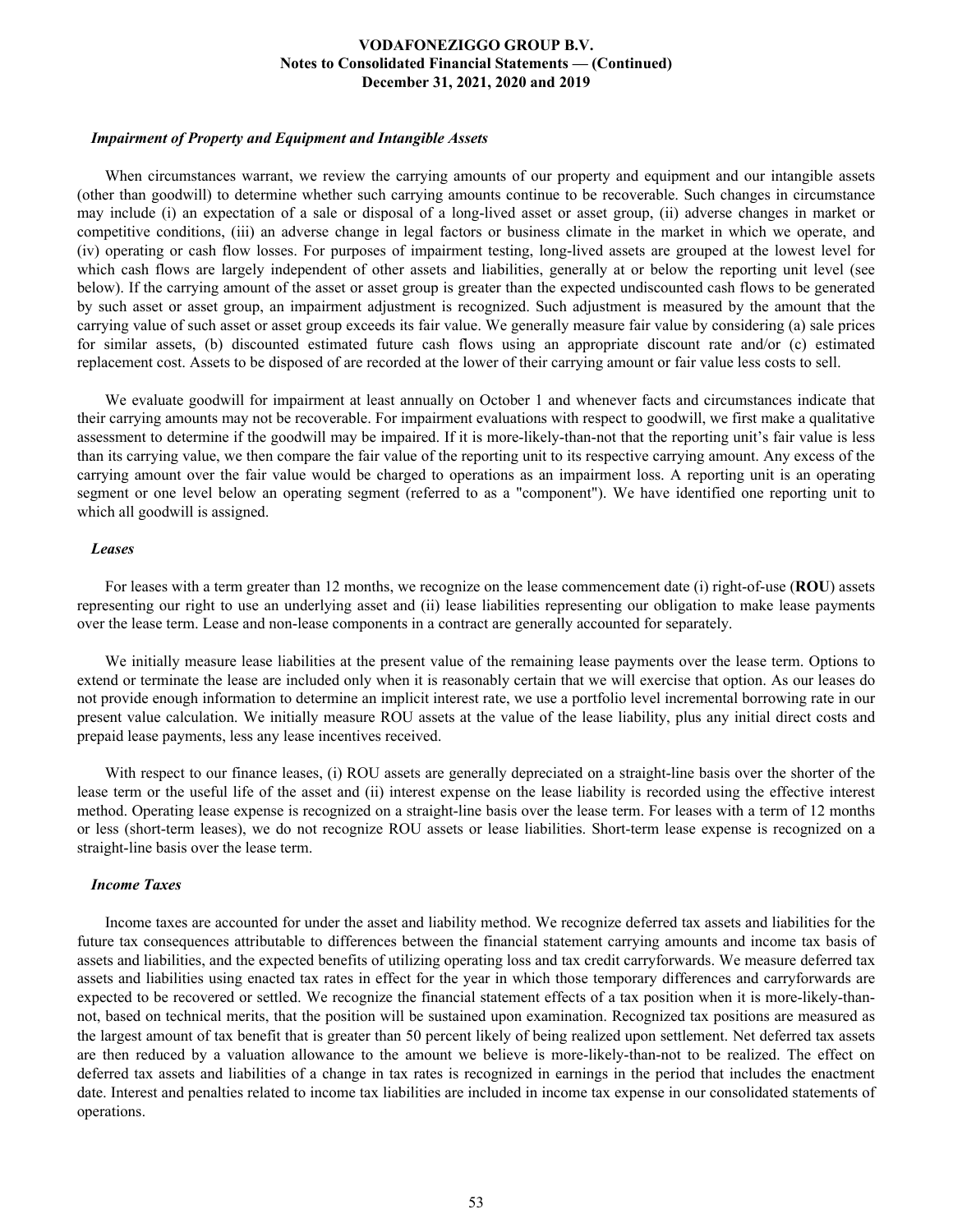### *Impairment of Property and Equipment and Intangible Assets*

When circumstances warrant, we review the carrying amounts of our property and equipment and our intangible assets (other than goodwill) to determine whether such carrying amounts continue to be recoverable. Such changes in circumstance may include (i) an expectation of a sale or disposal of a long-lived asset or asset group, (ii) adverse changes in market or competitive conditions, (iii) an adverse change in legal factors or business climate in the market in which we operate, and (iv) operating or cash flow losses. For purposes of impairment testing, long-lived assets are grouped at the lowest level for which cash flows are largely independent of other assets and liabilities, generally at or below the reporting unit level (see below). If the carrying amount of the asset or asset group is greater than the expected undiscounted cash flows to be generated by such asset or asset group, an impairment adjustment is recognized. Such adjustment is measured by the amount that the carrying value of such asset or asset group exceeds its fair value. We generally measure fair value by considering (a) sale prices for similar assets, (b) discounted estimated future cash flows using an appropriate discount rate and/or (c) estimated replacement cost. Assets to be disposed of are recorded at the lower of their carrying amount or fair value less costs to sell.

We evaluate goodwill for impairment at least annually on October 1 and whenever facts and circumstances indicate that their carrying amounts may not be recoverable. For impairment evaluations with respect to goodwill, we first make a qualitative assessment to determine if the goodwill may be impaired. If it is more-likely-than-not that the reporting unit's fair value is less than its carrying value, we then compare the fair value of the reporting unit to its respective carrying amount. Any excess of the carrying amount over the fair value would be charged to operations as an impairment loss. A reporting unit is an operating segment or one level below an operating segment (referred to as a "component"). We have identified one reporting unit to which all goodwill is assigned.

### *Leases*

For leases with a term greater than 12 months, we recognize on the lease commencement date (i) right-of-use (**ROU**) assets representing our right to use an underlying asset and (ii) lease liabilities representing our obligation to make lease payments over the lease term. Lease and non-lease components in a contract are generally accounted for separately.

We initially measure lease liabilities at the present value of the remaining lease payments over the lease term. Options to extend or terminate the lease are included only when it is reasonably certain that we will exercise that option. As our leases do not provide enough information to determine an implicit interest rate, we use a portfolio level incremental borrowing rate in our present value calculation. We initially measure ROU assets at the value of the lease liability, plus any initial direct costs and prepaid lease payments, less any lease incentives received.

With respect to our finance leases, (i) ROU assets are generally depreciated on a straight-line basis over the shorter of the lease term or the useful life of the asset and (ii) interest expense on the lease liability is recorded using the effective interest method. Operating lease expense is recognized on a straight-line basis over the lease term. For leases with a term of 12 months or less (short-term leases), we do not recognize ROU assets or lease liabilities. Short-term lease expense is recognized on a straight-line basis over the lease term.

### *Income Taxes*

Income taxes are accounted for under the asset and liability method. We recognize deferred tax assets and liabilities for the future tax consequences attributable to differences between the financial statement carrying amounts and income tax basis of assets and liabilities, and the expected benefits of utilizing operating loss and tax credit carryforwards. We measure deferred tax assets and liabilities using enacted tax rates in effect for the year in which those temporary differences and carryforwards are expected to be recovered or settled. We recognize the financial statement effects of a tax position when it is more-likely-than-not, based on technical merits, that the position will be sustained upon examination. Recognized tax positions are measured as the largest amount of tax benefit that is greater than 50 percent likely of being realized upon settlement. Net deferred tax assets are then reduced by a valuation allowance to the amount we believe is more-likely-than-not to be realized. The effect on deferred tax assets and liabilities of a change in tax rates is recognized in earnings in the period that includes the enactment date. Interest and penalties related to income tax liabilities are included in income tax expense in our consolidated statements of operations.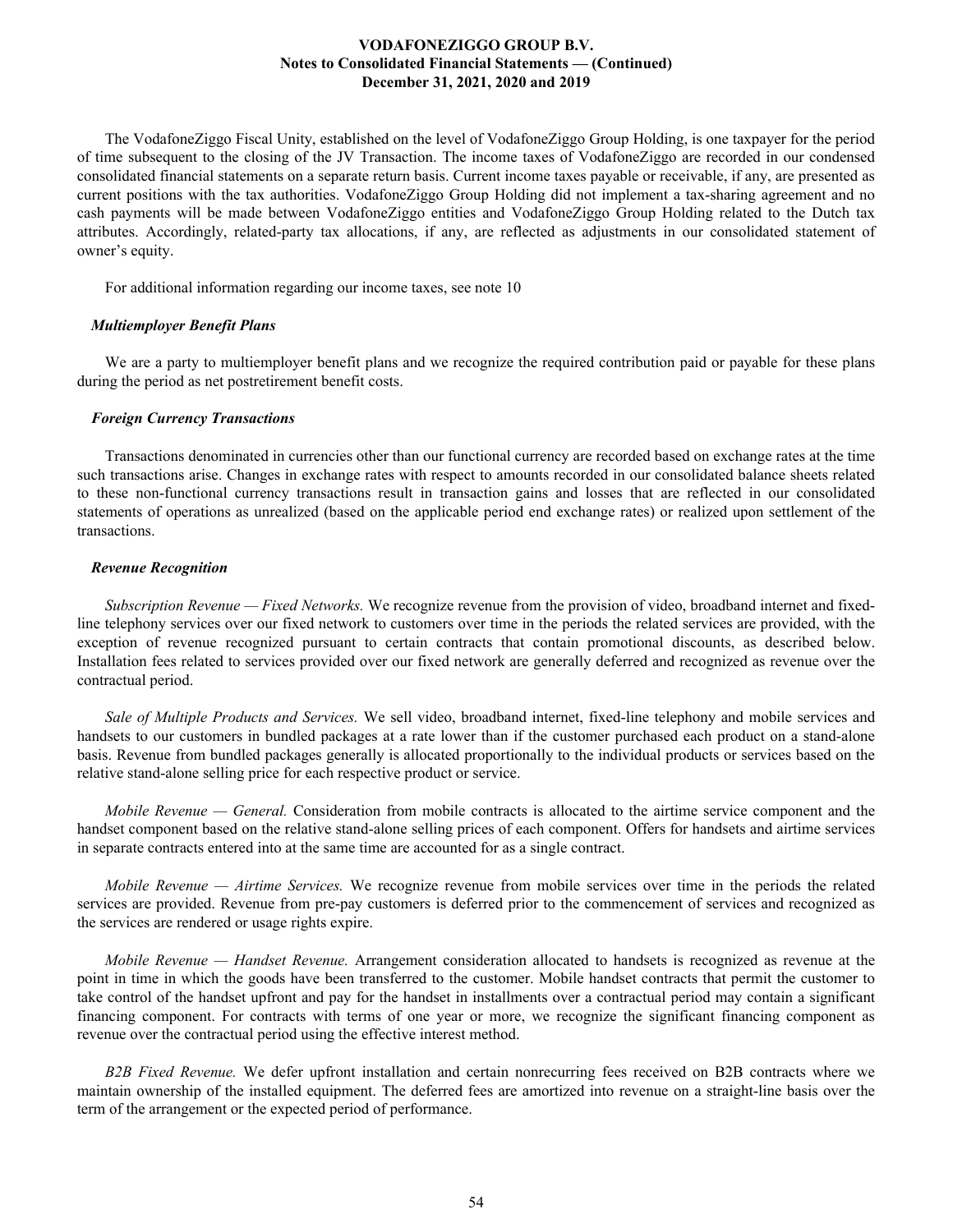The VodafoneZiggo Fiscal Unity, established on the level of VodafoneZiggo Group Holding, is one taxpayer for the period of time subsequent to the closing of the JV Transaction. The income taxes of VodafoneZiggo are recorded in our condensed consolidated financial statements on a separate return basis. Current income taxes payable or receivable, if any, are presented as current positions with the tax authorities. VodafoneZiggo Group Holding did not implement a tax-sharing agreement and no cash payments will be made between VodafoneZiggo entities and VodafoneZiggo Group Holding related to the Dutch tax attributes. Accordingly, related-party tax allocations, if any, are reflected as adjustments in our consolidated statement of owner's equity.

For additional information regarding our income taxes, see note 10

***Multiemployer Benefit Plans***

We are a party to multiemployer benefit plans and we recognize the required contribution paid or payable for these plans during the period as net postretirement benefit costs.

***Foreign Currency Transactions***

Transactions denominated in currencies other than our functional currency are recorded based on exchange rates at the time such transactions arise. Changes in exchange rates with respect to amounts recorded in our consolidated balance sheets related to these non-functional currency transactions result in transaction gains and losses that are reflected in our consolidated statements of operations as unrealized (based on the applicable period end exchange rates) or realized upon settlement of the transactions.

***Revenue Recognition***

*Subscription Revenue — Fixed Networks.* We recognize revenue from the provision of video, broadband internet and fixed-line telephony services over our fixed network to customers over time in the periods the related services are provided, with the exception of revenue recognized pursuant to certain contracts that contain promotional discounts, as described below. Installation fees related to services provided over our fixed network are generally deferred and recognized as revenue over the contractual period.

*Sale of Multiple Products and Services.* We sell video, broadband internet, fixed-line telephony and mobile services and handsets to our customers in bundled packages at a rate lower than if the customer purchased each product on a stand-alone basis. Revenue from bundled packages generally is allocated proportionally to the individual products or services based on the relative stand-alone selling price for each respective product or service.

*Mobile Revenue — General.* Consideration from mobile contracts is allocated to the airtime service component and the handset component based on the relative stand-alone selling prices of each component. Offers for handsets and airtime services in separate contracts entered into at the same time are accounted for as a single contract.

*Mobile Revenue — Airtime Services.* We recognize revenue from mobile services over time in the periods the related services are provided. Revenue from pre-pay customers is deferred prior to the commencement of services and recognized as the services are rendered or usage rights expire.

*Mobile Revenue — Handset Revenue.* Arrangement consideration allocated to handsets is recognized as revenue at the point in time in which the goods have been transferred to the customer. Mobile handset contracts that permit the customer to take control of the handset upfront and pay for the handset in installments over a contractual period may contain a significant financing component. For contracts with terms of one year or more, we recognize the significant financing component as revenue over the contractual period using the effective interest method.

*B2B Fixed Revenue.* We defer upfront installation and certain nonrecurring fees received on B2B contracts where we maintain ownership of the installed equipment. The deferred fees are amortized into revenue on a straight-line basis over the term of the arrangement or the expected period of performance.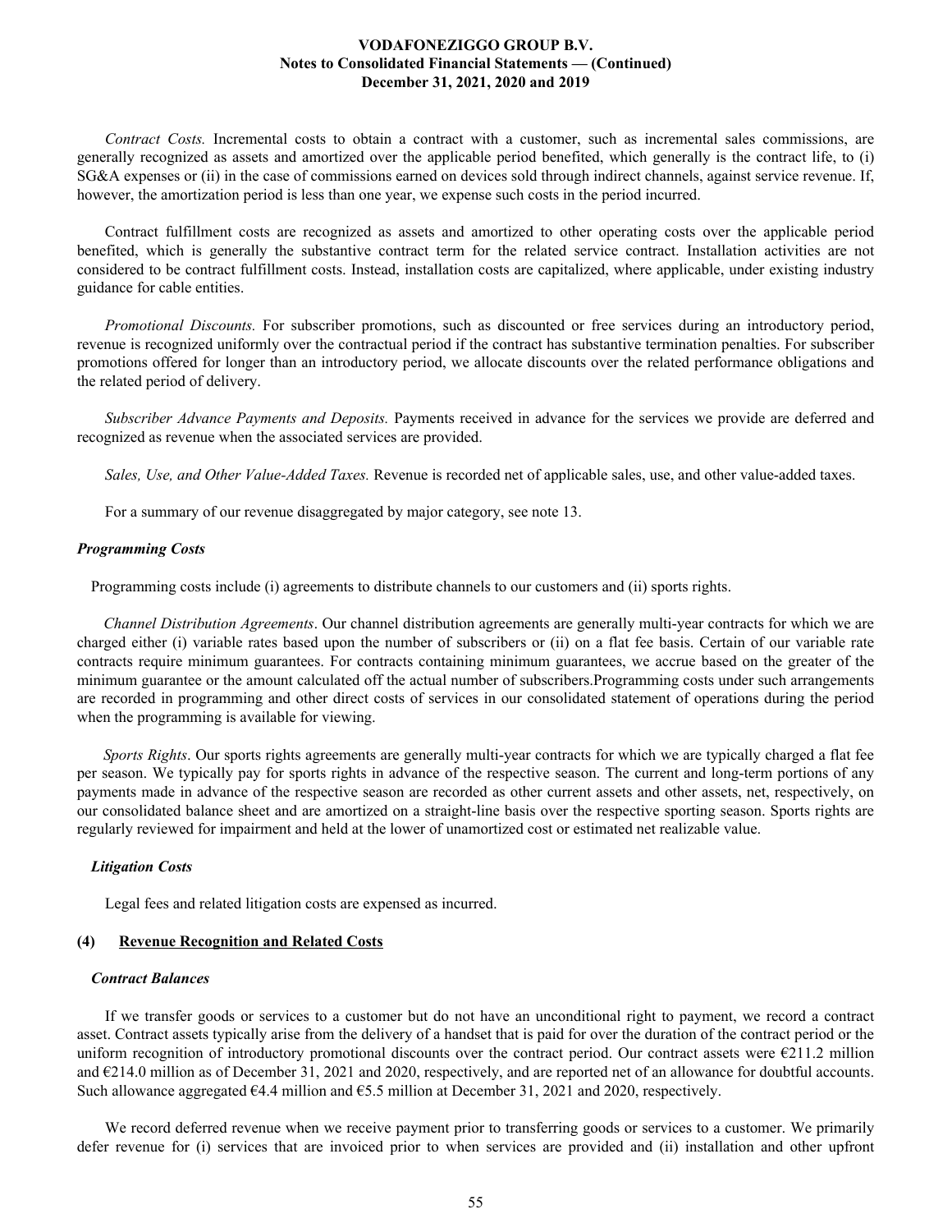*Contract Costs.* Incremental costs to obtain a contract with a customer, such as incremental sales commissions, are generally recognized as assets and amortized over the applicable period benefited, which generally is the contract life, to (i) SG&A expenses or (ii) in the case of commissions earned on devices sold through indirect channels, against service revenue. If, however, the amortization period is less than one year, we expense such costs in the period incurred.

Contract fulfillment costs are recognized as assets and amortized to other operating costs over the applicable period benefited, which is generally the substantive contract term for the related service contract. Installation activities are not considered to be contract fulfillment costs. Instead, installation costs are capitalized, where applicable, under existing industry guidance for cable entities.

*Promotional Discounts.* For subscriber promotions, such as discounted or free services during an introductory period, revenue is recognized uniformly over the contractual period if the contract has substantive termination penalties. For subscriber promotions offered for longer than an introductory period, we allocate discounts over the related performance obligations and the related period of delivery.

*Subscriber Advance Payments and Deposits.* Payments received in advance for the services we provide are deferred and recognized as revenue when the associated services are provided.

*Sales, Use, and Other Value-Added Taxes.* Revenue is recorded net of applicable sales, use, and other value-added taxes.

For a summary of our revenue disaggregated by major category, see note 13.

### *Programming Costs*

Programming costs include (i) agreements to distribute channels to our customers and (ii) sports rights.

*Channel Distribution Agreements*. Our channel distribution agreements are generally multi-year contracts for which we are charged either (i) variable rates based upon the number of subscribers or (ii) on a flat fee basis. Certain of our variable rate contracts require minimum guarantees. For contracts containing minimum guarantees, we accrue based on the greater of the minimum guarantee or the amount calculated off the actual number of subscribers.Programming costs under such arrangements are recorded in programming and other direct costs of services in our consolidated statement of operations during the period when the programming is available for viewing.

*Sports Rights*. Our sports rights agreements are generally multi-year contracts for which we are typically charged a flat fee per season. We typically pay for sports rights in advance of the respective season. The current and long-term portions of any payments made in advance of the respective season are recorded as other current assets and other assets, net, respectively, on our consolidated balance sheet and are amortized on a straight-line basis over the respective sporting season. Sports rights are regularly reviewed for impairment and held at the lower of unamortized cost or estimated net realizable value.

### *Litigation Costs*

Legal fees and related litigation costs are expensed as incurred.

## (4) Revenue Recognition and Related Costs

### *Contract Balances*

If we transfer goods or services to a customer but do not have an unconditional right to payment, we record a contract asset. Contract assets typically arise from the delivery of a handset that is paid for over the duration of the contract period or the uniform recognition of introductory promotional discounts over the contract period. Our contract assets were €211.2 million and €214.0 million as of December 31, 2021 and 2020, respectively, and are reported net of an allowance for doubtful accounts. Such allowance aggregated €4.4 million and €5.5 million at December 31, 2021 and 2020, respectively.

We record deferred revenue when we receive payment prior to transferring goods or services to a customer. We primarily defer revenue for (i) services that are invoiced prior to when services are provided and (ii) installation and other upfront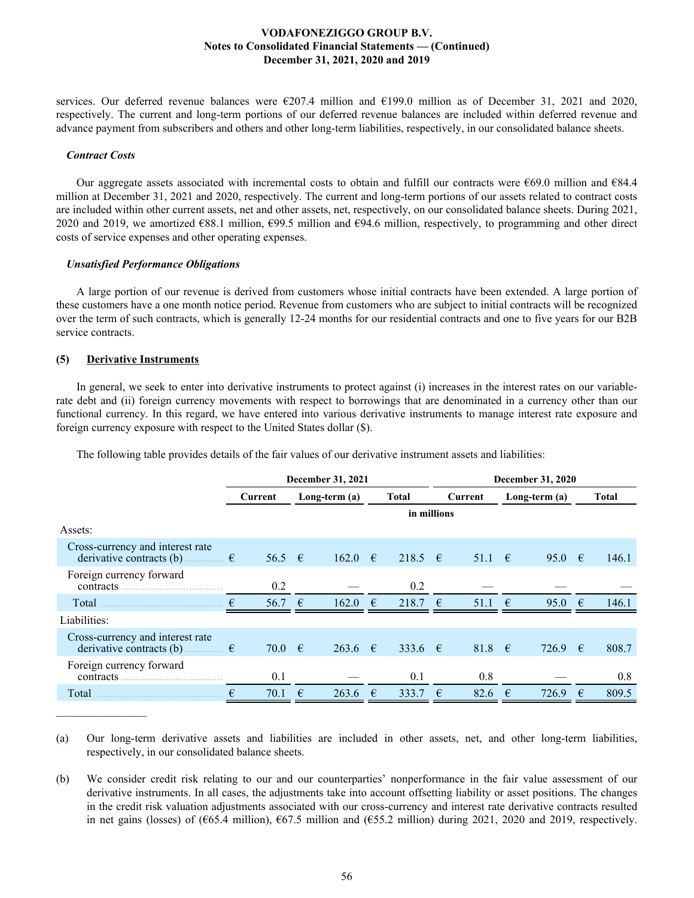services. Our deferred revenue balances were €207.4 million and €199.0 million as of December 31, 2021 and 2020, respectively. The current and long-term portions of our deferred revenue balances are included within deferred revenue and advance payment from subscribers and others and other long-term liabilities, respectively, in our consolidated balance sheets.

*Contract Costs*

Our aggregate assets associated with incremental costs to obtain and fulfill our contracts were €69.0 million and €84.4 million at December 31, 2021 and 2020, respectively. The current and long-term portions of our assets related to contract costs are included within other current assets, net and other assets, net, respectively, on our consolidated balance sheets. During 2021, 2020 and 2019, we amortized €88.1 million, €99.5 million and €94.6 million, respectively, to programming and other direct costs of service expenses and other operating expenses.

*Unsatisfied Performance Obligations*

A large portion of our revenue is derived from customers whose initial contracts have been extended. A large portion of these customers have a one month notice period. Revenue from customers who are subject to initial contracts will be recognized over the term of such contracts, which is generally 12-24 months for our residential contracts and one to five years for our B2B service contracts.

## (5) Derivative Instruments

In general, we seek to enter into derivative instruments to protect against (i) increases in the interest rates on our variable-rate debt and (ii) foreign currency movements with respect to borrowings that are denominated in a currency other than our functional currency. In this regard, we have entered into various derivative instruments to manage interest rate exposure and foreign currency exposure with respect to the United States dollar ($).

The following table provides details of the fair values of our derivative instrument assets and liabilities:

| | December 31, 2021 | | | December 31, 2020 | | |
|---|---|---|---|---|---|---|
| | Current | Long-term (a) | Total | Current | Long-term (a) | Total |
| | in millions | | | | | |
| Assets: | | | | | | |
| Cross-currency and interest rate derivative contracts (b) | € 56.5 | € 162.0 | € 218.5 | € 51.1 | € 95.0 | € 146.1 |
| Foreign currency forward contracts | 0.2 | — | 0.2 | — | — | — |
| Total | € 56.7 | € 162.0 | € 218.7 | € 51.1 | € 95.0 | € 146.1 |
| Liabilities: | | | | | | |
| Cross-currency and interest rate derivative contracts (b) | € 70.0 | € 263.6 | € 333.6 | € 81.8 | € 726.9 | € 808.7 |
| Foreign currency forward contracts | 0.1 | — | 0.1 | 0.8 | — | 0.8 |
| Total | € 70.1 | € 263.6 | € 333.7 | € 82.6 | € 726.9 | € 809.5 |

(a) Our long-term derivative assets and liabilities are included in other assets, net, and other long-term liabilities, respectively, in our consolidated balance sheets.

(b) We consider credit risk relating to our and our counterparties' nonperformance in the fair value assessment of our derivative instruments. In all cases, the adjustments take into account offsetting liability or asset positions. The changes in the credit risk valuation adjustments associated with our cross-currency and interest rate derivative contracts resulted in net gains (losses) of (€65.4 million), €67.5 million and (€55.2 million) during 2021, 2020 and 2019, respectively.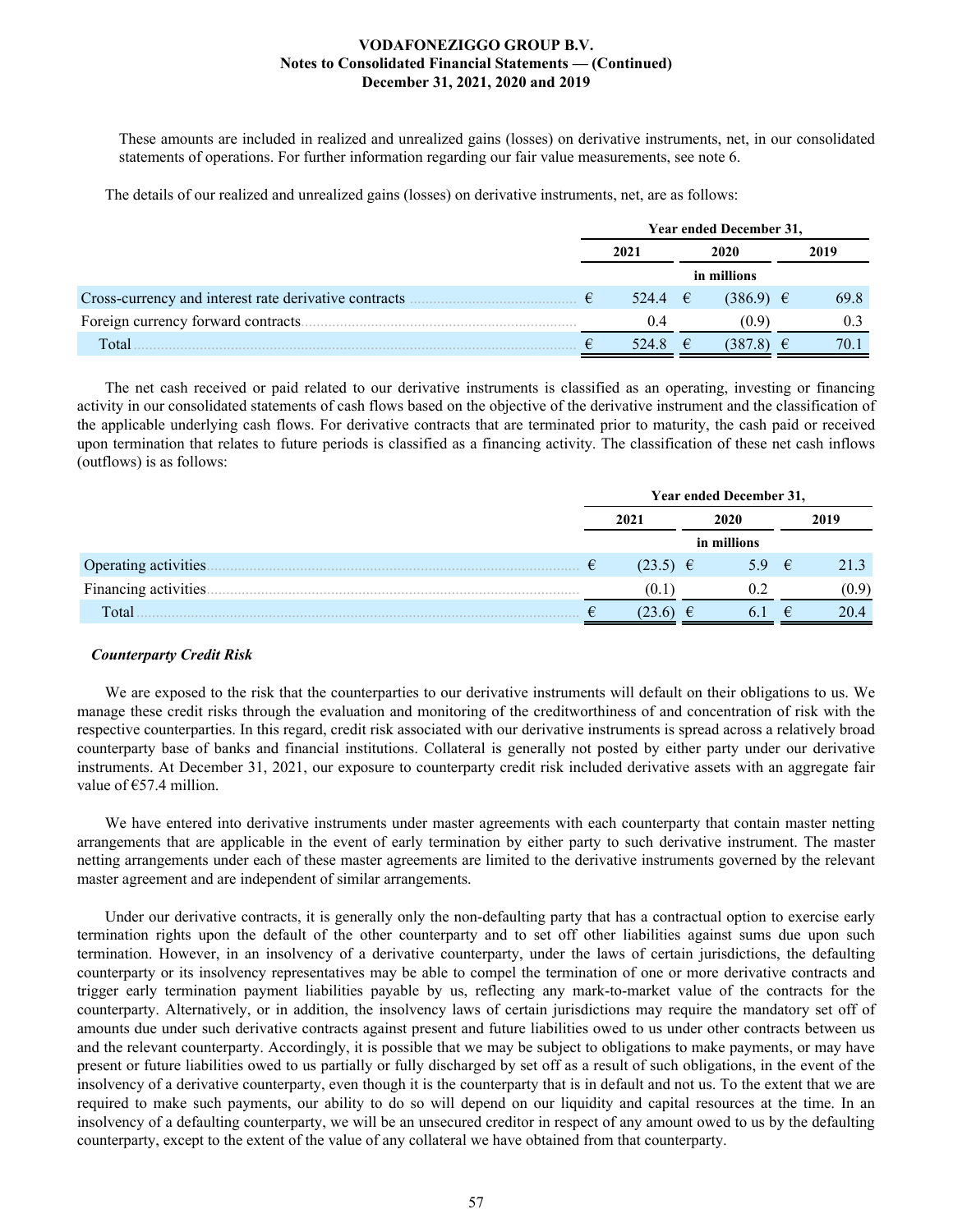These amounts are included in realized and unrealized gains (losses) on derivative instruments, net, in our consolidated statements of operations. For further information regarding our fair value measurements, see note 6.

The details of our realized and unrealized gains (losses) on derivative instruments, net, are as follows:

| | Year ended December 31, | | |
|---|---|---|---|
| | 2021 | 2020 | 2019 |
| | in millions | | |
| Cross-currency and interest rate derivative contracts | € 524.4 | € (386.9) | € 69.8 |
| Foreign currency forward contracts | 0.4 | (0.9) | 0.3 |
| Total | € 524.8 | € (387.8) | € 70.1 |

The net cash received or paid related to our derivative instruments is classified as an operating, investing or financing activity in our consolidated statements of cash flows based on the objective of the derivative instrument and the classification of the applicable underlying cash flows. For derivative contracts that are terminated prior to maturity, the cash paid or received upon termination that relates to future periods is classified as a financing activity. The classification of these net cash inflows (outflows) is as follows:

| | Year ended December 31, | | |
|---|---|---|---|
| | 2021 | 2020 | 2019 |
| | in millions | | |
| Operating activities | € (23.5) | € 5.9 | € 21.3 |
| Financing activities | (0.1) | 0.2 | (0.9) |
| Total | € (23.6) | € 6.1 | € 20.4 |

***Counterparty Credit Risk***

We are exposed to the risk that the counterparties to our derivative instruments will default on their obligations to us. We manage these credit risks through the evaluation and monitoring of the creditworthiness of and concentration of risk with the respective counterparties. In this regard, credit risk associated with our derivative instruments is spread across a relatively broad counterparty base of banks and financial institutions. Collateral is generally not posted by either party under our derivative instruments. At December 31, 2021, our exposure to counterparty credit risk included derivative assets with an aggregate fair value of €57.4 million.

We have entered into derivative instruments under master agreements with each counterparty that contain master netting arrangements that are applicable in the event of early termination by either party to such derivative instrument. The master netting arrangements under each of these master agreements are limited to the derivative instruments governed by the relevant master agreement and are independent of similar arrangements.

Under our derivative contracts, it is generally only the non-defaulting party that has a contractual option to exercise early termination rights upon the default of the other counterparty and to set off other liabilities against sums due upon such termination. However, in an insolvency of a derivative counterparty, under the laws of certain jurisdictions, the defaulting counterparty or its insolvency representatives may be able to compel the termination of one or more derivative contracts and trigger early termination payment liabilities payable by us, reflecting any mark-to-market value of the contracts for the counterparty. Alternatively, or in addition, the insolvency laws of certain jurisdictions may require the mandatory set off of amounts due under such derivative contracts against present and future liabilities owed to us under other contracts between us and the relevant counterparty. Accordingly, it is possible that we may be subject to obligations to make payments, or may have present or future liabilities owed to us partially or fully discharged by set off as a result of such obligations, in the event of the insolvency of a derivative counterparty, even though it is the counterparty that is in default and not us. To the extent that we are required to make such payments, our ability to do so will depend on our liquidity and capital resources at the time. In an insolvency of a defaulting counterparty, we will be an unsecured creditor in respect of any amount owed to us by the defaulting counterparty, except to the extent of the value of any collateral we have obtained from that counterparty.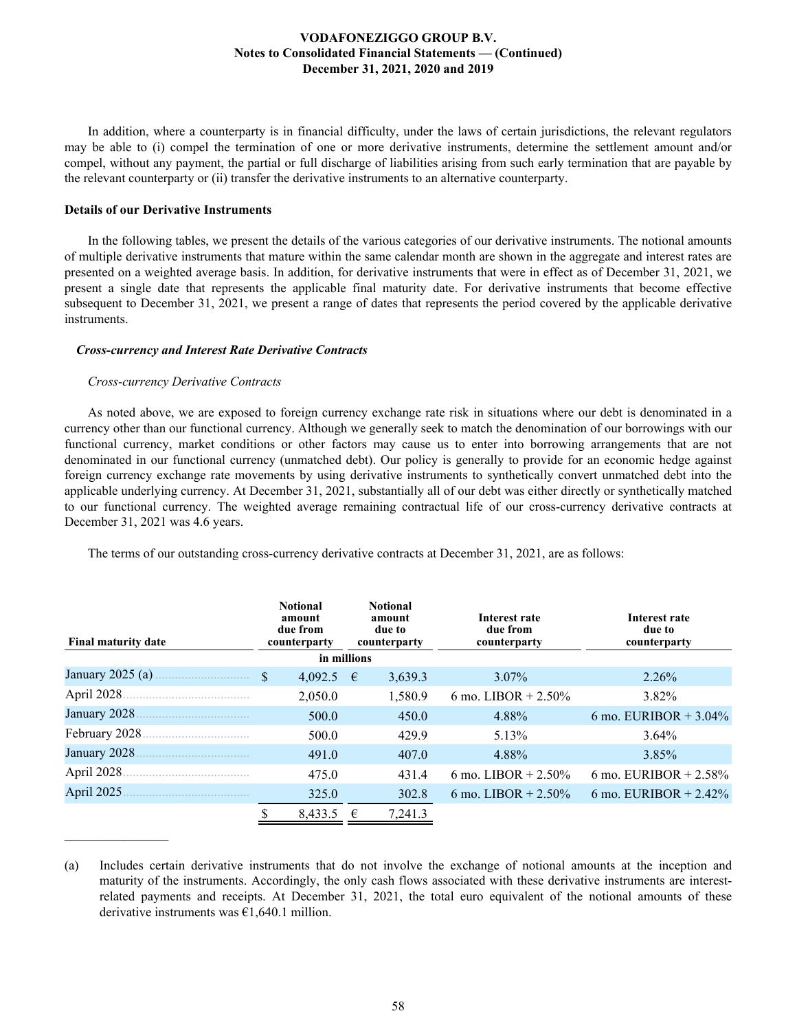In addition, where a counterparty is in financial difficulty, under the laws of certain jurisdictions, the relevant regulators may be able to (i) compel the termination of one or more derivative instruments, determine the settlement amount and/or compel, without any payment, the partial or full discharge of liabilities arising from such early termination that are payable by the relevant counterparty or (ii) transfer the derivative instruments to an alternative counterparty.

**Details of our Derivative Instruments**

In the following tables, we present the details of the various categories of our derivative instruments. The notional amounts of multiple derivative instruments that mature within the same calendar month are shown in the aggregate and interest rates are presented on a weighted average basis. In addition, for derivative instruments that were in effect as of December 31, 2021, we present a single date that represents the applicable final maturity date. For derivative instruments that become effective subsequent to December 31, 2021, we present a range of dates that represents the period covered by the applicable derivative instruments.

***Cross-currency and Interest Rate Derivative Contracts***

*Cross-currency Derivative Contracts*

As noted above, we are exposed to foreign currency exchange rate risk in situations where our debt is denominated in a currency other than our functional currency. Although we generally seek to match the denomination of our borrowings with our functional currency, market conditions or other factors may cause us to enter into borrowing arrangements that are not denominated in our functional currency (unmatched debt). Our policy is generally to provide for an economic hedge against foreign currency exchange rate movements by using derivative instruments to synthetically convert unmatched debt into the applicable underlying currency. At December 31, 2021, substantially all of our debt was either directly or synthetically matched to our functional currency. The weighted average remaining contractual life of our cross-currency derivative contracts at December 31, 2021 was 4.6 years.

The terms of our outstanding cross-currency derivative contracts at December 31, 2021, are as follows:

| Final maturity date | Notional amount due from counterparty | Notional amount due to counterparty | Interest rate due from counterparty | Interest rate due to counterparty |
|---|---|---|---|---|
| | in millions | | | |
| January 2025 (a) | $ 4,092.5 | € 3,639.3 | 3.07% | 2.26% |
| April 2028 | 2,050.0 | 1,580.9 | 6 mo. LIBOR + 2.50% | 3.82% |
| January 2028 | 500.0 | 450.0 | 4.88% | 6 mo. EURIBOR + 3.04% |
| February 2028 | 500.0 | 429.9 | 5.13% | 3.64% |
| January 2028 | 491.0 | 407.0 | 4.88% | 3.85% |
| April 2028 | 475.0 | 431.4 | 6 mo. LIBOR + 2.50% | 6 mo. EURIBOR + 2.58% |
| April 2025 | 325.0 | 302.8 | 6 mo. LIBOR + 2.50% | 6 mo. EURIBOR + 2.42% |
| | $ 8,433.5 | € 7,241.3 | | |

(a) Includes certain derivative instruments that do not involve the exchange of notional amounts at the inception and maturity of the instruments. Accordingly, the only cash flows associated with these derivative instruments are interest-related payments and receipts. At December 31, 2021, the total euro equivalent of the notional amounts of these derivative instruments was €1,640.1 million.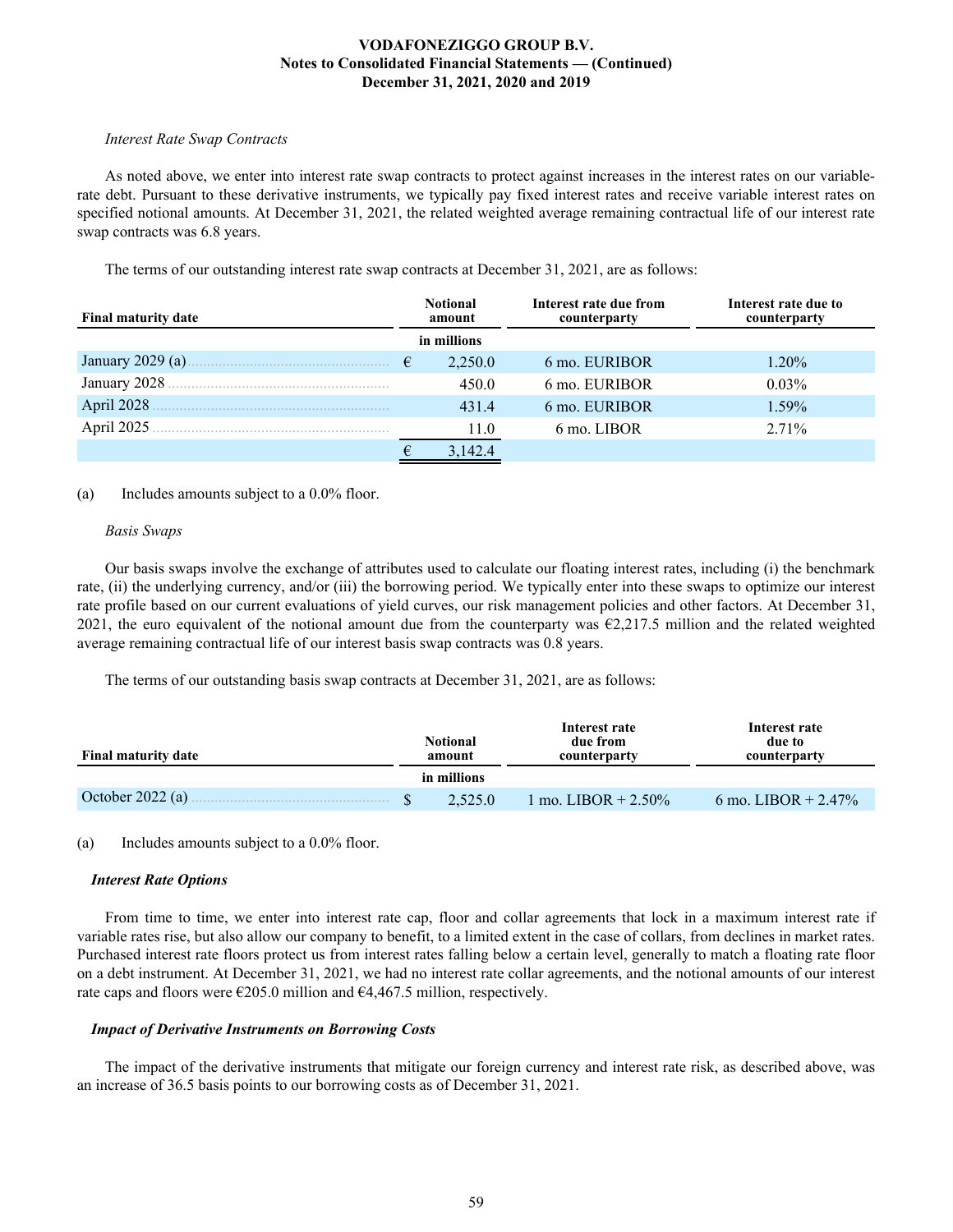*Interest Rate Swap Contracts*

As noted above, we enter into interest rate swap contracts to protect against increases in the interest rates on our variable-rate debt. Pursuant to these derivative instruments, we typically pay fixed interest rates and receive variable interest rates on specified notional amounts. At December 31, 2021, the related weighted average remaining contractual life of our interest rate swap contracts was 6.8 years.

The terms of our outstanding interest rate swap contracts at December 31, 2021, are as follows:

| Final maturity date | Notional amount | Interest rate due from counterparty | Interest rate due to counterparty |
|---|---|---|---|
| | in millions | | |
| January 2029 (a) | € 2,250.0 | 6 mo. EURIBOR | 1.20% |
| January 2028 | 450.0 | 6 mo. EURIBOR | 0.03% |
| April 2028 | 431.4 | 6 mo. EURIBOR | 1.59% |
| April 2025 | 11.0 | 6 mo. LIBOR | 2.71% |
| | € 3,142.4 | | |

(a) Includes amounts subject to a 0.0% floor.

*Basis Swaps*

Our basis swaps involve the exchange of attributes used to calculate our floating interest rates, including (i) the benchmark rate, (ii) the underlying currency, and/or (iii) the borrowing period. We typically enter into these swaps to optimize our interest rate profile based on our current evaluations of yield curves, our risk management policies and other factors. At December 31, 2021, the euro equivalent of the notional amount due from the counterparty was €2,217.5 million and the related weighted average remaining contractual life of our interest basis swap contracts was 0.8 years.

The terms of our outstanding basis swap contracts at December 31, 2021, are as follows:

| Final maturity date | Notional amount | Interest rate due from counterparty | Interest rate due to counterparty |
|---|---|---|---|
| | in millions | | |
| October 2022 (a) | $ 2,525.0 | 1 mo. LIBOR + 2.50% | 6 mo. LIBOR + 2.47% |

(a) Includes amounts subject to a 0.0% floor.

***Interest Rate Options***

From time to time, we enter into interest rate cap, floor and collar agreements that lock in a maximum interest rate if variable rates rise, but also allow our company to benefit, to a limited extent in the case of collars, from declines in market rates. Purchased interest rate floors protect us from interest rates falling below a certain level, generally to match a floating rate floor on a debt instrument. At December 31, 2021, we had no interest rate collar agreements, and the notional amounts of our interest rate caps and floors were €205.0 million and €4,467.5 million, respectively.

***Impact of Derivative Instruments on Borrowing Costs***

The impact of the derivative instruments that mitigate our foreign currency and interest rate risk, as described above, was an increase of 36.5 basis points to our borrowing costs as of December 31, 2021.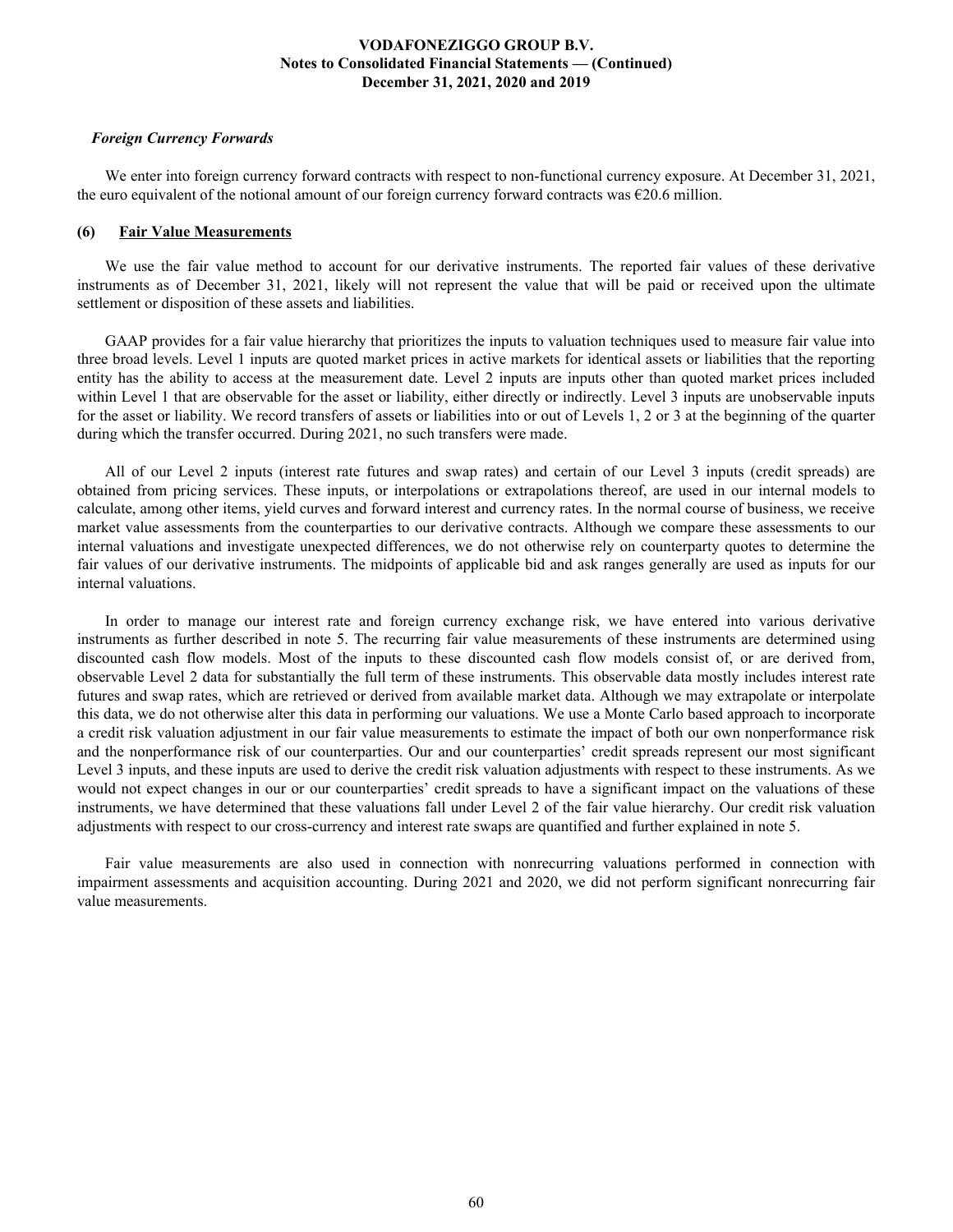*Foreign Currency Forwards*

We enter into foreign currency forward contracts with respect to non-functional currency exposure. At December 31, 2021, the euro equivalent of the notional amount of our foreign currency forward contracts was €20.6 million.

## (6) Fair Value Measurements

We use the fair value method to account for our derivative instruments. The reported fair values of these derivative instruments as of December 31, 2021, likely will not represent the value that will be paid or received upon the ultimate settlement or disposition of these assets and liabilities.

GAAP provides for a fair value hierarchy that prioritizes the inputs to valuation techniques used to measure fair value into three broad levels. Level 1 inputs are quoted market prices in active markets for identical assets or liabilities that the reporting entity has the ability to access at the measurement date. Level 2 inputs are inputs other than quoted market prices included within Level 1 that are observable for the asset or liability, either directly or indirectly. Level 3 inputs are unobservable inputs for the asset or liability. We record transfers of assets or liabilities into or out of Levels 1, 2 or 3 at the beginning of the quarter during which the transfer occurred. During 2021, no such transfers were made.

All of our Level 2 inputs (interest rate futures and swap rates) and certain of our Level 3 inputs (credit spreads) are obtained from pricing services. These inputs, or interpolations or extrapolations thereof, are used in our internal models to calculate, among other items, yield curves and forward interest and currency rates. In the normal course of business, we receive market value assessments from the counterparties to our derivative contracts. Although we compare these assessments to our internal valuations and investigate unexpected differences, we do not otherwise rely on counterparty quotes to determine the fair values of our derivative instruments. The midpoints of applicable bid and ask ranges generally are used as inputs for our internal valuations.

In order to manage our interest rate and foreign currency exchange risk, we have entered into various derivative instruments as further described in note 5. The recurring fair value measurements of these instruments are determined using discounted cash flow models. Most of the inputs to these discounted cash flow models consist of, or are derived from, observable Level 2 data for substantially the full term of these instruments. This observable data mostly includes interest rate futures and swap rates, which are retrieved or derived from available market data. Although we may extrapolate or interpolate this data, we do not otherwise alter this data in performing our valuations. We use a Monte Carlo based approach to incorporate a credit risk valuation adjustment in our fair value measurements to estimate the impact of both our own nonperformance risk and the nonperformance risk of our counterparties. Our and our counterparties' credit spreads represent our most significant Level 3 inputs, and these inputs are used to derive the credit risk valuation adjustments with respect to these instruments. As we would not expect changes in our or our counterparties' credit spreads to have a significant impact on the valuations of these instruments, we have determined that these valuations fall under Level 2 of the fair value hierarchy. Our credit risk valuation adjustments with respect to our cross-currency and interest rate swaps are quantified and further explained in note 5.

Fair value measurements are also used in connection with nonrecurring valuations performed in connection with impairment assessments and acquisition accounting. During 2021 and 2020, we did not perform significant nonrecurring fair value measurements.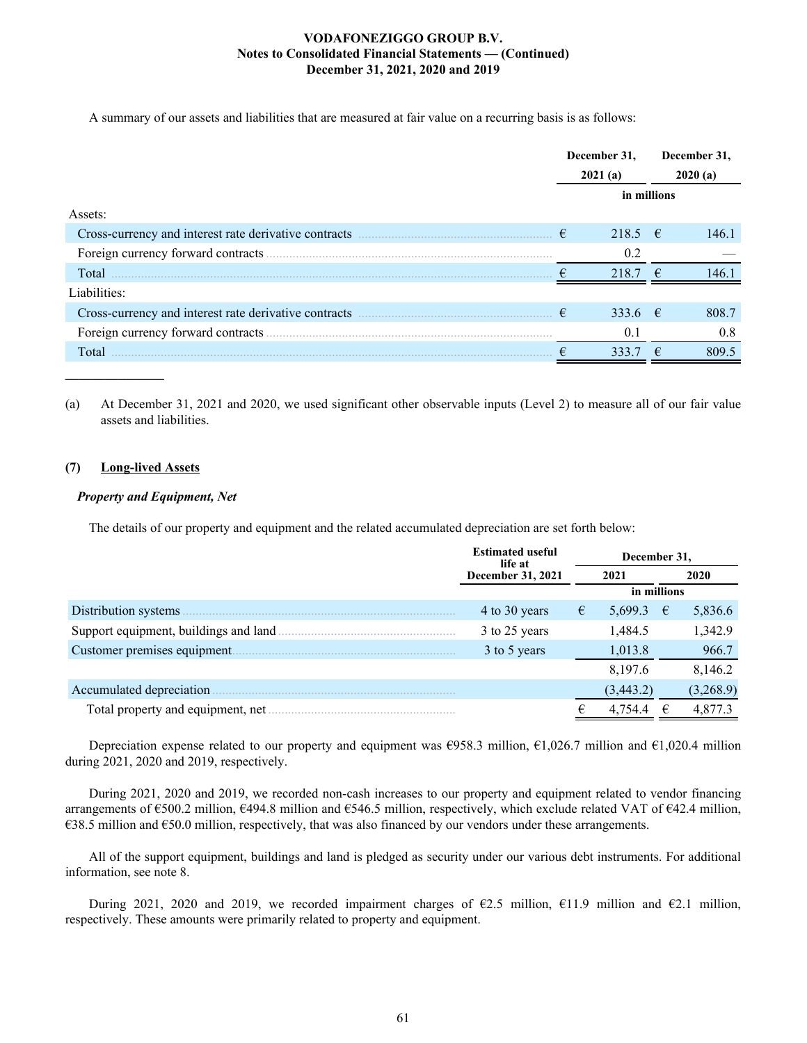A summary of our assets and liabilities that are measured at fair value on a recurring basis is as follows:

| | December 31, 2021 (a) | December 31, 2020 (a) |
|---|---|---|
| | in millions | |
| Assets: | | |
| Cross-currency and interest rate derivative contracts | € 218.5 | € 146.1 |
| Foreign currency forward contracts | 0.2 | — |
| Total | € 218.7 | € 146.1 |
| Liabilities: | | |
| Cross-currency and interest rate derivative contracts | € 333.6 | € 808.7 |
| Foreign currency forward contracts | 0.1 | 0.8 |
| Total | € 333.7 | € 809.5 |

(a) At December 31, 2021 and 2020, we used significant other observable inputs (Level 2) to measure all of our fair value assets and liabilities.

## (7) Long-lived Assets

### *Property and Equipment, Net*

The details of our property and equipment and the related accumulated depreciation are set forth below:

| | Estimated useful life at December 31, 2021 | December 31, 2021 | December 31, 2020 |
|---|---|---|---|
| | | in millions | |
| Distribution systems | 4 to 30 years | € 5,699.3 | € 5,836.6 |
| Support equipment, buildings and land | 3 to 25 years | 1,484.5 | 1,342.9 |
| Customer premises equipment | 3 to 5 years | 1,013.8 | 966.7 |
| | | 8,197.6 | 8,146.2 |
| Accumulated depreciation | | (3,443.2) | (3,268.9) |
| Total property and equipment, net | | € 4,754.4 | € 4,877.3 |

Depreciation expense related to our property and equipment was €958.3 million, €1,026.7 million and €1,020.4 million during 2021, 2020 and 2019, respectively.

During 2021, 2020 and 2019, we recorded non-cash increases to our property and equipment related to vendor financing arrangements of €500.2 million, €494.8 million and €546.5 million, respectively, which exclude related VAT of €42.4 million, €38.5 million and €50.0 million, respectively, that was also financed by our vendors under these arrangements.

All of the support equipment, buildings and land is pledged as security under our various debt instruments. For additional information, see note 8.

During 2021, 2020 and 2019, we recorded impairment charges of €2.5 million, €11.9 million and €2.1 million, respectively. These amounts were primarily related to property and equipment.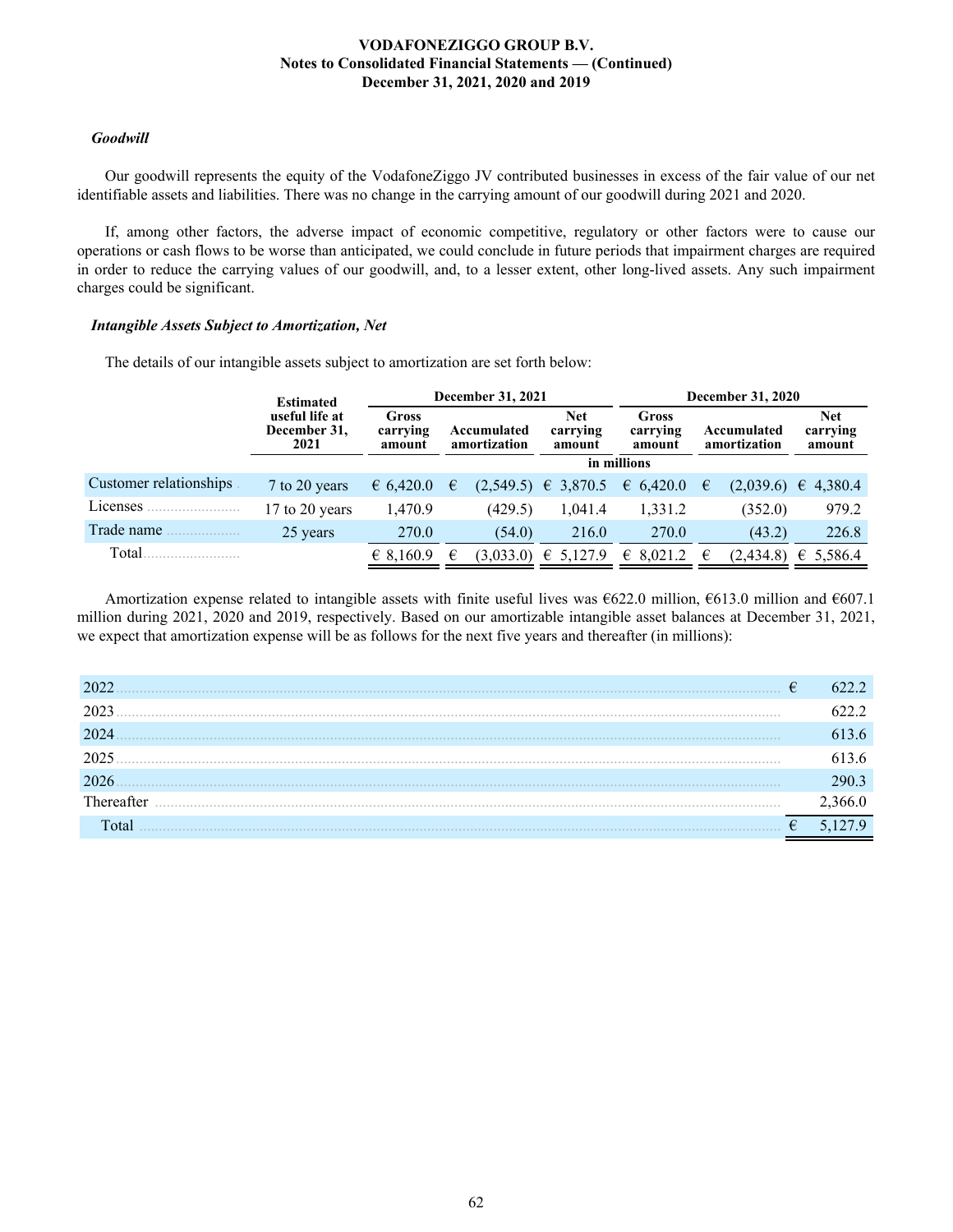*Goodwill*

Our goodwill represents the equity of the VodafoneZiggo JV contributed businesses in excess of the fair value of our net identifiable assets and liabilities. There was no change in the carrying amount of our goodwill during 2021 and 2020.

If, among other factors, the adverse impact of economic competitive, regulatory or other factors were to cause our operations or cash flows to be worse than anticipated, we could conclude in future periods that impairment charges are required in order to reduce the carrying values of our goodwill, and, to a lesser extent, other long-lived assets. Any such impairment charges could be significant.

*Intangible Assets Subject to Amortization, Net*

The details of our intangible assets subject to amortization are set forth below:

| | Estimated useful life at December 31, 2021 | December 31, 2021 | | | December 31, 2020 | | |
|---|---|---|---|---|---|---|---|
| | | Gross carrying amount | Accumulated amortization | Net carrying amount | Gross carrying amount | Accumulated amortization | Net carrying amount |
| | | in millions | | | | | |
| Customer relationships | 7 to 20 years | € 6,420.0 | € (2,549.5) | € 3,870.5 | € 6,420.0 | € (2,039.6) | € 4,380.4 |
| Licenses | 17 to 20 years | 1,470.9 | (429.5) | 1,041.4 | 1,331.2 | (352.0) | 979.2 |
| Trade name | 25 years | 270.0 | (54.0) | 216.0 | 270.0 | (43.2) | 226.8 |
| Total | | € 8,160.9 | € (3,033.0) | € 5,127.9 | € 8,021.2 | € (2,434.8) | € 5,586.4 |

Amortization expense related to intangible assets with finite useful lives was €622.0 million, €613.0 million and €607.1 million during 2021, 2020 and 2019, respectively. Based on our amortizable intangible asset balances at December 31, 2021, we expect that amortization expense will be as follows for the next five years and thereafter (in millions):

| | |
|---|---|
| 2022 | € 622.2 |
| 2023 | 622.2 |
| 2024 | 613.6 |
| 2025 | 613.6 |
| 2026 | 290.3 |
| Thereafter | 2,366.0 |
| Total | € 5,127.9 |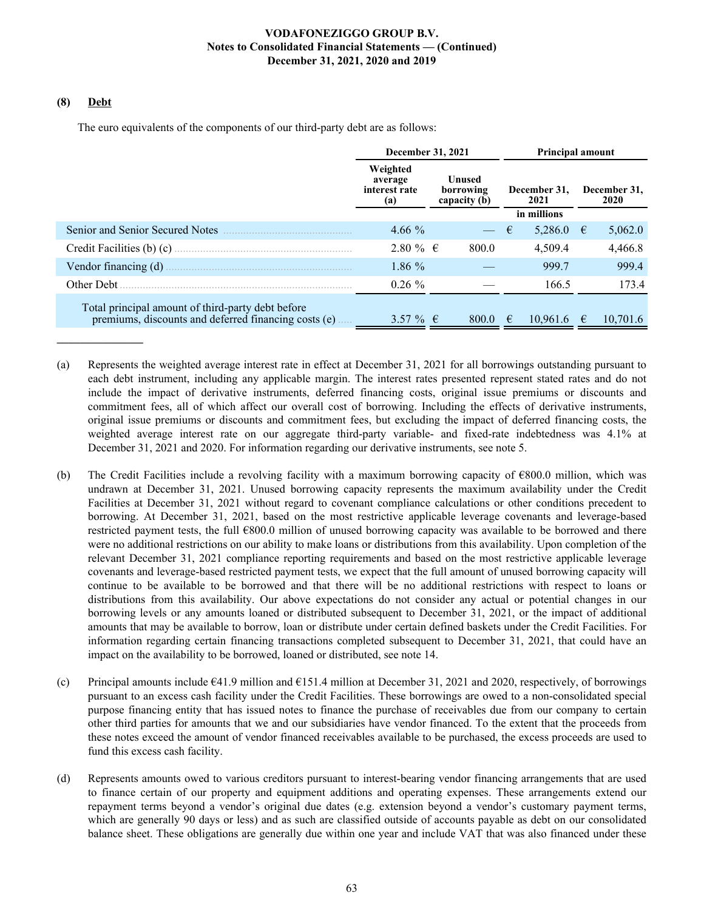## (8) Debt

The euro equivalents of the components of our third-party debt are as follows:

| | December 31, 2021 | | Principal amount | |
|---|---|---|---|---|
| | Weighted average interest rate (a) | Unused borrowing capacity (b) | December 31, 2021 | December 31, 2020 |
| | | | in millions | |
| Senior and Senior Secured Notes | 4.66 % | — | € 5,286.0 | € 5,062.0 |
| Credit Facilities (b) (c) | 2.80 % | € 800.0 | 4,509.4 | 4,466.8 |
| Vendor financing (d) | 1.86 % | — | 999.7 | 999.4 |
| Other Debt | 0.26 % | — | 166.5 | 173.4 |
| Total principal amount of third-party debt before premiums, discounts and deferred financing costs (e) | 3.57 % | € 800.0 | € 10,961.6 | € 10,701.6 |

(a) Represents the weighted average interest rate in effect at December 31, 2021 for all borrowings outstanding pursuant to each debt instrument, including any applicable margin. The interest rates presented represent stated rates and do not include the impact of derivative instruments, deferred financing costs, original issue premiums or discounts and commitment fees, all of which affect our overall cost of borrowing. Including the effects of derivative instruments, original issue premiums or discounts and commitment fees, but excluding the impact of deferred financing costs, the weighted average interest rate on our aggregate third-party variable- and fixed-rate indebtedness was 4.1% at December 31, 2021 and 2020. For information regarding our derivative instruments, see note 5.

(b) The Credit Facilities include a revolving facility with a maximum borrowing capacity of €800.0 million, which was undrawn at December 31, 2021. Unused borrowing capacity represents the maximum availability under the Credit Facilities at December 31, 2021 without regard to covenant compliance calculations or other conditions precedent to borrowing. At December 31, 2021, based on the most restrictive applicable leverage covenants and leverage-based restricted payment tests, the full €800.0 million of unused borrowing capacity was available to be borrowed and there were no additional restrictions on our ability to make loans or distributions from this availability. Upon completion of the relevant December 31, 2021 compliance reporting requirements and based on the most restrictive applicable leverage covenants and leverage-based restricted payment tests, we expect that the full amount of unused borrowing capacity will continue to be available to be borrowed and that there will be no additional restrictions with respect to loans or distributions from this availability. Our above expectations do not consider any actual or potential changes in our borrowing levels or any amounts loaned or distributed subsequent to December 31, 2021, or the impact of additional amounts that may be available to borrow, loan or distribute under certain defined baskets under the Credit Facilities. For information regarding certain financing transactions completed subsequent to December 31, 2021, that could have an impact on the availability to be borrowed, loaned or distributed, see note 14.

(c) Principal amounts include €41.9 million and €151.4 million at December 31, 2021 and 2020, respectively, of borrowings pursuant to an excess cash facility under the Credit Facilities. These borrowings are owed to a non-consolidated special purpose financing entity that has issued notes to finance the purchase of receivables due from our company to certain other third parties for amounts that we and our subsidiaries have vendor financed. To the extent that the proceeds from these notes exceed the amount of vendor financed receivables available to be purchased, the excess proceeds are used to fund this excess cash facility.

(d) Represents amounts owed to various creditors pursuant to interest-bearing vendor financing arrangements that are used to finance certain of our property and equipment additions and operating expenses. These arrangements extend our repayment terms beyond a vendor's original due dates (e.g. extension beyond a vendor's customary payment terms, which are generally 90 days or less) and as such are classified outside of accounts payable as debt on our consolidated balance sheet. These obligations are generally due within one year and include VAT that was also financed under these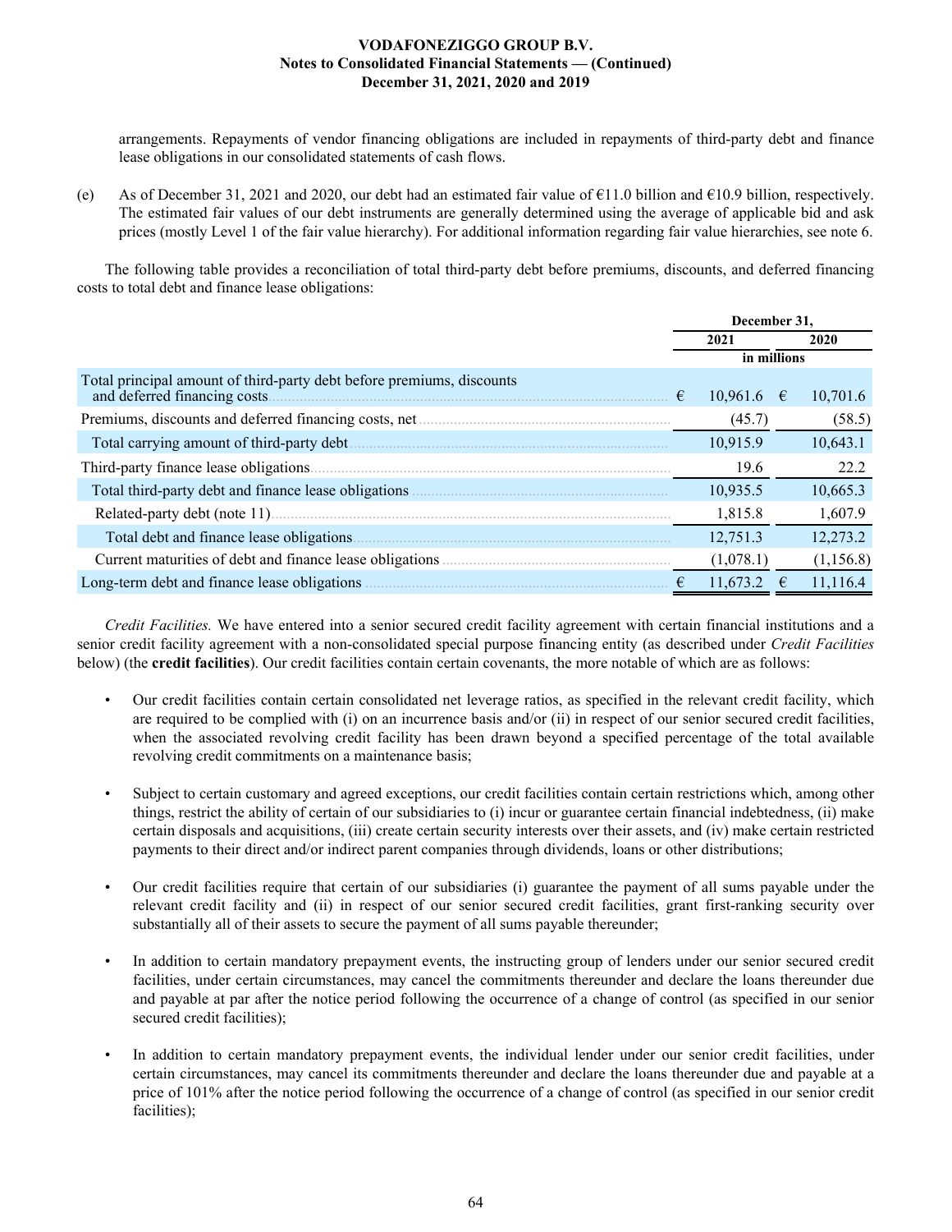arrangements. Repayments of vendor financing obligations are included in repayments of third-party debt and finance lease obligations in our consolidated statements of cash flows.

(e) As of December 31, 2021 and 2020, our debt had an estimated fair value of €11.0 billion and €10.9 billion, respectively. The estimated fair values of our debt instruments are generally determined using the average of applicable bid and ask prices (mostly Level 1 of the fair value hierarchy). For additional information regarding fair value hierarchies, see note 6.

The following table provides a reconciliation of total third-party debt before premiums, discounts, and deferred financing costs to total debt and finance lease obligations:

| | December 31, | |
|---|---|---|
| | 2021 | 2020 |
| | in millions | |
| Total principal amount of third-party debt before premiums, discounts and deferred financing costs | € 10,961.6 | € 10,701.6 |
| Premiums, discounts and deferred financing costs, net | (45.7) | (58.5) |
| Total carrying amount of third-party debt | 10,915.9 | 10,643.1 |
| Third-party finance lease obligations | 19.6 | 22.2 |
| Total third-party debt and finance lease obligations | 10,935.5 | 10,665.3 |
| Related-party debt (note 11) | 1,815.8 | 1,607.9 |
| Total debt and finance lease obligations | 12,751.3 | 12,273.2 |
| Current maturities of debt and finance lease obligations | (1,078.1) | (1,156.8) |
| Long-term debt and finance lease obligations | € 11,673.2 | € 11,116.4 |

*Credit Facilities.* We have entered into a senior secured credit facility agreement with certain financial institutions and a senior credit facility agreement with a non-consolidated special purpose financing entity (as described under *Credit Facilities* below) (the **credit facilities**). Our credit facilities contain certain covenants, the more notable of which are as follows:

- Our credit facilities contain certain consolidated net leverage ratios, as specified in the relevant credit facility, which are required to be complied with (i) on an incurrence basis and/or (ii) in respect of our senior secured credit facilities, when the associated revolving credit facility has been drawn beyond a specified percentage of the total available revolving credit commitments on a maintenance basis;

- Subject to certain customary and agreed exceptions, our credit facilities contain certain restrictions which, among other things, restrict the ability of certain of our subsidiaries to (i) incur or guarantee certain financial indebtedness, (ii) make certain disposals and acquisitions, (iii) create certain security interests over their assets, and (iv) make certain restricted payments to their direct and/or indirect parent companies through dividends, loans or other distributions;

- Our credit facilities require that certain of our subsidiaries (i) guarantee the payment of all sums payable under the relevant credit facility and (ii) in respect of our senior secured credit facilities, grant first-ranking security over substantially all of their assets to secure the payment of all sums payable thereunder;

- In addition to certain mandatory prepayment events, the instructing group of lenders under our senior secured credit facilities, under certain circumstances, may cancel the commitments thereunder and declare the loans thereunder due and payable at par after the notice period following the occurrence of a change of control (as specified in our senior secured credit facilities);

- In addition to certain mandatory prepayment events, the individual lender under our senior credit facilities, under certain circumstances, may cancel its commitments thereunder and declare the loans thereunder due and payable at a price of 101% after the notice period following the occurrence of a change of control (as specified in our senior credit facilities);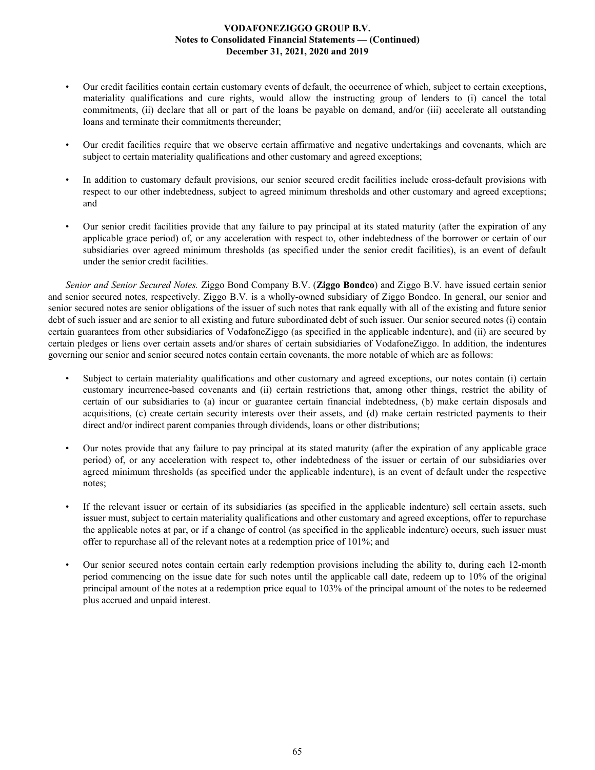- Our credit facilities contain certain customary events of default, the occurrence of which, subject to certain exceptions, materiality qualifications and cure rights, would allow the instructing group of lenders to (i) cancel the total commitments, (ii) declare that all or part of the loans be payable on demand, and/or (iii) accelerate all outstanding loans and terminate their commitments thereunder;

- Our credit facilities require that we observe certain affirmative and negative undertakings and covenants, which are subject to certain materiality qualifications and other customary and agreed exceptions;

- In addition to customary default provisions, our senior secured credit facilities include cross-default provisions with respect to our other indebtedness, subject to agreed minimum thresholds and other customary and agreed exceptions; and

- Our senior credit facilities provide that any failure to pay principal at its stated maturity (after the expiration of any applicable grace period) of, or any acceleration with respect to, other indebtedness of the borrower or certain of our subsidiaries over agreed minimum thresholds (as specified under the senior credit facilities), is an event of default under the senior credit facilities.

*Senior and Senior Secured Notes.* Ziggo Bond Company B.V. (**Ziggo Bondco**) and Ziggo B.V. have issued certain senior and senior secured notes, respectively. Ziggo B.V. is a wholly-owned subsidiary of Ziggo Bondco. In general, our senior and senior secured notes are senior obligations of the issuer of such notes that rank equally with all of the existing and future senior debt of such issuer and are senior to all existing and future subordinated debt of such issuer. Our senior secured notes (i) contain certain guarantees from other subsidiaries of VodafoneZiggo (as specified in the applicable indenture), and (ii) are secured by certain pledges or liens over certain assets and/or shares of certain subsidiaries of VodafoneZiggo. In addition, the indentures governing our senior and senior secured notes contain certain covenants, the more notable of which are as follows:

- Subject to certain materiality qualifications and other customary and agreed exceptions, our notes contain (i) certain customary incurrence-based covenants and (ii) certain restrictions that, among other things, restrict the ability of certain of our subsidiaries to (a) incur or guarantee certain financial indebtedness, (b) make certain disposals and acquisitions, (c) create certain security interests over their assets, and (d) make certain restricted payments to their direct and/or indirect parent companies through dividends, loans or other distributions;

- Our notes provide that any failure to pay principal at its stated maturity (after the expiration of any applicable grace period) of, or any acceleration with respect to, other indebtedness of the issuer or certain of our subsidiaries over agreed minimum thresholds (as specified under the applicable indenture), is an event of default under the respective notes;

- If the relevant issuer or certain of its subsidiaries (as specified in the applicable indenture) sell certain assets, such issuer must, subject to certain materiality qualifications and other customary and agreed exceptions, offer to repurchase the applicable notes at par, or if a change of control (as specified in the applicable indenture) occurs, such issuer must offer to repurchase all of the relevant notes at a redemption price of 101%; and

- Our senior secured notes contain certain early redemption provisions including the ability to, during each 12-month period commencing on the issue date for such notes until the applicable call date, redeem up to 10% of the original principal amount of the notes at a redemption price equal to 103% of the principal amount of the notes to be redeemed plus accrued and unpaid interest.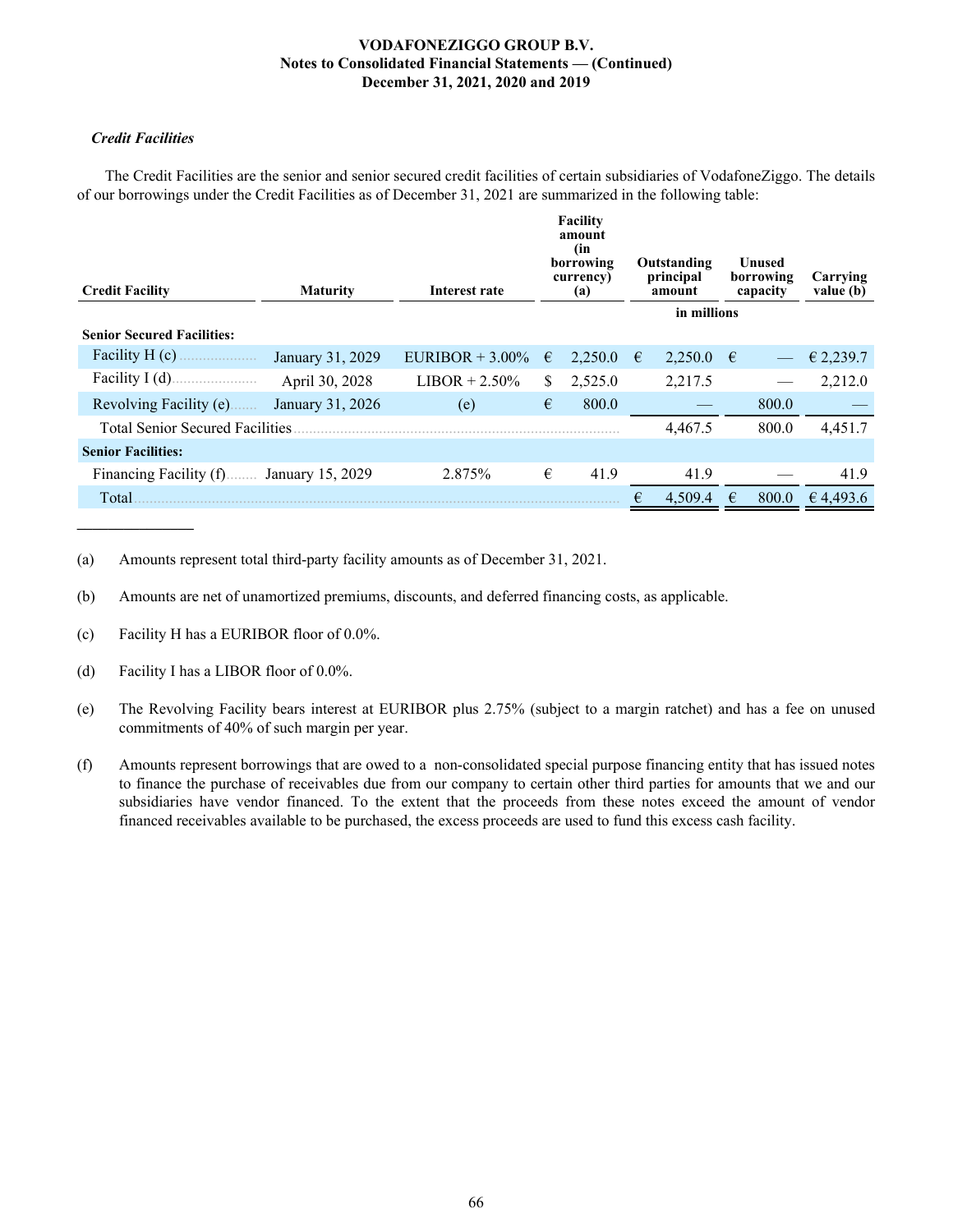**VODAFONEZIGGO GROUP B.V.**
**Notes to Consolidated Financial Statements — (Continued)**
**December 31, 2021, 2020 and 2019**

***Credit Facilities***

The Credit Facilities are the senior and senior secured credit facilities of certain subsidiaries of VodafoneZiggo. The details of our borrowings under the Credit Facilities as of December 31, 2021 are summarized in the following table:

| Credit Facility | Maturity | Interest rate | Facility amount (in borrowing currency) (a) | Outstanding principal amount | Unused borrowing capacity | Carrying value (b) |
|---|---|---|---|---|---|---|
| | | | | in millions | | |
| **Senior Secured Facilities:** | | | | | | |
| Facility H (c) | January 31, 2029 | EURIBOR + 3.00% | € 2,250.0 | € 2,250.0 | € — | € 2,239.7 |
| Facility I (d) | April 30, 2028 | LIBOR + 2.50% | $ 2,525.0 | 2,217.5 | — | 2,212.0 |
| Revolving Facility (e) | January 31, 2026 | (e) | € 800.0 | — | 800.0 | — |
| Total Senior Secured Facilities | | | | 4,467.5 | 800.0 | 4,451.7 |
| **Senior Facilities:** | | | | | | |
| Financing Facility (f) | January 15, 2029 | 2.875% | € 41.9 | 41.9 | — | 41.9 |
| Total | | | | € 4,509.4 | € 800.0 | € 4,493.6 |

(a) Amounts represent total third-party facility amounts as of December 31, 2021.

(b) Amounts are net of unamortized premiums, discounts, and deferred financing costs, as applicable.

(c) Facility H has a EURIBOR floor of 0.0%.

(d) Facility I has a LIBOR floor of 0.0%.

(e) The Revolving Facility bears interest at EURIBOR plus 2.75% (subject to a margin ratchet) and has a fee on unused commitments of 40% of such margin per year.

(f) Amounts represent borrowings that are owed to a non-consolidated special purpose financing entity that has issued notes to finance the purchase of receivables due from our company to certain other third parties for amounts that we and our subsidiaries have vendor financed. To the extent that the proceeds from these notes exceed the amount of vendor financed receivables available to be purchased, the excess proceeds are used to fund this excess cash facility.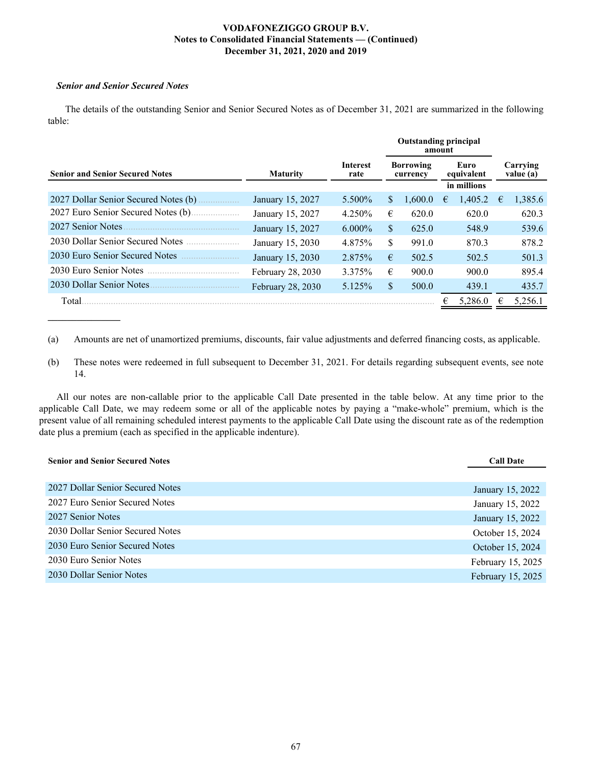VODAFONEZIGGO GROUP B.V.
Notes to Consolidated Financial Statements — (Continued)
December 31, 2021, 2020 and 2019

***Senior and Senior Secured Notes***

The details of the outstanding Senior and Senior Secured Notes as of December 31, 2021 are summarized in the following table:

| Senior and Senior Secured Notes | Maturity | Interest rate | Outstanding principal amount | | Carrying value (a) |
|---|---|---|---|---|---|
| | | | Borrowing currency | Euro equivalent | |
| | | | | in millions | |
| 2027 Dollar Senior Secured Notes (b) | January 15, 2027 | 5.500% | $ 1,600.0 | € 1,405.2 | € 1,385.6 |
| 2027 Euro Senior Secured Notes (b) | January 15, 2027 | 4.250% | € 620.0 | 620.0 | 620.3 |
| 2027 Senior Notes | January 15, 2027 | 6.000% | $ 625.0 | 548.9 | 539.6 |
| 2030 Dollar Senior Secured Notes | January 15, 2030 | 4.875% | $ 991.0 | 870.3 | 878.2 |
| 2030 Euro Senior Secured Notes | January 15, 2030 | 2.875% | € 502.5 | 502.5 | 501.3 |
| 2030 Euro Senior Notes | February 28, 2030 | 3.375% | € 900.0 | 900.0 | 895.4 |
| 2030 Dollar Senior Notes | February 28, 2030 | 5.125% | $ 500.0 | 439.1 | 435.7 |
| Total | | | | € 5,286.0 | € 5,256.1 |

(a) Amounts are net of unamortized premiums, discounts, fair value adjustments and deferred financing costs, as applicable.

(b) These notes were redeemed in full subsequent to December 31, 2021. For details regarding subsequent events, see note 14.

All our notes are non-callable prior to the applicable Call Date presented in the table below. At any time prior to the applicable Call Date, we may redeem some or all of the applicable notes by paying a "make-whole" premium, which is the present value of all remaining scheduled interest payments to the applicable Call Date using the discount rate as of the redemption date plus a premium (each as specified in the applicable indenture).

| Senior and Senior Secured Notes | Call Date |
|---|---|
| 2027 Dollar Senior Secured Notes | January 15, 2022 |
| 2027 Euro Senior Secured Notes | January 15, 2022 |
| 2027 Senior Notes | January 15, 2022 |
| 2030 Dollar Senior Secured Notes | October 15, 2024 |
| 2030 Euro Senior Secured Notes | October 15, 2024 |
| 2030 Euro Senior Notes | February 15, 2025 |
| 2030 Dollar Senior Notes | February 15, 2025 |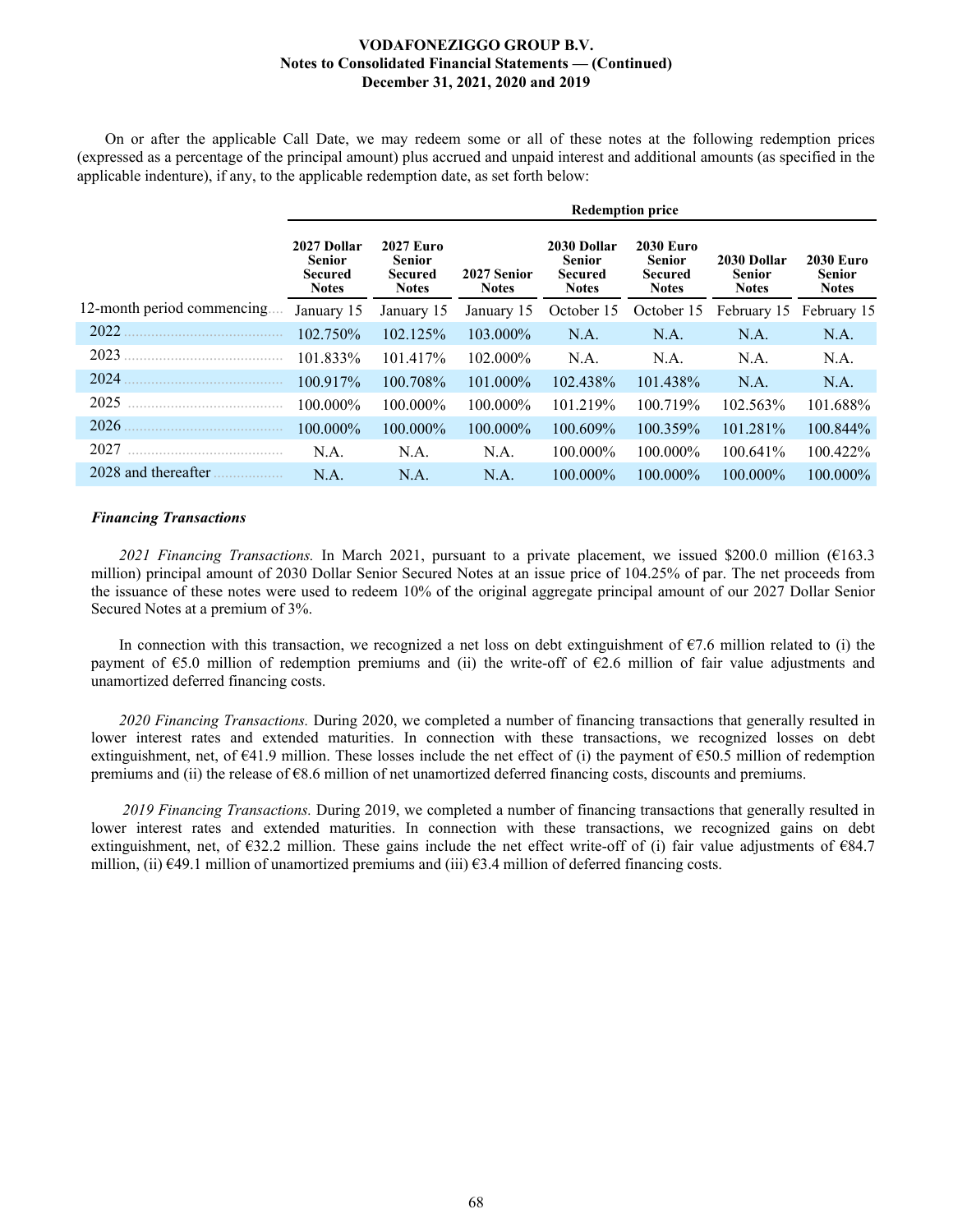On or after the applicable Call Date, we may redeem some or all of these notes at the following redemption prices (expressed as a percentage of the principal amount) plus accrued and unpaid interest and additional amounts (as specified in the applicable indenture), if any, to the applicable redemption date, as set forth below:

| | Redemption price | | | | | | |
|---|---|---|---|---|---|---|---|
| | **2027 Dollar Senior Secured Notes** | **2027 Euro Senior Secured Notes** | **2027 Senior Notes** | **2030 Dollar Senior Secured Notes** | **2030 Euro Senior Secured Notes** | **2030 Dollar Senior Notes** | **2030 Euro Senior Notes** |
| 12-month period commencing | January 15 | January 15 | January 15 | October 15 | October 15 | February 15 | February 15 |
| 2022 | 102.750% | 102.125% | 103.000% | N.A. | N.A. | N.A. | N.A. |
| 2023 | 101.833% | 101.417% | 102.000% | N.A. | N.A. | N.A. | N.A. |
| 2024 | 100.917% | 100.708% | 101.000% | 102.438% | 101.438% | N.A. | N.A. |
| 2025 | 100.000% | 100.000% | 100.000% | 101.219% | 100.719% | 102.563% | 101.688% |
| 2026 | 100.000% | 100.000% | 100.000% | 100.609% | 100.359% | 101.281% | 100.844% |
| 2027 | N.A. | N.A. | N.A. | 100.000% | 100.000% | 100.641% | 100.422% |
| 2028 and thereafter | N.A. | N.A. | N.A. | 100.000% | 100.000% | 100.000% | 100.000% |

***Financing Transactions***

*2021 Financing Transactions.* In March 2021, pursuant to a private placement, we issued $200.0 million (€163.3 million) principal amount of 2030 Dollar Senior Secured Notes at an issue price of 104.25% of par. The net proceeds from the issuance of these notes were used to redeem 10% of the original aggregate principal amount of our 2027 Dollar Senior Secured Notes at a premium of 3%.

In connection with this transaction, we recognized a net loss on debt extinguishment of €7.6 million related to (i) the payment of €5.0 million of redemption premiums and (ii) the write-off of €2.6 million of fair value adjustments and unamortized deferred financing costs.

*2020 Financing Transactions.* During 2020, we completed a number of financing transactions that generally resulted in lower interest rates and extended maturities. In connection with these transactions, we recognized losses on debt extinguishment, net, of €41.9 million. These losses include the net effect of (i) the payment of €50.5 million of redemption premiums and (ii) the release of €8.6 million of net unamortized deferred financing costs, discounts and premiums.

*2019 Financing Transactions.* During 2019, we completed a number of financing transactions that generally resulted in lower interest rates and extended maturities. In connection with these transactions, we recognized gains on debt extinguishment, net, of €32.2 million. These gains include the net effect write-off of (i) fair value adjustments of €84.7 million, (ii) €49.1 million of unamortized premiums and (iii) €3.4 million of deferred financing costs.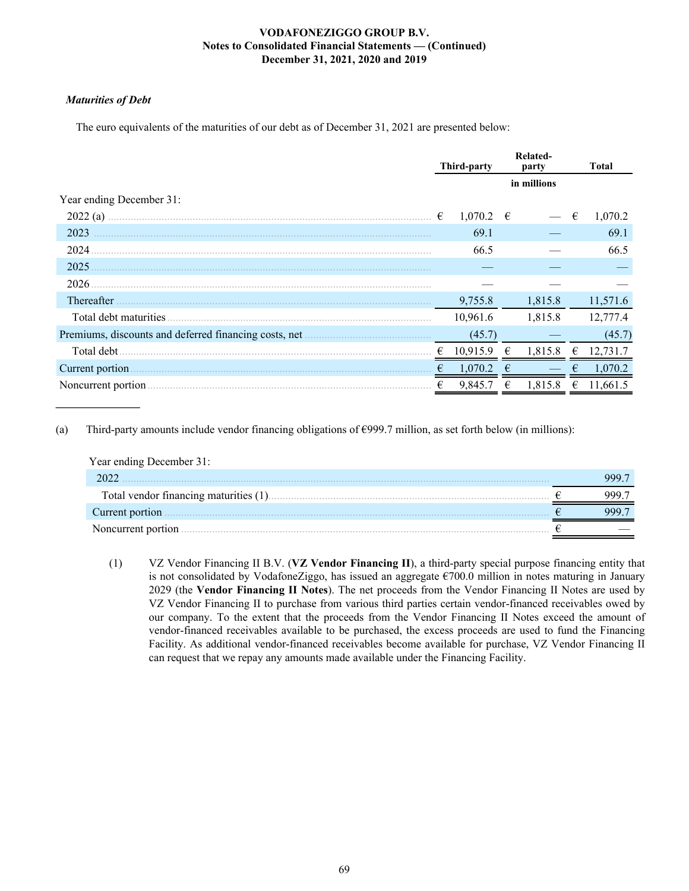***Maturities of Debt***

The euro equivalents of the maturities of our debt as of December 31, 2021 are presented below:

| | Third-party | Related-party | Total |
|---|---|---|---|
| | | in millions | |
| Year ending December 31: | | | |
| 2022 (a) | € 1,070.2 | € — | € 1,070.2 |
| 2023 | 69.1 | — | 69.1 |
| 2024 | 66.5 | — | 66.5 |
| 2025 | — | — | — |
| 2026 | — | — | — |
| Thereafter | 9,755.8 | 1,815.8 | 11,571.6 |
| Total debt maturities | 10,961.6 | 1,815.8 | 12,777.4 |
| Premiums, discounts and deferred financing costs, net | (45.7) | — | (45.7) |
| Total debt | € 10,915.9 | € 1,815.8 | € 12,731.7 |
| Current portion | € 1,070.2 | € — | € 1,070.2 |
| Noncurrent portion | € 9,845.7 | € 1,815.8 | € 11,661.5 |

(a) Third-party amounts include vendor financing obligations of €999.7 million, as set forth below (in millions):

| | |
|---|---|
| Year ending December 31: | |
| 2022 | 999.7 |
| Total vendor financing maturities (1) | € 999.7 |
| Current portion | € 999.7 |
| Noncurrent portion | € — |

(1) VZ Vendor Financing II B.V. (**VZ Vendor Financing II**), a third-party special purpose financing entity that is not consolidated by VodafoneZiggo, has issued an aggregate €700.0 million in notes maturing in January 2029 (the **Vendor Financing II Notes**). The net proceeds from the Vendor Financing II Notes are used by VZ Vendor Financing II to purchase from various third parties certain vendor-financed receivables owed by our company. To the extent that the proceeds from the Vendor Financing II Notes exceed the amount of vendor-financed receivables available to be purchased, the excess proceeds are used to fund the Financing Facility. As additional vendor-financed receivables become available for purchase, VZ Vendor Financing II can request that we repay any amounts made available under the Financing Facility.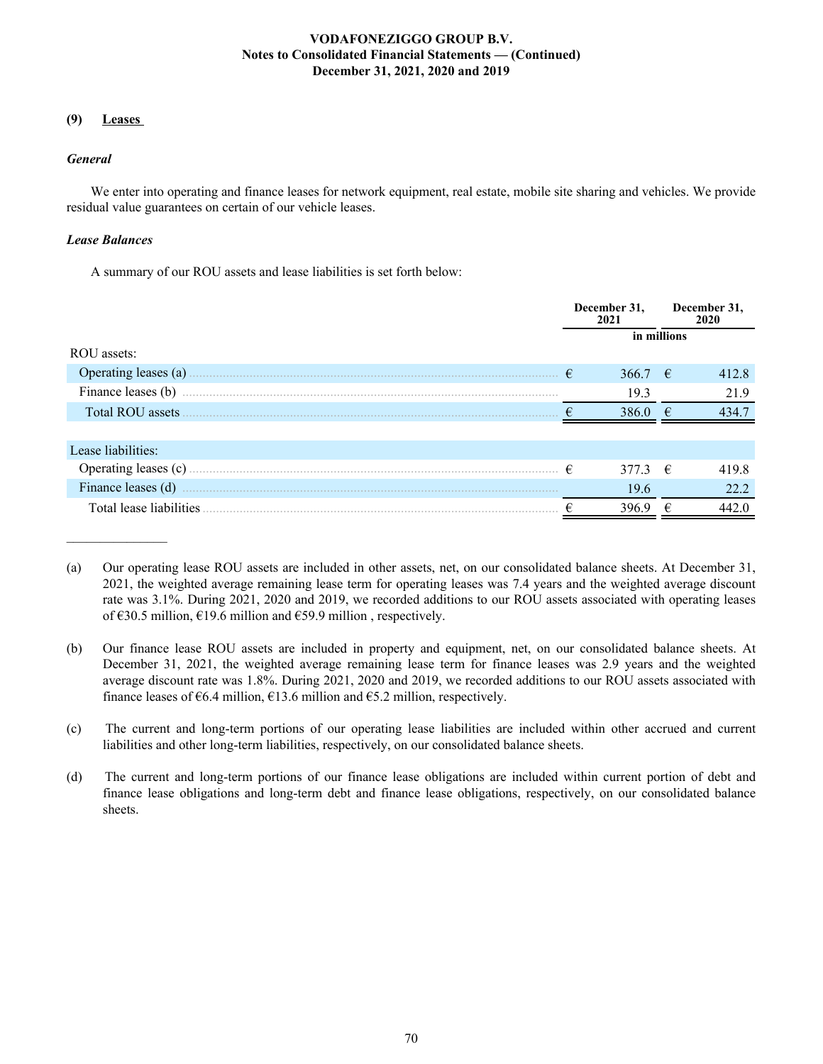## (9) Leases

### *General*

We enter into operating and finance leases for network equipment, real estate, mobile site sharing and vehicles. We provide residual value guarantees on certain of our vehicle leases.

### *Lease Balances*

A summary of our ROU assets and lease liabilities is set forth below:

| | December 31, 2021 | December 31, 2020 |
|---|---|---|
| | in millions | |
| ROU assets: | | |
| Operating leases (a) | € 366.7 | € 412.8 |
| Finance leases (b) | 19.3 | 21.9 |
| Total ROU assets | € 386.0 | € 434.7 |
| | | |
| Lease liabilities: | | |
| Operating leases (c) | € 377.3 | € 419.8 |
| Finance leases (d) | 19.6 | 22.2 |
| Total lease liabilities | € 396.9 | € 442.0 |

---

(a) Our operating lease ROU assets are included in other assets, net, on our consolidated balance sheets. At December 31, 2021, the weighted average remaining lease term for operating leases was 7.4 years and the weighted average discount rate was 3.1%. During 2021, 2020 and 2019, we recorded additions to our ROU assets associated with operating leases of €30.5 million, €19.6 million and €59.9 million , respectively.

(b) Our finance lease ROU assets are included in property and equipment, net, on our consolidated balance sheets. At December 31, 2021, the weighted average remaining lease term for finance leases was 2.9 years and the weighted average discount rate was 1.8%. During 2021, 2020 and 2019, we recorded additions to our ROU assets associated with finance leases of €6.4 million, €13.6 million and €5.2 million, respectively.

(c) The current and long-term portions of our operating lease liabilities are included within other accrued and current liabilities and other long-term liabilities, respectively, on our consolidated balance sheets.

(d) The current and long-term portions of our finance lease obligations are included within current portion of debt and finance lease obligations and long-term debt and finance lease obligations, respectively, on our consolidated balance sheets.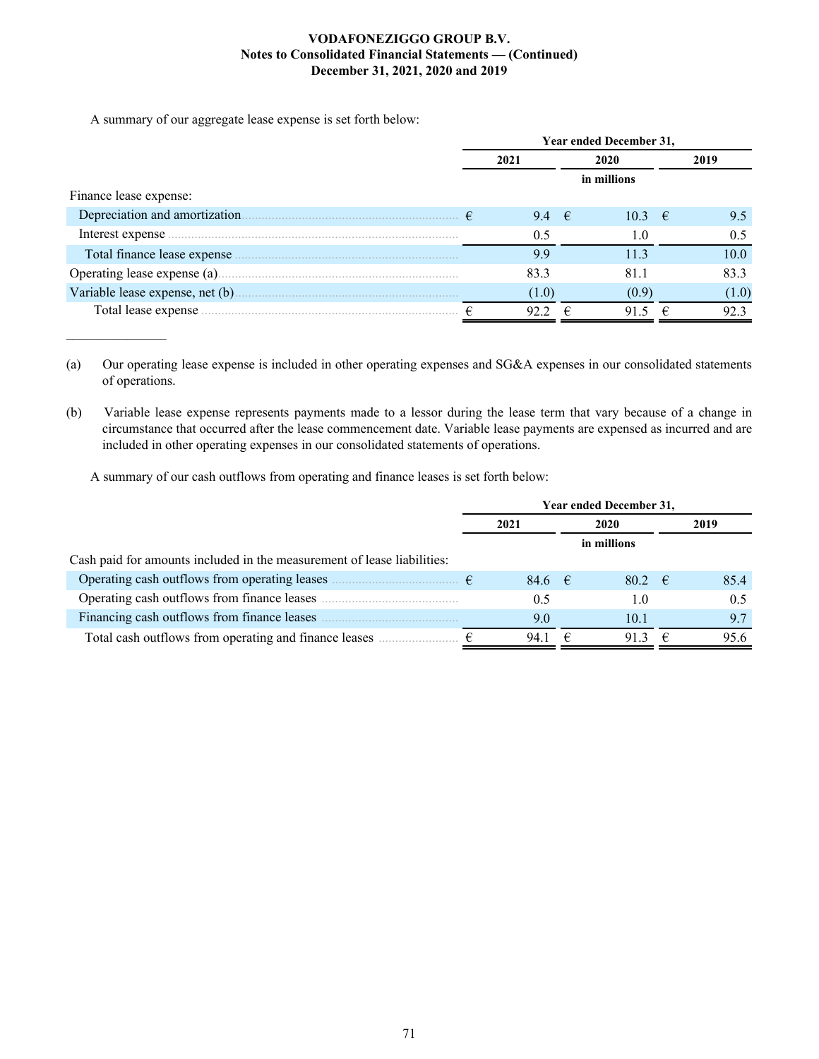A summary of our aggregate lease expense is set forth below:

| | Year ended December 31, | | |
|---|---|---|---|
| | 2021 | 2020 | 2019 |
| | | in millions | |
| Finance lease expense: | | | |
| Depreciation and amortization | € 9.4 | € 10.3 | € 9.5 |
| Interest expense | 0.5 | 1.0 | 0.5 |
| Total finance lease expense | 9.9 | 11.3 | 10.0 |
| Operating lease expense (a) | 83.3 | 81.1 | 83.3 |
| Variable lease expense, net (b) | (1.0) | (0.9) | (1.0) |
| Total lease expense | € 92.2 | € 91.5 | € 92.3 |

(a) Our operating lease expense is included in other operating expenses and SG&A expenses in our consolidated statements of operations.

(b) Variable lease expense represents payments made to a lessor during the lease term that vary because of a change in circumstance that occurred after the lease commencement date. Variable lease payments are expensed as incurred and are included in other operating expenses in our consolidated statements of operations.

A summary of our cash outflows from operating and finance leases is set forth below:

| | Year ended December 31, | | |
|---|---|---|---|
| | 2021 | 2020 | 2019 |
| | | in millions | |
| Cash paid for amounts included in the measurement of lease liabilities: | | | |
| Operating cash outflows from operating leases | € 84.6 | € 80.2 | € 85.4 |
| Operating cash outflows from finance leases | 0.5 | 1.0 | 0.5 |
| Financing cash outflows from finance leases | 9.0 | 10.1 | 9.7 |
| Total cash outflows from operating and finance leases | € 94.1 | € 91.3 | € 95.6 |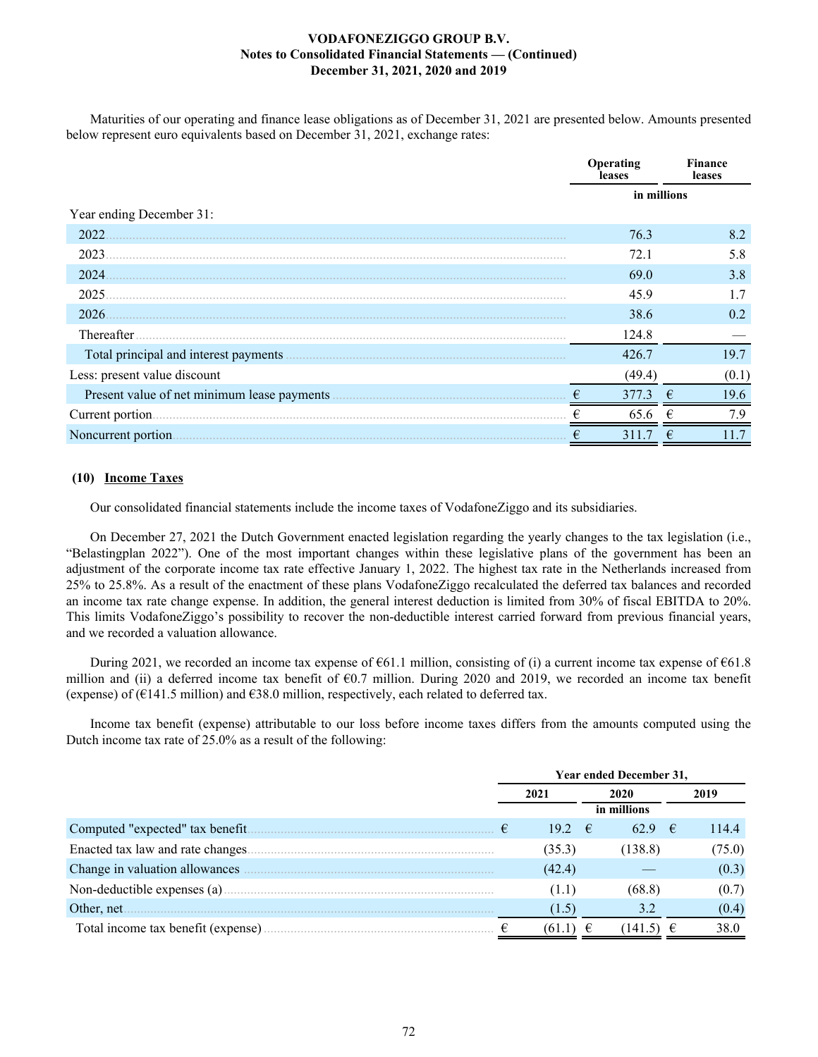Maturities of our operating and finance lease obligations as of December 31, 2021 are presented below. Amounts presented below represent euro equivalents based on December 31, 2021, exchange rates:

| | Operating leases | Finance leases |
|---|---|---|
| | in millions | |
| Year ending December 31: | | |
| 2022 | 76.3 | 8.2 |
| 2023 | 72.1 | 5.8 |
| 2024 | 69.0 | 3.8 |
| 2025 | 45.9 | 1.7 |
| 2026 | 38.6 | 0.2 |
| Thereafter | 124.8 | — |
| Total principal and interest payments | 426.7 | 19.7 |
| Less: present value discount | (49.4) | (0.1) |
| Present value of net minimum lease payments | € 377.3 | € 19.6 |
| Current portion | € 65.6 | € 7.9 |
| Noncurrent portion | € 311.7 | € 11.7 |

## (10) Income Taxes

Our consolidated financial statements include the income taxes of VodafoneZiggo and its subsidiaries.

On December 27, 2021 the Dutch Government enacted legislation regarding the yearly changes to the tax legislation (i.e., "Belastingplan 2022"). One of the most important changes within these legislative plans of the government has been an adjustment of the corporate income tax rate effective January 1, 2022. The highest tax rate in the Netherlands increased from 25% to 25.8%. As a result of the enactment of these plans VodafoneZiggo recalculated the deferred tax balances and recorded an income tax rate change expense. In addition, the general interest deduction is limited from 30% of fiscal EBITDA to 20%. This limits VodafoneZiggo's possibility to recover the non-deductible interest carried forward from previous financial years, and we recorded a valuation allowance.

During 2021, we recorded an income tax expense of €61.1 million, consisting of (i) a current income tax expense of €61.8 million and (ii) a deferred income tax benefit of €0.7 million. During 2020 and 2019, we recorded an income tax benefit (expense) of (€141.5 million) and €38.0 million, respectively, each related to deferred tax.

Income tax benefit (expense) attributable to our loss before income taxes differs from the amounts computed using the Dutch income tax rate of 25.0% as a result of the following:

| | Year ended December 31, | | |
|---|---|---|---|
| | 2021 | 2020 | 2019 |
| | | in millions | |
| Computed "expected" tax benefit | € 19.2 | € 62.9 | € 114.4 |
| Enacted tax law and rate changes | (35.3) | (138.8) | (75.0) |
| Change in valuation allowances | (42.4) | — | (0.3) |
| Non-deductible expenses (a) | (1.1) | (68.8) | (0.7) |
| Other, net | (1.5) | 3.2 | (0.4) |
| Total income tax benefit (expense) | € (61.1) | € (141.5) | € 38.0 |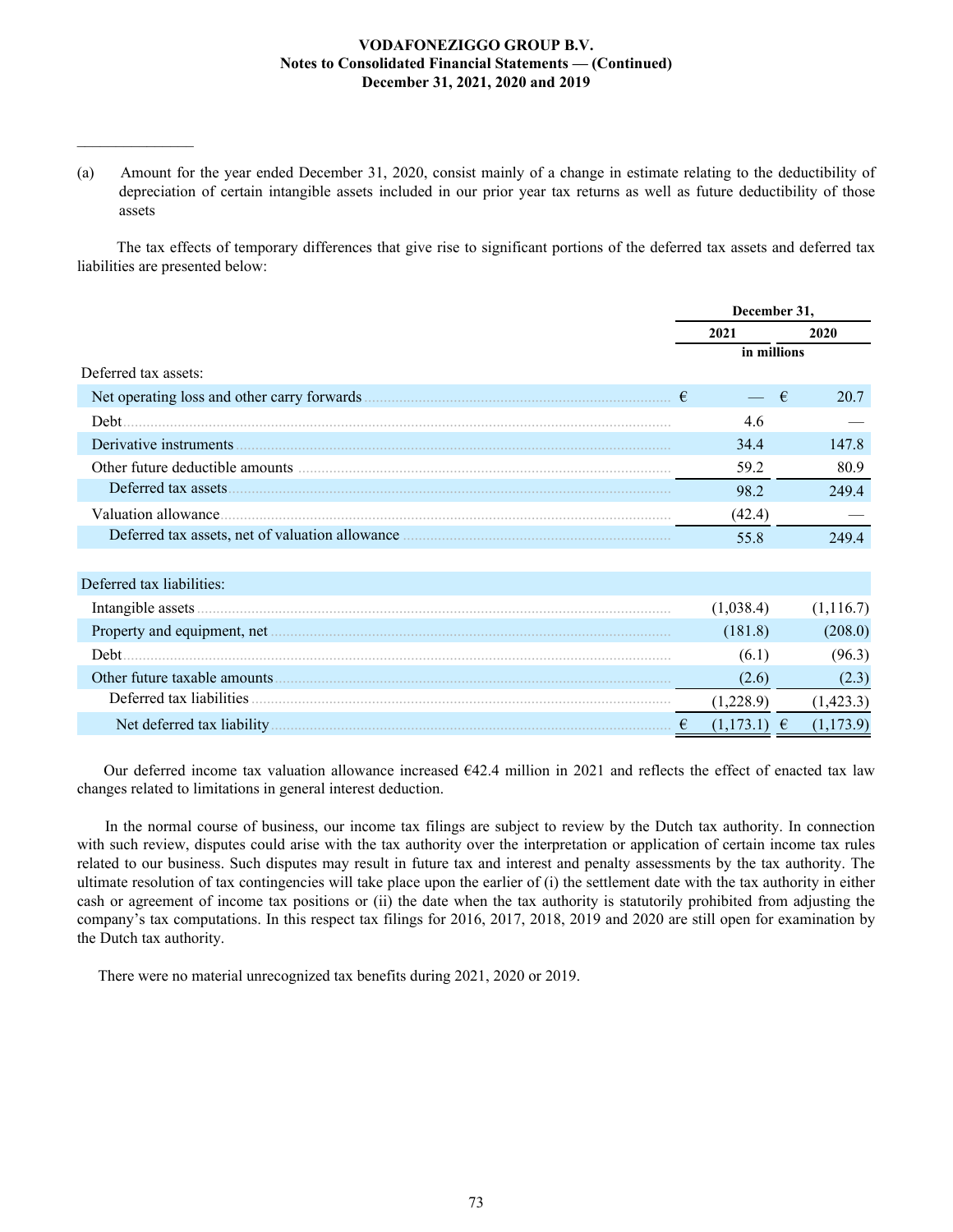(a) Amount for the year ended December 31, 2020, consist mainly of a change in estimate relating to the deductibility of depreciation of certain intangible assets included in our prior year tax returns as well as future deductibility of those assets

The tax effects of temporary differences that give rise to significant portions of the deferred tax assets and deferred tax liabilities are presented below:

| | December 31, | |
|---|---|---|
| | 2021 | 2020 |
| | in millions | |
| Deferred tax assets: | | |
| Net operating loss and other carry forwards | € — | € 20.7 |
| Debt | 4.6 | — |
| Derivative instruments | 34.4 | 147.8 |
| Other future deductible amounts | 59.2 | 80.9 |
| Deferred tax assets | 98.2 | 249.4 |
| Valuation allowance | (42.4) | — |
| Deferred tax assets, net of valuation allowance | 55.8 | 249.4 |
| Deferred tax liabilities: | | |
| Intangible assets | (1,038.4) | (1,116.7) |
| Property and equipment, net | (181.8) | (208.0) |
| Debt | (6.1) | (96.3) |
| Other future taxable amounts | (2.6) | (2.3) |
| Deferred tax liabilities | (1,228.9) | (1,423.3) |
| Net deferred tax liability | € (1,173.1) | € (1,173.9) |

Our deferred income tax valuation allowance increased €42.4 million in 2021 and reflects the effect of enacted tax law changes related to limitations in general interest deduction.

In the normal course of business, our income tax filings are subject to review by the Dutch tax authority. In connection with such review, disputes could arise with the tax authority over the interpretation or application of certain income tax rules related to our business. Such disputes may result in future tax and interest and penalty assessments by the tax authority. The ultimate resolution of tax contingencies will take place upon the earlier of (i) the settlement date with the tax authority in either cash or agreement of income tax positions or (ii) the date when the tax authority is statutorily prohibited from adjusting the company's tax computations. In this respect tax filings for 2016, 2017, 2018, 2019 and 2020 are still open for examination by the Dutch tax authority.

There were no material unrecognized tax benefits during 2021, 2020 or 2019.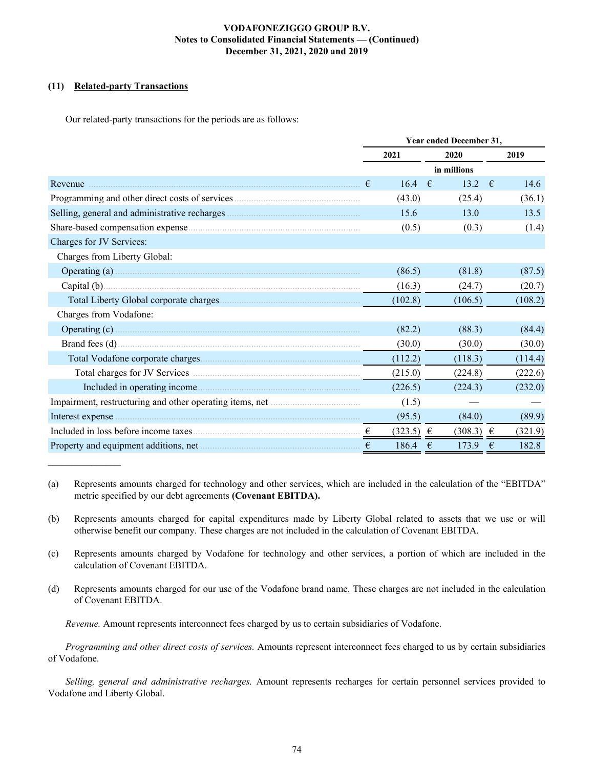## (11) Related-party Transactions

Our related-party transactions for the periods are as follows:

| | Year ended December 31, | | |
|---|---|---|---|
| | 2021 | 2020 | 2019 |
| | in millions | | |
| Revenue | € 16.4 | € 13.2 | € 14.6 |
| Programming and other direct costs of services | (43.0) | (25.4) | (36.1) |
| Selling, general and administrative recharges | 15.6 | 13.0 | 13.5 |
| Share-based compensation expense | (0.5) | (0.3) | (1.4) |
| Charges for JV Services: | | | |
| Charges from Liberty Global: | | | |
| Operating (a) | (86.5) | (81.8) | (87.5) |
| Capital (b) | (16.3) | (24.7) | (20.7) |
| Total Liberty Global corporate charges | (102.8) | (106.5) | (108.2) |
| Charges from Vodafone: | | | |
| Operating (c) | (82.2) | (88.3) | (84.4) |
| Brand fees (d) | (30.0) | (30.0) | (30.0) |
| Total Vodafone corporate charges | (112.2) | (118.3) | (114.4) |
| Total charges for JV Services | (215.0) | (224.8) | (222.6) |
| Included in operating income | (226.5) | (224.3) | (232.0) |
| Impairment, restructuring and other operating items, net | (1.5) | — | — |
| Interest expense | (95.5) | (84.0) | (89.9) |
| Included in loss before income taxes | € (323.5) | € (308.3) | € (321.9) |
| Property and equipment additions, net | € 186.4 | € 173.9 | € 182.8 |

_______________

(a) Represents amounts charged for technology and other services, which are included in the calculation of the "EBITDA" metric specified by our debt agreements **(Covenant EBITDA).**

(b) Represents amounts charged for capital expenditures made by Liberty Global related to assets that we use or will otherwise benefit our company. These charges are not included in the calculation of Covenant EBITDA.

(c) Represents amounts charged by Vodafone for technology and other services, a portion of which are included in the calculation of Covenant EBITDA.

(d) Represents amounts charged for our use of the Vodafone brand name. These charges are not included in the calculation of Covenant EBITDA.

*Revenue.* Amount represents interconnect fees charged by us to certain subsidiaries of Vodafone.

*Programming and other direct costs of services.* Amounts represent interconnect fees charged to us by certain subsidiaries of Vodafone.

*Selling, general and administrative recharges.* Amount represents recharges for certain personnel services provided to Vodafone and Liberty Global.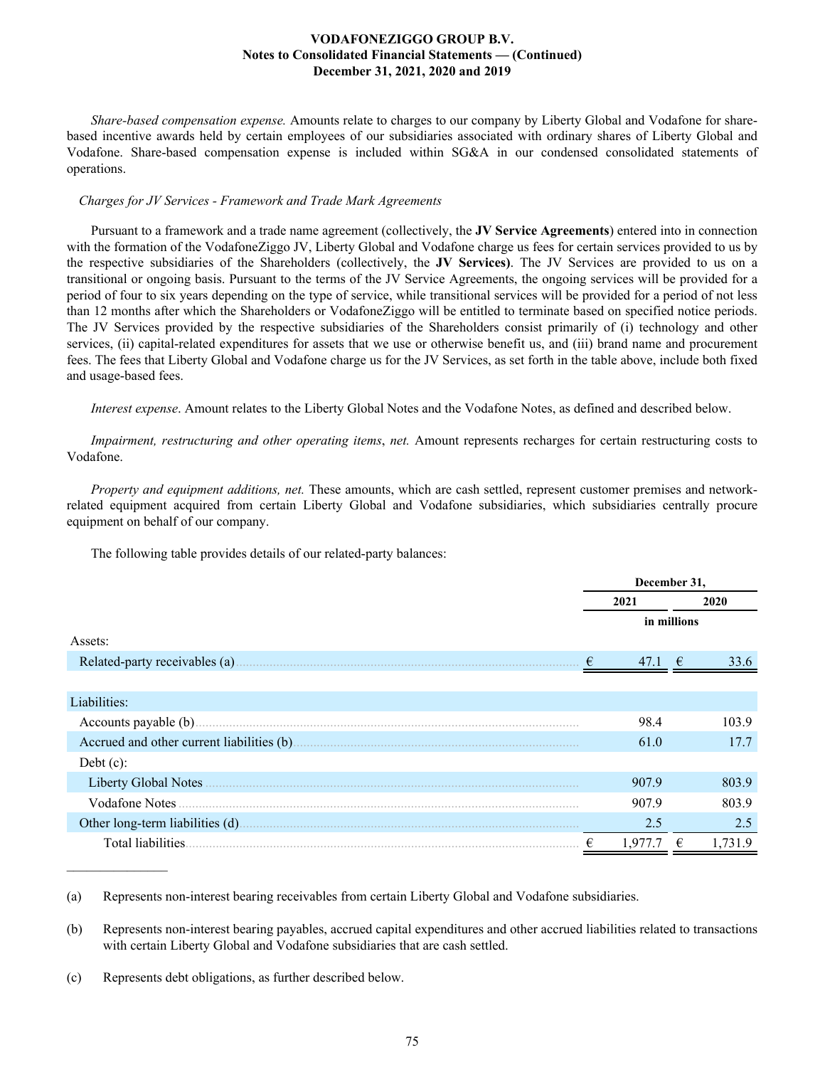*Share-based compensation expense.* Amounts relate to charges to our company by Liberty Global and Vodafone for share-based incentive awards held by certain employees of our subsidiaries associated with ordinary shares of Liberty Global and Vodafone. Share-based compensation expense is included within SG&A in our condensed consolidated statements of operations.

*Charges for JV Services - Framework and Trade Mark Agreements*

Pursuant to a framework and a trade name agreement (collectively, the **JV Service Agreements**) entered into in connection with the formation of the VodafoneZiggo JV, Liberty Global and Vodafone charge us fees for certain services provided to us by the respective subsidiaries of the Shareholders (collectively, the **JV Services)**. The JV Services are provided to us on a transitional or ongoing basis. Pursuant to the terms of the JV Service Agreements, the ongoing services will be provided for a period of four to six years depending on the type of service, while transitional services will be provided for a period of not less than 12 months after which the Shareholders or VodafoneZiggo will be entitled to terminate based on specified notice periods. The JV Services provided by the respective subsidiaries of the Shareholders consist primarily of (i) technology and other services, (ii) capital-related expenditures for assets that we use or otherwise benefit us, and (iii) brand name and procurement fees. The fees that Liberty Global and Vodafone charge us for the JV Services, as set forth in the table above, include both fixed and usage-based fees.

*Interest expense*. Amount relates to the Liberty Global Notes and the Vodafone Notes, as defined and described below.

*Impairment, restructuring and other operating items*, *net.* Amount represents recharges for certain restructuring costs to Vodafone.

*Property and equipment additions, net.* These amounts, which are cash settled, represent customer premises and network-related equipment acquired from certain Liberty Global and Vodafone subsidiaries, which subsidiaries centrally procure equipment on behalf of our company.

The following table provides details of our related-party balances:

| | December 31, 2021 | December 31, 2020 |
|---|---|---|
| | in millions | |
| Assets: | | |
| Related-party receivables (a) | € 47.1 | € 33.6 |
| Liabilities: | | |
| Accounts payable (b) | 98.4 | 103.9 |
| Accrued and other current liabilities (b) | 61.0 | 17.7 |
| Debt (c): | | |
| Liberty Global Notes | 907.9 | 803.9 |
| Vodafone Notes | 907.9 | 803.9 |
| Other long-term liabilities (d) | 2.5 | 2.5 |
| Total liabilities | € 1,977.7 | € 1,731.9 |

(a) Represents non-interest bearing receivables from certain Liberty Global and Vodafone subsidiaries.

(b) Represents non-interest bearing payables, accrued capital expenditures and other accrued liabilities related to transactions with certain Liberty Global and Vodafone subsidiaries that are cash settled.

(c) Represents debt obligations, as further described below.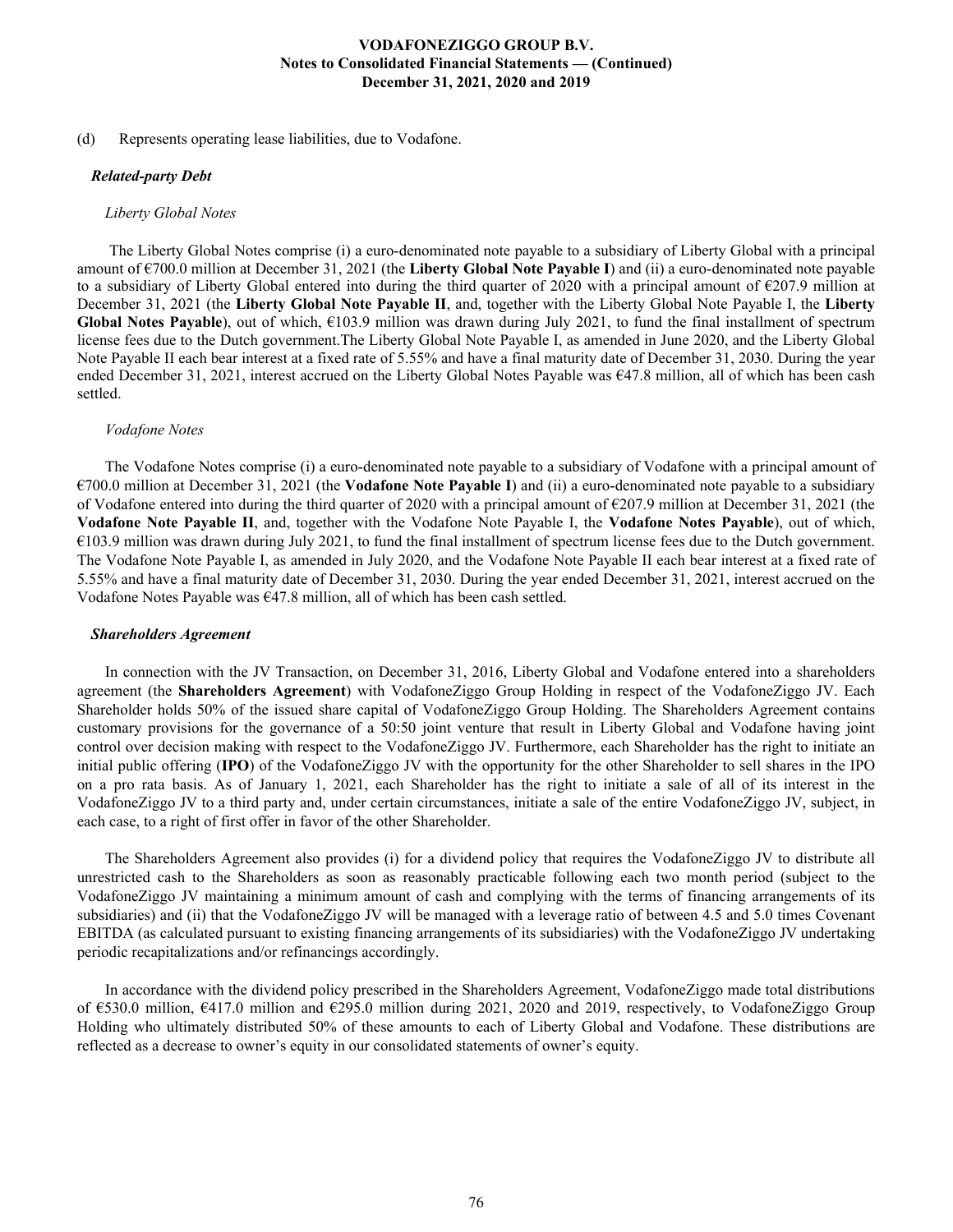(d) Represents operating lease liabilities, due to Vodafone.

### *Related-party Debt*

*Liberty Global Notes*

The Liberty Global Notes comprise (i) a euro-denominated note payable to a subsidiary of Liberty Global with a principal amount of €700.0 million at December 31, 2021 (the **Liberty Global Note Payable I**) and (ii) a euro-denominated note payable to a subsidiary of Liberty Global entered into during the third quarter of 2020 with a principal amount of €207.9 million at December 31, 2021 (the **Liberty Global Note Payable II**, and, together with the Liberty Global Note Payable I, the **Liberty Global Notes Payable**), out of which, €103.9 million was drawn during July 2021, to fund the final installment of spectrum license fees due to the Dutch government.The Liberty Global Note Payable I, as amended in June 2020, and the Liberty Global Note Payable II each bear interest at a fixed rate of 5.55% and have a final maturity date of December 31, 2030. During the year ended December 31, 2021, interest accrued on the Liberty Global Notes Payable was €47.8 million, all of which has been cash settled.

*Vodafone Notes*

The Vodafone Notes comprise (i) a euro-denominated note payable to a subsidiary of Vodafone with a principal amount of €700.0 million at December 31, 2021 (the **Vodafone Note Payable I**) and (ii) a euro-denominated note payable to a subsidiary of Vodafone entered into during the third quarter of 2020 with a principal amount of €207.9 million at December 31, 2021 (the **Vodafone Note Payable II**, and, together with the Vodafone Note Payable I, the **Vodafone Notes Payable**), out of which, €103.9 million was drawn during July 2021, to fund the final installment of spectrum license fees due to the Dutch government. The Vodafone Note Payable I, as amended in July 2020, and the Vodafone Note Payable II each bear interest at a fixed rate of 5.55% and have a final maturity date of December 31, 2030. During the year ended December 31, 2021, interest accrued on the Vodafone Notes Payable was €47.8 million, all of which has been cash settled.

### *Shareholders Agreement*

In connection with the JV Transaction, on December 31, 2016, Liberty Global and Vodafone entered into a shareholders agreement (the **Shareholders Agreement**) with VodafoneZiggo Group Holding in respect of the VodafoneZiggo JV. Each Shareholder holds 50% of the issued share capital of VodafoneZiggo Group Holding. The Shareholders Agreement contains customary provisions for the governance of a 50:50 joint venture that result in Liberty Global and Vodafone having joint control over decision making with respect to the VodafoneZiggo JV. Furthermore, each Shareholder has the right to initiate an initial public offering (**IPO**) of the VodafoneZiggo JV with the opportunity for the other Shareholder to sell shares in the IPO on a pro rata basis. As of January 1, 2021, each Shareholder has the right to initiate a sale of all of its interest in the VodafoneZiggo JV to a third party and, under certain circumstances, initiate a sale of the entire VodafoneZiggo JV, subject, in each case, to a right of first offer in favor of the other Shareholder.

The Shareholders Agreement also provides (i) for a dividend policy that requires the VodafoneZiggo JV to distribute all unrestricted cash to the Shareholders as soon as reasonably practicable following each two month period (subject to the VodafoneZiggo JV maintaining a minimum amount of cash and complying with the terms of financing arrangements of its subsidiaries) and (ii) that the VodafoneZiggo JV will be managed with a leverage ratio of between 4.5 and 5.0 times Covenant EBITDA (as calculated pursuant to existing financing arrangements of its subsidiaries) with the VodafoneZiggo JV undertaking periodic recapitalizations and/or refinancings accordingly.

In accordance with the dividend policy prescribed in the Shareholders Agreement, VodafoneZiggo made total distributions of €530.0 million, €417.0 million and €295.0 million during 2021, 2020 and 2019, respectively, to VodafoneZiggo Group Holding who ultimately distributed 50% of these amounts to each of Liberty Global and Vodafone. These distributions are reflected as a decrease to owner's equity in our consolidated statements of owner's equity.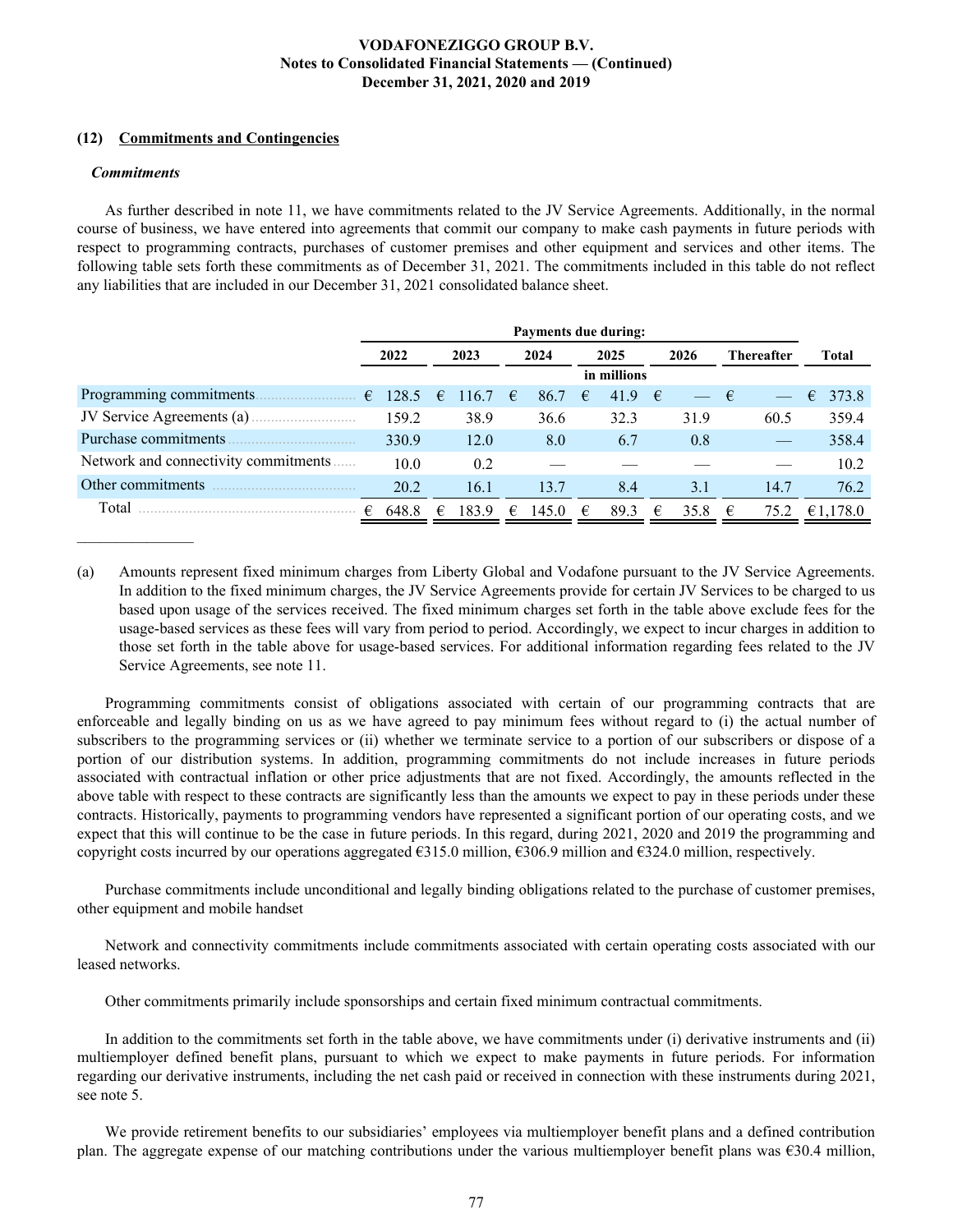#### (12) Commitments and Contingencies

*Commitments*

As further described in note 11, we have commitments related to the JV Service Agreements. Additionally, in the normal course of business, we have entered into agreements that commit our company to make cash payments in future periods with respect to programming contracts, purchases of customer premises and other equipment and services and other items. The following table sets forth these commitments as of December 31, 2021. The commitments included in this table do not reflect any liabilities that are included in our December 31, 2021 consolidated balance sheet.

| | Payments due during: | | | | | | |
|---|---|---|---|---|---|---|---|
| | 2022 | 2023 | 2024 | 2025 | 2026 | Thereafter | Total |
| | | | | in millions | | | |
| Programming commitments | € 128.5 | € 116.7 | € 86.7 | € 41.9 | € — | € — | € 373.8 |
| JV Service Agreements (a) | 159.2 | 38.9 | 36.6 | 32.3 | 31.9 | 60.5 | 359.4 |
| Purchase commitments | 330.9 | 12.0 | 8.0 | 6.7 | 0.8 | — | 358.4 |
| Network and connectivity commitments | 10.0 | 0.2 | — | — | — | — | 10.2 |
| Other commitments | 20.2 | 16.1 | 13.7 | 8.4 | 3.1 | 14.7 | 76.2 |
| Total | € 648.8 | € 183.9 | € 145.0 | € 89.3 | € 35.8 | € 75.2 | €1,178.0 |

_______________

(a) Amounts represent fixed minimum charges from Liberty Global and Vodafone pursuant to the JV Service Agreements. In addition to the fixed minimum charges, the JV Service Agreements provide for certain JV Services to be charged to us based upon usage of the services received. The fixed minimum charges set forth in the table above exclude fees for the usage-based services as these fees will vary from period to period. Accordingly, we expect to incur charges in addition to those set forth in the table above for usage-based services. For additional information regarding fees related to the JV Service Agreements, see note 11.

Programming commitments consist of obligations associated with certain of our programming contracts that are enforceable and legally binding on us as we have agreed to pay minimum fees without regard to (i) the actual number of subscribers to the programming services or (ii) whether we terminate service to a portion of our subscribers or dispose of a portion of our distribution systems. In addition, programming commitments do not include increases in future periods associated with contractual inflation or other price adjustments that are not fixed. Accordingly, the amounts reflected in the above table with respect to these contracts are significantly less than the amounts we expect to pay in these periods under these contracts. Historically, payments to programming vendors have represented a significant portion of our operating costs, and we expect that this will continue to be the case in future periods. In this regard, during 2021, 2020 and 2019 the programming and copyright costs incurred by our operations aggregated €315.0 million, €306.9 million and €324.0 million, respectively.

Purchase commitments include unconditional and legally binding obligations related to the purchase of customer premises, other equipment and mobile handset

Network and connectivity commitments include commitments associated with certain operating costs associated with our leased networks.

Other commitments primarily include sponsorships and certain fixed minimum contractual commitments.

In addition to the commitments set forth in the table above, we have commitments under (i) derivative instruments and (ii) multiemployer defined benefit plans, pursuant to which we expect to make payments in future periods. For information regarding our derivative instruments, including the net cash paid or received in connection with these instruments during 2021, see note 5.

We provide retirement benefits to our subsidiaries' employees via multiemployer benefit plans and a defined contribution plan. The aggregate expense of our matching contributions under the various multiemployer benefit plans was €30.4 million,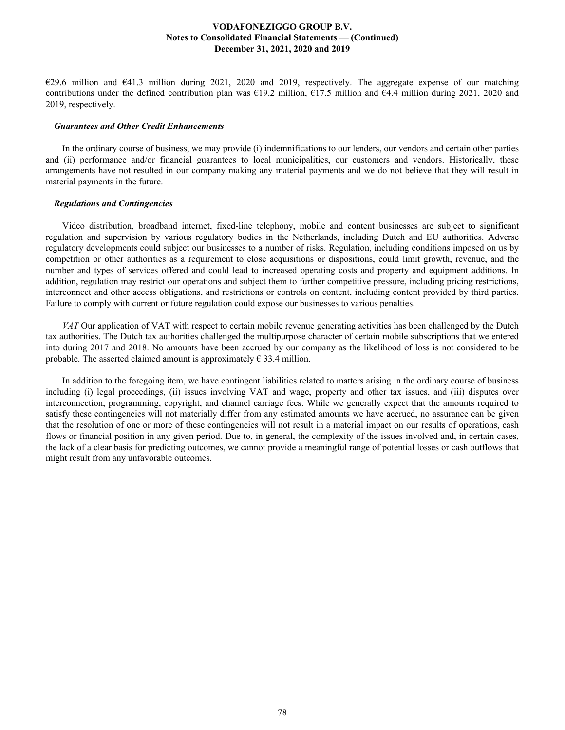€29.6 million and €41.3 million during 2021, 2020 and 2019, respectively. The aggregate expense of our matching contributions under the defined contribution plan was €19.2 million, €17.5 million and €4.4 million during 2021, 2020 and 2019, respectively.

***Guarantees and Other Credit Enhancements***

In the ordinary course of business, we may provide (i) indemnifications to our lenders, our vendors and certain other parties and (ii) performance and/or financial guarantees to local municipalities, our customers and vendors. Historically, these arrangements have not resulted in our company making any material payments and we do not believe that they will result in material payments in the future.

***Regulations and Contingencies***

Video distribution, broadband internet, fixed-line telephony, mobile and content businesses are subject to significant regulation and supervision by various regulatory bodies in the Netherlands, including Dutch and EU authorities. Adverse regulatory developments could subject our businesses to a number of risks. Regulation, including conditions imposed on us by competition or other authorities as a requirement to close acquisitions or dispositions, could limit growth, revenue, and the number and types of services offered and could lead to increased operating costs and property and equipment additions. In addition, regulation may restrict our operations and subject them to further competitive pressure, including pricing restrictions, interconnect and other access obligations, and restrictions or controls on content, including content provided by third parties. Failure to comply with current or future regulation could expose our businesses to various penalties.

*VAT* Our application of VAT with respect to certain mobile revenue generating activities has been challenged by the Dutch tax authorities. The Dutch tax authorities challenged the multipurpose character of certain mobile subscriptions that we entered into during 2017 and 2018. No amounts have been accrued by our company as the likelihood of loss is not considered to be probable. The asserted claimed amount is approximately € 33.4 million.

In addition to the foregoing item, we have contingent liabilities related to matters arising in the ordinary course of business including (i) legal proceedings, (ii) issues involving VAT and wage, property and other tax issues, and (iii) disputes over interconnection, programming, copyright, and channel carriage fees. While we generally expect that the amounts required to satisfy these contingencies will not materially differ from any estimated amounts we have accrued, no assurance can be given that the resolution of one or more of these contingencies will not result in a material impact on our results of operations, cash flows or financial position in any given period. Due to, in general, the complexity of the issues involved and, in certain cases, the lack of a clear basis for predicting outcomes, we cannot provide a meaningful range of potential losses or cash outflows that might result from any unfavorable outcomes.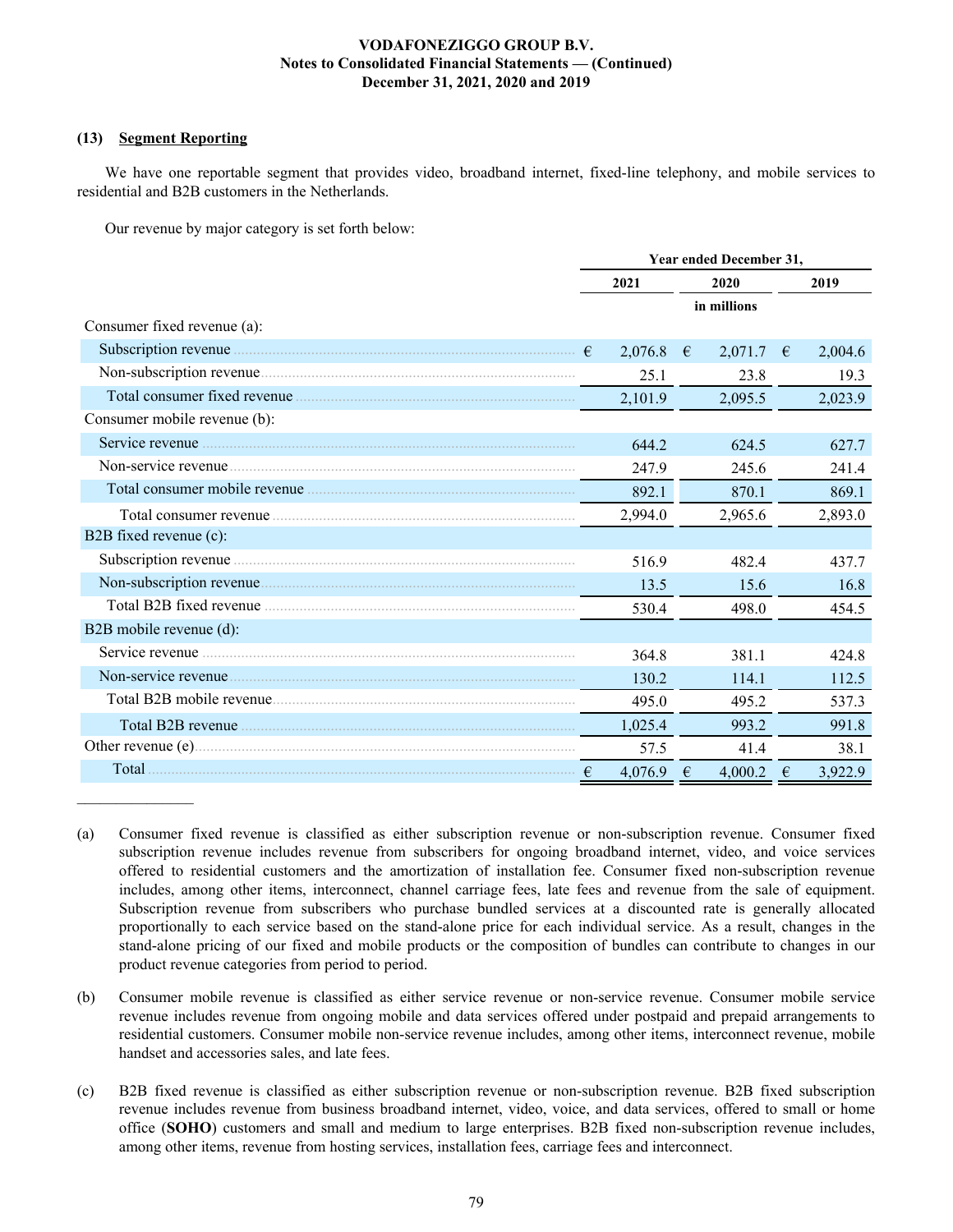#### (13) Segment Reporting

We have one reportable segment that provides video, broadband internet, fixed-line telephony, and mobile services to residential and B2B customers in the Netherlands.

Our revenue by major category is set forth below:

| | Year ended December 31, | | |
|---|---|---|---|
| | 2021 | 2020 | 2019 |
| | | in millions | |
| Consumer fixed revenue (a): | | | |
| Subscription revenue | € 2,076.8 | € 2,071.7 | € 2,004.6 |
| Non-subscription revenue | 25.1 | 23.8 | 19.3 |
| Total consumer fixed revenue | 2,101.9 | 2,095.5 | 2,023.9 |
| Consumer mobile revenue (b): | | | |
| Service revenue | 644.2 | 624.5 | 627.7 |
| Non-service revenue | 247.9 | 245.6 | 241.4 |
| Total consumer mobile revenue | 892.1 | 870.1 | 869.1 |
| Total consumer revenue | 2,994.0 | 2,965.6 | 2,893.0 |
| B2B fixed revenue (c): | | | |
| Subscription revenue | 516.9 | 482.4 | 437.7 |
| Non-subscription revenue | 13.5 | 15.6 | 16.8 |
| Total B2B fixed revenue | 530.4 | 498.0 | 454.5 |
| B2B mobile revenue (d): | | | |
| Service revenue | 364.8 | 381.1 | 424.8 |
| Non-service revenue | 130.2 | 114.1 | 112.5 |
| Total B2B mobile revenue | 495.0 | 495.2 | 537.3 |
| Total B2B revenue | 1,025.4 | 993.2 | 991.8 |
| Other revenue (e) | 57.5 | 41.4 | 38.1 |
| Total | € 4,076.9 | € 4,000.2 | € 3,922.9 |

---

(a) Consumer fixed revenue is classified as either subscription revenue or non-subscription revenue. Consumer fixed subscription revenue includes revenue from subscribers for ongoing broadband internet, video, and voice services offered to residential customers and the amortization of installation fee. Consumer fixed non-subscription revenue includes, among other items, interconnect, channel carriage fees, late fees and revenue from the sale of equipment. Subscription revenue from subscribers who purchase bundled services at a discounted rate is generally allocated proportionally to each service based on the stand-alone price for each individual service. As a result, changes in the stand-alone pricing of our fixed and mobile products or the composition of bundles can contribute to changes in our product revenue categories from period to period.

(b) Consumer mobile revenue is classified as either service revenue or non-service revenue. Consumer mobile service revenue includes revenue from ongoing mobile and data services offered under postpaid and prepaid arrangements to residential customers. Consumer mobile non-service revenue includes, among other items, interconnect revenue, mobile handset and accessories sales, and late fees.

(c) B2B fixed revenue is classified as either subscription revenue or non-subscription revenue. B2B fixed subscription revenue includes revenue from business broadband internet, video, voice, and data services, offered to small or home office (**SOHO**) customers and small and medium to large enterprises. B2B fixed non-subscription revenue includes, among other items, revenue from hosting services, installation fees, carriage fees and interconnect.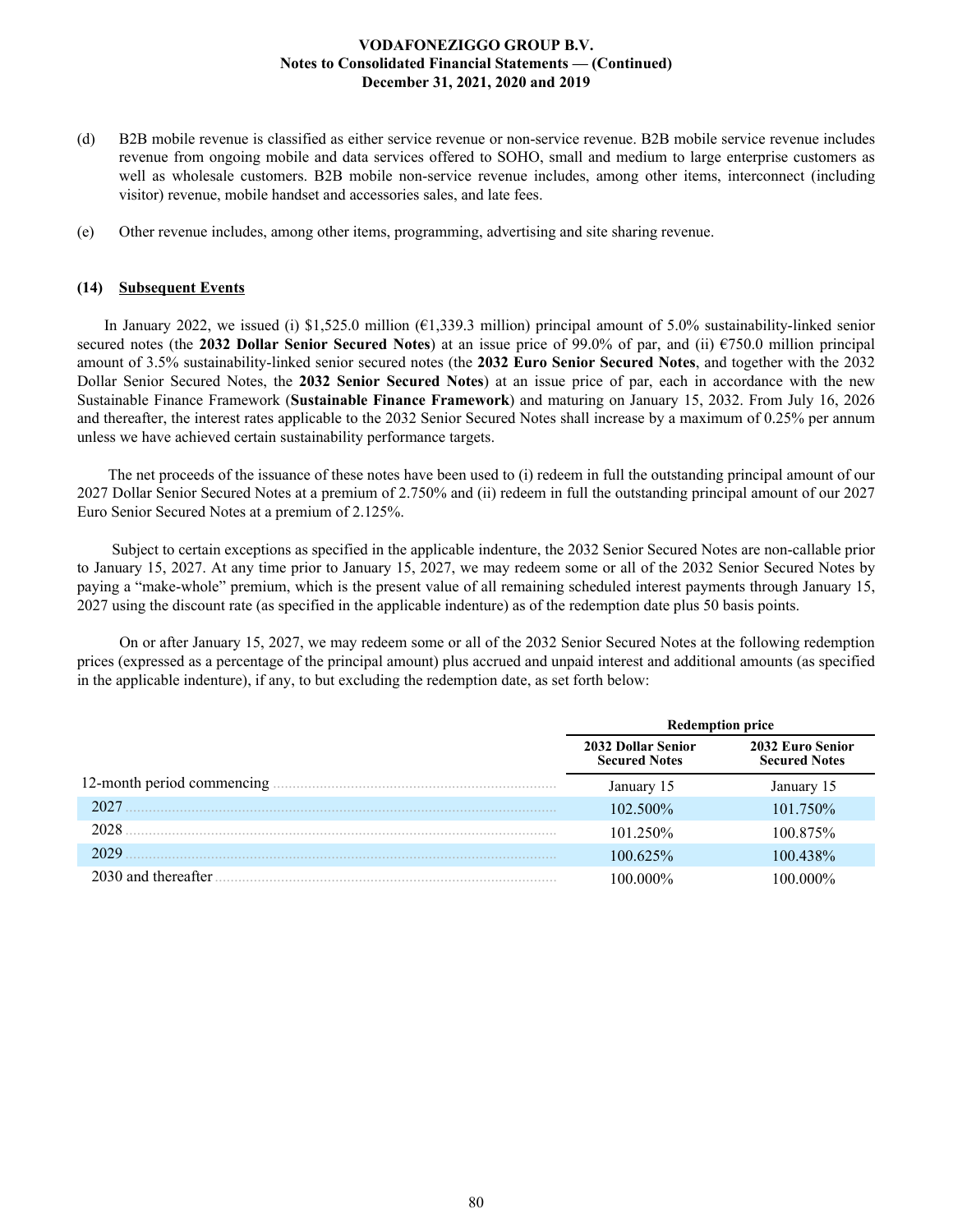(d) B2B mobile revenue is classified as either service revenue or non-service revenue. B2B mobile service revenue includes revenue from ongoing mobile and data services offered to SOHO, small and medium to large enterprise customers as well as wholesale customers. B2B mobile non-service revenue includes, among other items, interconnect (including visitor) revenue, mobile handset and accessories sales, and late fees.

(e) Other revenue includes, among other items, programming, advertising and site sharing revenue.

## (14) Subsequent Events

In January 2022, we issued (i) $1,525.0 million (€1,339.3 million) principal amount of 5.0% sustainability-linked senior secured notes (the **2032 Dollar Senior Secured Notes**) at an issue price of 99.0% of par, and (ii) €750.0 million principal amount of 3.5% sustainability-linked senior secured notes (the **2032 Euro Senior Secured Notes**, and together with the 2032 Dollar Senior Secured Notes, the **2032 Senior Secured Notes**) at an issue price of par, each in accordance with the new Sustainable Finance Framework (**Sustainable Finance Framework**) and maturing on January 15, 2032. From July 16, 2026 and thereafter, the interest rates applicable to the 2032 Senior Secured Notes shall increase by a maximum of 0.25% per annum unless we have achieved certain sustainability performance targets.

The net proceeds of the issuance of these notes have been used to (i) redeem in full the outstanding principal amount of our 2027 Dollar Senior Secured Notes at a premium of 2.750% and (ii) redeem in full the outstanding principal amount of our 2027 Euro Senior Secured Notes at a premium of 2.125%.

Subject to certain exceptions as specified in the applicable indenture, the 2032 Senior Secured Notes are non-callable prior to January 15, 2027. At any time prior to January 15, 2027, we may redeem some or all of the 2032 Senior Secured Notes by paying a "make-whole" premium, which is the present value of all remaining scheduled interest payments through January 15, 2027 using the discount rate (as specified in the applicable indenture) as of the redemption date plus 50 basis points.

On or after January 15, 2027, we may redeem some or all of the 2032 Senior Secured Notes at the following redemption prices (expressed as a percentage of the principal amount) plus accrued and unpaid interest and additional amounts (as specified in the applicable indenture), if any, to but excluding the redemption date, as set forth below:

| | Redemption price | |
|---|---|---|
| | 2032 Dollar Senior Secured Notes | 2032 Euro Senior Secured Notes |
| 12-month period commencing | January 15 | January 15 |
| 2027 | 102.500% | 101.750% |
| 2028 | 101.250% | 100.875% |
| 2029 | 100.625% | 100.438% |
| 2030 and thereafter | 100.000% | 100.000% |